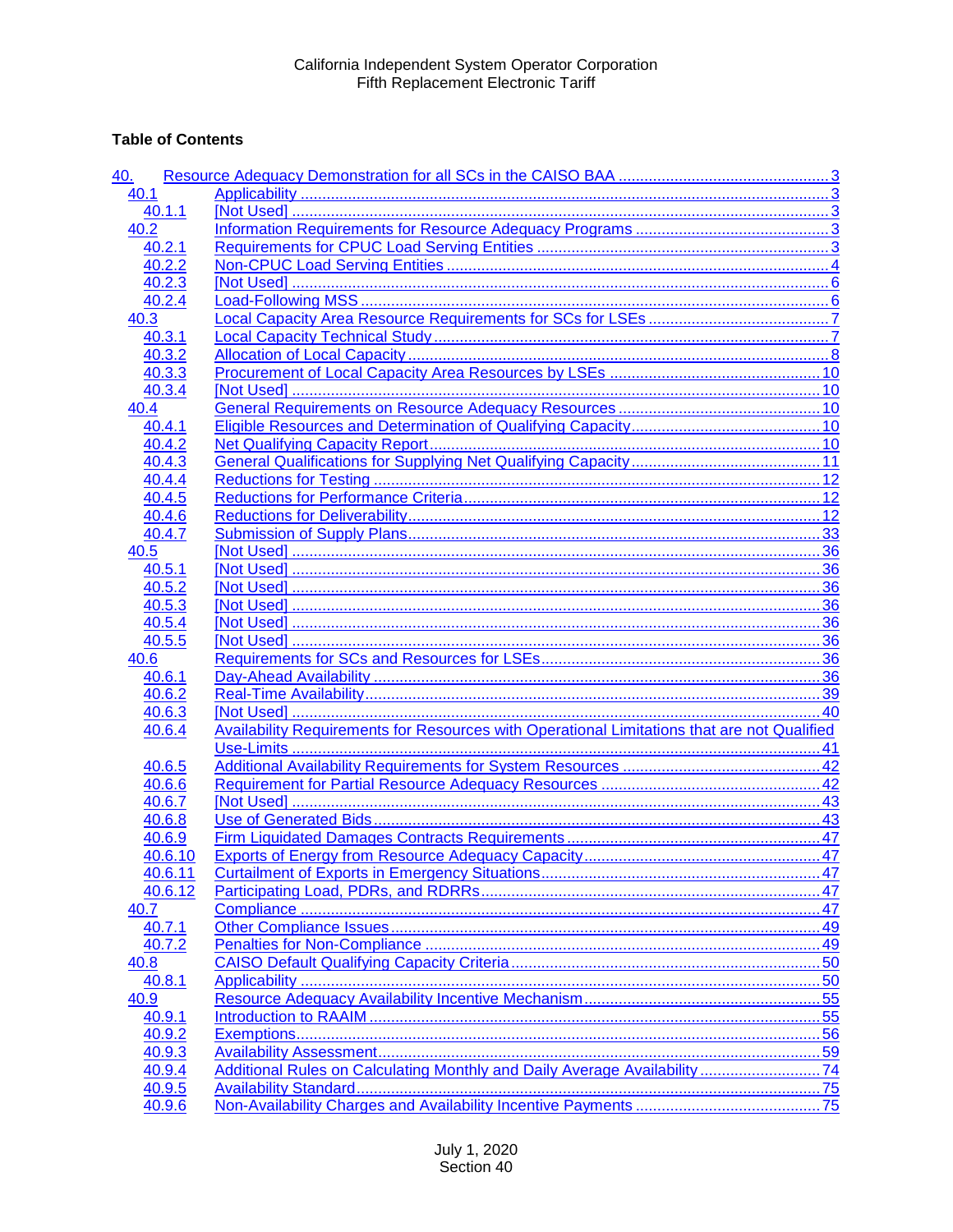California Independent System Operator Corporation
Fifth Replacement Electronic Tariff

**Table of Contents**

| | | |
|---|---|---|
| 40. | Resource Adequacy Demonstration for all SCs in the CAISO BAA | 3 |
| 40.1 | Applicability | 3 |
| 40.1.1 | [Not Used] | 3 |
| 40.2 | Information Requirements for Resource Adequacy Programs | 3 |
| 40.2.1 | Requirements for CPUC Load Serving Entities | 3 |
| 40.2.2 | Non-CPUC Load Serving Entities | 4 |
| 40.2.3 | [Not Used] | 6 |
| 40.2.4 | Load-Following MSS | 6 |
| 40.3 | Local Capacity Area Resource Requirements for SCs for LSEs | 7 |
| 40.3.1 | Local Capacity Technical Study | 7 |
| 40.3.2 | Allocation of Local Capacity | 8 |
| 40.3.3 | Procurement of Local Capacity Area Resources by LSEs | 10 |
| 40.3.4 | [Not Used] | 10 |
| 40.4 | General Requirements on Resource Adequacy Resources | 10 |
| 40.4.1 | Eligible Resources and Determination of Qualifying Capacity | 10 |
| 40.4.2 | Net Qualifying Capacity Report | 10 |
| 40.4.3 | General Qualifications for Supplying Net Qualifying Capacity | 11 |
| 40.4.4 | Reductions for Testing | 12 |
| 40.4.5 | Reductions for Performance Criteria | 12 |
| 40.4.6 | Reductions for Deliverability | 12 |
| 40.4.7 | Submission of Supply Plans | 33 |
| 40.5 | [Not Used] | 36 |
| 40.5.1 | [Not Used] | 36 |
| 40.5.2 | [Not Used] | 36 |
| 40.5.3 | [Not Used] | 36 |
| 40.5.4 | [Not Used] | 36 |
| 40.5.5 | [Not Used] | 36 |
| 40.6 | Requirements for SCs and Resources for LSEs | 36 |
| 40.6.1 | Day-Ahead Availability | 36 |
| 40.6.2 | Real-Time Availability | 39 |
| 40.6.3 | [Not Used] | 40 |
| 40.6.4 | Availability Requirements for Resources with Operational Limitations that are not Qualified Use-Limits | 41 |
| 40.6.5 | Additional Availability Requirements for System Resources | 42 |
| 40.6.6 | Requirement for Partial Resource Adequacy Resources | 42 |
| 40.6.7 | [Not Used] | 43 |
| 40.6.8 | Use of Generated Bids | 43 |
| 40.6.9 | Firm Liquidated Damages Contracts Requirements | 47 |
| 40.6.10 | Exports of Energy from Resource Adequacy Capacity | 47 |
| 40.6.11 | Curtailment of Exports in Emergency Situations | 47 |
| 40.6.12 | Participating Load, PDRs, and RDRRs | 47 |
| 40.7 | Compliance | 47 |
| 40.7.1 | Other Compliance Issues | 49 |
| 40.7.2 | Penalties for Non-Compliance | 49 |
| 40.8 | CAISO Default Qualifying Capacity Criteria | 50 |
| 40.8.1 | Applicability | 50 |
| 40.9 | Resource Adequacy Availability Incentive Mechanism | 55 |
| 40.9.1 | Introduction to RAAIM | 55 |
| 40.9.2 | Exemptions | 56 |
| 40.9.3 | Availability Assessment | 59 |
| 40.9.4 | Additional Rules on Calculating Monthly and Daily Average Availability | 74 |
| 40.9.5 | Availability Standard | 75 |
| 40.9.6 | Non-Availability Charges and Availability Incentive Payments | 75 |

July 1, 2020
Section 40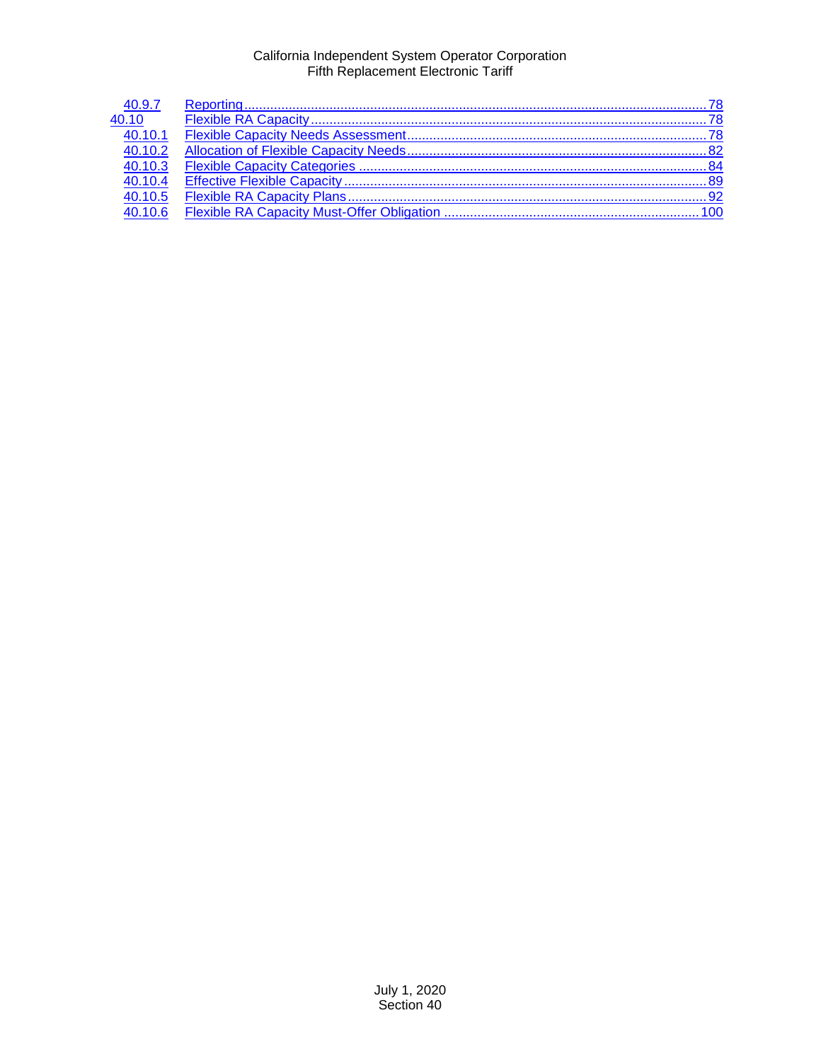| | | |
|---|---|---|
| 40.9.7 | Reporting | 78 |
| 40.10 | Flexible RA Capacity | 78 |
| 40.10.1 | Flexible Capacity Needs Assessment | 78 |
| 40.10.2 | Allocation of Flexible Capacity Needs | 82 |
| 40.10.3 | Flexible Capacity Categories | 84 |
| 40.10.4 | Effective Flexible Capacity | 89 |
| 40.10.5 | Flexible RA Capacity Plans | 92 |
| 40.10.6 | Flexible RA Capacity Must-Offer Obligation | 100 |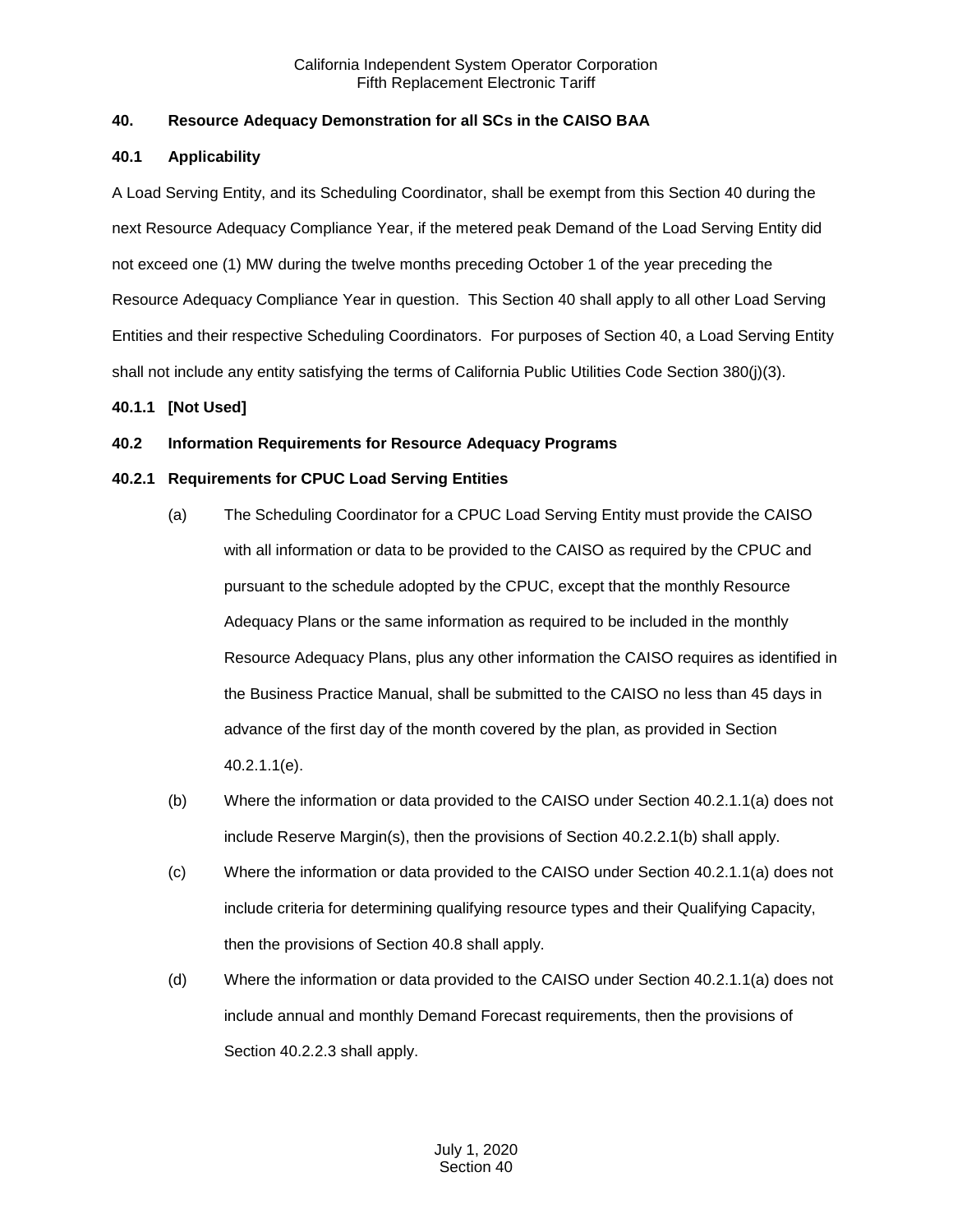**40. Resource Adequacy Demonstration for all SCs in the CAISO BAA**

**40.1 Applicability**

A Load Serving Entity, and its Scheduling Coordinator, shall be exempt from this Section 40 during the next Resource Adequacy Compliance Year, if the metered peak Demand of the Load Serving Entity did not exceed one (1) MW during the twelve months preceding October 1 of the year preceding the Resource Adequacy Compliance Year in question. This Section 40 shall apply to all other Load Serving Entities and their respective Scheduling Coordinators. For purposes of Section 40, a Load Serving Entity shall not include any entity satisfying the terms of California Public Utilities Code Section 380(j)(3).

**40.1.1 [Not Used]**

**40.2 Information Requirements for Resource Adequacy Programs**

**40.2.1 Requirements for CPUC Load Serving Entities**

(a) The Scheduling Coordinator for a CPUC Load Serving Entity must provide the CAISO with all information or data to be provided to the CAISO as required by the CPUC and pursuant to the schedule adopted by the CPUC, except that the monthly Resource Adequacy Plans or the same information as required to be included in the monthly Resource Adequacy Plans, plus any other information the CAISO requires as identified in the Business Practice Manual, shall be submitted to the CAISO no less than 45 days in advance of the first day of the month covered by the plan, as provided in Section 40.2.1.1(e).

(b) Where the information or data provided to the CAISO under Section 40.2.1.1(a) does not include Reserve Margin(s), then the provisions of Section 40.2.2.1(b) shall apply.

(c) Where the information or data provided to the CAISO under Section 40.2.1.1(a) does not include criteria for determining qualifying resource types and their Qualifying Capacity, then the provisions of Section 40.8 shall apply.

(d) Where the information or data provided to the CAISO under Section 40.2.1.1(a) does not include annual and monthly Demand Forecast requirements, then the provisions of Section 40.2.2.3 shall apply.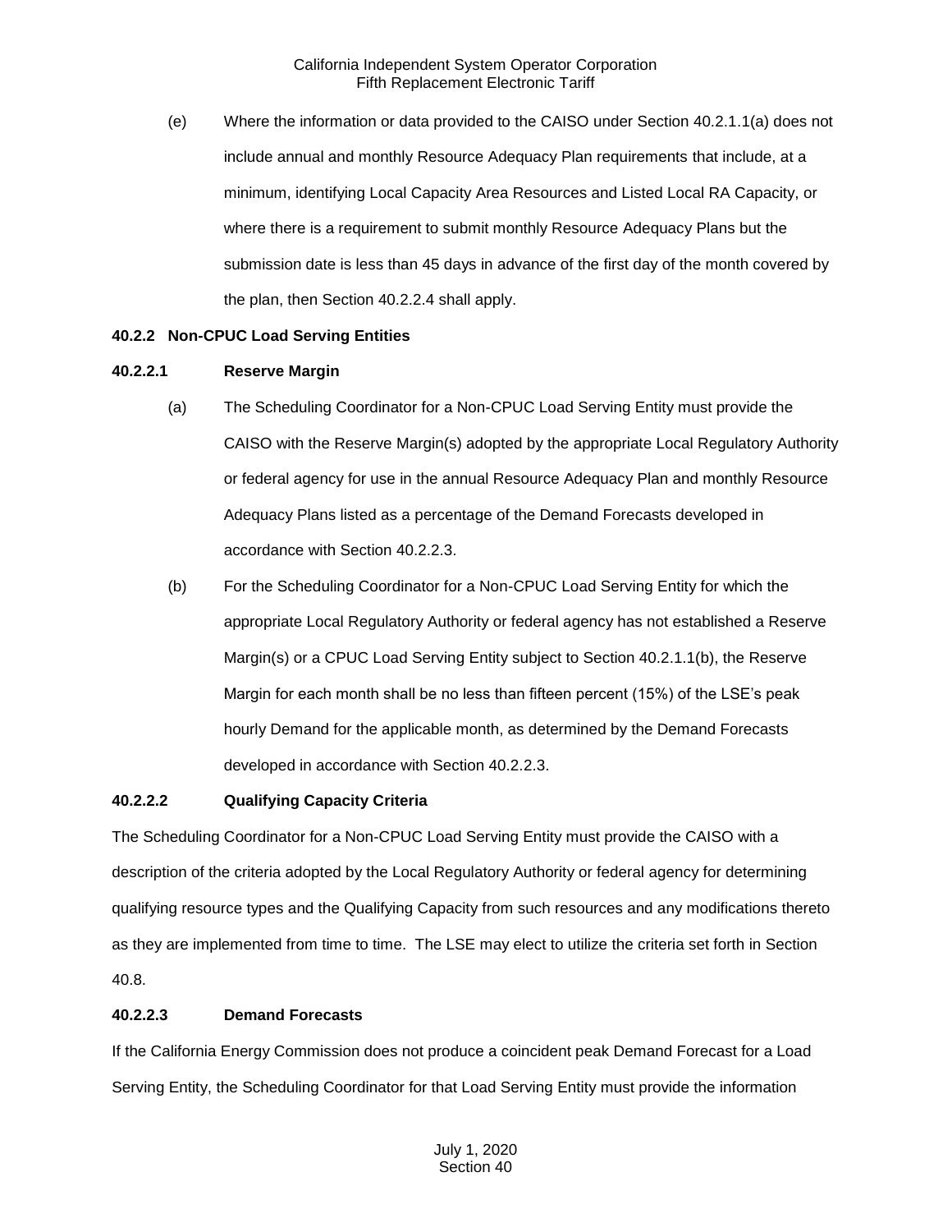(e) Where the information or data provided to the CAISO under Section 40.2.1.1(a) does not include annual and monthly Resource Adequacy Plan requirements that include, at a minimum, identifying Local Capacity Area Resources and Listed Local RA Capacity, or where there is a requirement to submit monthly Resource Adequacy Plans but the submission date is less than 45 days in advance of the first day of the month covered by the plan, then Section 40.2.2.4 shall apply.

**40.2.2 Non-CPUC Load Serving Entities**

**40.2.2.1 Reserve Margin**

(a) The Scheduling Coordinator for a Non-CPUC Load Serving Entity must provide the CAISO with the Reserve Margin(s) adopted by the appropriate Local Regulatory Authority or federal agency for use in the annual Resource Adequacy Plan and monthly Resource Adequacy Plans listed as a percentage of the Demand Forecasts developed in accordance with Section 40.2.2.3.

(b) For the Scheduling Coordinator for a Non-CPUC Load Serving Entity for which the appropriate Local Regulatory Authority or federal agency has not established a Reserve Margin(s) or a CPUC Load Serving Entity subject to Section 40.2.1.1(b), the Reserve Margin for each month shall be no less than fifteen percent (15%) of the LSE's peak hourly Demand for the applicable month, as determined by the Demand Forecasts developed in accordance with Section 40.2.2.3.

**40.2.2.2 Qualifying Capacity Criteria**

The Scheduling Coordinator for a Non-CPUC Load Serving Entity must provide the CAISO with a description of the criteria adopted by the Local Regulatory Authority or federal agency for determining qualifying resource types and the Qualifying Capacity from such resources and any modifications thereto as they are implemented from time to time. The LSE may elect to utilize the criteria set forth in Section 40.8.

**40.2.2.3 Demand Forecasts**

If the California Energy Commission does not produce a coincident peak Demand Forecast for a Load Serving Entity, the Scheduling Coordinator for that Load Serving Entity must provide the information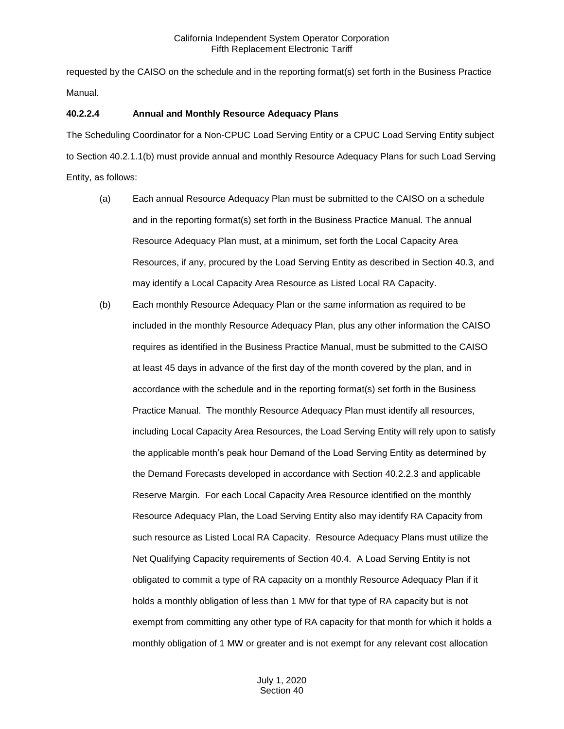requested by the CAISO on the schedule and in the reporting format(s) set forth in the Business Practice Manual.

**40.2.2.4 Annual and Monthly Resource Adequacy Plans**

The Scheduling Coordinator for a Non-CPUC Load Serving Entity or a CPUC Load Serving Entity subject to Section 40.2.1.1(b) must provide annual and monthly Resource Adequacy Plans for such Load Serving Entity, as follows:

(a) Each annual Resource Adequacy Plan must be submitted to the CAISO on a schedule and in the reporting format(s) set forth in the Business Practice Manual. The annual Resource Adequacy Plan must, at a minimum, set forth the Local Capacity Area Resources, if any, procured by the Load Serving Entity as described in Section 40.3, and may identify a Local Capacity Area Resource as Listed Local RA Capacity.

(b) Each monthly Resource Adequacy Plan or the same information as required to be included in the monthly Resource Adequacy Plan, plus any other information the CAISO requires as identified in the Business Practice Manual, must be submitted to the CAISO at least 45 days in advance of the first day of the month covered by the plan, and in accordance with the schedule and in the reporting format(s) set forth in the Business Practice Manual. The monthly Resource Adequacy Plan must identify all resources, including Local Capacity Area Resources, the Load Serving Entity will rely upon to satisfy the applicable month's peak hour Demand of the Load Serving Entity as determined by the Demand Forecasts developed in accordance with Section 40.2.2.3 and applicable Reserve Margin. For each Local Capacity Area Resource identified on the monthly Resource Adequacy Plan, the Load Serving Entity also may identify RA Capacity from such resource as Listed Local RA Capacity. Resource Adequacy Plans must utilize the Net Qualifying Capacity requirements of Section 40.4. A Load Serving Entity is not obligated to commit a type of RA capacity on a monthly Resource Adequacy Plan if it holds a monthly obligation of less than 1 MW for that type of RA capacity but is not exempt from committing any other type of RA capacity for that month for which it holds a monthly obligation of 1 MW or greater and is not exempt for any relevant cost allocation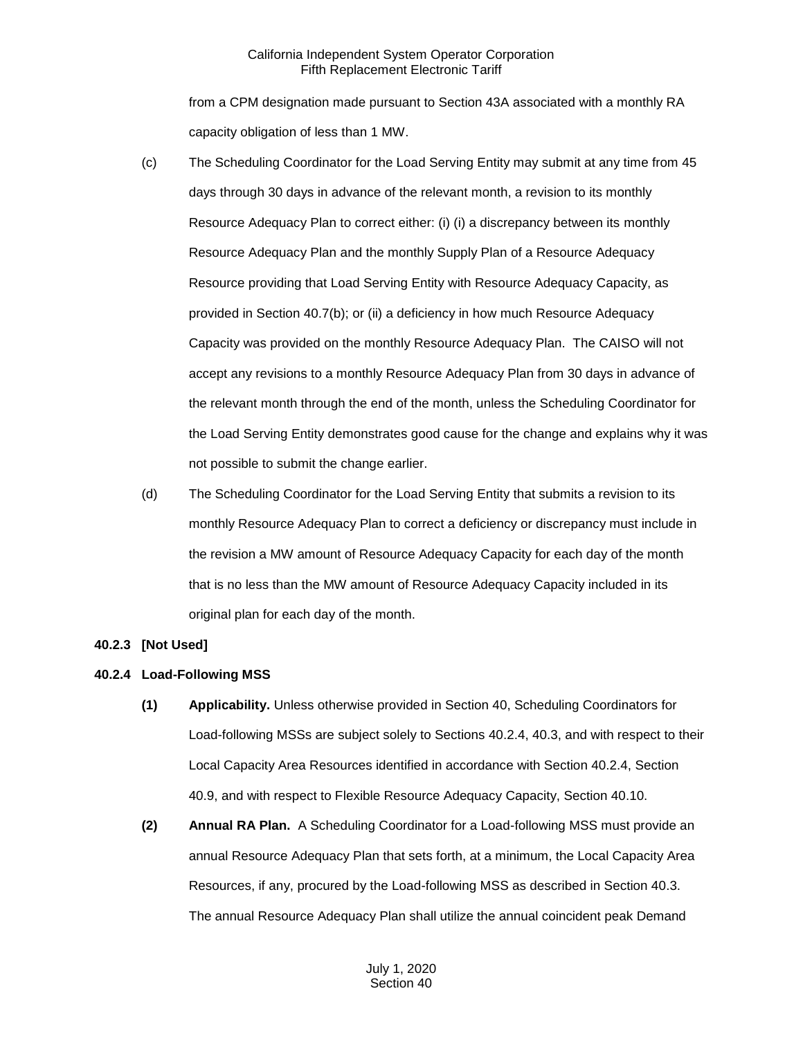from a CPM designation made pursuant to Section 43A associated with a monthly RA capacity obligation of less than 1 MW.

(c) The Scheduling Coordinator for the Load Serving Entity may submit at any time from 45 days through 30 days in advance of the relevant month, a revision to its monthly Resource Adequacy Plan to correct either: (i) (i) a discrepancy between its monthly Resource Adequacy Plan and the monthly Supply Plan of a Resource Adequacy Resource providing that Load Serving Entity with Resource Adequacy Capacity, as provided in Section 40.7(b); or (ii) a deficiency in how much Resource Adequacy Capacity was provided on the monthly Resource Adequacy Plan. The CAISO will not accept any revisions to a monthly Resource Adequacy Plan from 30 days in advance of the relevant month through the end of the month, unless the Scheduling Coordinator for the Load Serving Entity demonstrates good cause for the change and explains why it was not possible to submit the change earlier.

(d) The Scheduling Coordinator for the Load Serving Entity that submits a revision to its monthly Resource Adequacy Plan to correct a deficiency or discrepancy must include in the revision a MW amount of Resource Adequacy Capacity for each day of the month that is no less than the MW amount of Resource Adequacy Capacity included in its original plan for each day of the month.

**40.2.3 [Not Used]**

**40.2.4 Load-Following MSS**

**(1) Applicability.** Unless otherwise provided in Section 40, Scheduling Coordinators for Load-following MSSs are subject solely to Sections 40.2.4, 40.3, and with respect to their Local Capacity Area Resources identified in accordance with Section 40.2.4, Section 40.9, and with respect to Flexible Resource Adequacy Capacity, Section 40.10.

**(2) Annual RA Plan.** A Scheduling Coordinator for a Load-following MSS must provide an annual Resource Adequacy Plan that sets forth, at a minimum, the Local Capacity Area Resources, if any, procured by the Load-following MSS as described in Section 40.3. The annual Resource Adequacy Plan shall utilize the annual coincident peak Demand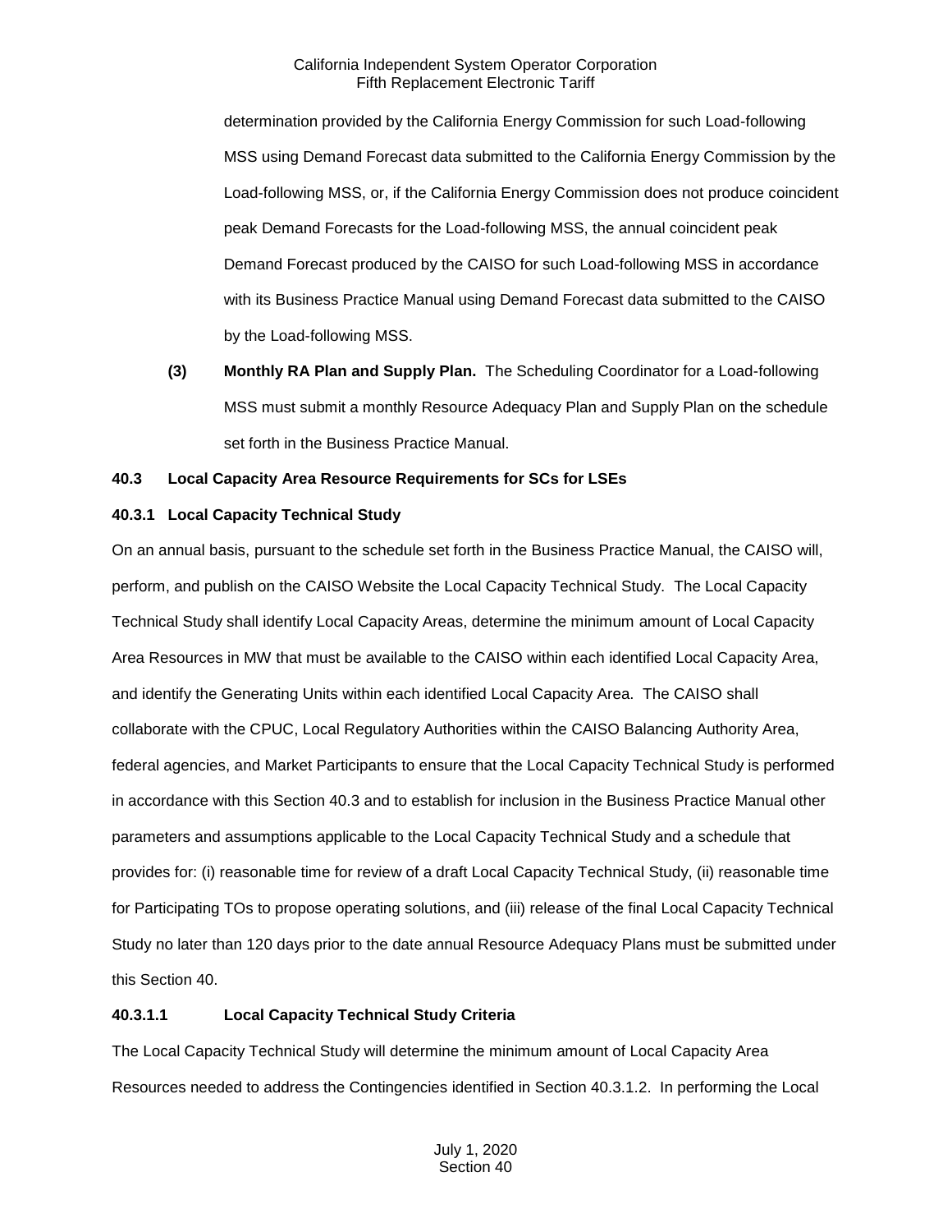determination provided by the California Energy Commission for such Load-following MSS using Demand Forecast data submitted to the California Energy Commission by the Load-following MSS, or, if the California Energy Commission does not produce coincident peak Demand Forecasts for the Load-following MSS, the annual coincident peak Demand Forecast produced by the CAISO for such Load-following MSS in accordance with its Business Practice Manual using Demand Forecast data submitted to the CAISO by the Load-following MSS.

**(3) Monthly RA Plan and Supply Plan.** The Scheduling Coordinator for a Load-following MSS must submit a monthly Resource Adequacy Plan and Supply Plan on the schedule set forth in the Business Practice Manual.

### 40.3 Local Capacity Area Resource Requirements for SCs for LSEs

#### 40.3.1 Local Capacity Technical Study

On an annual basis, pursuant to the schedule set forth in the Business Practice Manual, the CAISO will, perform, and publish on the CAISO Website the Local Capacity Technical Study. The Local Capacity Technical Study shall identify Local Capacity Areas, determine the minimum amount of Local Capacity Area Resources in MW that must be available to the CAISO within each identified Local Capacity Area, and identify the Generating Units within each identified Local Capacity Area. The CAISO shall collaborate with the CPUC, Local Regulatory Authorities within the CAISO Balancing Authority Area, federal agencies, and Market Participants to ensure that the Local Capacity Technical Study is performed in accordance with this Section 40.3 and to establish for inclusion in the Business Practice Manual other parameters and assumptions applicable to the Local Capacity Technical Study and a schedule that provides for: (i) reasonable time for review of a draft Local Capacity Technical Study, (ii) reasonable time for Participating TOs to propose operating solutions, and (iii) release of the final Local Capacity Technical Study no later than 120 days prior to the date annual Resource Adequacy Plans must be submitted under this Section 40.

#### 40.3.1.1 Local Capacity Technical Study Criteria

The Local Capacity Technical Study will determine the minimum amount of Local Capacity Area Resources needed to address the Contingencies identified in Section 40.3.1.2. In performing the Local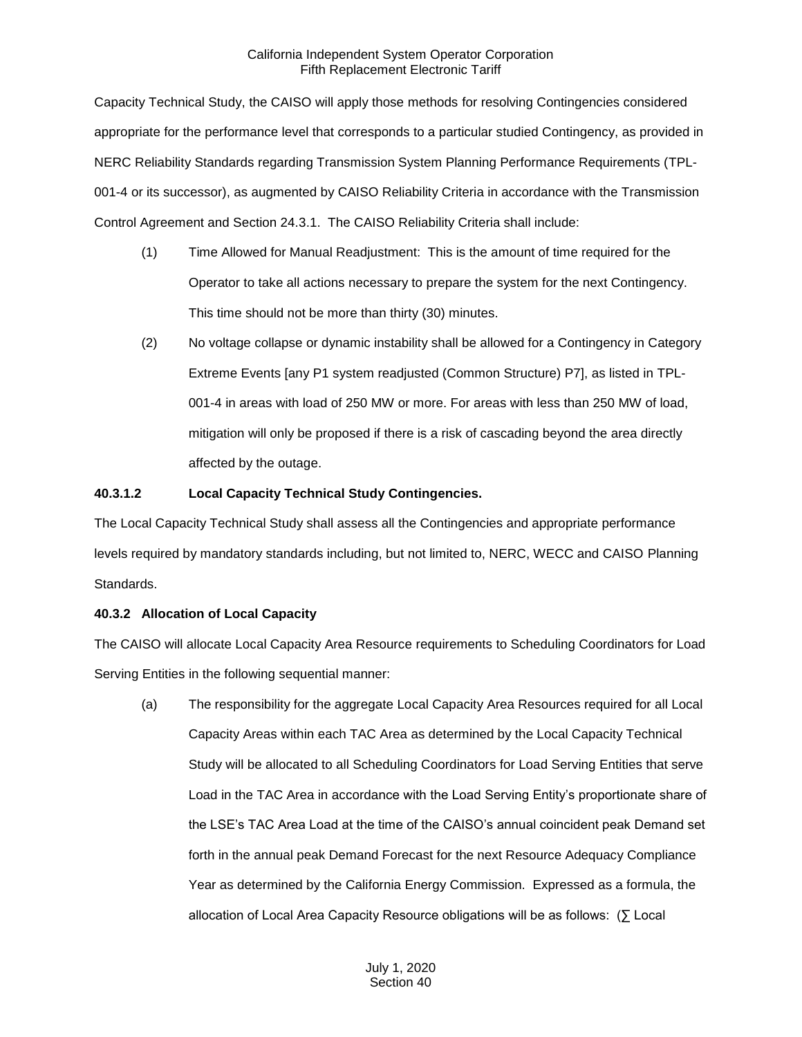Capacity Technical Study, the CAISO will apply those methods for resolving Contingencies considered appropriate for the performance level that corresponds to a particular studied Contingency, as provided in NERC Reliability Standards regarding Transmission System Planning Performance Requirements (TPL-001-4 or its successor), as augmented by CAISO Reliability Criteria in accordance with the Transmission Control Agreement and Section 24.3.1. The CAISO Reliability Criteria shall include:

(1) Time Allowed for Manual Readjustment: This is the amount of time required for the Operator to take all actions necessary to prepare the system for the next Contingency. This time should not be more than thirty (30) minutes.

(2) No voltage collapse or dynamic instability shall be allowed for a Contingency in Category Extreme Events [any P1 system readjusted (Common Structure) P7], as listed in TPL-001-4 in areas with load of 250 MW or more. For areas with less than 250 MW of load, mitigation will only be proposed if there is a risk of cascading beyond the area directly affected by the outage.

**40.3.1.2 Local Capacity Technical Study Contingencies.**

The Local Capacity Technical Study shall assess all the Contingencies and appropriate performance levels required by mandatory standards including, but not limited to, NERC, WECC and CAISO Planning Standards.

**40.3.2 Allocation of Local Capacity**

The CAISO will allocate Local Capacity Area Resource requirements to Scheduling Coordinators for Load Serving Entities in the following sequential manner:

(a) The responsibility for the aggregate Local Capacity Area Resources required for all Local Capacity Areas within each TAC Area as determined by the Local Capacity Technical Study will be allocated to all Scheduling Coordinators for Load Serving Entities that serve Load in the TAC Area in accordance with the Load Serving Entity's proportionate share of the LSE's TAC Area Load at the time of the CAISO's annual coincident peak Demand set forth in the annual peak Demand Forecast for the next Resource Adequacy Compliance Year as determined by the California Energy Commission. Expressed as a formula, the allocation of Local Area Capacity Resource obligations will be as follows: (∑ Local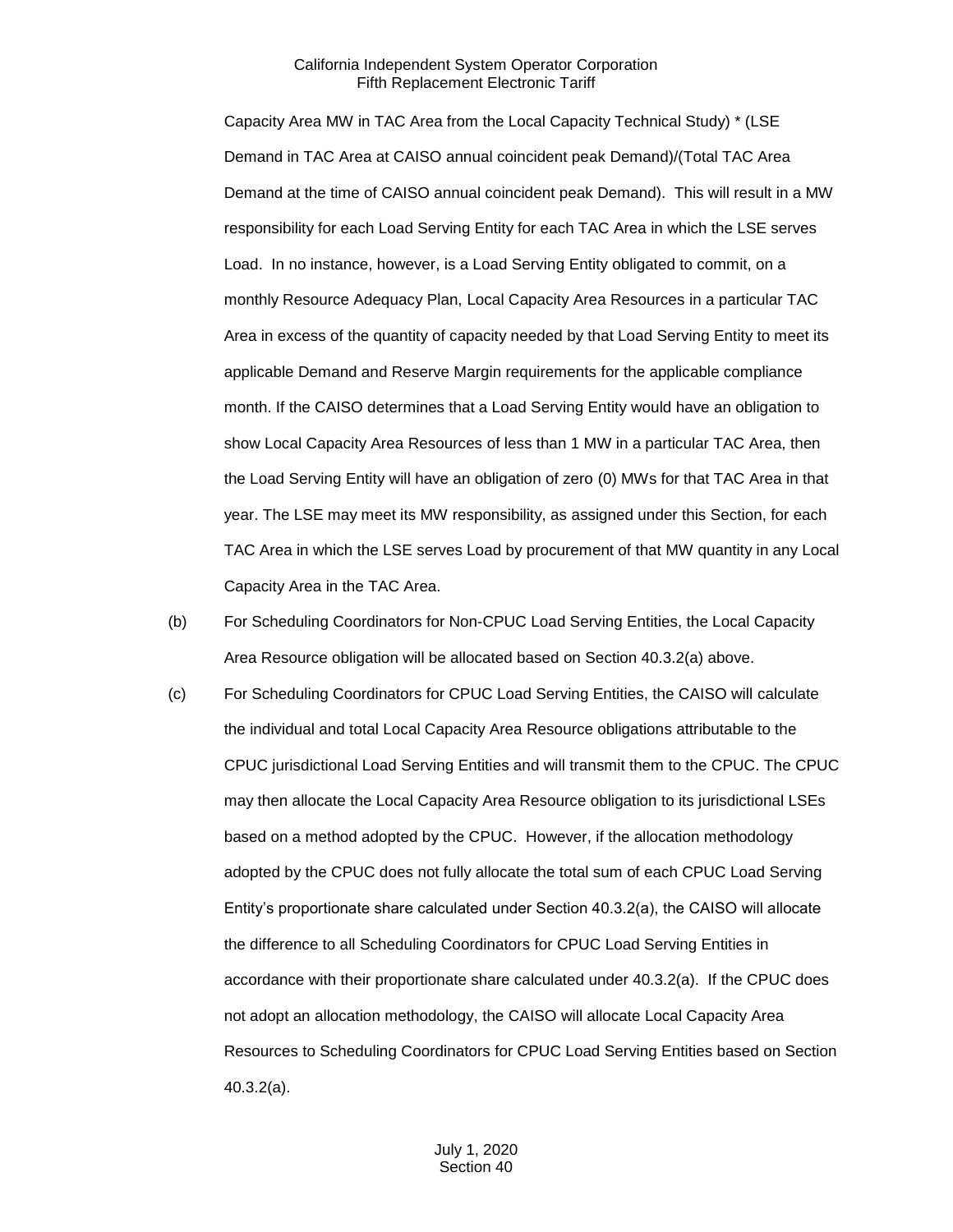Capacity Area MW in TAC Area from the Local Capacity Technical Study) * (LSE Demand in TAC Area at CAISO annual coincident peak Demand)/(Total TAC Area Demand at the time of CAISO annual coincident peak Demand). This will result in a MW responsibility for each Load Serving Entity for each TAC Area in which the LSE serves Load. In no instance, however, is a Load Serving Entity obligated to commit, on a monthly Resource Adequacy Plan, Local Capacity Area Resources in a particular TAC Area in excess of the quantity of capacity needed by that Load Serving Entity to meet its applicable Demand and Reserve Margin requirements for the applicable compliance month. If the CAISO determines that a Load Serving Entity would have an obligation to show Local Capacity Area Resources of less than 1 MW in a particular TAC Area, then the Load Serving Entity will have an obligation of zero (0) MWs for that TAC Area in that year. The LSE may meet its MW responsibility, as assigned under this Section, for each TAC Area in which the LSE serves Load by procurement of that MW quantity in any Local Capacity Area in the TAC Area.

(b) For Scheduling Coordinators for Non-CPUC Load Serving Entities, the Local Capacity Area Resource obligation will be allocated based on Section 40.3.2(a) above.

(c) For Scheduling Coordinators for CPUC Load Serving Entities, the CAISO will calculate the individual and total Local Capacity Area Resource obligations attributable to the CPUC jurisdictional Load Serving Entities and will transmit them to the CPUC. The CPUC may then allocate the Local Capacity Area Resource obligation to its jurisdictional LSEs based on a method adopted by the CPUC. However, if the allocation methodology adopted by the CPUC does not fully allocate the total sum of each CPUC Load Serving Entity's proportionate share calculated under Section 40.3.2(a), the CAISO will allocate the difference to all Scheduling Coordinators for CPUC Load Serving Entities in accordance with their proportionate share calculated under 40.3.2(a). If the CPUC does not adopt an allocation methodology, the CAISO will allocate Local Capacity Area Resources to Scheduling Coordinators for CPUC Load Serving Entities based on Section 40.3.2(a).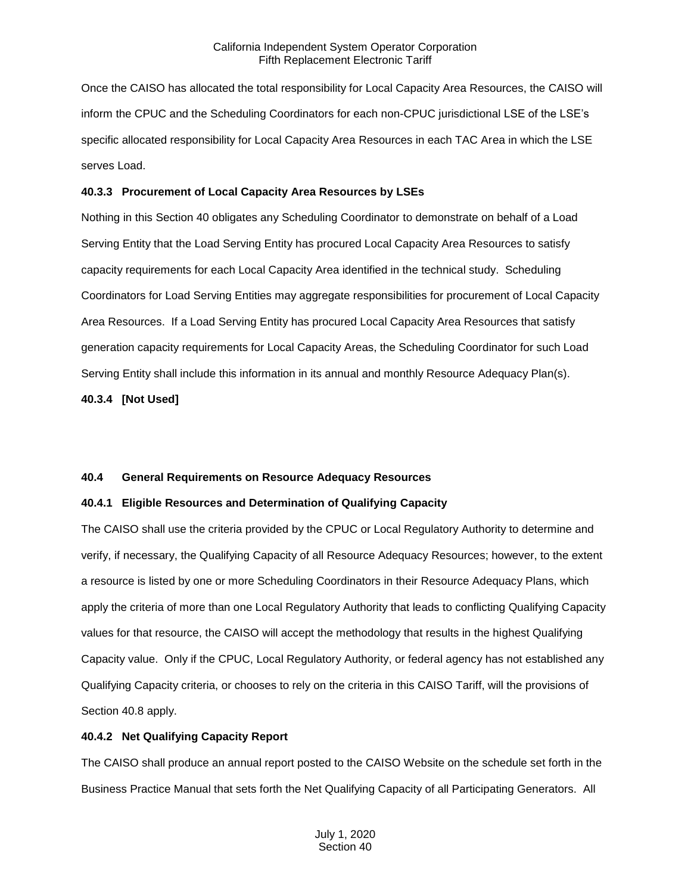Once the CAISO has allocated the total responsibility for Local Capacity Area Resources, the CAISO will inform the CPUC and the Scheduling Coordinators for each non-CPUC jurisdictional LSE of the LSE's specific allocated responsibility for Local Capacity Area Resources in each TAC Area in which the LSE serves Load.

### 40.3.3 Procurement of Local Capacity Area Resources by LSEs

Nothing in this Section 40 obligates any Scheduling Coordinator to demonstrate on behalf of a Load Serving Entity that the Load Serving Entity has procured Local Capacity Area Resources to satisfy capacity requirements for each Local Capacity Area identified in the technical study. Scheduling Coordinators for Load Serving Entities may aggregate responsibilities for procurement of Local Capacity Area Resources. If a Load Serving Entity has procured Local Capacity Area Resources that satisfy generation capacity requirements for Local Capacity Areas, the Scheduling Coordinator for such Load Serving Entity shall include this information in its annual and monthly Resource Adequacy Plan(s).

### 40.3.4 [Not Used]

## 40.4 General Requirements on Resource Adequacy Resources

### 40.4.1 Eligible Resources and Determination of Qualifying Capacity

The CAISO shall use the criteria provided by the CPUC or Local Regulatory Authority to determine and verify, if necessary, the Qualifying Capacity of all Resource Adequacy Resources; however, to the extent a resource is listed by one or more Scheduling Coordinators in their Resource Adequacy Plans, which apply the criteria of more than one Local Regulatory Authority that leads to conflicting Qualifying Capacity values for that resource, the CAISO will accept the methodology that results in the highest Qualifying Capacity value. Only if the CPUC, Local Regulatory Authority, or federal agency has not established any Qualifying Capacity criteria, or chooses to rely on the criteria in this CAISO Tariff, will the provisions of Section 40.8 apply.

### 40.4.2 Net Qualifying Capacity Report

The CAISO shall produce an annual report posted to the CAISO Website on the schedule set forth in the Business Practice Manual that sets forth the Net Qualifying Capacity of all Participating Generators. All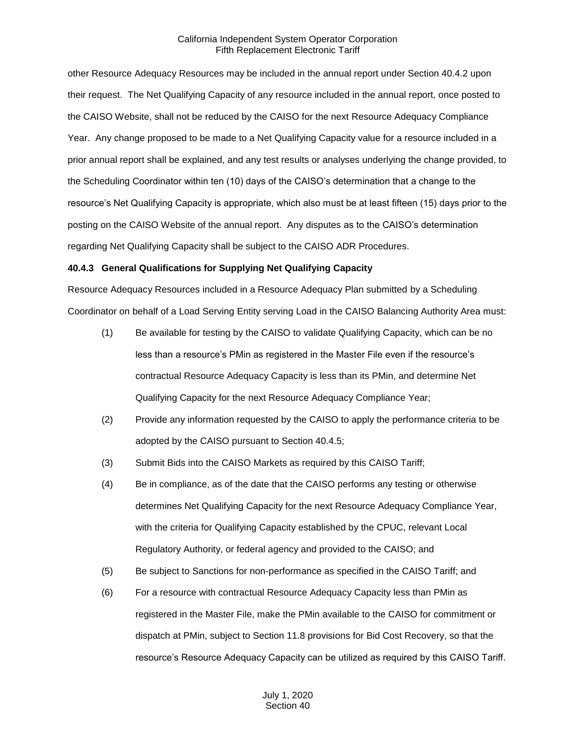other Resource Adequacy Resources may be included in the annual report under Section 40.4.2 upon their request. The Net Qualifying Capacity of any resource included in the annual report, once posted to the CAISO Website, shall not be reduced by the CAISO for the next Resource Adequacy Compliance Year. Any change proposed to be made to a Net Qualifying Capacity value for a resource included in a prior annual report shall be explained, and any test results or analyses underlying the change provided, to the Scheduling Coordinator within ten (10) days of the CAISO's determination that a change to the resource's Net Qualifying Capacity is appropriate, which also must be at least fifteen (15) days prior to the posting on the CAISO Website of the annual report. Any disputes as to the CAISO's determination regarding Net Qualifying Capacity shall be subject to the CAISO ADR Procedures.

**40.4.3 General Qualifications for Supplying Net Qualifying Capacity**

Resource Adequacy Resources included in a Resource Adequacy Plan submitted by a Scheduling Coordinator on behalf of a Load Serving Entity serving Load in the CAISO Balancing Authority Area must:

(1) Be available for testing by the CAISO to validate Qualifying Capacity, which can be no less than a resource's PMin as registered in the Master File even if the resource's contractual Resource Adequacy Capacity is less than its PMin, and determine Net Qualifying Capacity for the next Resource Adequacy Compliance Year;

(2) Provide any information requested by the CAISO to apply the performance criteria to be adopted by the CAISO pursuant to Section 40.4.5;

(3) Submit Bids into the CAISO Markets as required by this CAISO Tariff;

(4) Be in compliance, as of the date that the CAISO performs any testing or otherwise determines Net Qualifying Capacity for the next Resource Adequacy Compliance Year, with the criteria for Qualifying Capacity established by the CPUC, relevant Local Regulatory Authority, or federal agency and provided to the CAISO; and

(5) Be subject to Sanctions for non-performance as specified in the CAISO Tariff; and

(6) For a resource with contractual Resource Adequacy Capacity less than PMin as registered in the Master File, make the PMin available to the CAISO for commitment or dispatch at PMin, subject to Section 11.8 provisions for Bid Cost Recovery, so that the resource's Resource Adequacy Capacity can be utilized as required by this CAISO Tariff.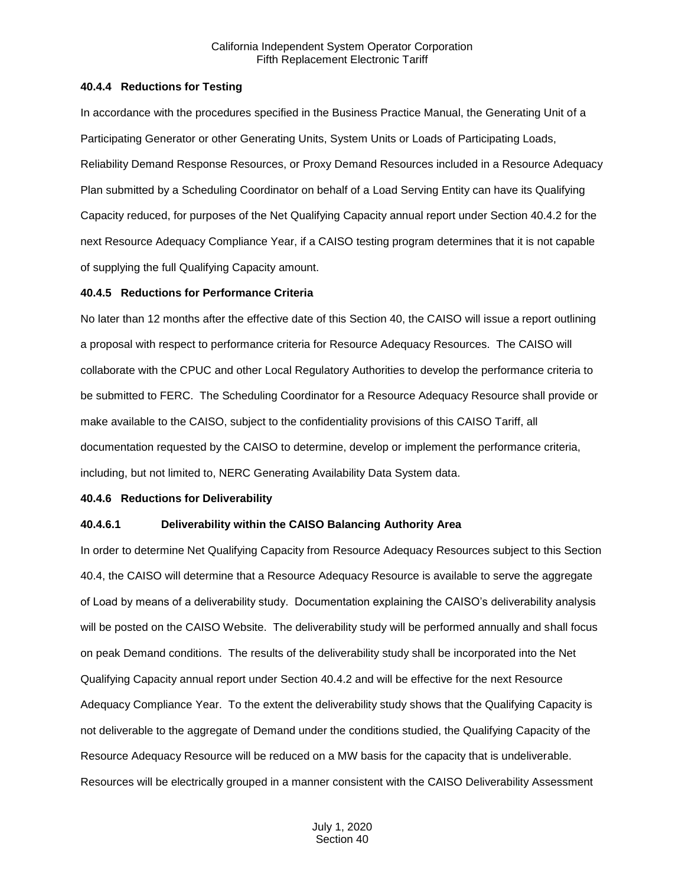**40.4.4 Reductions for Testing**

In accordance with the procedures specified in the Business Practice Manual, the Generating Unit of a Participating Generator or other Generating Units, System Units or Loads of Participating Loads, Reliability Demand Response Resources, or Proxy Demand Resources included in a Resource Adequacy Plan submitted by a Scheduling Coordinator on behalf of a Load Serving Entity can have its Qualifying Capacity reduced, for purposes of the Net Qualifying Capacity annual report under Section 40.4.2 for the next Resource Adequacy Compliance Year, if a CAISO testing program determines that it is not capable of supplying the full Qualifying Capacity amount.

**40.4.5 Reductions for Performance Criteria**

No later than 12 months after the effective date of this Section 40, the CAISO will issue a report outlining a proposal with respect to performance criteria for Resource Adequacy Resources. The CAISO will collaborate with the CPUC and other Local Regulatory Authorities to develop the performance criteria to be submitted to FERC. The Scheduling Coordinator for a Resource Adequacy Resource shall provide or make available to the CAISO, subject to the confidentiality provisions of this CAISO Tariff, all documentation requested by the CAISO to determine, develop or implement the performance criteria, including, but not limited to, NERC Generating Availability Data System data.

**40.4.6 Reductions for Deliverability**

**40.4.6.1 Deliverability within the CAISO Balancing Authority Area**

In order to determine Net Qualifying Capacity from Resource Adequacy Resources subject to this Section 40.4, the CAISO will determine that a Resource Adequacy Resource is available to serve the aggregate of Load by means of a deliverability study. Documentation explaining the CAISO's deliverability analysis will be posted on the CAISO Website. The deliverability study will be performed annually and shall focus on peak Demand conditions. The results of the deliverability study shall be incorporated into the Net Qualifying Capacity annual report under Section 40.4.2 and will be effective for the next Resource Adequacy Compliance Year. To the extent the deliverability study shows that the Qualifying Capacity is not deliverable to the aggregate of Demand under the conditions studied, the Qualifying Capacity of the Resource Adequacy Resource will be reduced on a MW basis for the capacity that is undeliverable. Resources will be electrically grouped in a manner consistent with the CAISO Deliverability Assessment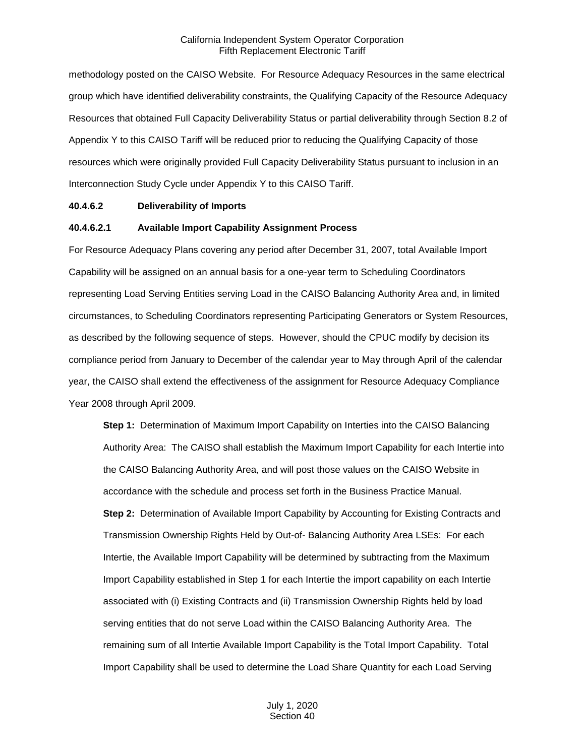methodology posted on the CAISO Website. For Resource Adequacy Resources in the same electrical group which have identified deliverability constraints, the Qualifying Capacity of the Resource Adequacy Resources that obtained Full Capacity Deliverability Status or partial deliverability through Section 8.2 of Appendix Y to this CAISO Tariff will be reduced prior to reducing the Qualifying Capacity of those resources which were originally provided Full Capacity Deliverability Status pursuant to inclusion in an Interconnection Study Cycle under Appendix Y to this CAISO Tariff.

**40.4.6.2 Deliverability of Imports**

**40.4.6.2.1 Available Import Capability Assignment Process**

For Resource Adequacy Plans covering any period after December 31, 2007, total Available Import Capability will be assigned on an annual basis for a one-year term to Scheduling Coordinators representing Load Serving Entities serving Load in the CAISO Balancing Authority Area and, in limited circumstances, to Scheduling Coordinators representing Participating Generators or System Resources, as described by the following sequence of steps. However, should the CPUC modify by decision its compliance period from January to December of the calendar year to May through April of the calendar year, the CAISO shall extend the effectiveness of the assignment for Resource Adequacy Compliance Year 2008 through April 2009.

**Step 1:** Determination of Maximum Import Capability on Interties into the CAISO Balancing Authority Area: The CAISO shall establish the Maximum Import Capability for each Intertie into the CAISO Balancing Authority Area, and will post those values on the CAISO Website in accordance with the schedule and process set forth in the Business Practice Manual.

**Step 2:** Determination of Available Import Capability by Accounting for Existing Contracts and Transmission Ownership Rights Held by Out-of- Balancing Authority Area LSEs: For each Intertie, the Available Import Capability will be determined by subtracting from the Maximum Import Capability established in Step 1 for each Intertie the import capability on each Intertie associated with (i) Existing Contracts and (ii) Transmission Ownership Rights held by load serving entities that do not serve Load within the CAISO Balancing Authority Area. The remaining sum of all Intertie Available Import Capability is the Total Import Capability. Total Import Capability shall be used to determine the Load Share Quantity for each Load Serving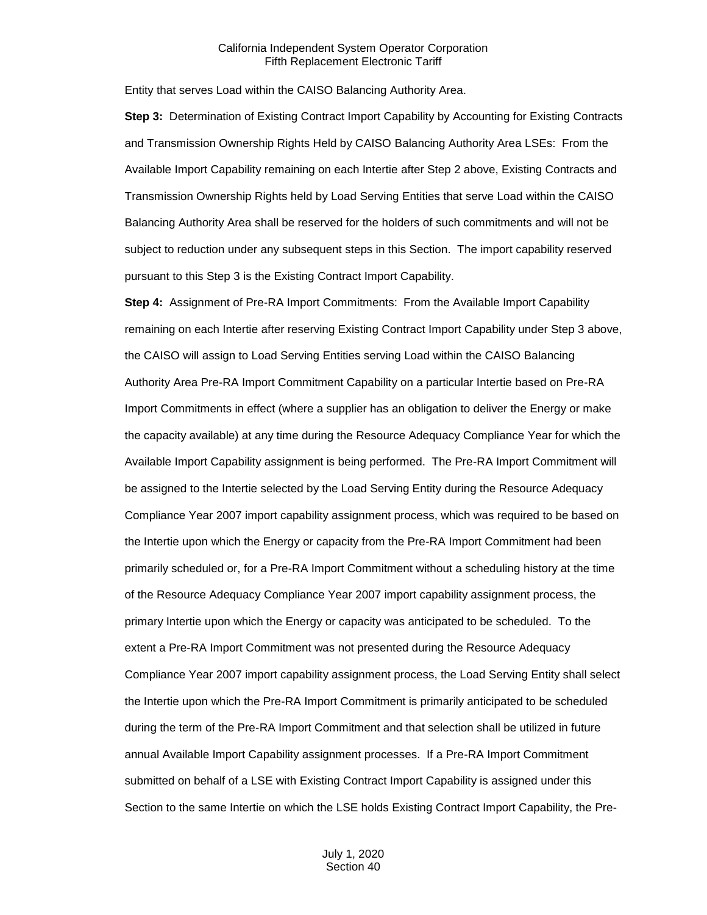Entity that serves Load within the CAISO Balancing Authority Area.

**Step 3:** Determination of Existing Contract Import Capability by Accounting for Existing Contracts and Transmission Ownership Rights Held by CAISO Balancing Authority Area LSEs: From the Available Import Capability remaining on each Intertie after Step 2 above, Existing Contracts and Transmission Ownership Rights held by Load Serving Entities that serve Load within the CAISO Balancing Authority Area shall be reserved for the holders of such commitments and will not be subject to reduction under any subsequent steps in this Section. The import capability reserved pursuant to this Step 3 is the Existing Contract Import Capability.

**Step 4:** Assignment of Pre-RA Import Commitments: From the Available Import Capability remaining on each Intertie after reserving Existing Contract Import Capability under Step 3 above, the CAISO will assign to Load Serving Entities serving Load within the CAISO Balancing Authority Area Pre-RA Import Commitment Capability on a particular Intertie based on Pre-RA Import Commitments in effect (where a supplier has an obligation to deliver the Energy or make the capacity available) at any time during the Resource Adequacy Compliance Year for which the Available Import Capability assignment is being performed. The Pre-RA Import Commitment will be assigned to the Intertie selected by the Load Serving Entity during the Resource Adequacy Compliance Year 2007 import capability assignment process, which was required to be based on the Intertie upon which the Energy or capacity from the Pre-RA Import Commitment had been primarily scheduled or, for a Pre-RA Import Commitment without a scheduling history at the time of the Resource Adequacy Compliance Year 2007 import capability assignment process, the primary Intertie upon which the Energy or capacity was anticipated to be scheduled. To the extent a Pre-RA Import Commitment was not presented during the Resource Adequacy Compliance Year 2007 import capability assignment process, the Load Serving Entity shall select the Intertie upon which the Pre-RA Import Commitment is primarily anticipated to be scheduled during the term of the Pre-RA Import Commitment and that selection shall be utilized in future annual Available Import Capability assignment processes. If a Pre-RA Import Commitment submitted on behalf of a LSE with Existing Contract Import Capability is assigned under this Section to the same Intertie on which the LSE holds Existing Contract Import Capability, the Pre-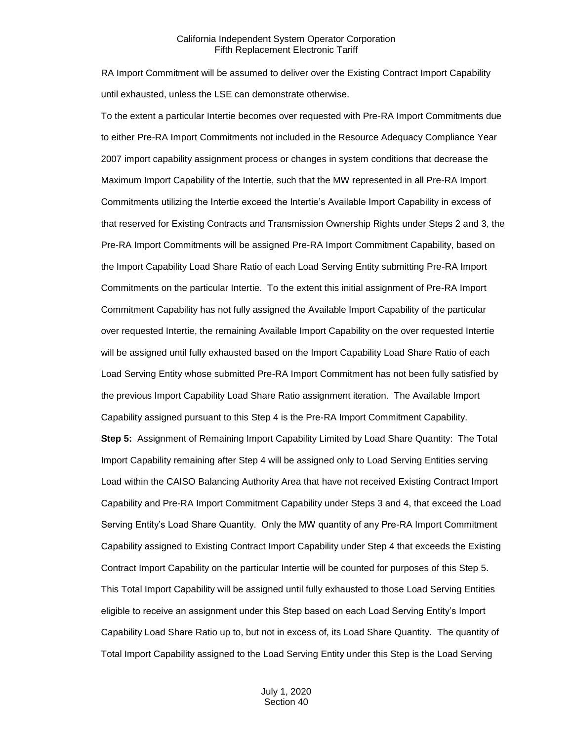RA Import Commitment will be assumed to deliver over the Existing Contract Import Capability until exhausted, unless the LSE can demonstrate otherwise.

To the extent a particular Intertie becomes over requested with Pre-RA Import Commitments due to either Pre-RA Import Commitments not included in the Resource Adequacy Compliance Year 2007 import capability assignment process or changes in system conditions that decrease the Maximum Import Capability of the Intertie, such that the MW represented in all Pre-RA Import Commitments utilizing the Intertie exceed the Intertie's Available Import Capability in excess of that reserved for Existing Contracts and Transmission Ownership Rights under Steps 2 and 3, the Pre-RA Import Commitments will be assigned Pre-RA Import Commitment Capability, based on the Import Capability Load Share Ratio of each Load Serving Entity submitting Pre-RA Import Commitments on the particular Intertie. To the extent this initial assignment of Pre-RA Import Commitment Capability has not fully assigned the Available Import Capability of the particular over requested Intertie, the remaining Available Import Capability on the over requested Intertie will be assigned until fully exhausted based on the Import Capability Load Share Ratio of each Load Serving Entity whose submitted Pre-RA Import Commitment has not been fully satisfied by the previous Import Capability Load Share Ratio assignment iteration. The Available Import Capability assigned pursuant to this Step 4 is the Pre-RA Import Commitment Capability.

**Step 5:** Assignment of Remaining Import Capability Limited by Load Share Quantity: The Total Import Capability remaining after Step 4 will be assigned only to Load Serving Entities serving Load within the CAISO Balancing Authority Area that have not received Existing Contract Import Capability and Pre-RA Import Commitment Capability under Steps 3 and 4, that exceed the Load Serving Entity's Load Share Quantity. Only the MW quantity of any Pre-RA Import Commitment Capability assigned to Existing Contract Import Capability under Step 4 that exceeds the Existing Contract Import Capability on the particular Intertie will be counted for purposes of this Step 5. This Total Import Capability will be assigned until fully exhausted to those Load Serving Entities eligible to receive an assignment under this Step based on each Load Serving Entity's Import Capability Load Share Ratio up to, but not in excess of, its Load Share Quantity. The quantity of Total Import Capability assigned to the Load Serving Entity under this Step is the Load Serving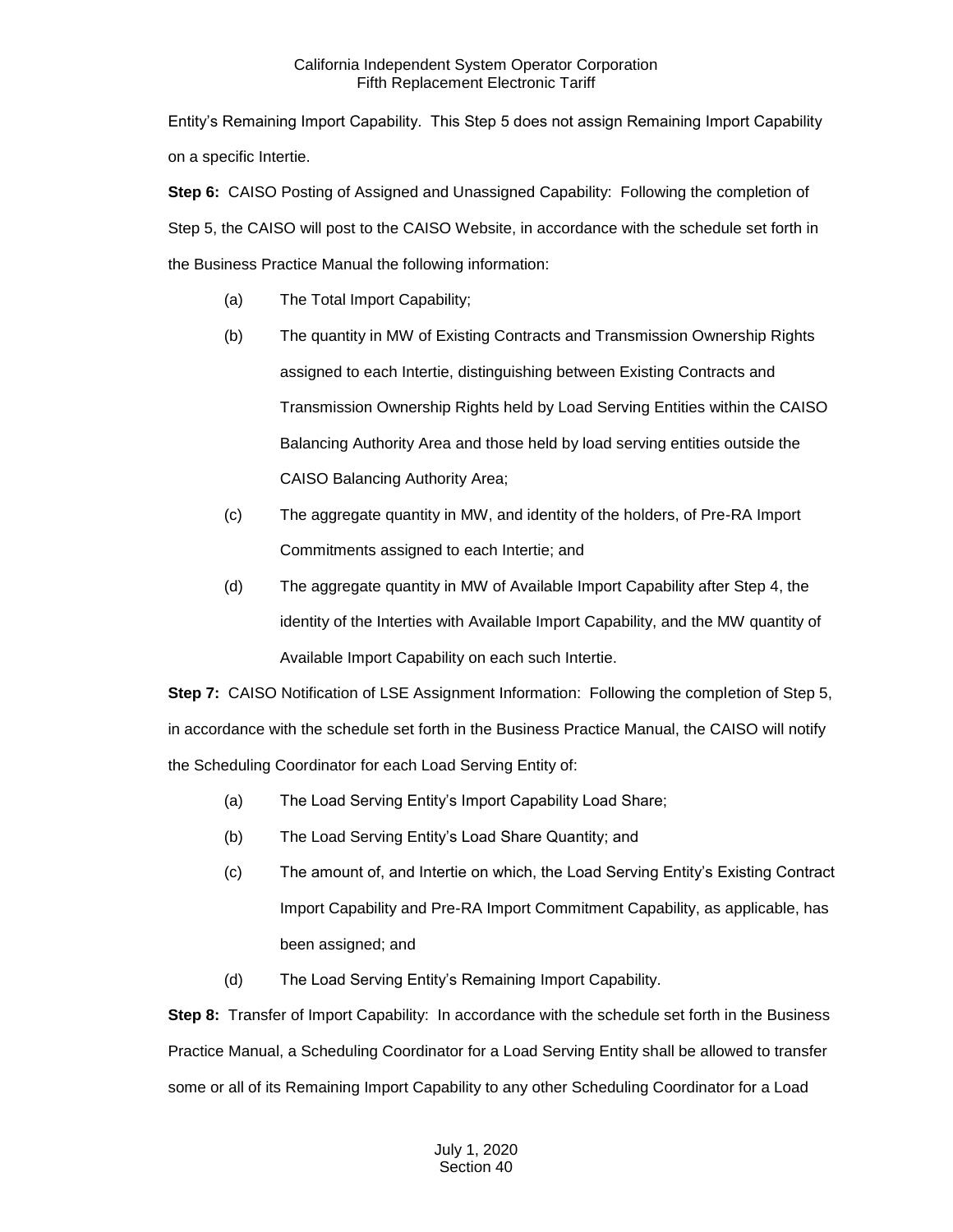Entity's Remaining Import Capability. This Step 5 does not assign Remaining Import Capability on a specific Intertie.

**Step 6:** CAISO Posting of Assigned and Unassigned Capability: Following the completion of Step 5, the CAISO will post to the CAISO Website, in accordance with the schedule set forth in the Business Practice Manual the following information:

(a) The Total Import Capability;

(b) The quantity in MW of Existing Contracts and Transmission Ownership Rights assigned to each Intertie, distinguishing between Existing Contracts and Transmission Ownership Rights held by Load Serving Entities within the CAISO Balancing Authority Area and those held by load serving entities outside the CAISO Balancing Authority Area;

(c) The aggregate quantity in MW, and identity of the holders, of Pre-RA Import Commitments assigned to each Intertie; and

(d) The aggregate quantity in MW of Available Import Capability after Step 4, the identity of the Interties with Available Import Capability, and the MW quantity of Available Import Capability on each such Intertie.

**Step 7:** CAISO Notification of LSE Assignment Information: Following the completion of Step 5, in accordance with the schedule set forth in the Business Practice Manual, the CAISO will notify the Scheduling Coordinator for each Load Serving Entity of:

(a) The Load Serving Entity's Import Capability Load Share;

(b) The Load Serving Entity's Load Share Quantity; and

(c) The amount of, and Intertie on which, the Load Serving Entity's Existing Contract Import Capability and Pre-RA Import Commitment Capability, as applicable, has been assigned; and

(d) The Load Serving Entity's Remaining Import Capability.

**Step 8:** Transfer of Import Capability: In accordance with the schedule set forth in the Business Practice Manual, a Scheduling Coordinator for a Load Serving Entity shall be allowed to transfer some or all of its Remaining Import Capability to any other Scheduling Coordinator for a Load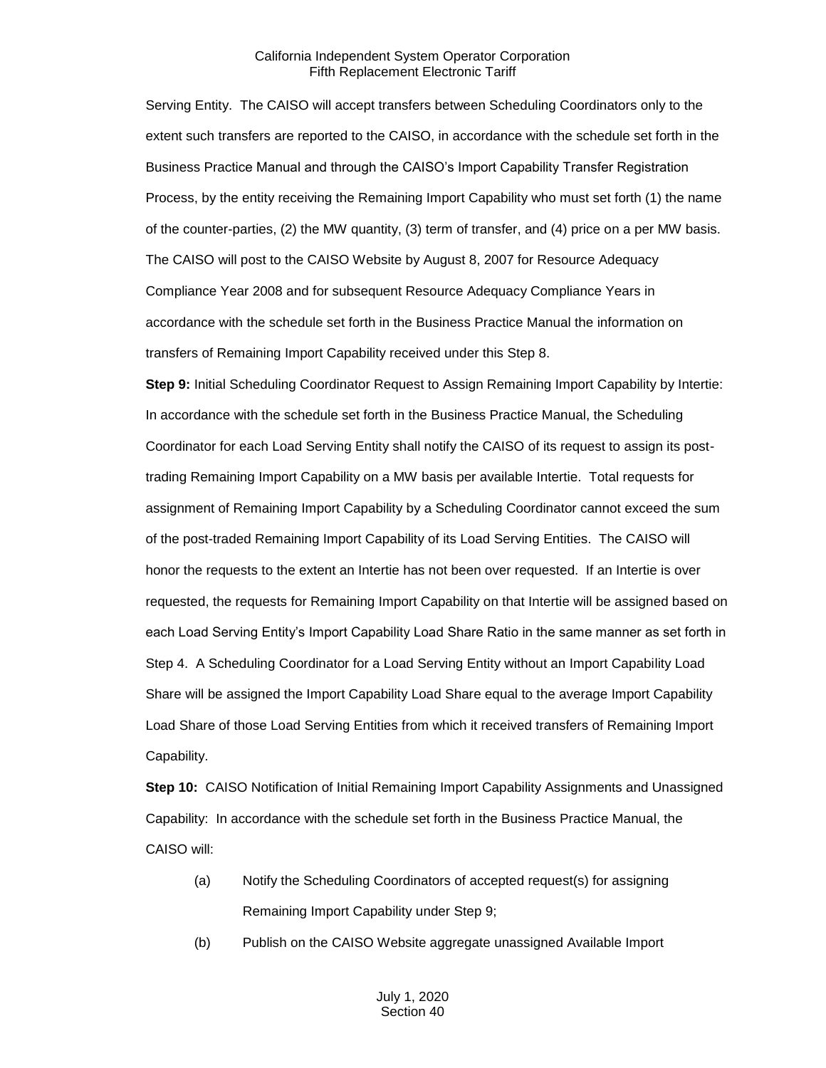Serving Entity. The CAISO will accept transfers between Scheduling Coordinators only to the extent such transfers are reported to the CAISO, in accordance with the schedule set forth in the Business Practice Manual and through the CAISO's Import Capability Transfer Registration Process, by the entity receiving the Remaining Import Capability who must set forth (1) the name of the counter-parties, (2) the MW quantity, (3) term of transfer, and (4) price on a per MW basis. The CAISO will post to the CAISO Website by August 8, 2007 for Resource Adequacy Compliance Year 2008 and for subsequent Resource Adequacy Compliance Years in accordance with the schedule set forth in the Business Practice Manual the information on transfers of Remaining Import Capability received under this Step 8.

**Step 9:** Initial Scheduling Coordinator Request to Assign Remaining Import Capability by Intertie: In accordance with the schedule set forth in the Business Practice Manual, the Scheduling Coordinator for each Load Serving Entity shall notify the CAISO of its request to assign its post-trading Remaining Import Capability on a MW basis per available Intertie. Total requests for assignment of Remaining Import Capability by a Scheduling Coordinator cannot exceed the sum of the post-traded Remaining Import Capability of its Load Serving Entities. The CAISO will honor the requests to the extent an Intertie has not been over requested. If an Intertie is over requested, the requests for Remaining Import Capability on that Intertie will be assigned based on each Load Serving Entity's Import Capability Load Share Ratio in the same manner as set forth in Step 4. A Scheduling Coordinator for a Load Serving Entity without an Import Capability Load Share will be assigned the Import Capability Load Share equal to the average Import Capability Load Share of those Load Serving Entities from which it received transfers of Remaining Import Capability.

**Step 10:** CAISO Notification of Initial Remaining Import Capability Assignments and Unassigned Capability: In accordance with the schedule set forth in the Business Practice Manual, the CAISO will:

(a) Notify the Scheduling Coordinators of accepted request(s) for assigning Remaining Import Capability under Step 9;

(b) Publish on the CAISO Website aggregate unassigned Available Import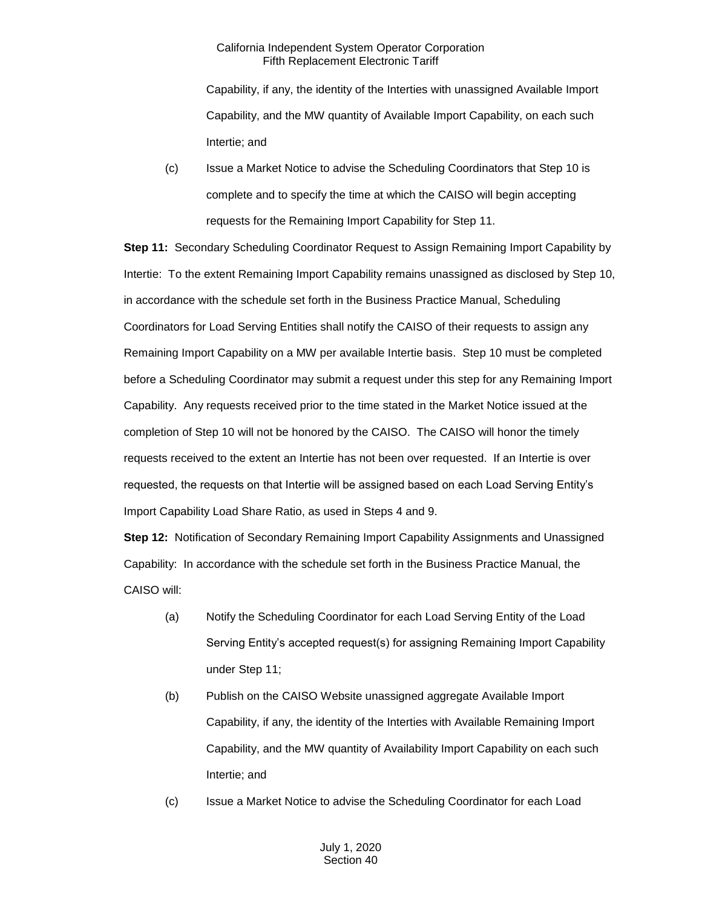Capability, if any, the identity of the Interties with unassigned Available Import Capability, and the MW quantity of Available Import Capability, on each such Intertie; and

(c) Issue a Market Notice to advise the Scheduling Coordinators that Step 10 is complete and to specify the time at which the CAISO will begin accepting requests for the Remaining Import Capability for Step 11.

**Step 11:** Secondary Scheduling Coordinator Request to Assign Remaining Import Capability by Intertie: To the extent Remaining Import Capability remains unassigned as disclosed by Step 10, in accordance with the schedule set forth in the Business Practice Manual, Scheduling Coordinators for Load Serving Entities shall notify the CAISO of their requests to assign any Remaining Import Capability on a MW per available Intertie basis. Step 10 must be completed before a Scheduling Coordinator may submit a request under this step for any Remaining Import Capability. Any requests received prior to the time stated in the Market Notice issued at the completion of Step 10 will not be honored by the CAISO. The CAISO will honor the timely requests received to the extent an Intertie has not been over requested. If an Intertie is over requested, the requests on that Intertie will be assigned based on each Load Serving Entity's Import Capability Load Share Ratio, as used in Steps 4 and 9.

**Step 12:** Notification of Secondary Remaining Import Capability Assignments and Unassigned Capability: In accordance with the schedule set forth in the Business Practice Manual, the CAISO will:

(a) Notify the Scheduling Coordinator for each Load Serving Entity of the Load Serving Entity's accepted request(s) for assigning Remaining Import Capability under Step 11;

(b) Publish on the CAISO Website unassigned aggregate Available Import Capability, if any, the identity of the Interties with Available Remaining Import Capability, and the MW quantity of Availability Import Capability on each such Intertie; and

(c) Issue a Market Notice to advise the Scheduling Coordinator for each Load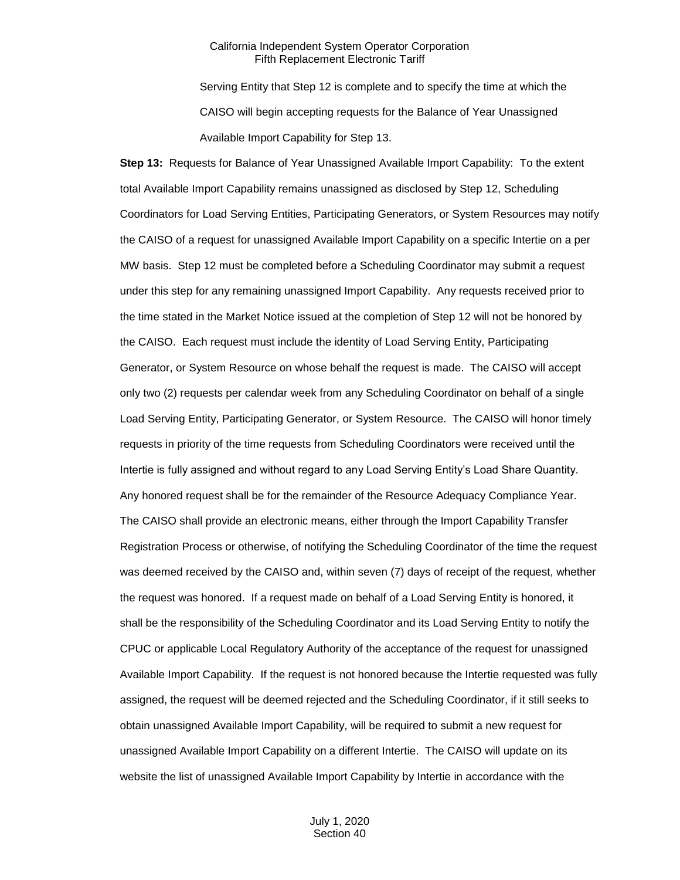Serving Entity that Step 12 is complete and to specify the time at which the CAISO will begin accepting requests for the Balance of Year Unassigned Available Import Capability for Step 13.

**Step 13:** Requests for Balance of Year Unassigned Available Import Capability: To the extent total Available Import Capability remains unassigned as disclosed by Step 12, Scheduling Coordinators for Load Serving Entities, Participating Generators, or System Resources may notify the CAISO of a request for unassigned Available Import Capability on a specific Intertie on a per MW basis. Step 12 must be completed before a Scheduling Coordinator may submit a request under this step for any remaining unassigned Import Capability. Any requests received prior to the time stated in the Market Notice issued at the completion of Step 12 will not be honored by the CAISO. Each request must include the identity of Load Serving Entity, Participating Generator, or System Resource on whose behalf the request is made. The CAISO will accept only two (2) requests per calendar week from any Scheduling Coordinator on behalf of a single Load Serving Entity, Participating Generator, or System Resource. The CAISO will honor timely requests in priority of the time requests from Scheduling Coordinators were received until the Intertie is fully assigned and without regard to any Load Serving Entity's Load Share Quantity. Any honored request shall be for the remainder of the Resource Adequacy Compliance Year. The CAISO shall provide an electronic means, either through the Import Capability Transfer Registration Process or otherwise, of notifying the Scheduling Coordinator of the time the request was deemed received by the CAISO and, within seven (7) days of receipt of the request, whether the request was honored. If a request made on behalf of a Load Serving Entity is honored, it shall be the responsibility of the Scheduling Coordinator and its Load Serving Entity to notify the CPUC or applicable Local Regulatory Authority of the acceptance of the request for unassigned Available Import Capability. If the request is not honored because the Intertie requested was fully assigned, the request will be deemed rejected and the Scheduling Coordinator, if it still seeks to obtain unassigned Available Import Capability, will be required to submit a new request for unassigned Available Import Capability on a different Intertie. The CAISO will update on its website the list of unassigned Available Import Capability by Intertie in accordance with the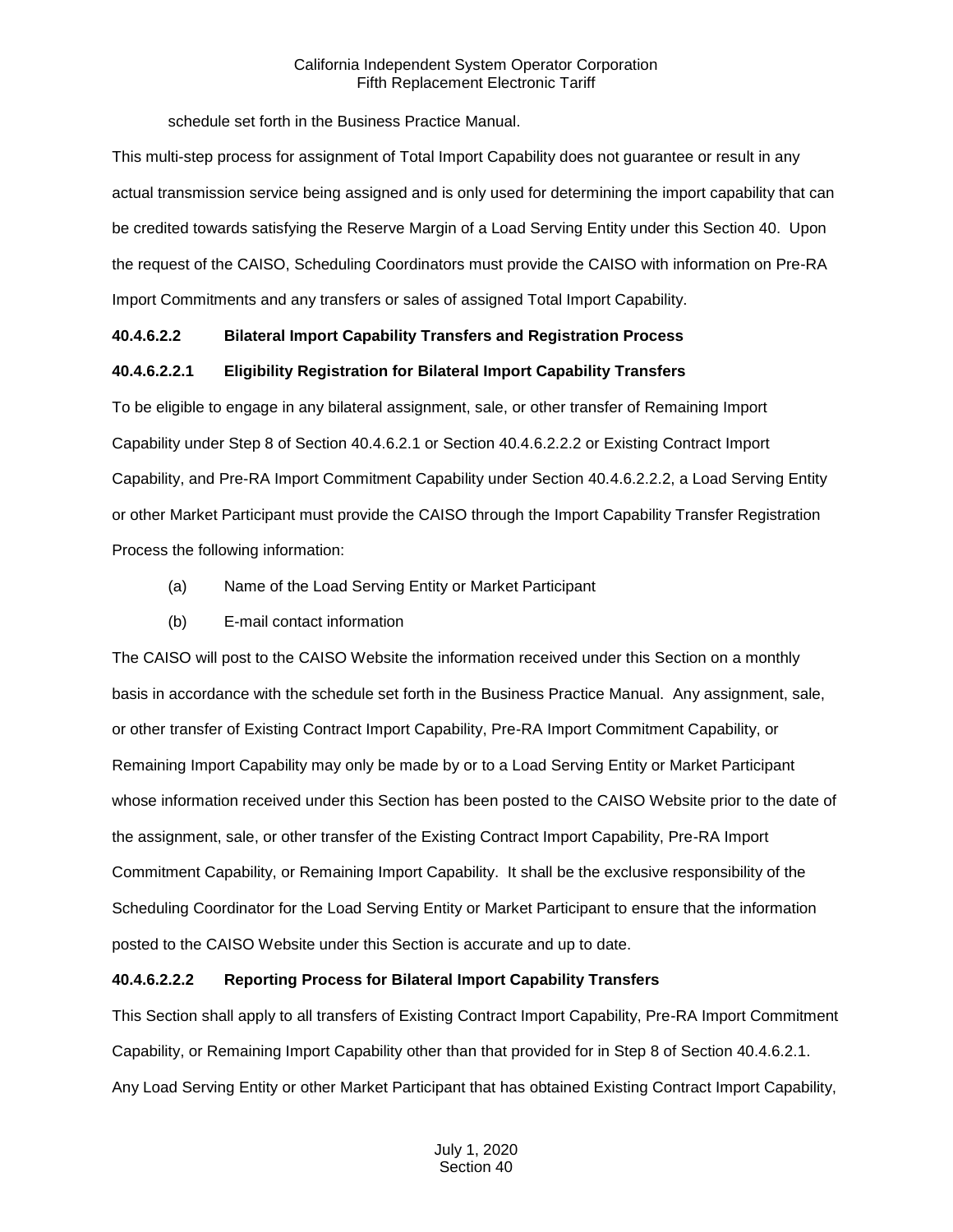schedule set forth in the Business Practice Manual.

This multi-step process for assignment of Total Import Capability does not guarantee or result in any actual transmission service being assigned and is only used for determining the import capability that can be credited towards satisfying the Reserve Margin of a Load Serving Entity under this Section 40. Upon the request of the CAISO, Scheduling Coordinators must provide the CAISO with information on Pre-RA Import Commitments and any transfers or sales of assigned Total Import Capability.

**40.4.6.2.2 Bilateral Import Capability Transfers and Registration Process**

**40.4.6.2.2.1 Eligibility Registration for Bilateral Import Capability Transfers**

To be eligible to engage in any bilateral assignment, sale, or other transfer of Remaining Import Capability under Step 8 of Section 40.4.6.2.1 or Section 40.4.6.2.2.2 or Existing Contract Import Capability, and Pre-RA Import Commitment Capability under Section 40.4.6.2.2.2, a Load Serving Entity or other Market Participant must provide the CAISO through the Import Capability Transfer Registration Process the following information:

(a) Name of the Load Serving Entity or Market Participant

(b) E-mail contact information

The CAISO will post to the CAISO Website the information received under this Section on a monthly basis in accordance with the schedule set forth in the Business Practice Manual. Any assignment, sale, or other transfer of Existing Contract Import Capability, Pre-RA Import Commitment Capability, or Remaining Import Capability may only be made by or to a Load Serving Entity or Market Participant whose information received under this Section has been posted to the CAISO Website prior to the date of the assignment, sale, or other transfer of the Existing Contract Import Capability, Pre-RA Import Commitment Capability, or Remaining Import Capability. It shall be the exclusive responsibility of the Scheduling Coordinator for the Load Serving Entity or Market Participant to ensure that the information posted to the CAISO Website under this Section is accurate and up to date.

**40.4.6.2.2.2 Reporting Process for Bilateral Import Capability Transfers**

This Section shall apply to all transfers of Existing Contract Import Capability, Pre-RA Import Commitment Capability, or Remaining Import Capability other than that provided for in Step 8 of Section 40.4.6.2.1. Any Load Serving Entity or other Market Participant that has obtained Existing Contract Import Capability,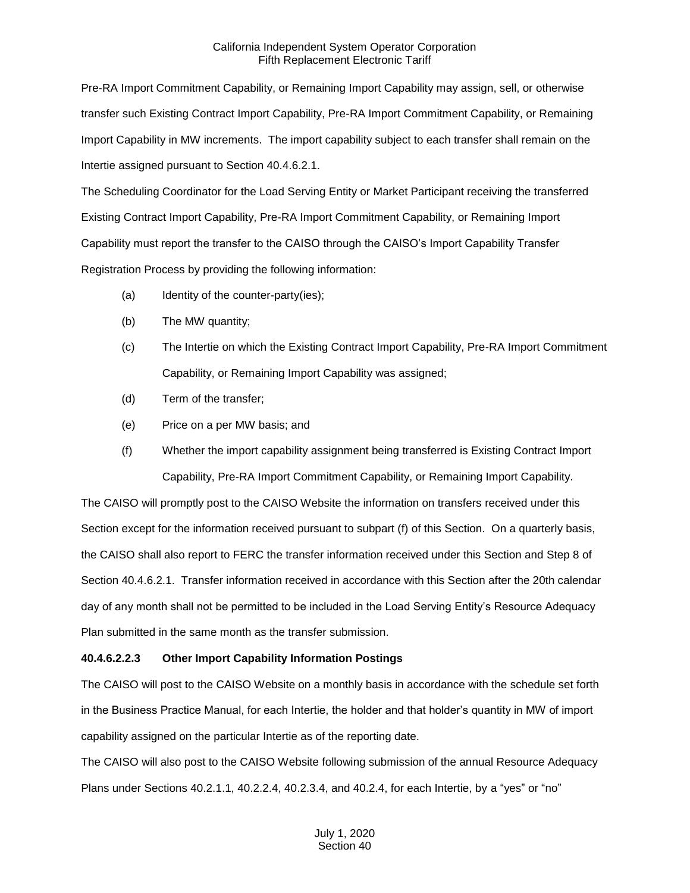Pre-RA Import Commitment Capability, or Remaining Import Capability may assign, sell, or otherwise transfer such Existing Contract Import Capability, Pre-RA Import Commitment Capability, or Remaining Import Capability in MW increments. The import capability subject to each transfer shall remain on the Intertie assigned pursuant to Section 40.4.6.2.1.

The Scheduling Coordinator for the Load Serving Entity or Market Participant receiving the transferred Existing Contract Import Capability, Pre-RA Import Commitment Capability, or Remaining Import Capability must report the transfer to the CAISO through the CAISO's Import Capability Transfer Registration Process by providing the following information:

(a) Identity of the counter-party(ies);

(b) The MW quantity;

(c) The Intertie on which the Existing Contract Import Capability, Pre-RA Import Commitment Capability, or Remaining Import Capability was assigned;

(d) Term of the transfer;

(e) Price on a per MW basis; and

(f) Whether the import capability assignment being transferred is Existing Contract Import Capability, Pre-RA Import Commitment Capability, or Remaining Import Capability.

The CAISO will promptly post to the CAISO Website the information on transfers received under this Section except for the information received pursuant to subpart (f) of this Section. On a quarterly basis, the CAISO shall also report to FERC the transfer information received under this Section and Step 8 of Section 40.4.6.2.1. Transfer information received in accordance with this Section after the 20th calendar day of any month shall not be permitted to be included in the Load Serving Entity's Resource Adequacy Plan submitted in the same month as the transfer submission.

**40.4.6.2.2.3 Other Import Capability Information Postings**

The CAISO will post to the CAISO Website on a monthly basis in accordance with the schedule set forth in the Business Practice Manual, for each Intertie, the holder and that holder's quantity in MW of import capability assigned on the particular Intertie as of the reporting date.

The CAISO will also post to the CAISO Website following submission of the annual Resource Adequacy Plans under Sections 40.2.1.1, 40.2.2.4, 40.2.3.4, and 40.2.4, for each Intertie, by a "yes" or "no"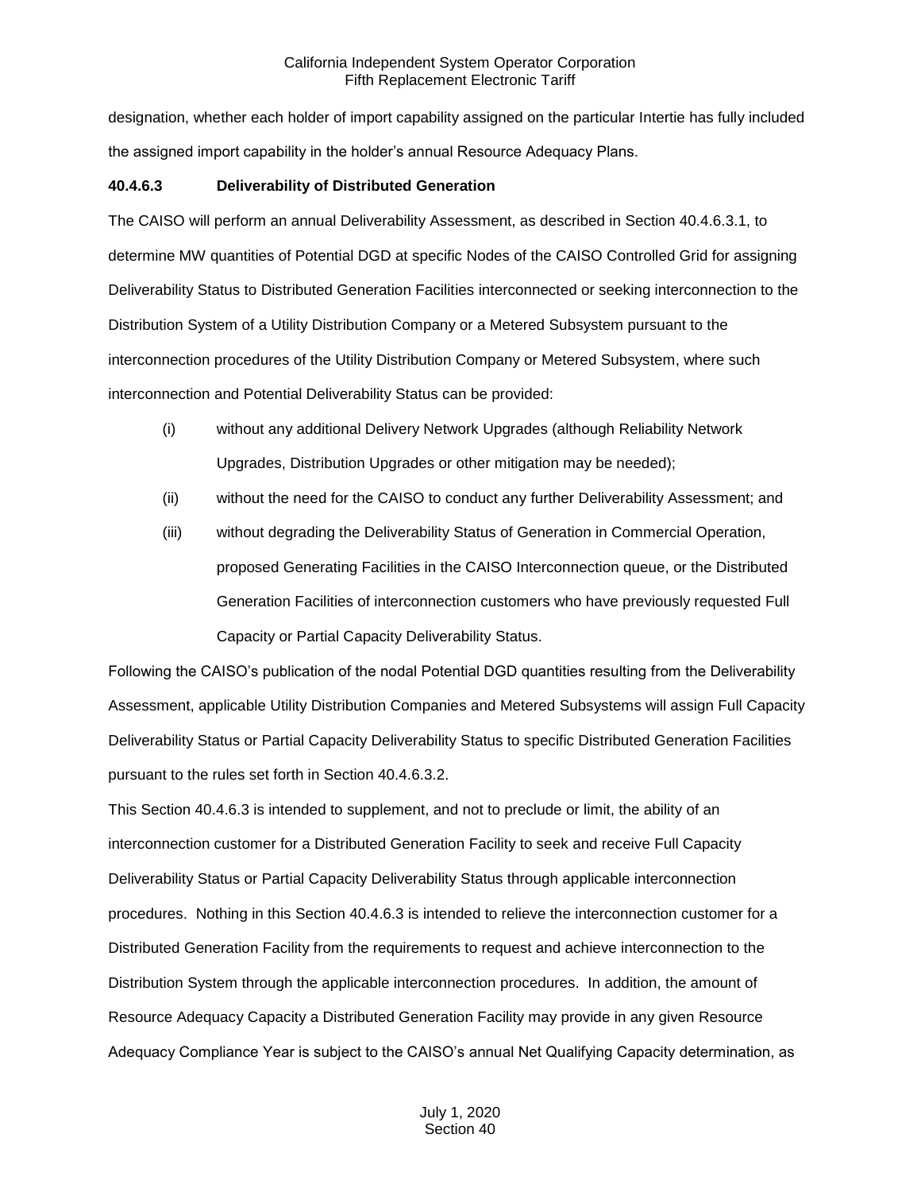designation, whether each holder of import capability assigned on the particular Intertie has fully included the assigned import capability in the holder's annual Resource Adequacy Plans.

**40.4.6.3 Deliverability of Distributed Generation**

The CAISO will perform an annual Deliverability Assessment, as described in Section 40.4.6.3.1, to determine MW quantities of Potential DGD at specific Nodes of the CAISO Controlled Grid for assigning Deliverability Status to Distributed Generation Facilities interconnected or seeking interconnection to the Distribution System of a Utility Distribution Company or a Metered Subsystem pursuant to the interconnection procedures of the Utility Distribution Company or Metered Subsystem, where such interconnection and Potential Deliverability Status can be provided:

(i) without any additional Delivery Network Upgrades (although Reliability Network Upgrades, Distribution Upgrades or other mitigation may be needed);

(ii) without the need for the CAISO to conduct any further Deliverability Assessment; and

(iii) without degrading the Deliverability Status of Generation in Commercial Operation, proposed Generating Facilities in the CAISO Interconnection queue, or the Distributed Generation Facilities of interconnection customers who have previously requested Full Capacity or Partial Capacity Deliverability Status.

Following the CAISO's publication of the nodal Potential DGD quantities resulting from the Deliverability Assessment, applicable Utility Distribution Companies and Metered Subsystems will assign Full Capacity Deliverability Status or Partial Capacity Deliverability Status to specific Distributed Generation Facilities pursuant to the rules set forth in Section 40.4.6.3.2.

This Section 40.4.6.3 is intended to supplement, and not to preclude or limit, the ability of an interconnection customer for a Distributed Generation Facility to seek and receive Full Capacity Deliverability Status or Partial Capacity Deliverability Status through applicable interconnection procedures. Nothing in this Section 40.4.6.3 is intended to relieve the interconnection customer for a Distributed Generation Facility from the requirements to request and achieve interconnection to the Distribution System through the applicable interconnection procedures. In addition, the amount of Resource Adequacy Capacity a Distributed Generation Facility may provide in any given Resource Adequacy Compliance Year is subject to the CAISO's annual Net Qualifying Capacity determination, as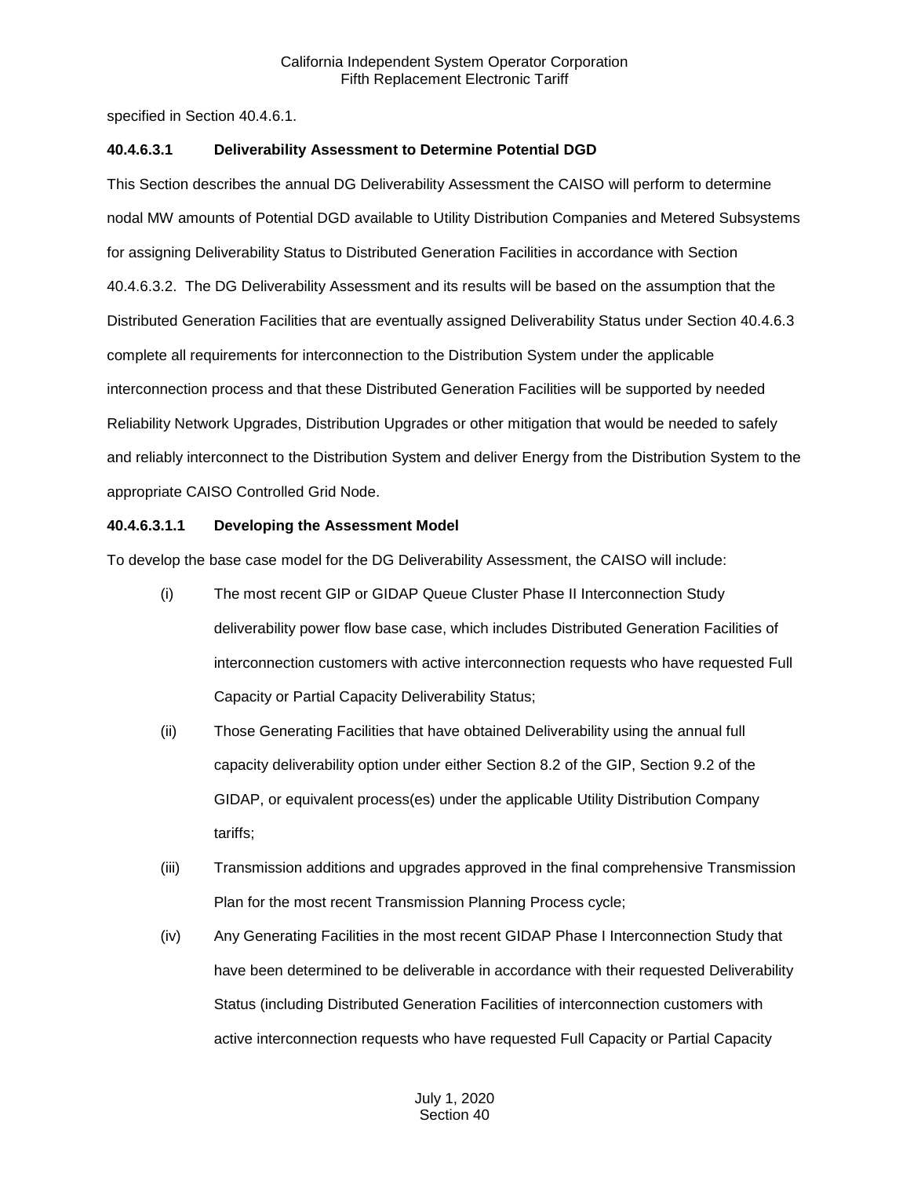specified in Section 40.4.6.1.

**40.4.6.3.1 Deliverability Assessment to Determine Potential DGD**

This Section describes the annual DG Deliverability Assessment the CAISO will perform to determine nodal MW amounts of Potential DGD available to Utility Distribution Companies and Metered Subsystems for assigning Deliverability Status to Distributed Generation Facilities in accordance with Section 40.4.6.3.2. The DG Deliverability Assessment and its results will be based on the assumption that the Distributed Generation Facilities that are eventually assigned Deliverability Status under Section 40.4.6.3 complete all requirements for interconnection to the Distribution System under the applicable interconnection process and that these Distributed Generation Facilities will be supported by needed Reliability Network Upgrades, Distribution Upgrades or other mitigation that would be needed to safely and reliably interconnect to the Distribution System and deliver Energy from the Distribution System to the appropriate CAISO Controlled Grid Node.

**40.4.6.3.1.1 Developing the Assessment Model**

To develop the base case model for the DG Deliverability Assessment, the CAISO will include:

(i) The most recent GIP or GIDAP Queue Cluster Phase II Interconnection Study deliverability power flow base case, which includes Distributed Generation Facilities of interconnection customers with active interconnection requests who have requested Full Capacity or Partial Capacity Deliverability Status;

(ii) Those Generating Facilities that have obtained Deliverability using the annual full capacity deliverability option under either Section 8.2 of the GIP, Section 9.2 of the GIDAP, or equivalent process(es) under the applicable Utility Distribution Company tariffs;

(iii) Transmission additions and upgrades approved in the final comprehensive Transmission Plan for the most recent Transmission Planning Process cycle;

(iv) Any Generating Facilities in the most recent GIDAP Phase I Interconnection Study that have been determined to be deliverable in accordance with their requested Deliverability Status (including Distributed Generation Facilities of interconnection customers with active interconnection requests who have requested Full Capacity or Partial Capacity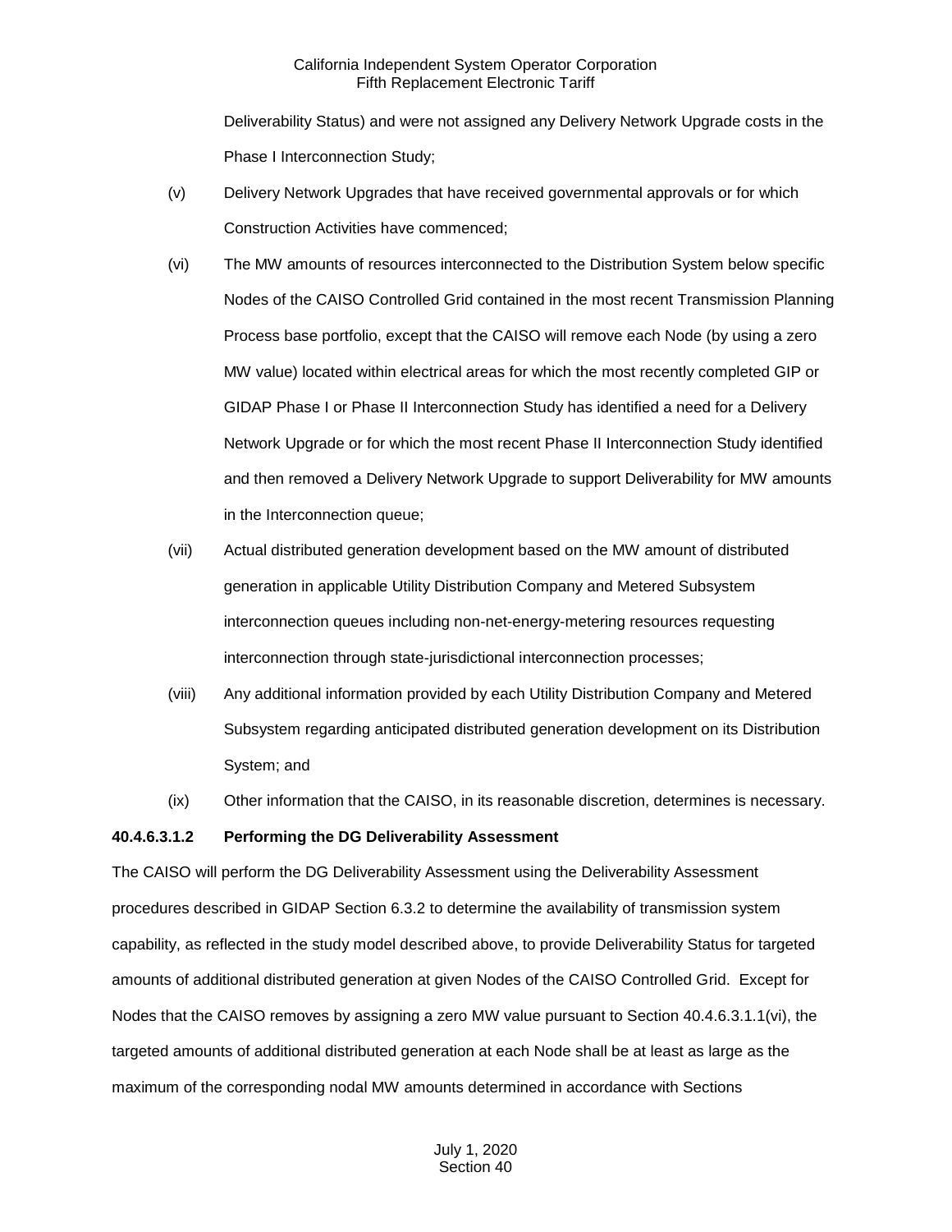Deliverability Status) and were not assigned any Delivery Network Upgrade costs in the Phase I Interconnection Study;

(v) Delivery Network Upgrades that have received governmental approvals or for which Construction Activities have commenced;

(vi) The MW amounts of resources interconnected to the Distribution System below specific Nodes of the CAISO Controlled Grid contained in the most recent Transmission Planning Process base portfolio, except that the CAISO will remove each Node (by using a zero MW value) located within electrical areas for which the most recently completed GIP or GIDAP Phase I or Phase II Interconnection Study has identified a need for a Delivery Network Upgrade or for which the most recent Phase II Interconnection Study identified and then removed a Delivery Network Upgrade to support Deliverability for MW amounts in the Interconnection queue;

(vii) Actual distributed generation development based on the MW amount of distributed generation in applicable Utility Distribution Company and Metered Subsystem interconnection queues including non-net-energy-metering resources requesting interconnection through state-jurisdictional interconnection processes;

(viii) Any additional information provided by each Utility Distribution Company and Metered Subsystem regarding anticipated distributed generation development on its Distribution System; and

(ix) Other information that the CAISO, in its reasonable discretion, determines is necessary.

**40.4.6.3.1.2 Performing the DG Deliverability Assessment**

The CAISO will perform the DG Deliverability Assessment using the Deliverability Assessment procedures described in GIDAP Section 6.3.2 to determine the availability of transmission system capability, as reflected in the study model described above, to provide Deliverability Status for targeted amounts of additional distributed generation at given Nodes of the CAISO Controlled Grid. Except for Nodes that the CAISO removes by assigning a zero MW value pursuant to Section 40.4.6.3.1.1(vi), the targeted amounts of additional distributed generation at each Node shall be at least as large as the maximum of the corresponding nodal MW amounts determined in accordance with Sections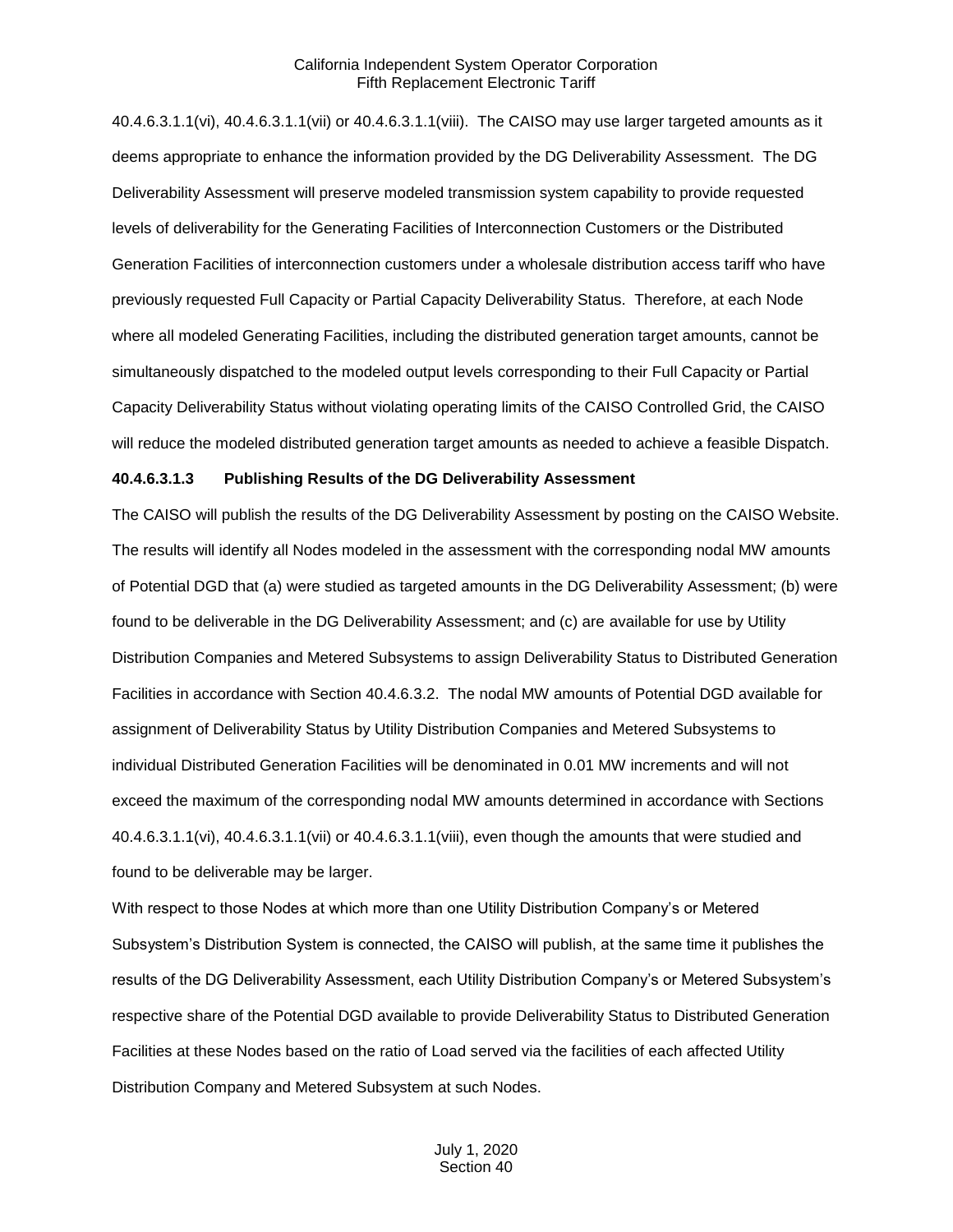40.4.6.3.1.1(vi), 40.4.6.3.1.1(vii) or 40.4.6.3.1.1(viii). The CAISO may use larger targeted amounts as it deems appropriate to enhance the information provided by the DG Deliverability Assessment. The DG Deliverability Assessment will preserve modeled transmission system capability to provide requested levels of deliverability for the Generating Facilities of Interconnection Customers or the Distributed Generation Facilities of interconnection customers under a wholesale distribution access tariff who have previously requested Full Capacity or Partial Capacity Deliverability Status. Therefore, at each Node where all modeled Generating Facilities, including the distributed generation target amounts, cannot be simultaneously dispatched to the modeled output levels corresponding to their Full Capacity or Partial Capacity Deliverability Status without violating operating limits of the CAISO Controlled Grid, the CAISO will reduce the modeled distributed generation target amounts as needed to achieve a feasible Dispatch.

**40.4.6.3.1.3 Publishing Results of the DG Deliverability Assessment**

The CAISO will publish the results of the DG Deliverability Assessment by posting on the CAISO Website. The results will identify all Nodes modeled in the assessment with the corresponding nodal MW amounts of Potential DGD that (a) were studied as targeted amounts in the DG Deliverability Assessment; (b) were found to be deliverable in the DG Deliverability Assessment; and (c) are available for use by Utility Distribution Companies and Metered Subsystems to assign Deliverability Status to Distributed Generation Facilities in accordance with Section 40.4.6.3.2. The nodal MW amounts of Potential DGD available for assignment of Deliverability Status by Utility Distribution Companies and Metered Subsystems to individual Distributed Generation Facilities will be denominated in 0.01 MW increments and will not exceed the maximum of the corresponding nodal MW amounts determined in accordance with Sections 40.4.6.3.1.1(vi), 40.4.6.3.1.1(vii) or 40.4.6.3.1.1(viii), even though the amounts that were studied and found to be deliverable may be larger.

With respect to those Nodes at which more than one Utility Distribution Company's or Metered Subsystem's Distribution System is connected, the CAISO will publish, at the same time it publishes the results of the DG Deliverability Assessment, each Utility Distribution Company's or Metered Subsystem's respective share of the Potential DGD available to provide Deliverability Status to Distributed Generation Facilities at these Nodes based on the ratio of Load served via the facilities of each affected Utility Distribution Company and Metered Subsystem at such Nodes.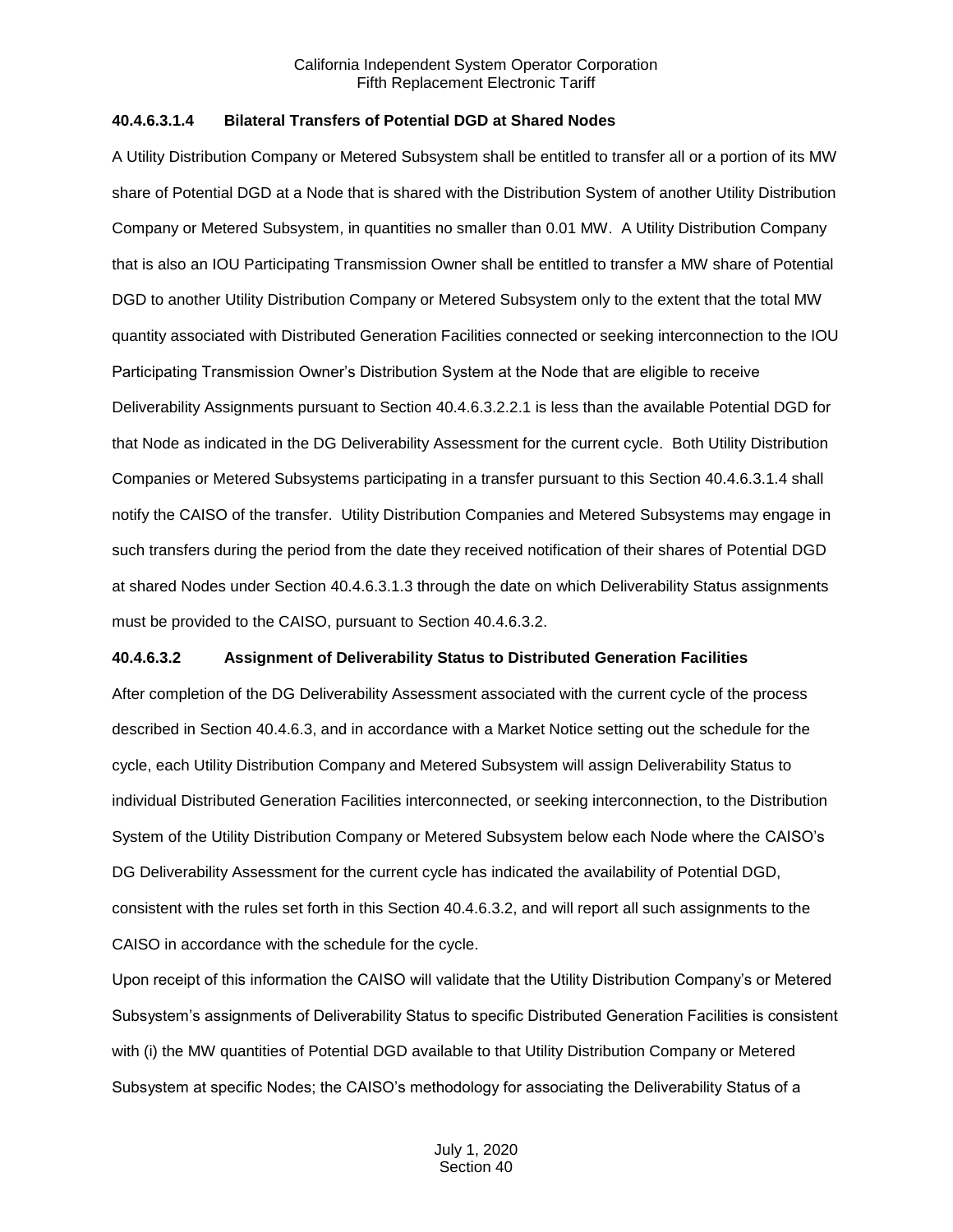**40.4.6.3.1.4 Bilateral Transfers of Potential DGD at Shared Nodes**

A Utility Distribution Company or Metered Subsystem shall be entitled to transfer all or a portion of its MW share of Potential DGD at a Node that is shared with the Distribution System of another Utility Distribution Company or Metered Subsystem, in quantities no smaller than 0.01 MW. A Utility Distribution Company that is also an IOU Participating Transmission Owner shall be entitled to transfer a MW share of Potential DGD to another Utility Distribution Company or Metered Subsystem only to the extent that the total MW quantity associated with Distributed Generation Facilities connected or seeking interconnection to the IOU Participating Transmission Owner's Distribution System at the Node that are eligible to receive Deliverability Assignments pursuant to Section 40.4.6.3.2.2.1 is less than the available Potential DGD for that Node as indicated in the DG Deliverability Assessment for the current cycle. Both Utility Distribution Companies or Metered Subsystems participating in a transfer pursuant to this Section 40.4.6.3.1.4 shall notify the CAISO of the transfer. Utility Distribution Companies and Metered Subsystems may engage in such transfers during the period from the date they received notification of their shares of Potential DGD at shared Nodes under Section 40.4.6.3.1.3 through the date on which Deliverability Status assignments must be provided to the CAISO, pursuant to Section 40.4.6.3.2.

**40.4.6.3.2 Assignment of Deliverability Status to Distributed Generation Facilities**

After completion of the DG Deliverability Assessment associated with the current cycle of the process described in Section 40.4.6.3, and in accordance with a Market Notice setting out the schedule for the cycle, each Utility Distribution Company and Metered Subsystem will assign Deliverability Status to individual Distributed Generation Facilities interconnected, or seeking interconnection, to the Distribution System of the Utility Distribution Company or Metered Subsystem below each Node where the CAISO's DG Deliverability Assessment for the current cycle has indicated the availability of Potential DGD, consistent with the rules set forth in this Section 40.4.6.3.2, and will report all such assignments to the CAISO in accordance with the schedule for the cycle.

Upon receipt of this information the CAISO will validate that the Utility Distribution Company's or Metered Subsystem's assignments of Deliverability Status to specific Distributed Generation Facilities is consistent with (i) the MW quantities of Potential DGD available to that Utility Distribution Company or Metered Subsystem at specific Nodes; the CAISO's methodology for associating the Deliverability Status of a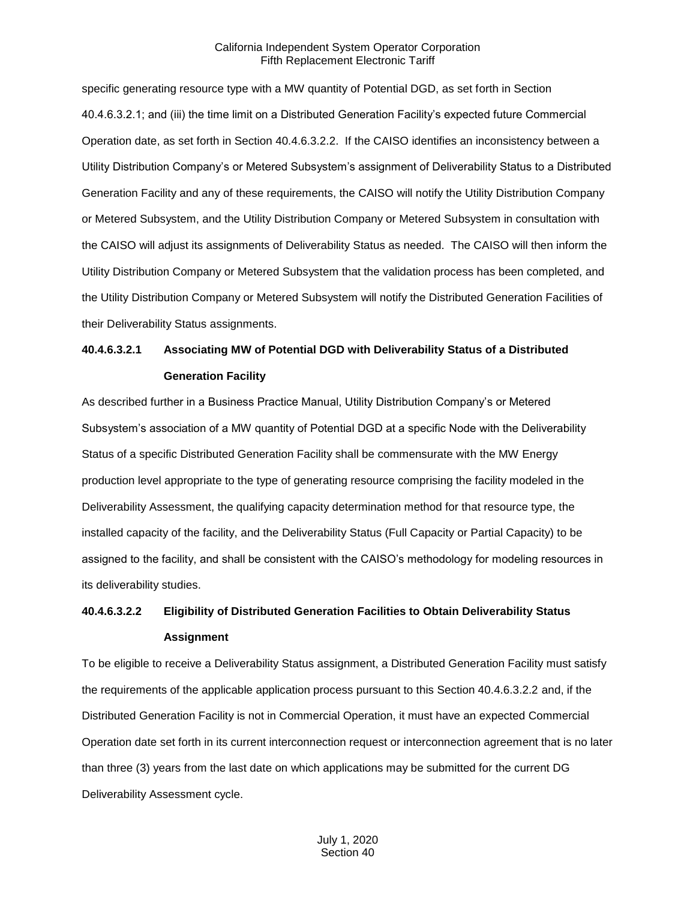specific generating resource type with a MW quantity of Potential DGD, as set forth in Section 40.4.6.3.2.1; and (iii) the time limit on a Distributed Generation Facility's expected future Commercial Operation date, as set forth in Section 40.4.6.3.2.2. If the CAISO identifies an inconsistency between a Utility Distribution Company's or Metered Subsystem's assignment of Deliverability Status to a Distributed Generation Facility and any of these requirements, the CAISO will notify the Utility Distribution Company or Metered Subsystem, and the Utility Distribution Company or Metered Subsystem in consultation with the CAISO will adjust its assignments of Deliverability Status as needed. The CAISO will then inform the Utility Distribution Company or Metered Subsystem that the validation process has been completed, and the Utility Distribution Company or Metered Subsystem will notify the Distributed Generation Facilities of their Deliverability Status assignments.

**40.4.6.3.2.1 Associating MW of Potential DGD with Deliverability Status of a Distributed Generation Facility**

As described further in a Business Practice Manual, Utility Distribution Company's or Metered Subsystem's association of a MW quantity of Potential DGD at a specific Node with the Deliverability Status of a specific Distributed Generation Facility shall be commensurate with the MW Energy production level appropriate to the type of generating resource comprising the facility modeled in the Deliverability Assessment, the qualifying capacity determination method for that resource type, the installed capacity of the facility, and the Deliverability Status (Full Capacity or Partial Capacity) to be assigned to the facility, and shall be consistent with the CAISO's methodology for modeling resources in its deliverability studies.

**40.4.6.3.2.2 Eligibility of Distributed Generation Facilities to Obtain Deliverability Status Assignment**

To be eligible to receive a Deliverability Status assignment, a Distributed Generation Facility must satisfy the requirements of the applicable application process pursuant to this Section 40.4.6.3.2.2 and, if the Distributed Generation Facility is not in Commercial Operation, it must have an expected Commercial Operation date set forth in its current interconnection request or interconnection agreement that is no later than three (3) years from the last date on which applications may be submitted for the current DG Deliverability Assessment cycle.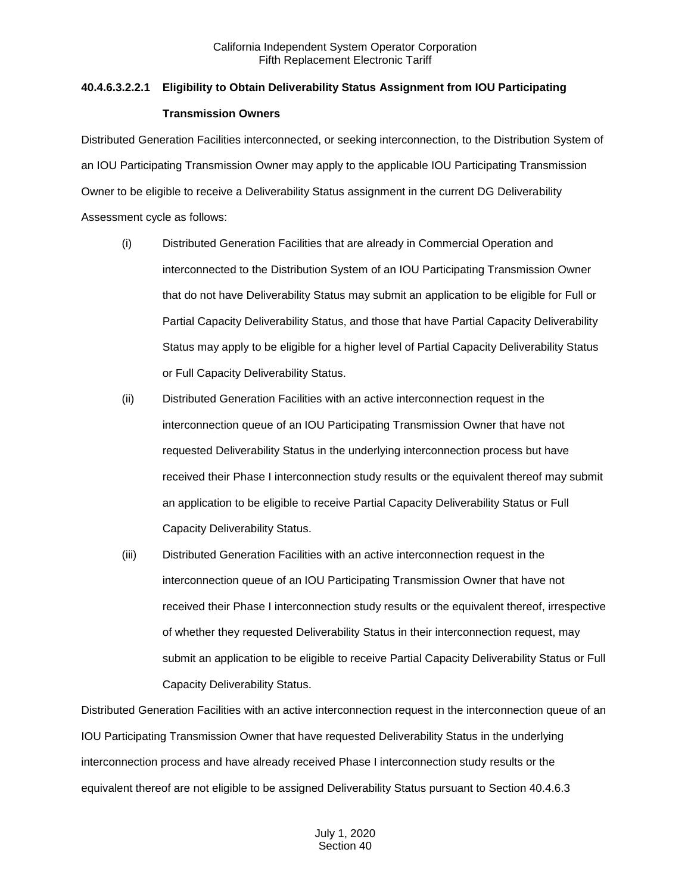#### 40.4.6.3.2.2.1 Eligibility to Obtain Deliverability Status Assignment from IOU Participating Transmission Owners

Distributed Generation Facilities interconnected, or seeking interconnection, to the Distribution System of an IOU Participating Transmission Owner may apply to the applicable IOU Participating Transmission Owner to be eligible to receive a Deliverability Status assignment in the current DG Deliverability Assessment cycle as follows:

(i) Distributed Generation Facilities that are already in Commercial Operation and interconnected to the Distribution System of an IOU Participating Transmission Owner that do not have Deliverability Status may submit an application to be eligible for Full or Partial Capacity Deliverability Status, and those that have Partial Capacity Deliverability Status may apply to be eligible for a higher level of Partial Capacity Deliverability Status or Full Capacity Deliverability Status.

(ii) Distributed Generation Facilities with an active interconnection request in the interconnection queue of an IOU Participating Transmission Owner that have not requested Deliverability Status in the underlying interconnection process but have received their Phase I interconnection study results or the equivalent thereof may submit an application to be eligible to receive Partial Capacity Deliverability Status or Full Capacity Deliverability Status.

(iii) Distributed Generation Facilities with an active interconnection request in the interconnection queue of an IOU Participating Transmission Owner that have not received their Phase I interconnection study results or the equivalent thereof, irrespective of whether they requested Deliverability Status in their interconnection request, may submit an application to be eligible to receive Partial Capacity Deliverability Status or Full Capacity Deliverability Status.

Distributed Generation Facilities with an active interconnection request in the interconnection queue of an IOU Participating Transmission Owner that have requested Deliverability Status in the underlying interconnection process and have already received Phase I interconnection study results or the equivalent thereof are not eligible to be assigned Deliverability Status pursuant to Section 40.4.6.3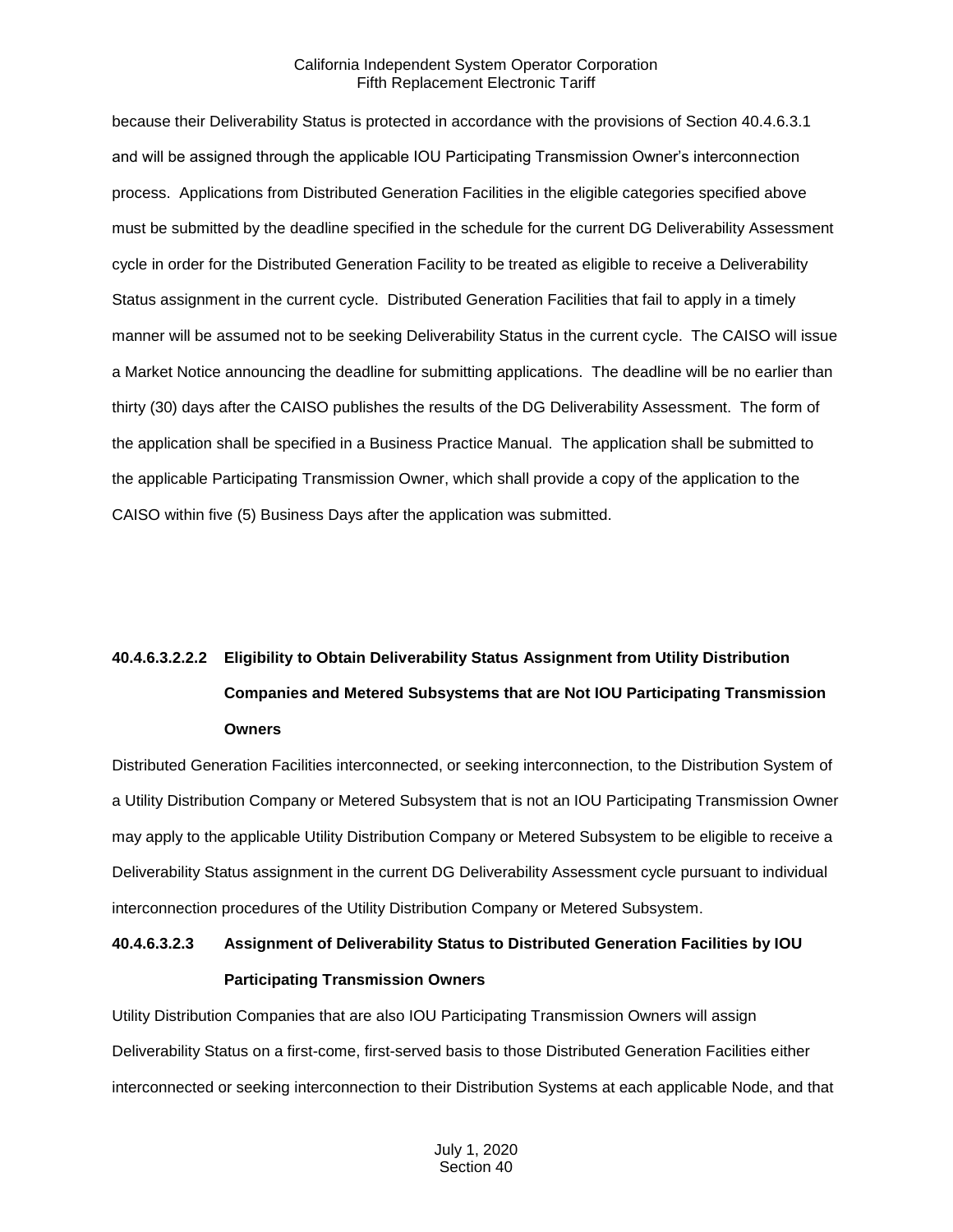because their Deliverability Status is protected in accordance with the provisions of Section 40.4.6.3.1 and will be assigned through the applicable IOU Participating Transmission Owner's interconnection process. Applications from Distributed Generation Facilities in the eligible categories specified above must be submitted by the deadline specified in the schedule for the current DG Deliverability Assessment cycle in order for the Distributed Generation Facility to be treated as eligible to receive a Deliverability Status assignment in the current cycle. Distributed Generation Facilities that fail to apply in a timely manner will be assumed not to be seeking Deliverability Status in the current cycle. The CAISO will issue a Market Notice announcing the deadline for submitting applications. The deadline will be no earlier than thirty (30) days after the CAISO publishes the results of the DG Deliverability Assessment. The form of the application shall be specified in a Business Practice Manual. The application shall be submitted to the applicable Participating Transmission Owner, which shall provide a copy of the application to the CAISO within five (5) Business Days after the application was submitted.

**40.4.6.3.2.2.2 Eligibility to Obtain Deliverability Status Assignment from Utility Distribution Companies and Metered Subsystems that are Not IOU Participating Transmission Owners**

Distributed Generation Facilities interconnected, or seeking interconnection, to the Distribution System of a Utility Distribution Company or Metered Subsystem that is not an IOU Participating Transmission Owner may apply to the applicable Utility Distribution Company or Metered Subsystem to be eligible to receive a Deliverability Status assignment in the current DG Deliverability Assessment cycle pursuant to individual interconnection procedures of the Utility Distribution Company or Metered Subsystem.

**40.4.6.3.2.3 Assignment of Deliverability Status to Distributed Generation Facilities by IOU Participating Transmission Owners**

Utility Distribution Companies that are also IOU Participating Transmission Owners will assign Deliverability Status on a first-come, first-served basis to those Distributed Generation Facilities either interconnected or seeking interconnection to their Distribution Systems at each applicable Node, and that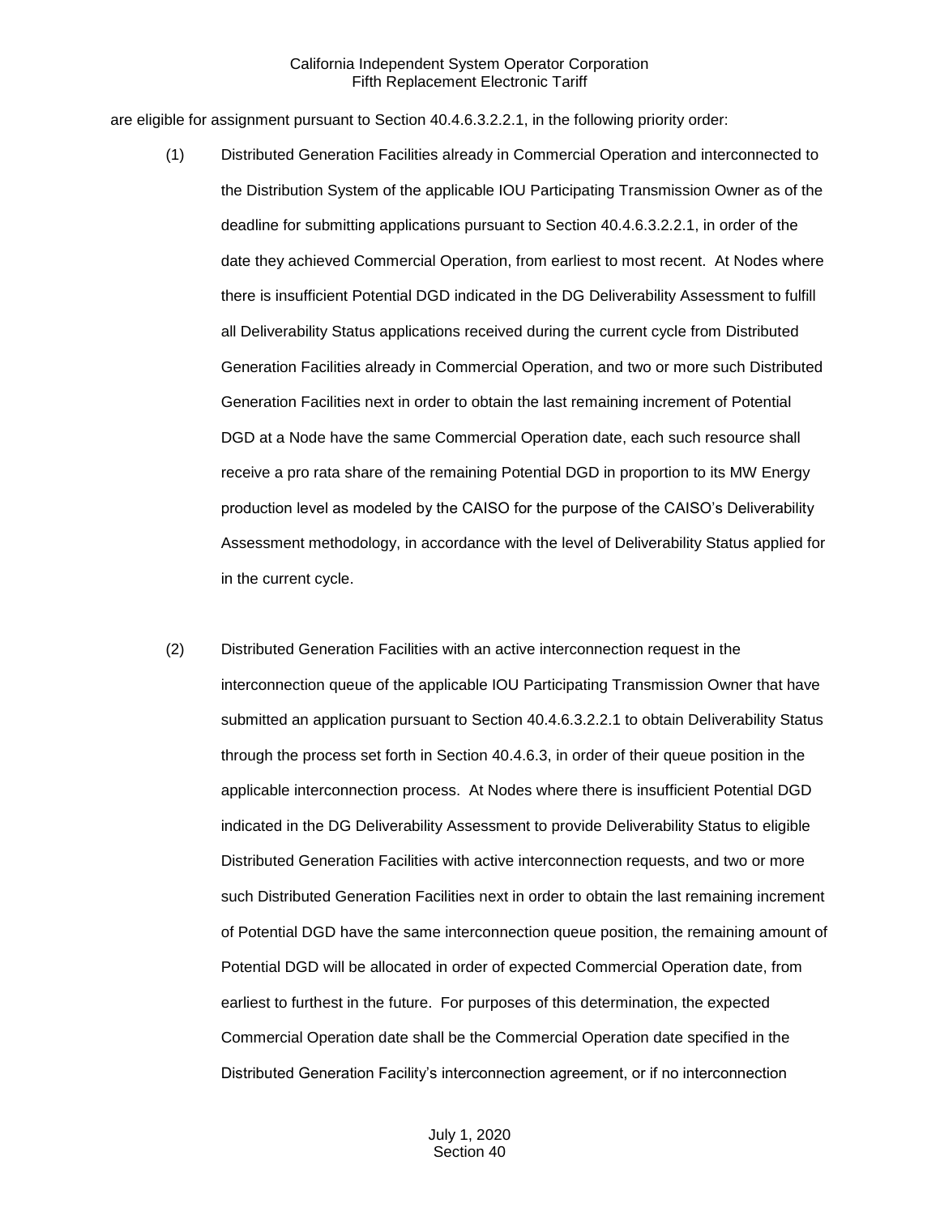are eligible for assignment pursuant to Section 40.4.6.3.2.2.1, in the following priority order:

(1) Distributed Generation Facilities already in Commercial Operation and interconnected to the Distribution System of the applicable IOU Participating Transmission Owner as of the deadline for submitting applications pursuant to Section 40.4.6.3.2.2.1, in order of the date they achieved Commercial Operation, from earliest to most recent. At Nodes where there is insufficient Potential DGD indicated in the DG Deliverability Assessment to fulfill all Deliverability Status applications received during the current cycle from Distributed Generation Facilities already in Commercial Operation, and two or more such Distributed Generation Facilities next in order to obtain the last remaining increment of Potential DGD at a Node have the same Commercial Operation date, each such resource shall receive a pro rata share of the remaining Potential DGD in proportion to its MW Energy production level as modeled by the CAISO for the purpose of the CAISO's Deliverability Assessment methodology, in accordance with the level of Deliverability Status applied for in the current cycle.

(2) Distributed Generation Facilities with an active interconnection request in the interconnection queue of the applicable IOU Participating Transmission Owner that have submitted an application pursuant to Section 40.4.6.3.2.2.1 to obtain Deliverability Status through the process set forth in Section 40.4.6.3, in order of their queue position in the applicable interconnection process. At Nodes where there is insufficient Potential DGD indicated in the DG Deliverability Assessment to provide Deliverability Status to eligible Distributed Generation Facilities with active interconnection requests, and two or more such Distributed Generation Facilities next in order to obtain the last remaining increment of Potential DGD have the same interconnection queue position, the remaining amount of Potential DGD will be allocated in order of expected Commercial Operation date, from earliest to furthest in the future. For purposes of this determination, the expected Commercial Operation date shall be the Commercial Operation date specified in the Distributed Generation Facility's interconnection agreement, or if no interconnection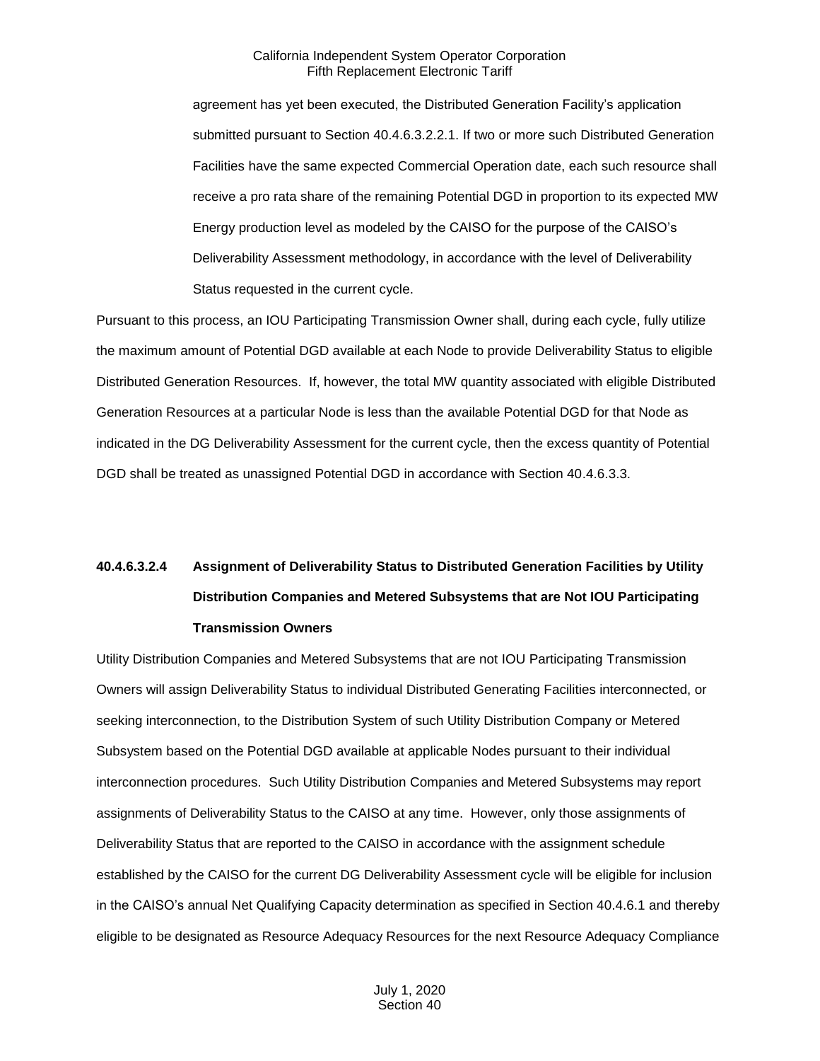agreement has yet been executed, the Distributed Generation Facility's application submitted pursuant to Section 40.4.6.3.2.2.1. If two or more such Distributed Generation Facilities have the same expected Commercial Operation date, each such resource shall receive a pro rata share of the remaining Potential DGD in proportion to its expected MW Energy production level as modeled by the CAISO for the purpose of the CAISO's Deliverability Assessment methodology, in accordance with the level of Deliverability Status requested in the current cycle.

Pursuant to this process, an IOU Participating Transmission Owner shall, during each cycle, fully utilize the maximum amount of Potential DGD available at each Node to provide Deliverability Status to eligible Distributed Generation Resources. If, however, the total MW quantity associated with eligible Distributed Generation Resources at a particular Node is less than the available Potential DGD for that Node as indicated in the DG Deliverability Assessment for the current cycle, then the excess quantity of Potential DGD shall be treated as unassigned Potential DGD in accordance with Section 40.4.6.3.3.

**40.4.6.3.2.4 Assignment of Deliverability Status to Distributed Generation Facilities by Utility Distribution Companies and Metered Subsystems that are Not IOU Participating Transmission Owners**

Utility Distribution Companies and Metered Subsystems that are not IOU Participating Transmission Owners will assign Deliverability Status to individual Distributed Generating Facilities interconnected, or seeking interconnection, to the Distribution System of such Utility Distribution Company or Metered Subsystem based on the Potential DGD available at applicable Nodes pursuant to their individual interconnection procedures. Such Utility Distribution Companies and Metered Subsystems may report assignments of Deliverability Status to the CAISO at any time. However, only those assignments of Deliverability Status that are reported to the CAISO in accordance with the assignment schedule established by the CAISO for the current DG Deliverability Assessment cycle will be eligible for inclusion in the CAISO's annual Net Qualifying Capacity determination as specified in Section 40.4.6.1 and thereby eligible to be designated as Resource Adequacy Resources for the next Resource Adequacy Compliance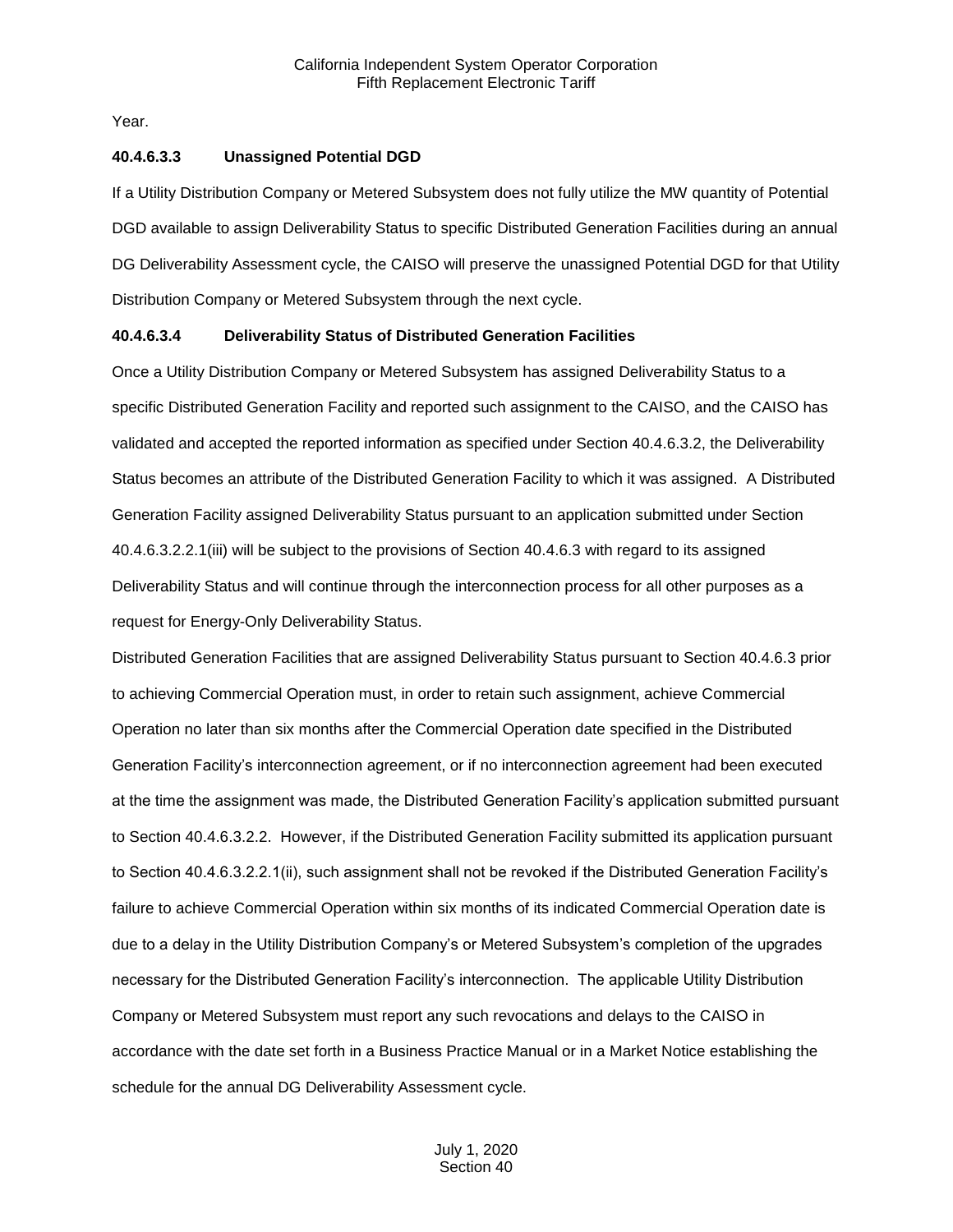Year.

**40.4.6.3.3 Unassigned Potential DGD**

If a Utility Distribution Company or Metered Subsystem does not fully utilize the MW quantity of Potential DGD available to assign Deliverability Status to specific Distributed Generation Facilities during an annual DG Deliverability Assessment cycle, the CAISO will preserve the unassigned Potential DGD for that Utility Distribution Company or Metered Subsystem through the next cycle.

**40.4.6.3.4 Deliverability Status of Distributed Generation Facilities**

Once a Utility Distribution Company or Metered Subsystem has assigned Deliverability Status to a specific Distributed Generation Facility and reported such assignment to the CAISO, and the CAISO has validated and accepted the reported information as specified under Section 40.4.6.3.2, the Deliverability Status becomes an attribute of the Distributed Generation Facility to which it was assigned. A Distributed Generation Facility assigned Deliverability Status pursuant to an application submitted under Section 40.4.6.3.2.2.1(iii) will be subject to the provisions of Section 40.4.6.3 with regard to its assigned Deliverability Status and will continue through the interconnection process for all other purposes as a request for Energy-Only Deliverability Status.

Distributed Generation Facilities that are assigned Deliverability Status pursuant to Section 40.4.6.3 prior to achieving Commercial Operation must, in order to retain such assignment, achieve Commercial Operation no later than six months after the Commercial Operation date specified in the Distributed Generation Facility's interconnection agreement, or if no interconnection agreement had been executed at the time the assignment was made, the Distributed Generation Facility's application submitted pursuant to Section 40.4.6.3.2.2. However, if the Distributed Generation Facility submitted its application pursuant to Section 40.4.6.3.2.2.1(ii), such assignment shall not be revoked if the Distributed Generation Facility's failure to achieve Commercial Operation within six months of its indicated Commercial Operation date is due to a delay in the Utility Distribution Company's or Metered Subsystem's completion of the upgrades necessary for the Distributed Generation Facility's interconnection. The applicable Utility Distribution Company or Metered Subsystem must report any such revocations and delays to the CAISO in accordance with the date set forth in a Business Practice Manual or in a Market Notice establishing the schedule for the annual DG Deliverability Assessment cycle.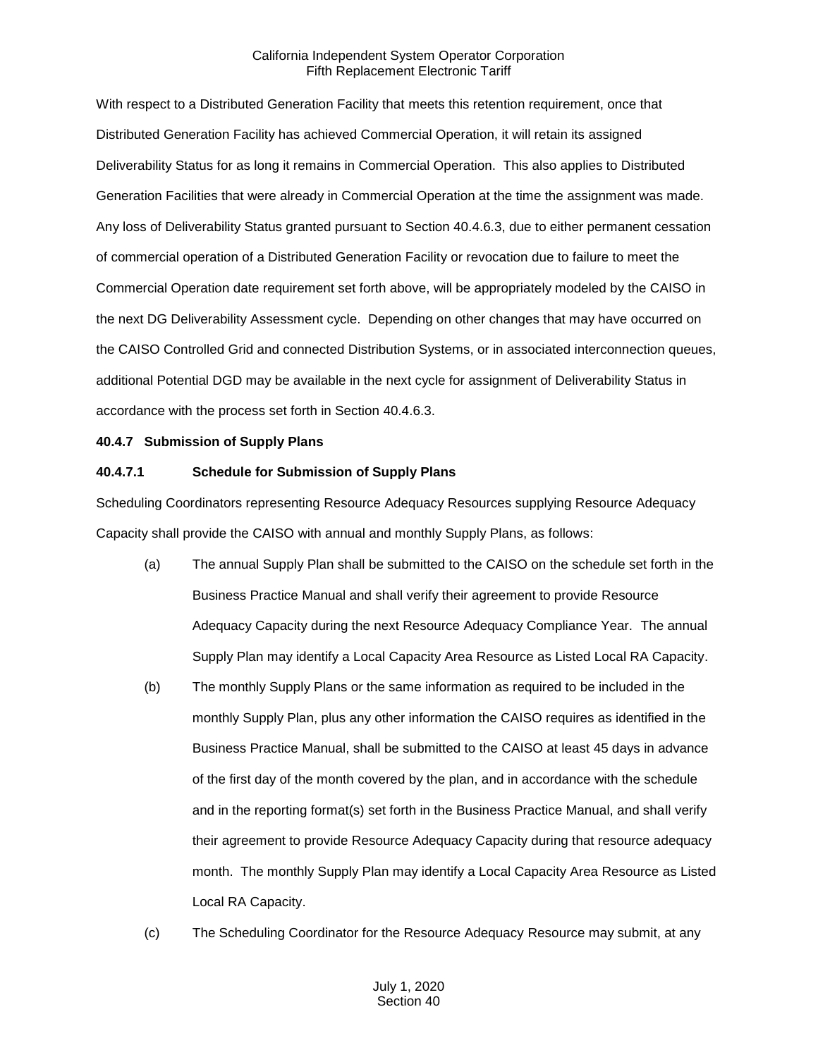With respect to a Distributed Generation Facility that meets this retention requirement, once that Distributed Generation Facility has achieved Commercial Operation, it will retain its assigned Deliverability Status for as long it remains in Commercial Operation. This also applies to Distributed Generation Facilities that were already in Commercial Operation at the time the assignment was made. Any loss of Deliverability Status granted pursuant to Section 40.4.6.3, due to either permanent cessation of commercial operation of a Distributed Generation Facility or revocation due to failure to meet the Commercial Operation date requirement set forth above, will be appropriately modeled by the CAISO in the next DG Deliverability Assessment cycle. Depending on other changes that may have occurred on the CAISO Controlled Grid and connected Distribution Systems, or in associated interconnection queues, additional Potential DGD may be available in the next cycle for assignment of Deliverability Status in accordance with the process set forth in Section 40.4.6.3.

**40.4.7 Submission of Supply Plans**

**40.4.7.1 Schedule for Submission of Supply Plans**

Scheduling Coordinators representing Resource Adequacy Resources supplying Resource Adequacy Capacity shall provide the CAISO with annual and monthly Supply Plans, as follows:

(a) The annual Supply Plan shall be submitted to the CAISO on the schedule set forth in the Business Practice Manual and shall verify their agreement to provide Resource Adequacy Capacity during the next Resource Adequacy Compliance Year. The annual Supply Plan may identify a Local Capacity Area Resource as Listed Local RA Capacity.

(b) The monthly Supply Plans or the same information as required to be included in the monthly Supply Plan, plus any other information the CAISO requires as identified in the Business Practice Manual, shall be submitted to the CAISO at least 45 days in advance of the first day of the month covered by the plan, and in accordance with the schedule and in the reporting format(s) set forth in the Business Practice Manual, and shall verify their agreement to provide Resource Adequacy Capacity during that resource adequacy month. The monthly Supply Plan may identify a Local Capacity Area Resource as Listed Local RA Capacity.

(c) The Scheduling Coordinator for the Resource Adequacy Resource may submit, at any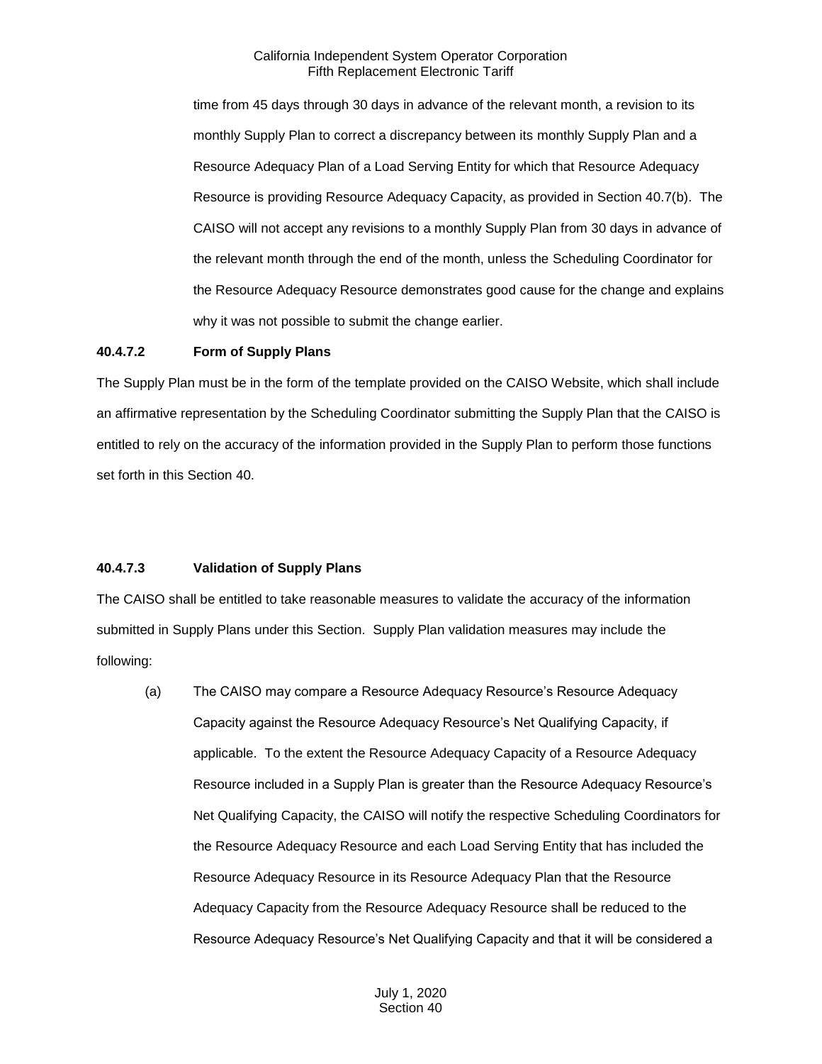time from 45 days through 30 days in advance of the relevant month, a revision to its monthly Supply Plan to correct a discrepancy between its monthly Supply Plan and a Resource Adequacy Plan of a Load Serving Entity for which that Resource Adequacy Resource is providing Resource Adequacy Capacity, as provided in Section 40.7(b). The CAISO will not accept any revisions to a monthly Supply Plan from 30 days in advance of the relevant month through the end of the month, unless the Scheduling Coordinator for the Resource Adequacy Resource demonstrates good cause for the change and explains why it was not possible to submit the change earlier.

**40.4.7.2 Form of Supply Plans**

The Supply Plan must be in the form of the template provided on the CAISO Website, which shall include an affirmative representation by the Scheduling Coordinator submitting the Supply Plan that the CAISO is entitled to rely on the accuracy of the information provided in the Supply Plan to perform those functions set forth in this Section 40.

**40.4.7.3 Validation of Supply Plans**

The CAISO shall be entitled to take reasonable measures to validate the accuracy of the information submitted in Supply Plans under this Section. Supply Plan validation measures may include the following:

(a) The CAISO may compare a Resource Adequacy Resource's Resource Adequacy Capacity against the Resource Adequacy Resource's Net Qualifying Capacity, if applicable. To the extent the Resource Adequacy Capacity of a Resource Adequacy Resource included in a Supply Plan is greater than the Resource Adequacy Resource's Net Qualifying Capacity, the CAISO will notify the respective Scheduling Coordinators for the Resource Adequacy Resource and each Load Serving Entity that has included the Resource Adequacy Resource in its Resource Adequacy Plan that the Resource Adequacy Capacity from the Resource Adequacy Resource shall be reduced to the Resource Adequacy Resource's Net Qualifying Capacity and that it will be considered a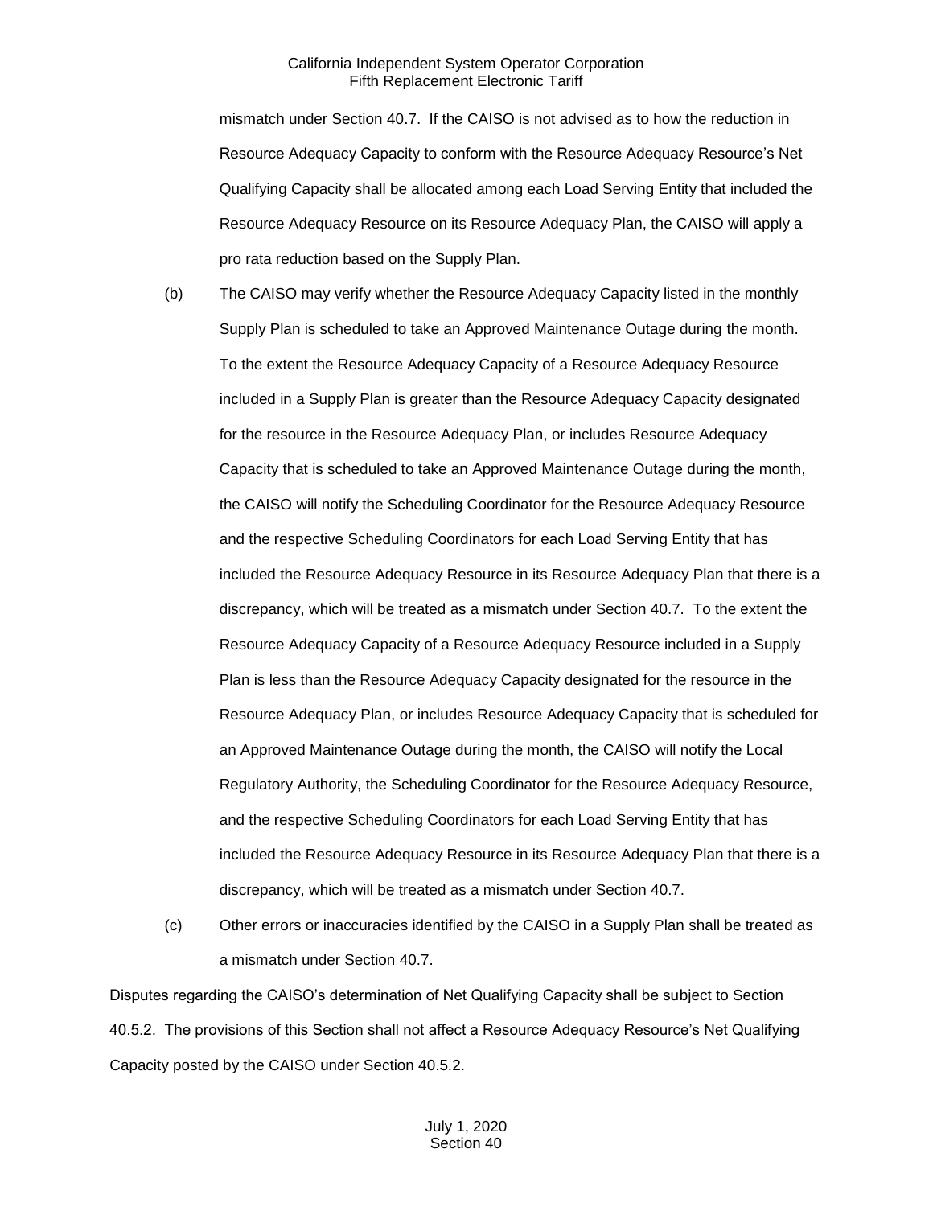mismatch under Section 40.7. If the CAISO is not advised as to how the reduction in Resource Adequacy Capacity to conform with the Resource Adequacy Resource's Net Qualifying Capacity shall be allocated among each Load Serving Entity that included the Resource Adequacy Resource on its Resource Adequacy Plan, the CAISO will apply a pro rata reduction based on the Supply Plan.

(b) The CAISO may verify whether the Resource Adequacy Capacity listed in the monthly Supply Plan is scheduled to take an Approved Maintenance Outage during the month. To the extent the Resource Adequacy Capacity of a Resource Adequacy Resource included in a Supply Plan is greater than the Resource Adequacy Capacity designated for the resource in the Resource Adequacy Plan, or includes Resource Adequacy Capacity that is scheduled to take an Approved Maintenance Outage during the month, the CAISO will notify the Scheduling Coordinator for the Resource Adequacy Resource and the respective Scheduling Coordinators for each Load Serving Entity that has included the Resource Adequacy Resource in its Resource Adequacy Plan that there is a discrepancy, which will be treated as a mismatch under Section 40.7. To the extent the Resource Adequacy Capacity of a Resource Adequacy Resource included in a Supply Plan is less than the Resource Adequacy Capacity designated for the resource in the Resource Adequacy Plan, or includes Resource Adequacy Capacity that is scheduled for an Approved Maintenance Outage during the month, the CAISO will notify the Local Regulatory Authority, the Scheduling Coordinator for the Resource Adequacy Resource, and the respective Scheduling Coordinators for each Load Serving Entity that has included the Resource Adequacy Resource in its Resource Adequacy Plan that there is a discrepancy, which will be treated as a mismatch under Section 40.7.

(c) Other errors or inaccuracies identified by the CAISO in a Supply Plan shall be treated as a mismatch under Section 40.7.

Disputes regarding the CAISO's determination of Net Qualifying Capacity shall be subject to Section 40.5.2. The provisions of this Section shall not affect a Resource Adequacy Resource's Net Qualifying Capacity posted by the CAISO under Section 40.5.2.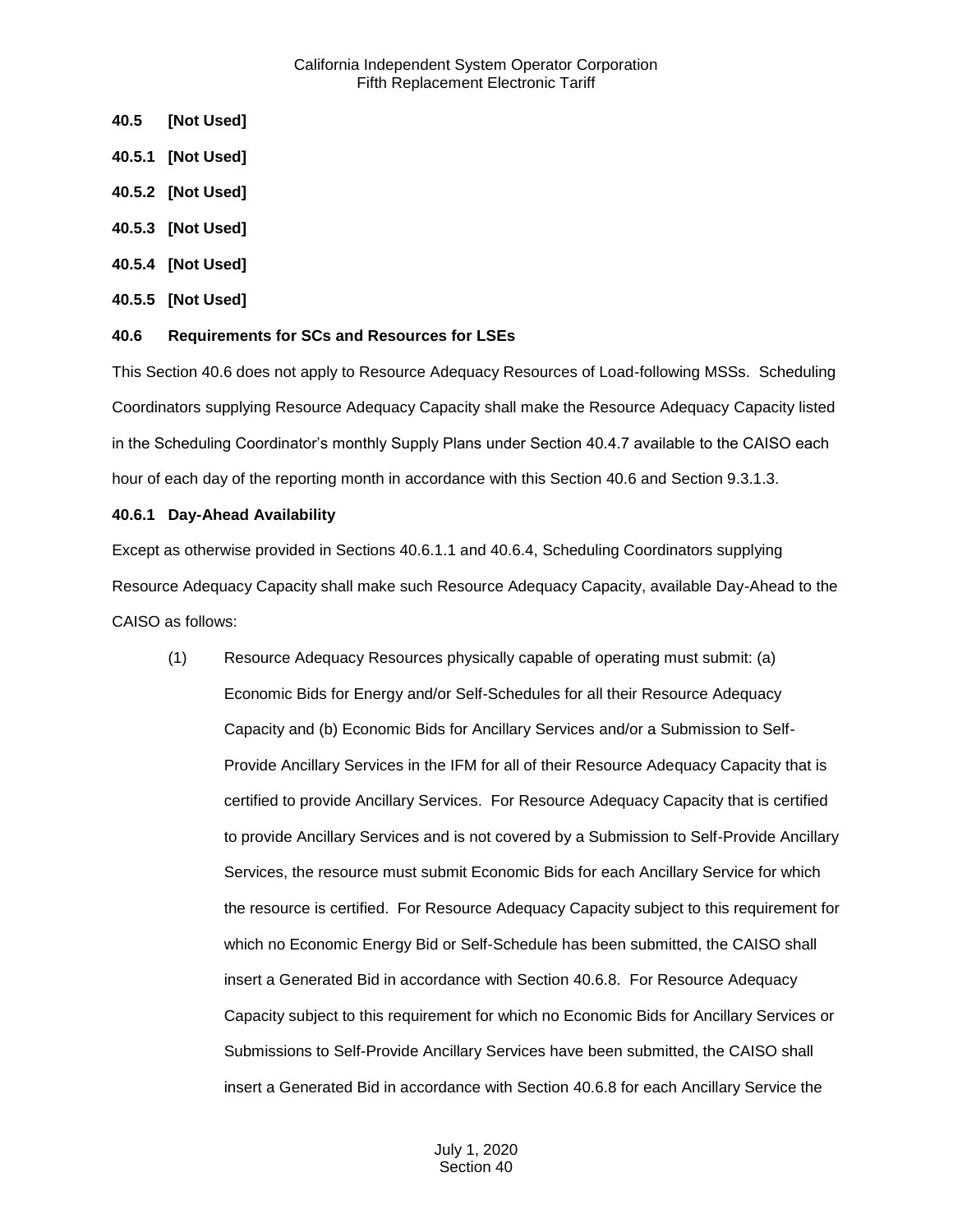**40.5 [Not Used]**

**40.5.1 [Not Used]**

**40.5.2 [Not Used]**

**40.5.3 [Not Used]**

**40.5.4 [Not Used]**

**40.5.5 [Not Used]**

**40.6 Requirements for SCs and Resources for LSEs**

This Section 40.6 does not apply to Resource Adequacy Resources of Load-following MSSs. Scheduling Coordinators supplying Resource Adequacy Capacity shall make the Resource Adequacy Capacity listed in the Scheduling Coordinator's monthly Supply Plans under Section 40.4.7 available to the CAISO each hour of each day of the reporting month in accordance with this Section 40.6 and Section 9.3.1.3.

**40.6.1 Day-Ahead Availability**

Except as otherwise provided in Sections 40.6.1.1 and 40.6.4, Scheduling Coordinators supplying Resource Adequacy Capacity shall make such Resource Adequacy Capacity, available Day-Ahead to the CAISO as follows:

(1) Resource Adequacy Resources physically capable of operating must submit: (a) Economic Bids for Energy and/or Self-Schedules for all their Resource Adequacy Capacity and (b) Economic Bids for Ancillary Services and/or a Submission to Self-Provide Ancillary Services in the IFM for all of their Resource Adequacy Capacity that is certified to provide Ancillary Services. For Resource Adequacy Capacity that is certified to provide Ancillary Services and is not covered by a Submission to Self-Provide Ancillary Services, the resource must submit Economic Bids for each Ancillary Service for which the resource is certified. For Resource Adequacy Capacity subject to this requirement for which no Economic Energy Bid or Self-Schedule has been submitted, the CAISO shall insert a Generated Bid in accordance with Section 40.6.8. For Resource Adequacy Capacity subject to this requirement for which no Economic Bids for Ancillary Services or Submissions to Self-Provide Ancillary Services have been submitted, the CAISO shall insert a Generated Bid in accordance with Section 40.6.8 for each Ancillary Service the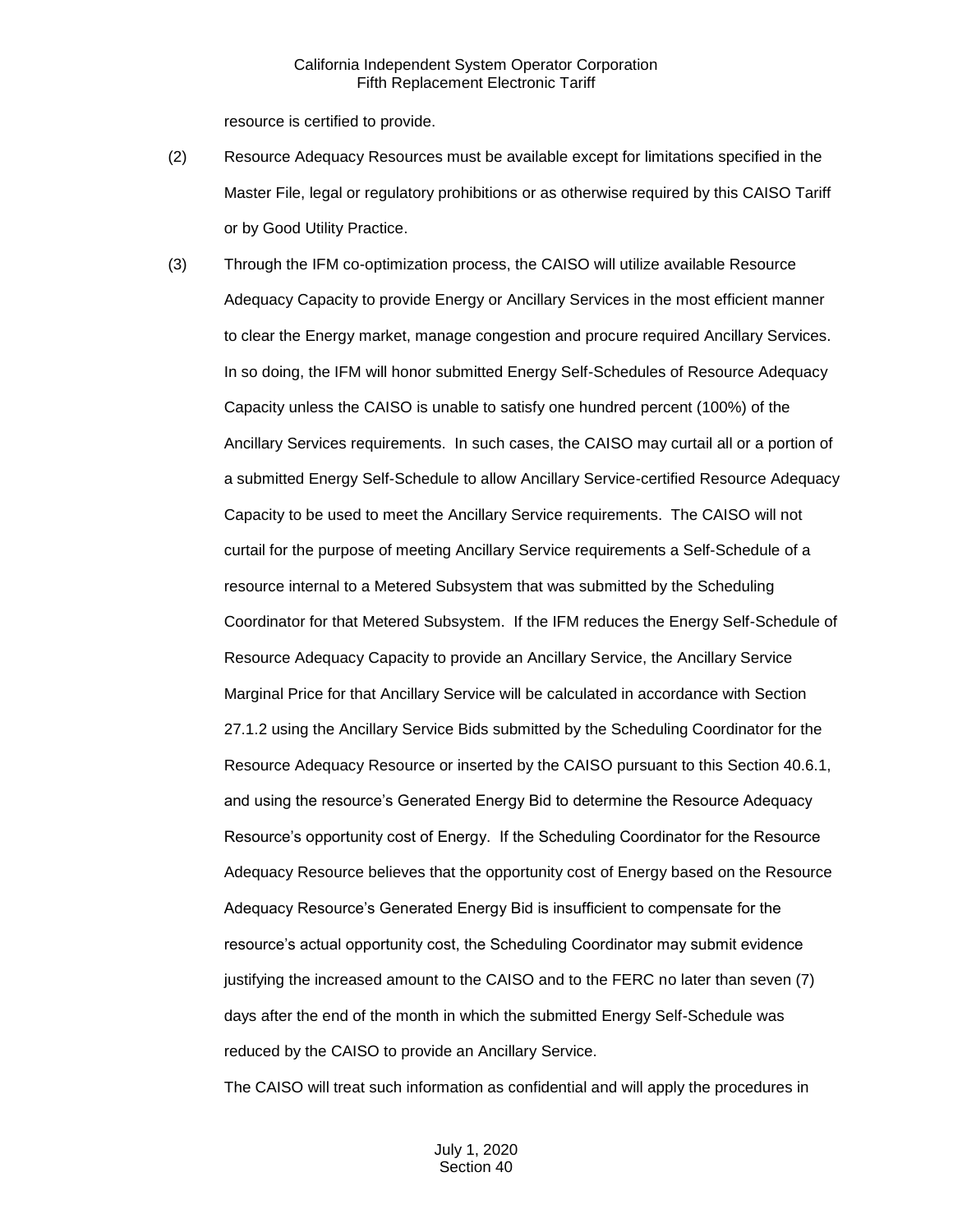resource is certified to provide.

(2) Resource Adequacy Resources must be available except for limitations specified in the Master File, legal or regulatory prohibitions or as otherwise required by this CAISO Tariff or by Good Utility Practice.

(3) Through the IFM co-optimization process, the CAISO will utilize available Resource Adequacy Capacity to provide Energy or Ancillary Services in the most efficient manner to clear the Energy market, manage congestion and procure required Ancillary Services. In so doing, the IFM will honor submitted Energy Self-Schedules of Resource Adequacy Capacity unless the CAISO is unable to satisfy one hundred percent (100%) of the Ancillary Services requirements. In such cases, the CAISO may curtail all or a portion of a submitted Energy Self-Schedule to allow Ancillary Service-certified Resource Adequacy Capacity to be used to meet the Ancillary Service requirements. The CAISO will not curtail for the purpose of meeting Ancillary Service requirements a Self-Schedule of a resource internal to a Metered Subsystem that was submitted by the Scheduling Coordinator for that Metered Subsystem. If the IFM reduces the Energy Self-Schedule of Resource Adequacy Capacity to provide an Ancillary Service, the Ancillary Service Marginal Price for that Ancillary Service will be calculated in accordance with Section 27.1.2 using the Ancillary Service Bids submitted by the Scheduling Coordinator for the Resource Adequacy Resource or inserted by the CAISO pursuant to this Section 40.6.1, and using the resource's Generated Energy Bid to determine the Resource Adequacy Resource's opportunity cost of Energy. If the Scheduling Coordinator for the Resource Adequacy Resource believes that the opportunity cost of Energy based on the Resource Adequacy Resource's Generated Energy Bid is insufficient to compensate for the resource's actual opportunity cost, the Scheduling Coordinator may submit evidence justifying the increased amount to the CAISO and to the FERC no later than seven (7) days after the end of the month in which the submitted Energy Self-Schedule was reduced by the CAISO to provide an Ancillary Service.

The CAISO will treat such information as confidential and will apply the procedures in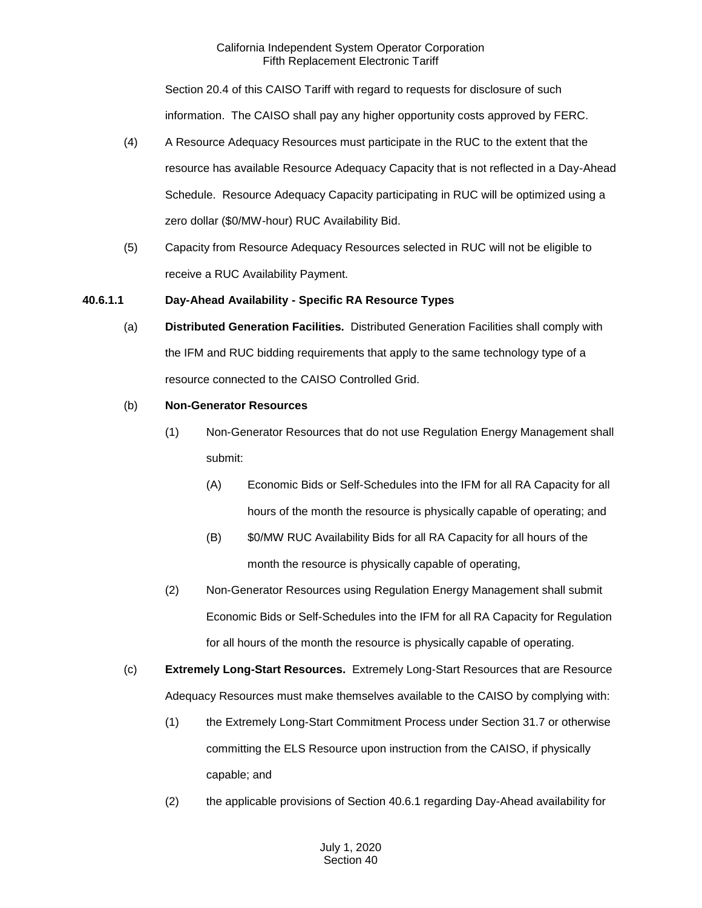Section 20.4 of this CAISO Tariff with regard to requests for disclosure of such information. The CAISO shall pay any higher opportunity costs approved by FERC.

(4) A Resource Adequacy Resources must participate in the RUC to the extent that the resource has available Resource Adequacy Capacity that is not reflected in a Day-Ahead Schedule. Resource Adequacy Capacity participating in RUC will be optimized using a zero dollar ($0/MW-hour) RUC Availability Bid.

(5) Capacity from Resource Adequacy Resources selected in RUC will not be eligible to receive a RUC Availability Payment.

**40.6.1.1 Day-Ahead Availability - Specific RA Resource Types**

(a) **Distributed Generation Facilities.** Distributed Generation Facilities shall comply with the IFM and RUC bidding requirements that apply to the same technology type of a resource connected to the CAISO Controlled Grid.

(b) **Non-Generator Resources**

(1) Non-Generator Resources that do not use Regulation Energy Management shall submit:

(A) Economic Bids or Self-Schedules into the IFM for all RA Capacity for all hours of the month the resource is physically capable of operating; and

(B) $0/MW RUC Availability Bids for all RA Capacity for all hours of the month the resource is physically capable of operating,

(2) Non-Generator Resources using Regulation Energy Management shall submit Economic Bids or Self-Schedules into the IFM for all RA Capacity for Regulation for all hours of the month the resource is physically capable of operating.

(c) **Extremely Long-Start Resources.** Extremely Long-Start Resources that are Resource Adequacy Resources must make themselves available to the CAISO by complying with:

(1) the Extremely Long-Start Commitment Process under Section 31.7 or otherwise committing the ELS Resource upon instruction from the CAISO, if physically capable; and

(2) the applicable provisions of Section 40.6.1 regarding Day-Ahead availability for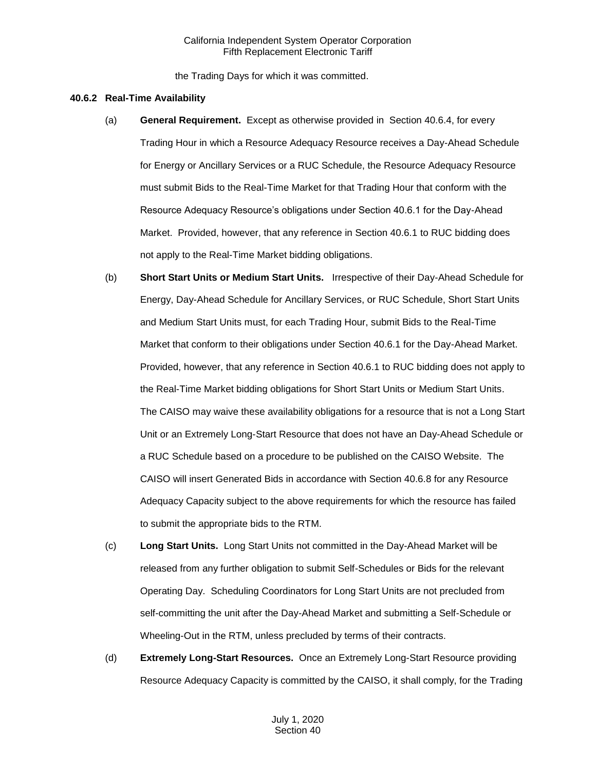the Trading Days for which it was committed.

### 40.6.2 Real-Time Availability

(a) **General Requirement.** Except as otherwise provided in Section 40.6.4, for every Trading Hour in which a Resource Adequacy Resource receives a Day-Ahead Schedule for Energy or Ancillary Services or a RUC Schedule, the Resource Adequacy Resource must submit Bids to the Real-Time Market for that Trading Hour that conform with the Resource Adequacy Resource's obligations under Section 40.6.1 for the Day-Ahead Market. Provided, however, that any reference in Section 40.6.1 to RUC bidding does not apply to the Real-Time Market bidding obligations.

(b) **Short Start Units or Medium Start Units.** Irrespective of their Day-Ahead Schedule for Energy, Day-Ahead Schedule for Ancillary Services, or RUC Schedule, Short Start Units and Medium Start Units must, for each Trading Hour, submit Bids to the Real-Time Market that conform to their obligations under Section 40.6.1 for the Day-Ahead Market. Provided, however, that any reference in Section 40.6.1 to RUC bidding does not apply to the Real-Time Market bidding obligations for Short Start Units or Medium Start Units. The CAISO may waive these availability obligations for a resource that is not a Long Start Unit or an Extremely Long-Start Resource that does not have an Day-Ahead Schedule or a RUC Schedule based on a procedure to be published on the CAISO Website. The CAISO will insert Generated Bids in accordance with Section 40.6.8 for any Resource Adequacy Capacity subject to the above requirements for which the resource has failed to submit the appropriate bids to the RTM.

(c) **Long Start Units.** Long Start Units not committed in the Day-Ahead Market will be released from any further obligation to submit Self-Schedules or Bids for the relevant Operating Day. Scheduling Coordinators for Long Start Units are not precluded from self-committing the unit after the Day-Ahead Market and submitting a Self-Schedule or Wheeling-Out in the RTM, unless precluded by terms of their contracts.

(d) **Extremely Long-Start Resources.** Once an Extremely Long-Start Resource providing Resource Adequacy Capacity is committed by the CAISO, it shall comply, for the Trading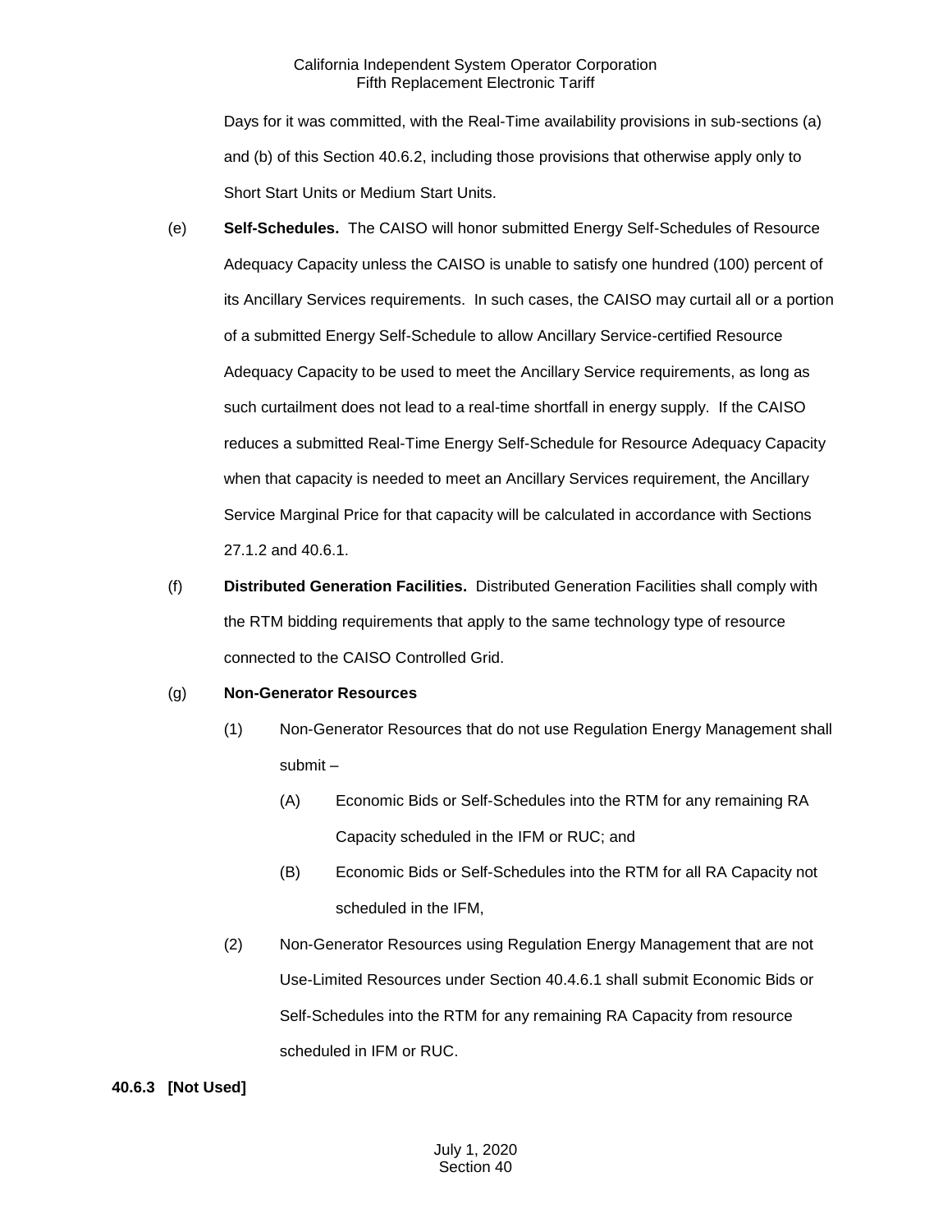Days for it was committed, with the Real-Time availability provisions in sub-sections (a) and (b) of this Section 40.6.2, including those provisions that otherwise apply only to Short Start Units or Medium Start Units.

(e) **Self-Schedules.** The CAISO will honor submitted Energy Self-Schedules of Resource Adequacy Capacity unless the CAISO is unable to satisfy one hundred (100) percent of its Ancillary Services requirements. In such cases, the CAISO may curtail all or a portion of a submitted Energy Self-Schedule to allow Ancillary Service-certified Resource Adequacy Capacity to be used to meet the Ancillary Service requirements, as long as such curtailment does not lead to a real-time shortfall in energy supply. If the CAISO reduces a submitted Real-Time Energy Self-Schedule for Resource Adequacy Capacity when that capacity is needed to meet an Ancillary Services requirement, the Ancillary Service Marginal Price for that capacity will be calculated in accordance with Sections 27.1.2 and 40.6.1.

(f) **Distributed Generation Facilities.** Distributed Generation Facilities shall comply with the RTM bidding requirements that apply to the same technology type of resource connected to the CAISO Controlled Grid.

(g) **Non-Generator Resources**

(1) Non-Generator Resources that do not use Regulation Energy Management shall submit –

(A) Economic Bids or Self-Schedules into the RTM for any remaining RA Capacity scheduled in the IFM or RUC; and

(B) Economic Bids or Self-Schedules into the RTM for all RA Capacity not scheduled in the IFM,

(2) Non-Generator Resources using Regulation Energy Management that are not Use-Limited Resources under Section 40.4.6.1 shall submit Economic Bids or Self-Schedules into the RTM for any remaining RA Capacity from resource scheduled in IFM or RUC.

**40.6.3 [Not Used]**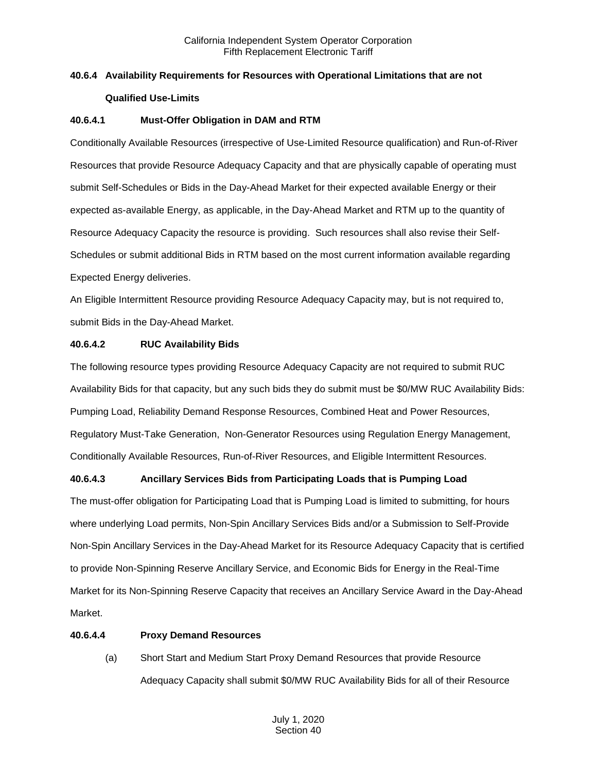### 40.6.4 Availability Requirements for Resources with Operational Limitations that are not Qualified Use-Limits

#### 40.6.4.1 Must-Offer Obligation in DAM and RTM

Conditionally Available Resources (irrespective of Use-Limited Resource qualification) and Run-of-River Resources that provide Resource Adequacy Capacity and that are physically capable of operating must submit Self-Schedules or Bids in the Day-Ahead Market for their expected available Energy or their expected as-available Energy, as applicable, in the Day-Ahead Market and RTM up to the quantity of Resource Adequacy Capacity the resource is providing. Such resources shall also revise their Self-Schedules or submit additional Bids in RTM based on the most current information available regarding Expected Energy deliveries.

An Eligible Intermittent Resource providing Resource Adequacy Capacity may, but is not required to, submit Bids in the Day-Ahead Market.

#### 40.6.4.2 RUC Availability Bids

The following resource types providing Resource Adequacy Capacity are not required to submit RUC Availability Bids for that capacity, but any such bids they do submit must be $0/MW RUC Availability Bids: Pumping Load, Reliability Demand Response Resources, Combined Heat and Power Resources, Regulatory Must-Take Generation, Non-Generator Resources using Regulation Energy Management, Conditionally Available Resources, Run-of-River Resources, and Eligible Intermittent Resources.

#### 40.6.4.3 Ancillary Services Bids from Participating Loads that is Pumping Load

The must-offer obligation for Participating Load that is Pumping Load is limited to submitting, for hours where underlying Load permits, Non-Spin Ancillary Services Bids and/or a Submission to Self-Provide Non-Spin Ancillary Services in the Day-Ahead Market for its Resource Adequacy Capacity that is certified to provide Non-Spinning Reserve Ancillary Service, and Economic Bids for Energy in the Real-Time Market for its Non-Spinning Reserve Capacity that receives an Ancillary Service Award in the Day-Ahead Market.

#### 40.6.4.4 Proxy Demand Resources

(a) Short Start and Medium Start Proxy Demand Resources that provide Resource Adequacy Capacity shall submit $0/MW RUC Availability Bids for all of their Resource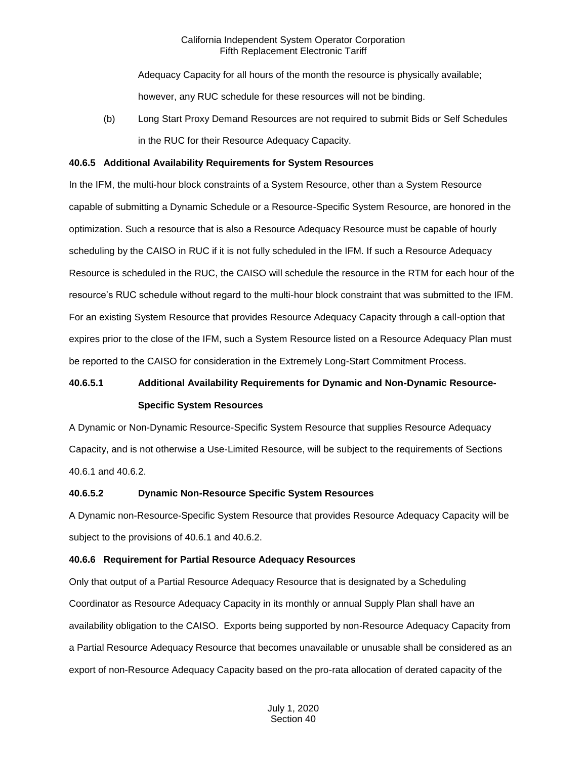Adequacy Capacity for all hours of the month the resource is physically available; however, any RUC schedule for these resources will not be binding.

(b) Long Start Proxy Demand Resources are not required to submit Bids or Self Schedules in the RUC for their Resource Adequacy Capacity.

**40.6.5 Additional Availability Requirements for System Resources**

In the IFM, the multi-hour block constraints of a System Resource, other than a System Resource capable of submitting a Dynamic Schedule or a Resource-Specific System Resource, are honored in the optimization. Such a resource that is also a Resource Adequacy Resource must be capable of hourly scheduling by the CAISO in RUC if it is not fully scheduled in the IFM. If such a Resource Adequacy Resource is scheduled in the RUC, the CAISO will schedule the resource in the RTM for each hour of the resource's RUC schedule without regard to the multi-hour block constraint that was submitted to the IFM. For an existing System Resource that provides Resource Adequacy Capacity through a call-option that expires prior to the close of the IFM, such a System Resource listed on a Resource Adequacy Plan must be reported to the CAISO for consideration in the Extremely Long-Start Commitment Process.

**40.6.5.1 Additional Availability Requirements for Dynamic and Non-Dynamic Resource-Specific System Resources**

A Dynamic or Non-Dynamic Resource-Specific System Resource that supplies Resource Adequacy Capacity, and is not otherwise a Use-Limited Resource, will be subject to the requirements of Sections 40.6.1 and 40.6.2.

**40.6.5.2 Dynamic Non-Resource Specific System Resources**

A Dynamic non-Resource-Specific System Resource that provides Resource Adequacy Capacity will be subject to the provisions of 40.6.1 and 40.6.2.

**40.6.6 Requirement for Partial Resource Adequacy Resources**

Only that output of a Partial Resource Adequacy Resource that is designated by a Scheduling Coordinator as Resource Adequacy Capacity in its monthly or annual Supply Plan shall have an availability obligation to the CAISO. Exports being supported by non-Resource Adequacy Capacity from a Partial Resource Adequacy Resource that becomes unavailable or unusable shall be considered as an export of non-Resource Adequacy Capacity based on the pro-rata allocation of derated capacity of the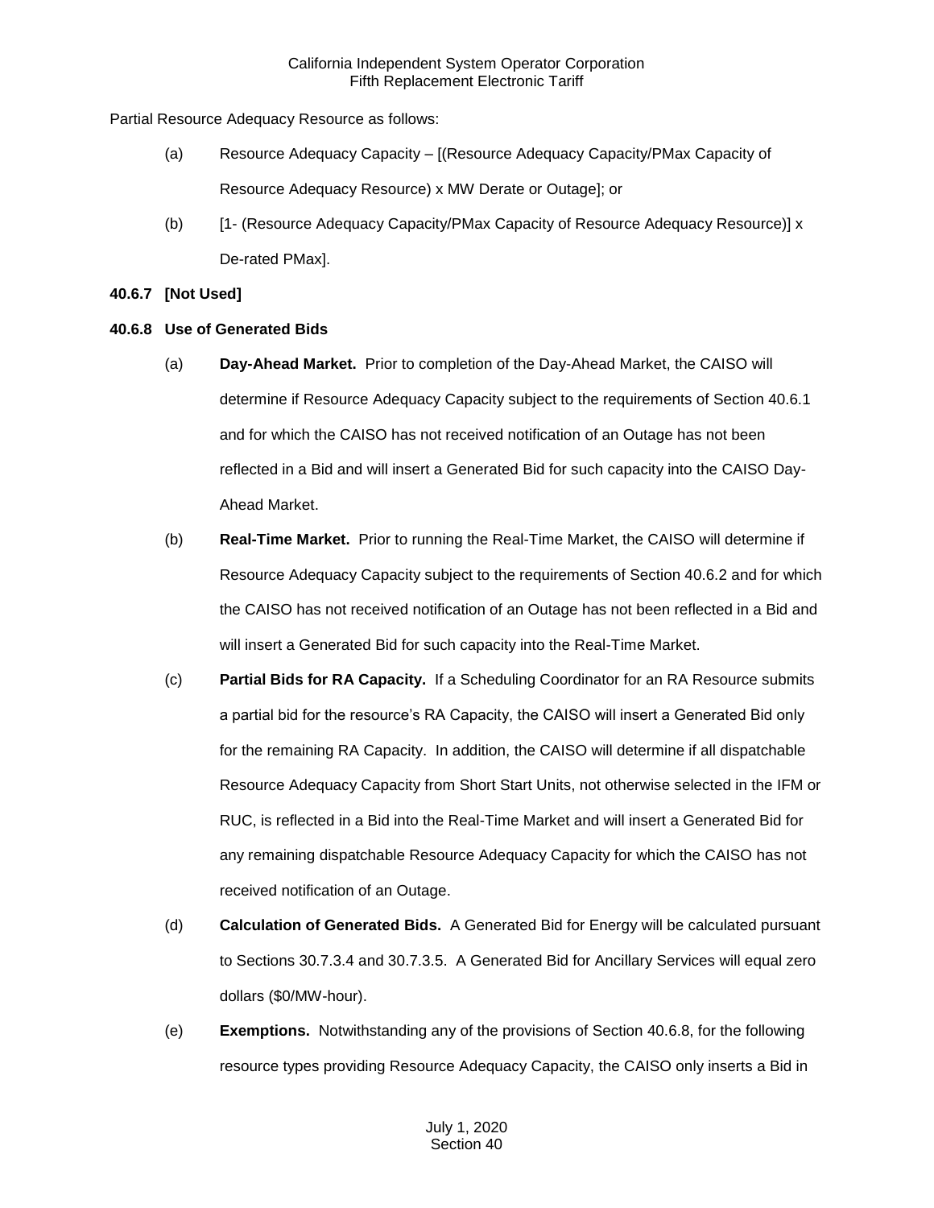Partial Resource Adequacy Resource as follows:

(a) Resource Adequacy Capacity – [(Resource Adequacy Capacity/PMax Capacity of Resource Adequacy Resource) x MW Derate or Outage]; or

(b) [1- (Resource Adequacy Capacity/PMax Capacity of Resource Adequacy Resource)] x De-rated PMax].

**40.6.7 [Not Used]**

**40.6.8 Use of Generated Bids**

(a) **Day-Ahead Market.** Prior to completion of the Day-Ahead Market, the CAISO will determine if Resource Adequacy Capacity subject to the requirements of Section 40.6.1 and for which the CAISO has not received notification of an Outage has not been reflected in a Bid and will insert a Generated Bid for such capacity into the CAISO Day-Ahead Market.

(b) **Real-Time Market.** Prior to running the Real-Time Market, the CAISO will determine if Resource Adequacy Capacity subject to the requirements of Section 40.6.2 and for which the CAISO has not received notification of an Outage has not been reflected in a Bid and will insert a Generated Bid for such capacity into the Real-Time Market.

(c) **Partial Bids for RA Capacity.** If a Scheduling Coordinator for an RA Resource submits a partial bid for the resource's RA Capacity, the CAISO will insert a Generated Bid only for the remaining RA Capacity. In addition, the CAISO will determine if all dispatchable Resource Adequacy Capacity from Short Start Units, not otherwise selected in the IFM or RUC, is reflected in a Bid into the Real-Time Market and will insert a Generated Bid for any remaining dispatchable Resource Adequacy Capacity for which the CAISO has not received notification of an Outage.

(d) **Calculation of Generated Bids.** A Generated Bid for Energy will be calculated pursuant to Sections 30.7.3.4 and 30.7.3.5. A Generated Bid for Ancillary Services will equal zero dollars ($0/MW-hour).

(e) **Exemptions.** Notwithstanding any of the provisions of Section 40.6.8, for the following resource types providing Resource Adequacy Capacity, the CAISO only inserts a Bid in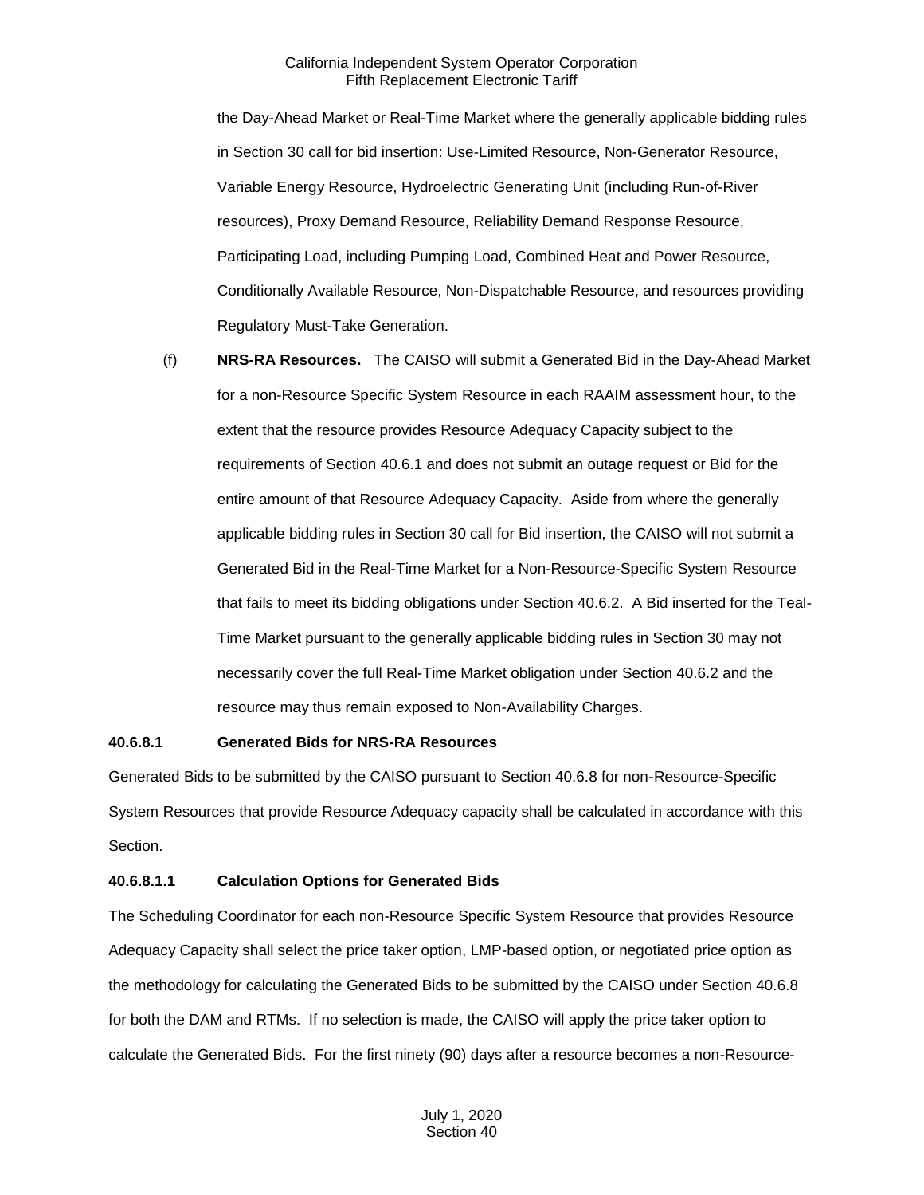the Day-Ahead Market or Real-Time Market where the generally applicable bidding rules in Section 30 call for bid insertion: Use-Limited Resource, Non-Generator Resource, Variable Energy Resource, Hydroelectric Generating Unit (including Run-of-River resources), Proxy Demand Resource, Reliability Demand Response Resource, Participating Load, including Pumping Load, Combined Heat and Power Resource, Conditionally Available Resource, Non-Dispatchable Resource, and resources providing Regulatory Must-Take Generation.

(f) **NRS-RA Resources.** The CAISO will submit a Generated Bid in the Day-Ahead Market for a non-Resource Specific System Resource in each RAAIM assessment hour, to the extent that the resource provides Resource Adequacy Capacity subject to the requirements of Section 40.6.1 and does not submit an outage request or Bid for the entire amount of that Resource Adequacy Capacity. Aside from where the generally applicable bidding rules in Section 30 call for Bid insertion, the CAISO will not submit a Generated Bid in the Real-Time Market for a Non-Resource-Specific System Resource that fails to meet its bidding obligations under Section 40.6.2. A Bid inserted for the Teal-Time Market pursuant to the generally applicable bidding rules in Section 30 may not necessarily cover the full Real-Time Market obligation under Section 40.6.2 and the resource may thus remain exposed to Non-Availability Charges.

**40.6.8.1 Generated Bids for NRS-RA Resources**

Generated Bids to be submitted by the CAISO pursuant to Section 40.6.8 for non-Resource-Specific System Resources that provide Resource Adequacy capacity shall be calculated in accordance with this Section.

**40.6.8.1.1 Calculation Options for Generated Bids**

The Scheduling Coordinator for each non-Resource Specific System Resource that provides Resource Adequacy Capacity shall select the price taker option, LMP-based option, or negotiated price option as the methodology for calculating the Generated Bids to be submitted by the CAISO under Section 40.6.8 for both the DAM and RTMs. If no selection is made, the CAISO will apply the price taker option to calculate the Generated Bids. For the first ninety (90) days after a resource becomes a non-Resource-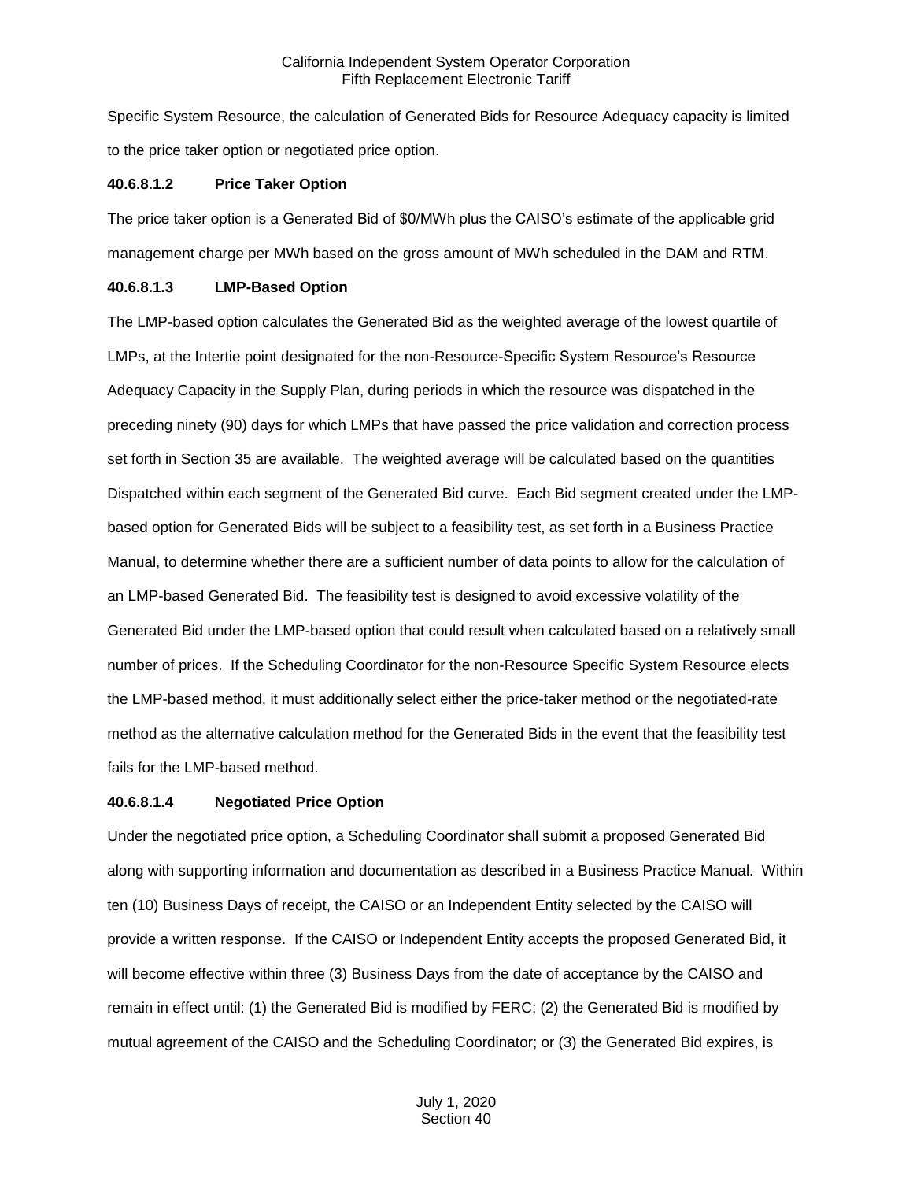Specific System Resource, the calculation of Generated Bids for Resource Adequacy capacity is limited to the price taker option or negotiated price option.

#### 40.6.8.1.2 Price Taker Option

The price taker option is a Generated Bid of $0/MWh plus the CAISO's estimate of the applicable grid management charge per MWh based on the gross amount of MWh scheduled in the DAM and RTM.

#### 40.6.8.1.3 LMP-Based Option

The LMP-based option calculates the Generated Bid as the weighted average of the lowest quartile of LMPs, at the Intertie point designated for the non-Resource-Specific System Resource's Resource Adequacy Capacity in the Supply Plan, during periods in which the resource was dispatched in the preceding ninety (90) days for which LMPs that have passed the price validation and correction process set forth in Section 35 are available. The weighted average will be calculated based on the quantities Dispatched within each segment of the Generated Bid curve. Each Bid segment created under the LMP-based option for Generated Bids will be subject to a feasibility test, as set forth in a Business Practice Manual, to determine whether there are a sufficient number of data points to allow for the calculation of an LMP-based Generated Bid. The feasibility test is designed to avoid excessive volatility of the Generated Bid under the LMP-based option that could result when calculated based on a relatively small number of prices. If the Scheduling Coordinator for the non-Resource Specific System Resource elects the LMP-based method, it must additionally select either the price-taker method or the negotiated-rate method as the alternative calculation method for the Generated Bids in the event that the feasibility test fails for the LMP-based method.

#### 40.6.8.1.4 Negotiated Price Option

Under the negotiated price option, a Scheduling Coordinator shall submit a proposed Generated Bid along with supporting information and documentation as described in a Business Practice Manual. Within ten (10) Business Days of receipt, the CAISO or an Independent Entity selected by the CAISO will provide a written response. If the CAISO or Independent Entity accepts the proposed Generated Bid, it will become effective within three (3) Business Days from the date of acceptance by the CAISO and remain in effect until: (1) the Generated Bid is modified by FERC; (2) the Generated Bid is modified by mutual agreement of the CAISO and the Scheduling Coordinator; or (3) the Generated Bid expires, is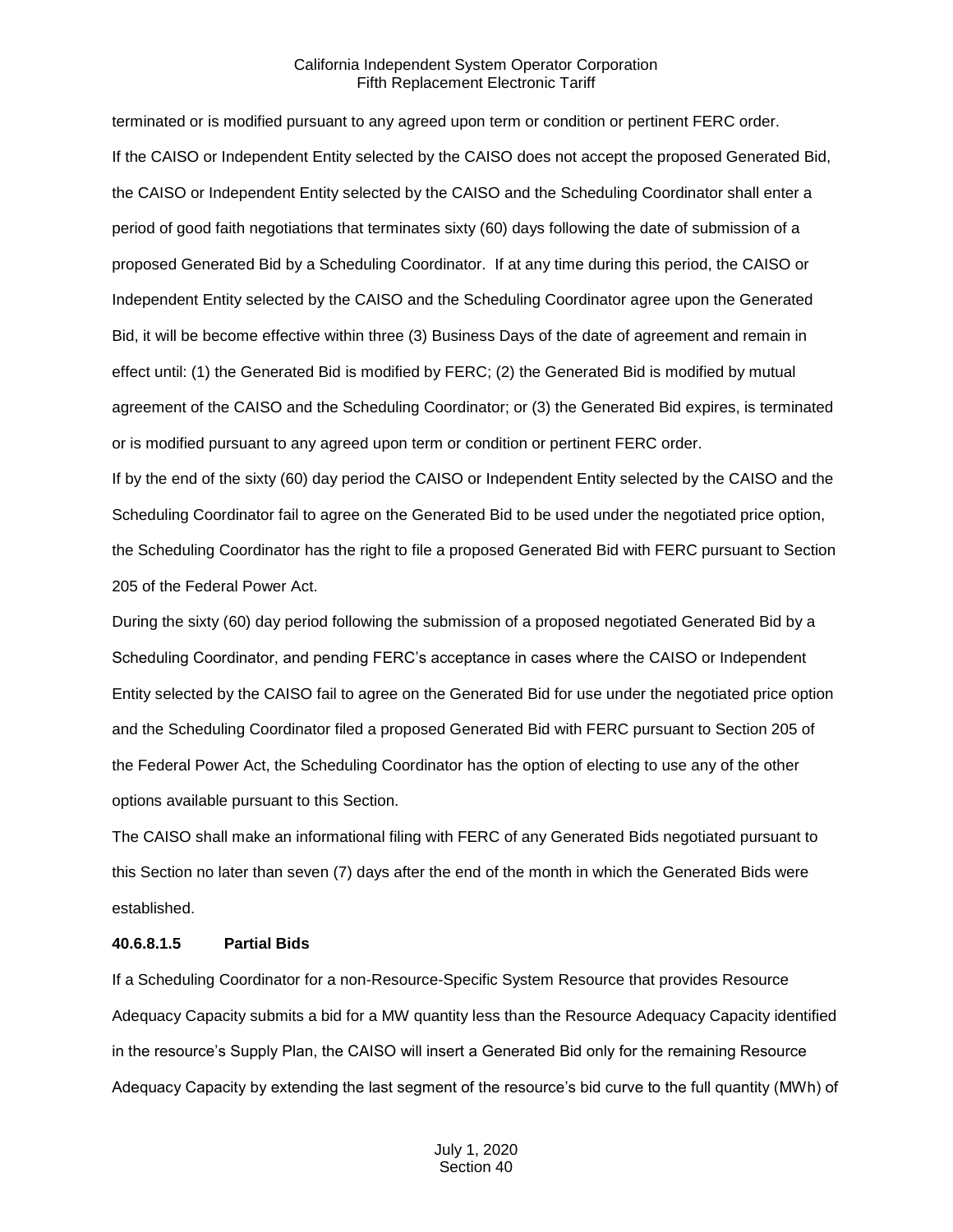terminated or is modified pursuant to any agreed upon term or condition or pertinent FERC order.

If the CAISO or Independent Entity selected by the CAISO does not accept the proposed Generated Bid, the CAISO or Independent Entity selected by the CAISO and the Scheduling Coordinator shall enter a period of good faith negotiations that terminates sixty (60) days following the date of submission of a proposed Generated Bid by a Scheduling Coordinator. If at any time during this period, the CAISO or Independent Entity selected by the CAISO and the Scheduling Coordinator agree upon the Generated Bid, it will be become effective within three (3) Business Days of the date of agreement and remain in effect until: (1) the Generated Bid is modified by FERC; (2) the Generated Bid is modified by mutual agreement of the CAISO and the Scheduling Coordinator; or (3) the Generated Bid expires, is terminated or is modified pursuant to any agreed upon term or condition or pertinent FERC order.

If by the end of the sixty (60) day period the CAISO or Independent Entity selected by the CAISO and the Scheduling Coordinator fail to agree on the Generated Bid to be used under the negotiated price option, the Scheduling Coordinator has the right to file a proposed Generated Bid with FERC pursuant to Section 205 of the Federal Power Act.

During the sixty (60) day period following the submission of a proposed negotiated Generated Bid by a Scheduling Coordinator, and pending FERC's acceptance in cases where the CAISO or Independent Entity selected by the CAISO fail to agree on the Generated Bid for use under the negotiated price option and the Scheduling Coordinator filed a proposed Generated Bid with FERC pursuant to Section 205 of the Federal Power Act, the Scheduling Coordinator has the option of electing to use any of the other options available pursuant to this Section.

The CAISO shall make an informational filing with FERC of any Generated Bids negotiated pursuant to this Section no later than seven (7) days after the end of the month in which the Generated Bids were established.

**40.6.8.1.5 Partial Bids**

If a Scheduling Coordinator for a non-Resource-Specific System Resource that provides Resource Adequacy Capacity submits a bid for a MW quantity less than the Resource Adequacy Capacity identified in the resource's Supply Plan, the CAISO will insert a Generated Bid only for the remaining Resource Adequacy Capacity by extending the last segment of the resource's bid curve to the full quantity (MWh) of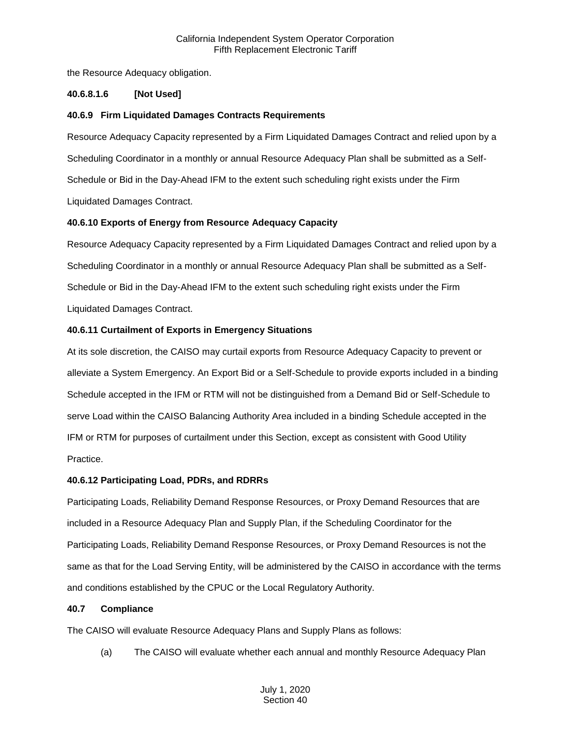the Resource Adequacy obligation.

#### 40.6.8.1.6 [Not Used]

### 40.6.9 Firm Liquidated Damages Contracts Requirements

Resource Adequacy Capacity represented by a Firm Liquidated Damages Contract and relied upon by a Scheduling Coordinator in a monthly or annual Resource Adequacy Plan shall be submitted as a Self-Schedule or Bid in the Day-Ahead IFM to the extent such scheduling right exists under the Firm Liquidated Damages Contract.

### 40.6.10 Exports of Energy from Resource Adequacy Capacity

Resource Adequacy Capacity represented by a Firm Liquidated Damages Contract and relied upon by a Scheduling Coordinator in a monthly or annual Resource Adequacy Plan shall be submitted as a Self-Schedule or Bid in the Day-Ahead IFM to the extent such scheduling right exists under the Firm Liquidated Damages Contract.

### 40.6.11 Curtailment of Exports in Emergency Situations

At its sole discretion, the CAISO may curtail exports from Resource Adequacy Capacity to prevent or alleviate a System Emergency. An Export Bid or a Self-Schedule to provide exports included in a binding Schedule accepted in the IFM or RTM will not be distinguished from a Demand Bid or Self-Schedule to serve Load within the CAISO Balancing Authority Area included in a binding Schedule accepted in the IFM or RTM for purposes of curtailment under this Section, except as consistent with Good Utility Practice.

### 40.6.12 Participating Load, PDRs, and RDRRs

Participating Loads, Reliability Demand Response Resources, or Proxy Demand Resources that are included in a Resource Adequacy Plan and Supply Plan, if the Scheduling Coordinator for the Participating Loads, Reliability Demand Response Resources, or Proxy Demand Resources is not the same as that for the Load Serving Entity, will be administered by the CAISO in accordance with the terms and conditions established by the CPUC or the Local Regulatory Authority.

## 40.7 Compliance

The CAISO will evaluate Resource Adequacy Plans and Supply Plans as follows:

(a) The CAISO will evaluate whether each annual and monthly Resource Adequacy Plan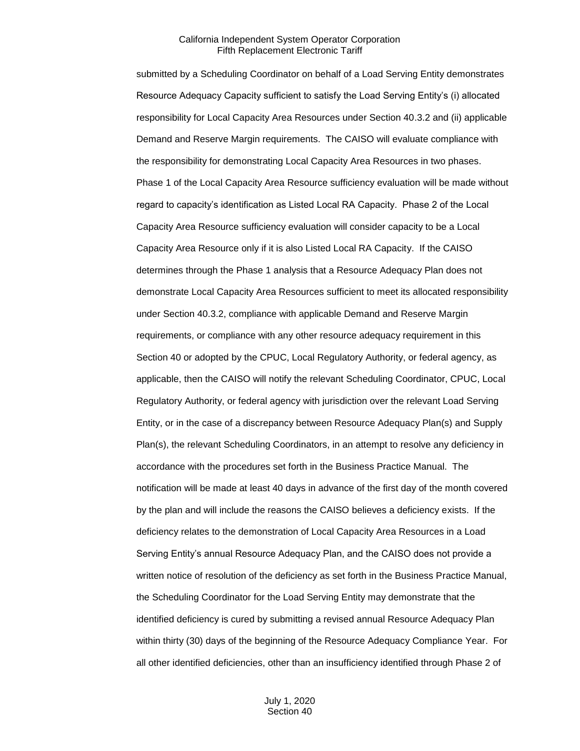submitted by a Scheduling Coordinator on behalf of a Load Serving Entity demonstrates Resource Adequacy Capacity sufficient to satisfy the Load Serving Entity's (i) allocated responsibility for Local Capacity Area Resources under Section 40.3.2 and (ii) applicable Demand and Reserve Margin requirements. The CAISO will evaluate compliance with the responsibility for demonstrating Local Capacity Area Resources in two phases. Phase 1 of the Local Capacity Area Resource sufficiency evaluation will be made without regard to capacity's identification as Listed Local RA Capacity. Phase 2 of the Local Capacity Area Resource sufficiency evaluation will consider capacity to be a Local Capacity Area Resource only if it is also Listed Local RA Capacity. If the CAISO determines through the Phase 1 analysis that a Resource Adequacy Plan does not demonstrate Local Capacity Area Resources sufficient to meet its allocated responsibility under Section 40.3.2, compliance with applicable Demand and Reserve Margin requirements, or compliance with any other resource adequacy requirement in this Section 40 or adopted by the CPUC, Local Regulatory Authority, or federal agency, as applicable, then the CAISO will notify the relevant Scheduling Coordinator, CPUC, Local Regulatory Authority, or federal agency with jurisdiction over the relevant Load Serving Entity, or in the case of a discrepancy between Resource Adequacy Plan(s) and Supply Plan(s), the relevant Scheduling Coordinators, in an attempt to resolve any deficiency in accordance with the procedures set forth in the Business Practice Manual. The notification will be made at least 40 days in advance of the first day of the month covered by the plan and will include the reasons the CAISO believes a deficiency exists. If the deficiency relates to the demonstration of Local Capacity Area Resources in a Load Serving Entity's annual Resource Adequacy Plan, and the CAISO does not provide a written notice of resolution of the deficiency as set forth in the Business Practice Manual, the Scheduling Coordinator for the Load Serving Entity may demonstrate that the identified deficiency is cured by submitting a revised annual Resource Adequacy Plan within thirty (30) days of the beginning of the Resource Adequacy Compliance Year. For all other identified deficiencies, other than an insufficiency identified through Phase 2 of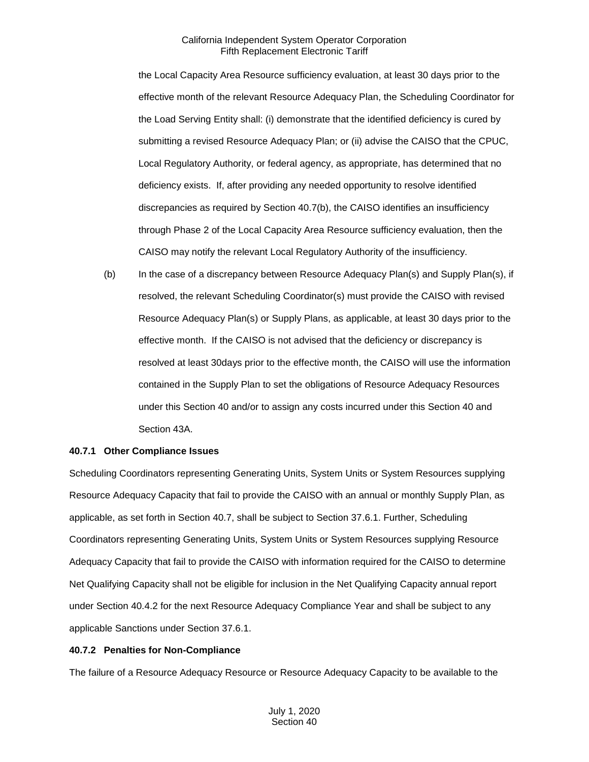the Local Capacity Area Resource sufficiency evaluation, at least 30 days prior to the effective month of the relevant Resource Adequacy Plan, the Scheduling Coordinator for the Load Serving Entity shall: (i) demonstrate that the identified deficiency is cured by submitting a revised Resource Adequacy Plan; or (ii) advise the CAISO that the CPUC, Local Regulatory Authority, or federal agency, as appropriate, has determined that no deficiency exists. If, after providing any needed opportunity to resolve identified discrepancies as required by Section 40.7(b), the CAISO identifies an insufficiency through Phase 2 of the Local Capacity Area Resource sufficiency evaluation, then the CAISO may notify the relevant Local Regulatory Authority of the insufficiency.

(b) In the case of a discrepancy between Resource Adequacy Plan(s) and Supply Plan(s), if resolved, the relevant Scheduling Coordinator(s) must provide the CAISO with revised Resource Adequacy Plan(s) or Supply Plans, as applicable, at least 30 days prior to the effective month. If the CAISO is not advised that the deficiency or discrepancy is resolved at least 30days prior to the effective month, the CAISO will use the information contained in the Supply Plan to set the obligations of Resource Adequacy Resources under this Section 40 and/or to assign any costs incurred under this Section 40 and Section 43A.

**40.7.1 Other Compliance Issues**

Scheduling Coordinators representing Generating Units, System Units or System Resources supplying Resource Adequacy Capacity that fail to provide the CAISO with an annual or monthly Supply Plan, as applicable, as set forth in Section 40.7, shall be subject to Section 37.6.1. Further, Scheduling Coordinators representing Generating Units, System Units or System Resources supplying Resource Adequacy Capacity that fail to provide the CAISO with information required for the CAISO to determine Net Qualifying Capacity shall not be eligible for inclusion in the Net Qualifying Capacity annual report under Section 40.4.2 for the next Resource Adequacy Compliance Year and shall be subject to any applicable Sanctions under Section 37.6.1.

**40.7.2 Penalties for Non-Compliance**

The failure of a Resource Adequacy Resource or Resource Adequacy Capacity to be available to the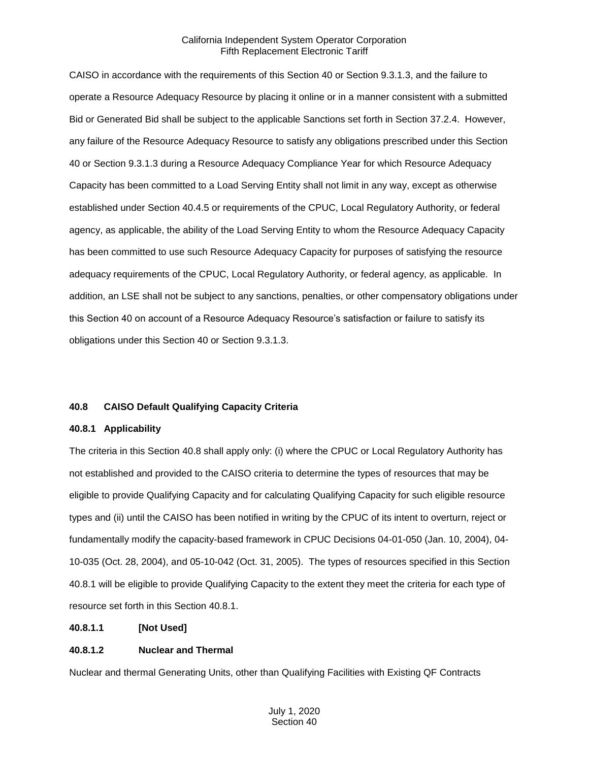CAISO in accordance with the requirements of this Section 40 or Section 9.3.1.3, and the failure to operate a Resource Adequacy Resource by placing it online or in a manner consistent with a submitted Bid or Generated Bid shall be subject to the applicable Sanctions set forth in Section 37.2.4. However, any failure of the Resource Adequacy Resource to satisfy any obligations prescribed under this Section 40 or Section 9.3.1.3 during a Resource Adequacy Compliance Year for which Resource Adequacy Capacity has been committed to a Load Serving Entity shall not limit in any way, except as otherwise established under Section 40.4.5 or requirements of the CPUC, Local Regulatory Authority, or federal agency, as applicable, the ability of the Load Serving Entity to whom the Resource Adequacy Capacity has been committed to use such Resource Adequacy Capacity for purposes of satisfying the resource adequacy requirements of the CPUC, Local Regulatory Authority, or federal agency, as applicable. In addition, an LSE shall not be subject to any sanctions, penalties, or other compensatory obligations under this Section 40 on account of a Resource Adequacy Resource's satisfaction or failure to satisfy its obligations under this Section 40 or Section 9.3.1.3.

## 40.8 CAISO Default Qualifying Capacity Criteria

### 40.8.1 Applicability

The criteria in this Section 40.8 shall apply only: (i) where the CPUC or Local Regulatory Authority has not established and provided to the CAISO criteria to determine the types of resources that may be eligible to provide Qualifying Capacity and for calculating Qualifying Capacity for such eligible resource types and (ii) until the CAISO has been notified in writing by the CPUC of its intent to overturn, reject or fundamentally modify the capacity-based framework in CPUC Decisions 04-01-050 (Jan. 10, 2004), 04-10-035 (Oct. 28, 2004), and 05-10-042 (Oct. 31, 2005). The types of resources specified in this Section 40.8.1 will be eligible to provide Qualifying Capacity to the extent they meet the criteria for each type of resource set forth in this Section 40.8.1.

#### 40.8.1.1 [Not Used]

#### 40.8.1.2 Nuclear and Thermal

Nuclear and thermal Generating Units, other than Qualifying Facilities with Existing QF Contracts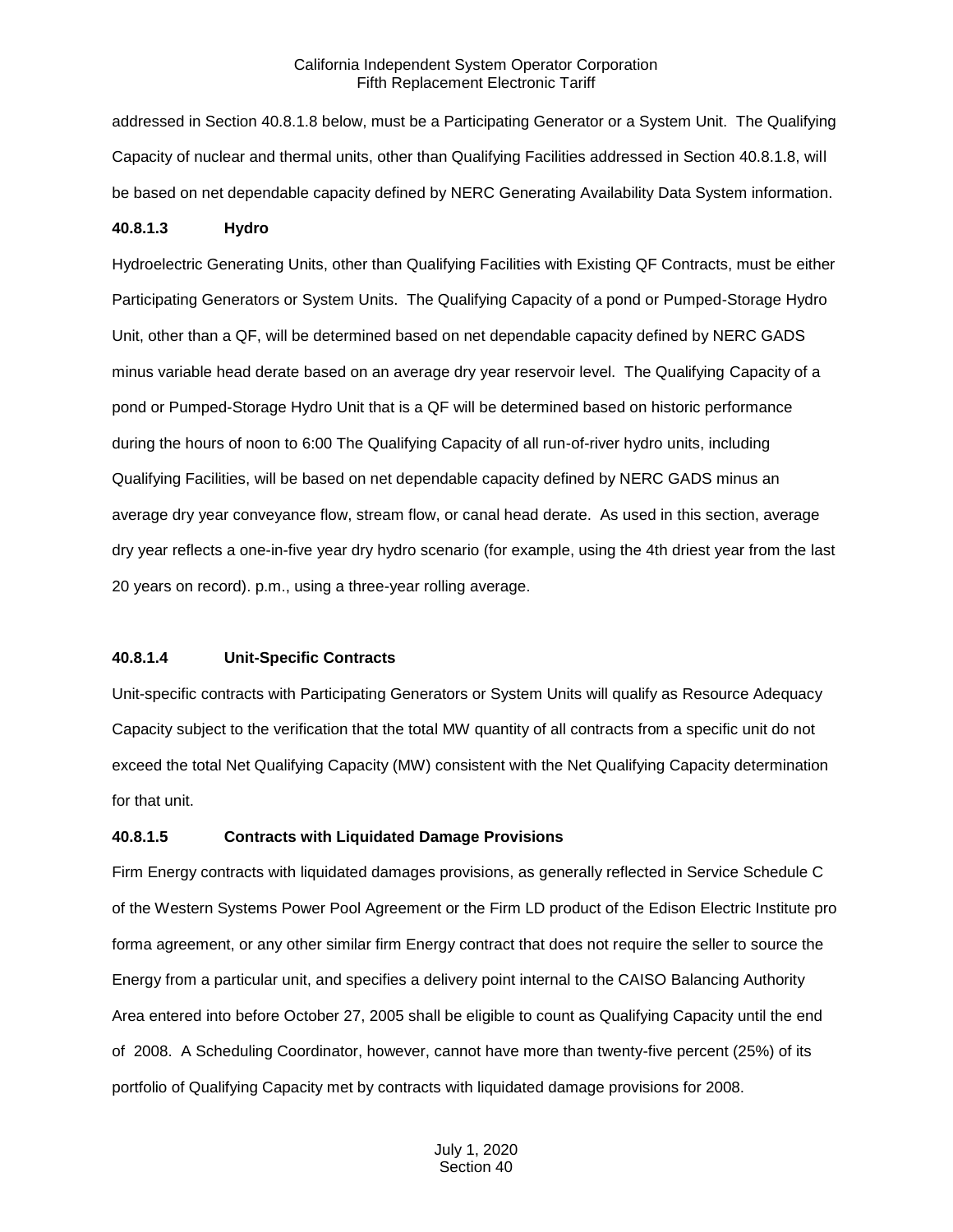addressed in Section 40.8.1.8 below, must be a Participating Generator or a System Unit. The Qualifying Capacity of nuclear and thermal units, other than Qualifying Facilities addressed in Section 40.8.1.8, will be based on net dependable capacity defined by NERC Generating Availability Data System information.

**40.8.1.3 Hydro**

Hydroelectric Generating Units, other than Qualifying Facilities with Existing QF Contracts, must be either Participating Generators or System Units. The Qualifying Capacity of a pond or Pumped-Storage Hydro Unit, other than a QF, will be determined based on net dependable capacity defined by NERC GADS minus variable head derate based on an average dry year reservoir level. The Qualifying Capacity of a pond or Pumped-Storage Hydro Unit that is a QF will be determined based on historic performance during the hours of noon to 6:00 The Qualifying Capacity of all run-of-river hydro units, including Qualifying Facilities, will be based on net dependable capacity defined by NERC GADS minus an average dry year conveyance flow, stream flow, or canal head derate. As used in this section, average dry year reflects a one-in-five year dry hydro scenario (for example, using the 4th driest year from the last 20 years on record). p.m., using a three-year rolling average.

**40.8.1.4 Unit-Specific Contracts**

Unit-specific contracts with Participating Generators or System Units will qualify as Resource Adequacy Capacity subject to the verification that the total MW quantity of all contracts from a specific unit do not exceed the total Net Qualifying Capacity (MW) consistent with the Net Qualifying Capacity determination for that unit.

**40.8.1.5 Contracts with Liquidated Damage Provisions**

Firm Energy contracts with liquidated damages provisions, as generally reflected in Service Schedule C of the Western Systems Power Pool Agreement or the Firm LD product of the Edison Electric Institute pro forma agreement, or any other similar firm Energy contract that does not require the seller to source the Energy from a particular unit, and specifies a delivery point internal to the CAISO Balancing Authority Area entered into before October 27, 2005 shall be eligible to count as Qualifying Capacity until the end of 2008. A Scheduling Coordinator, however, cannot have more than twenty-five percent (25%) of its portfolio of Qualifying Capacity met by contracts with liquidated damage provisions for 2008.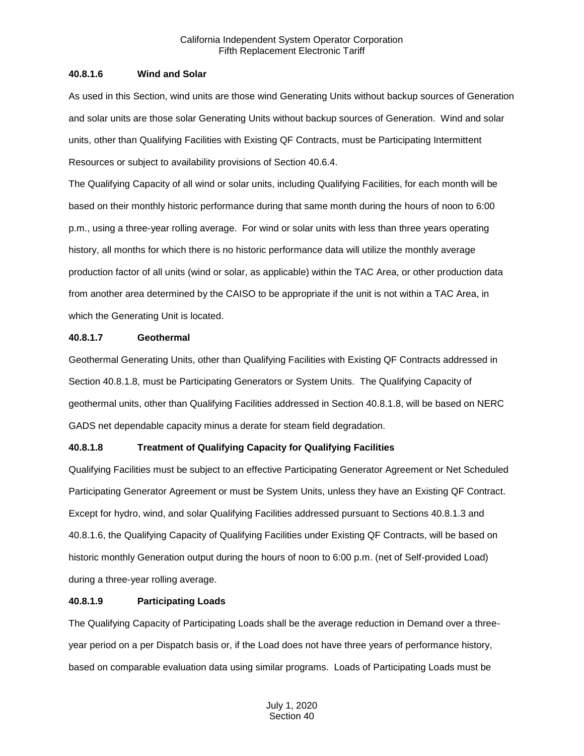#### 40.8.1.6 Wind and Solar

As used in this Section, wind units are those wind Generating Units without backup sources of Generation and solar units are those solar Generating Units without backup sources of Generation. Wind and solar units, other than Qualifying Facilities with Existing QF Contracts, must be Participating Intermittent Resources or subject to availability provisions of Section 40.6.4.

The Qualifying Capacity of all wind or solar units, including Qualifying Facilities, for each month will be based on their monthly historic performance during that same month during the hours of noon to 6:00 p.m., using a three-year rolling average. For wind or solar units with less than three years operating history, all months for which there is no historic performance data will utilize the monthly average production factor of all units (wind or solar, as applicable) within the TAC Area, or other production data from another area determined by the CAISO to be appropriate if the unit is not within a TAC Area, in which the Generating Unit is located.

#### 40.8.1.7 Geothermal

Geothermal Generating Units, other than Qualifying Facilities with Existing QF Contracts addressed in Section 40.8.1.8, must be Participating Generators or System Units. The Qualifying Capacity of geothermal units, other than Qualifying Facilities addressed in Section 40.8.1.8, will be based on NERC GADS net dependable capacity minus a derate for steam field degradation.

#### 40.8.1.8 Treatment of Qualifying Capacity for Qualifying Facilities

Qualifying Facilities must be subject to an effective Participating Generator Agreement or Net Scheduled Participating Generator Agreement or must be System Units, unless they have an Existing QF Contract. Except for hydro, wind, and solar Qualifying Facilities addressed pursuant to Sections 40.8.1.3 and 40.8.1.6, the Qualifying Capacity of Qualifying Facilities under Existing QF Contracts, will be based on historic monthly Generation output during the hours of noon to 6:00 p.m. (net of Self-provided Load) during a three-year rolling average.

#### 40.8.1.9 Participating Loads

The Qualifying Capacity of Participating Loads shall be the average reduction in Demand over a three-year period on a per Dispatch basis or, if the Load does not have three years of performance history, based on comparable evaluation data using similar programs. Loads of Participating Loads must be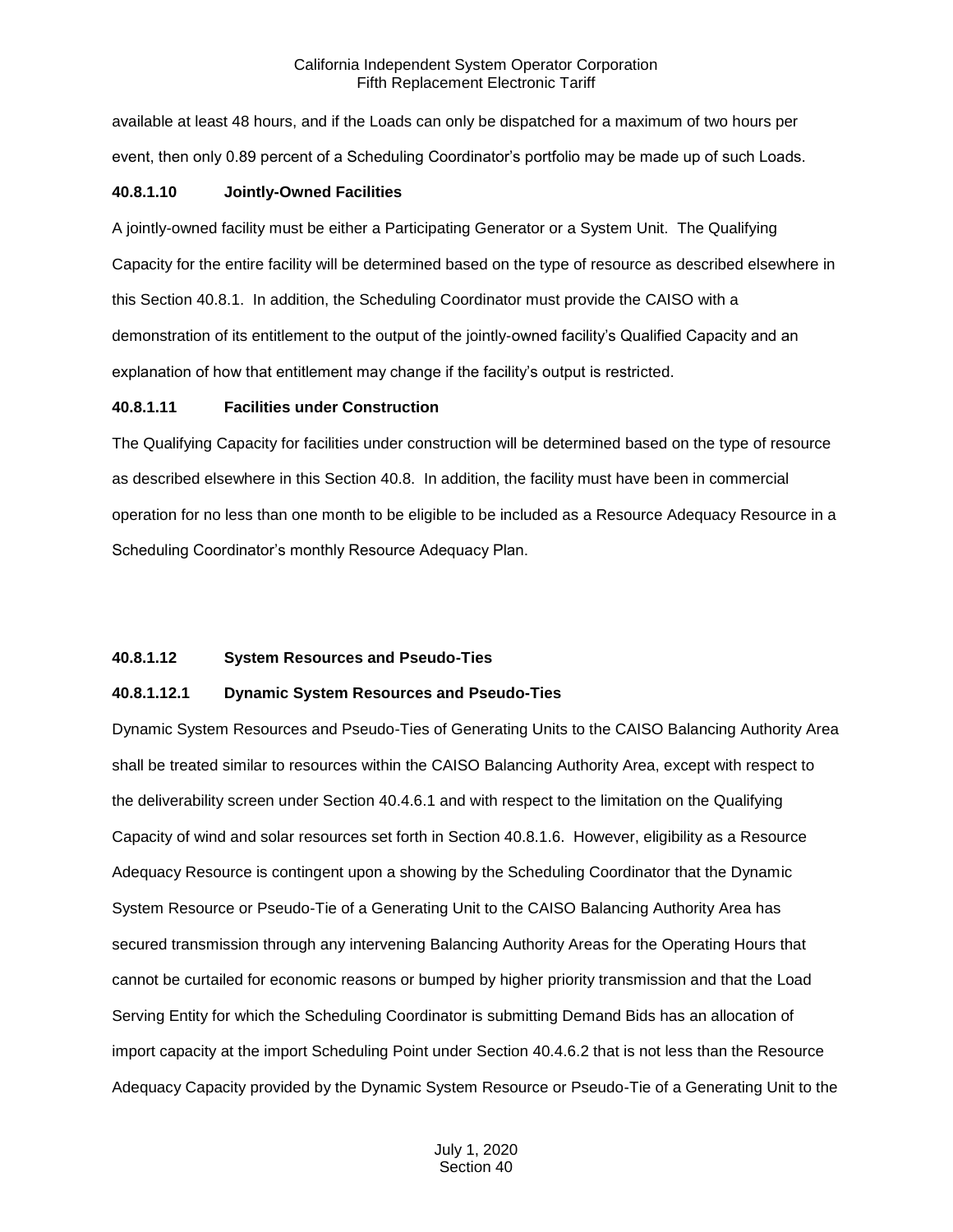available at least 48 hours, and if the Loads can only be dispatched for a maximum of two hours per event, then only 0.89 percent of a Scheduling Coordinator's portfolio may be made up of such Loads.

**40.8.1.10 Jointly-Owned Facilities**

A jointly-owned facility must be either a Participating Generator or a System Unit. The Qualifying Capacity for the entire facility will be determined based on the type of resource as described elsewhere in this Section 40.8.1. In addition, the Scheduling Coordinator must provide the CAISO with a demonstration of its entitlement to the output of the jointly-owned facility's Qualified Capacity and an explanation of how that entitlement may change if the facility's output is restricted.

**40.8.1.11 Facilities under Construction**

The Qualifying Capacity for facilities under construction will be determined based on the type of resource as described elsewhere in this Section 40.8. In addition, the facility must have been in commercial operation for no less than one month to be eligible to be included as a Resource Adequacy Resource in a Scheduling Coordinator's monthly Resource Adequacy Plan.

**40.8.1.12 System Resources and Pseudo-Ties**

**40.8.1.12.1 Dynamic System Resources and Pseudo-Ties**

Dynamic System Resources and Pseudo-Ties of Generating Units to the CAISO Balancing Authority Area shall be treated similar to resources within the CAISO Balancing Authority Area, except with respect to the deliverability screen under Section 40.4.6.1 and with respect to the limitation on the Qualifying Capacity of wind and solar resources set forth in Section 40.8.1.6. However, eligibility as a Resource Adequacy Resource is contingent upon a showing by the Scheduling Coordinator that the Dynamic System Resource or Pseudo-Tie of a Generating Unit to the CAISO Balancing Authority Area has secured transmission through any intervening Balancing Authority Areas for the Operating Hours that cannot be curtailed for economic reasons or bumped by higher priority transmission and that the Load Serving Entity for which the Scheduling Coordinator is submitting Demand Bids has an allocation of import capacity at the import Scheduling Point under Section 40.4.6.2 that is not less than the Resource Adequacy Capacity provided by the Dynamic System Resource or Pseudo-Tie of a Generating Unit to the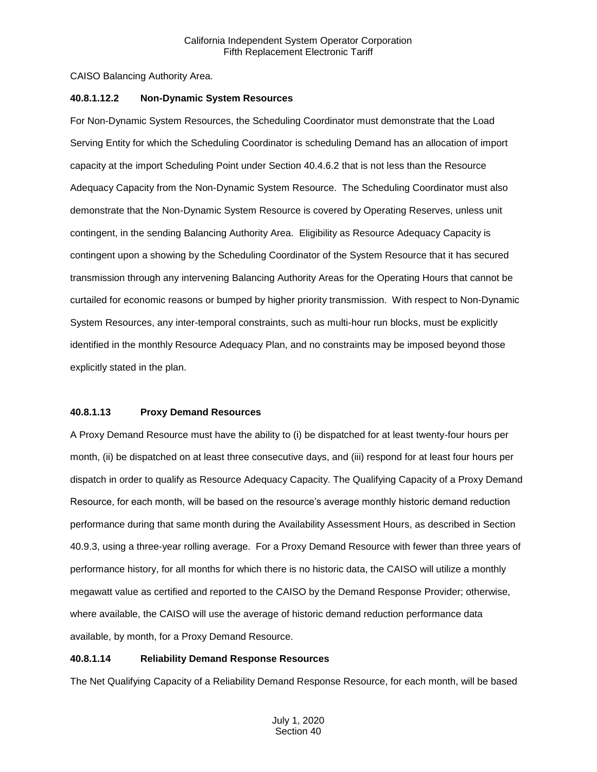CAISO Balancing Authority Area.

**40.8.1.12.2 Non-Dynamic System Resources**

For Non-Dynamic System Resources, the Scheduling Coordinator must demonstrate that the Load Serving Entity for which the Scheduling Coordinator is scheduling Demand has an allocation of import capacity at the import Scheduling Point under Section 40.4.6.2 that is not less than the Resource Adequacy Capacity from the Non-Dynamic System Resource. The Scheduling Coordinator must also demonstrate that the Non-Dynamic System Resource is covered by Operating Reserves, unless unit contingent, in the sending Balancing Authority Area. Eligibility as Resource Adequacy Capacity is contingent upon a showing by the Scheduling Coordinator of the System Resource that it has secured transmission through any intervening Balancing Authority Areas for the Operating Hours that cannot be curtailed for economic reasons or bumped by higher priority transmission. With respect to Non-Dynamic System Resources, any inter-temporal constraints, such as multi-hour run blocks, must be explicitly identified in the monthly Resource Adequacy Plan, and no constraints may be imposed beyond those explicitly stated in the plan.

**40.8.1.13 Proxy Demand Resources**

A Proxy Demand Resource must have the ability to (i) be dispatched for at least twenty-four hours per month, (ii) be dispatched on at least three consecutive days, and (iii) respond for at least four hours per dispatch in order to qualify as Resource Adequacy Capacity. The Qualifying Capacity of a Proxy Demand Resource, for each month, will be based on the resource's average monthly historic demand reduction performance during that same month during the Availability Assessment Hours, as described in Section 40.9.3, using a three-year rolling average. For a Proxy Demand Resource with fewer than three years of performance history, for all months for which there is no historic data, the CAISO will utilize a monthly megawatt value as certified and reported to the CAISO by the Demand Response Provider; otherwise, where available, the CAISO will use the average of historic demand reduction performance data available, by month, for a Proxy Demand Resource.

**40.8.1.14 Reliability Demand Response Resources**

The Net Qualifying Capacity of a Reliability Demand Response Resource, for each month, will be based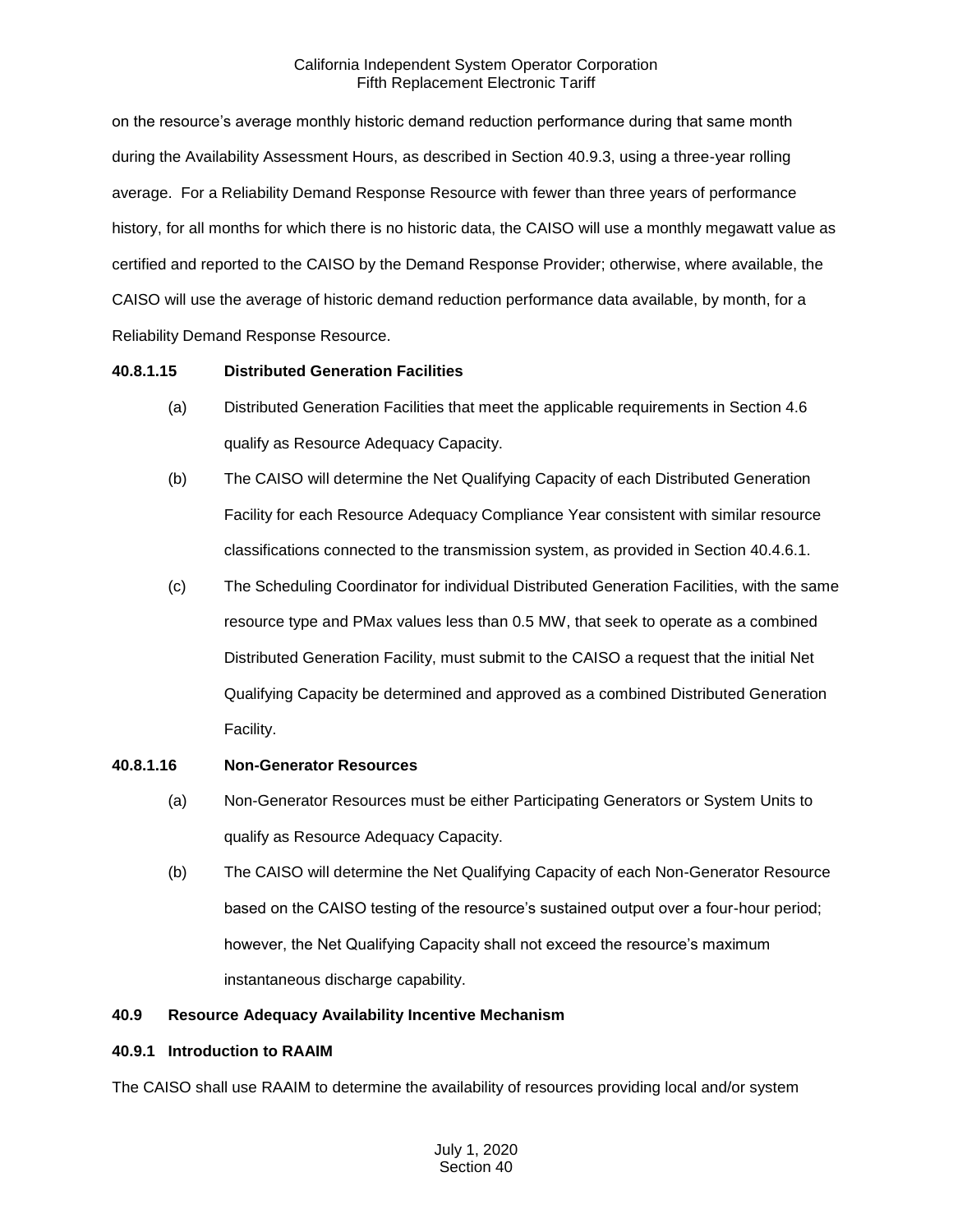on the resource's average monthly historic demand reduction performance during that same month during the Availability Assessment Hours, as described in Section 40.9.3, using a three-year rolling average. For a Reliability Demand Response Resource with fewer than three years of performance history, for all months for which there is no historic data, the CAISO will use a monthly megawatt value as certified and reported to the CAISO by the Demand Response Provider; otherwise, where available, the CAISO will use the average of historic demand reduction performance data available, by month, for a Reliability Demand Response Resource.

**40.8.1.15 Distributed Generation Facilities**

(a) Distributed Generation Facilities that meet the applicable requirements in Section 4.6 qualify as Resource Adequacy Capacity.

(b) The CAISO will determine the Net Qualifying Capacity of each Distributed Generation Facility for each Resource Adequacy Compliance Year consistent with similar resource classifications connected to the transmission system, as provided in Section 40.4.6.1.

(c) The Scheduling Coordinator for individual Distributed Generation Facilities, with the same resource type and PMax values less than 0.5 MW, that seek to operate as a combined Distributed Generation Facility, must submit to the CAISO a request that the initial Net Qualifying Capacity be determined and approved as a combined Distributed Generation Facility.

**40.8.1.16 Non-Generator Resources**

(a) Non-Generator Resources must be either Participating Generators or System Units to qualify as Resource Adequacy Capacity.

(b) The CAISO will determine the Net Qualifying Capacity of each Non-Generator Resource based on the CAISO testing of the resource's sustained output over a four-hour period; however, the Net Qualifying Capacity shall not exceed the resource's maximum instantaneous discharge capability.

## 40.9 Resource Adequacy Availability Incentive Mechanism

### 40.9.1 Introduction to RAAIM

The CAISO shall use RAAIM to determine the availability of resources providing local and/or system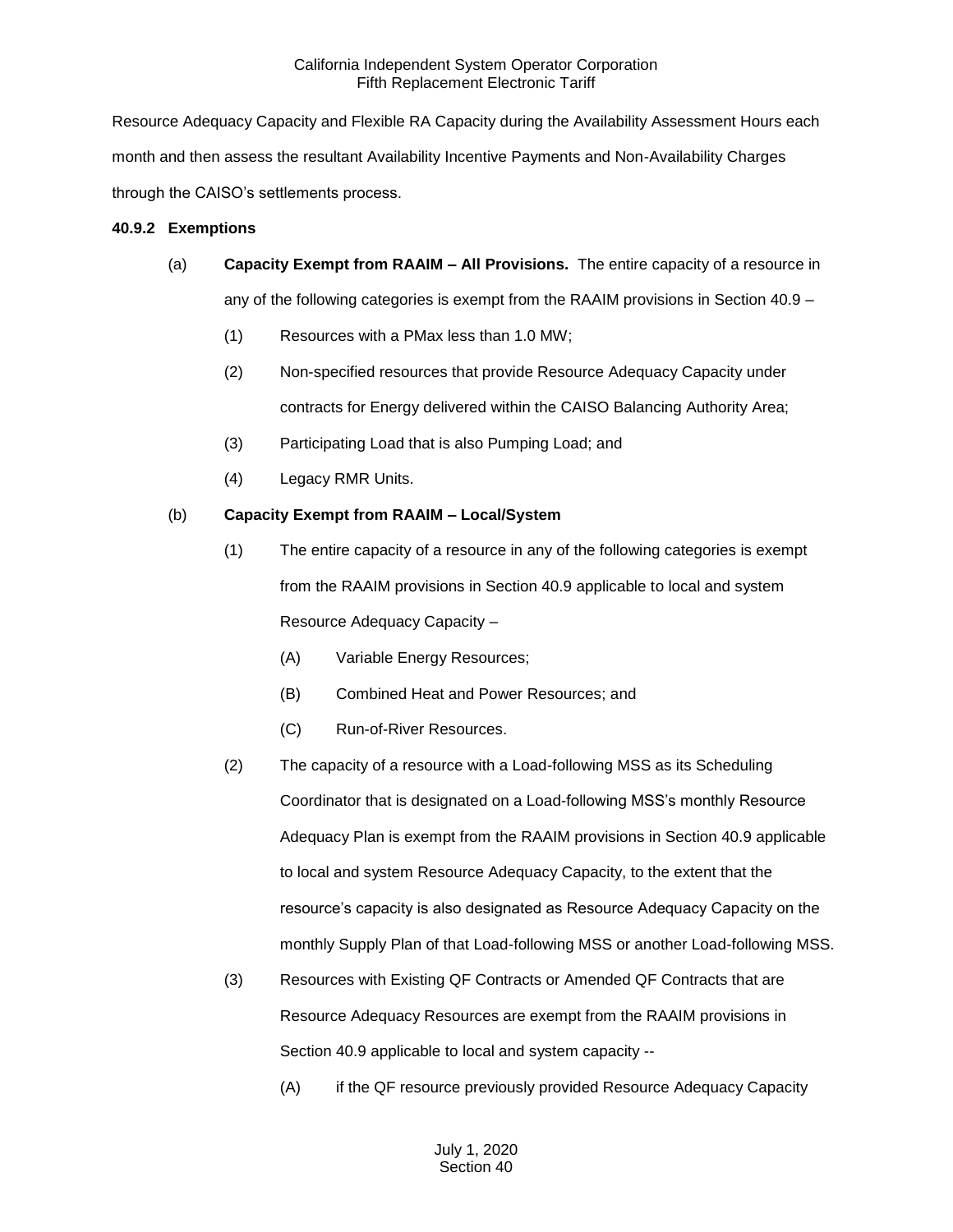Resource Adequacy Capacity and Flexible RA Capacity during the Availability Assessment Hours each month and then assess the resultant Availability Incentive Payments and Non-Availability Charges through the CAISO's settlements process.

**40.9.2 Exemptions**

(a) **Capacity Exempt from RAAIM – All Provisions.** The entire capacity of a resource in any of the following categories is exempt from the RAAIM provisions in Section 40.9 –

(1) Resources with a PMax less than 1.0 MW;

(2) Non-specified resources that provide Resource Adequacy Capacity under contracts for Energy delivered within the CAISO Balancing Authority Area;

(3) Participating Load that is also Pumping Load; and

(4) Legacy RMR Units.

(b) **Capacity Exempt from RAAIM – Local/System**

(1) The entire capacity of a resource in any of the following categories is exempt from the RAAIM provisions in Section 40.9 applicable to local and system Resource Adequacy Capacity –

(A) Variable Energy Resources;

(B) Combined Heat and Power Resources; and

(C) Run-of-River Resources.

(2) The capacity of a resource with a Load-following MSS as its Scheduling Coordinator that is designated on a Load-following MSS's monthly Resource Adequacy Plan is exempt from the RAAIM provisions in Section 40.9 applicable to local and system Resource Adequacy Capacity, to the extent that the resource's capacity is also designated as Resource Adequacy Capacity on the monthly Supply Plan of that Load-following MSS or another Load-following MSS.

(3) Resources with Existing QF Contracts or Amended QF Contracts that are Resource Adequacy Resources are exempt from the RAAIM provisions in Section 40.9 applicable to local and system capacity --

(A) if the QF resource previously provided Resource Adequacy Capacity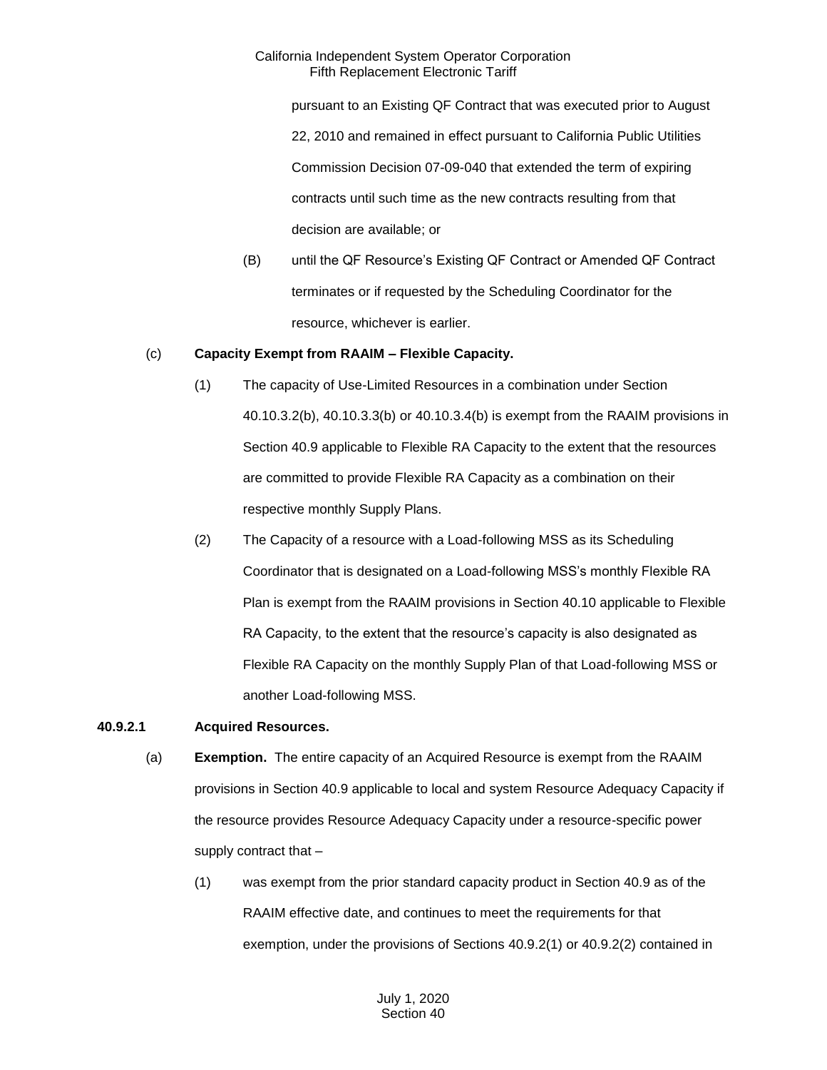pursuant to an Existing QF Contract that was executed prior to August 22, 2010 and remained in effect pursuant to California Public Utilities Commission Decision 07-09-040 that extended the term of expiring contracts until such time as the new contracts resulting from that decision are available; or

(B) until the QF Resource's Existing QF Contract or Amended QF Contract terminates or if requested by the Scheduling Coordinator for the resource, whichever is earlier.

(c) **Capacity Exempt from RAAIM – Flexible Capacity.**

(1) The capacity of Use-Limited Resources in a combination under Section 40.10.3.2(b), 40.10.3.3(b) or 40.10.3.4(b) is exempt from the RAAIM provisions in Section 40.9 applicable to Flexible RA Capacity to the extent that the resources are committed to provide Flexible RA Capacity as a combination on their respective monthly Supply Plans.

(2) The Capacity of a resource with a Load-following MSS as its Scheduling Coordinator that is designated on a Load-following MSS's monthly Flexible RA Plan is exempt from the RAAIM provisions in Section 40.10 applicable to Flexible RA Capacity, to the extent that the resource's capacity is also designated as Flexible RA Capacity on the monthly Supply Plan of that Load-following MSS or another Load-following MSS.

**40.9.2.1 Acquired Resources.**

(a) **Exemption.** The entire capacity of an Acquired Resource is exempt from the RAAIM provisions in Section 40.9 applicable to local and system Resource Adequacy Capacity if the resource provides Resource Adequacy Capacity under a resource-specific power supply contract that –

(1) was exempt from the prior standard capacity product in Section 40.9 as of the RAAIM effective date, and continues to meet the requirements for that exemption, under the provisions of Sections 40.9.2(1) or 40.9.2(2) contained in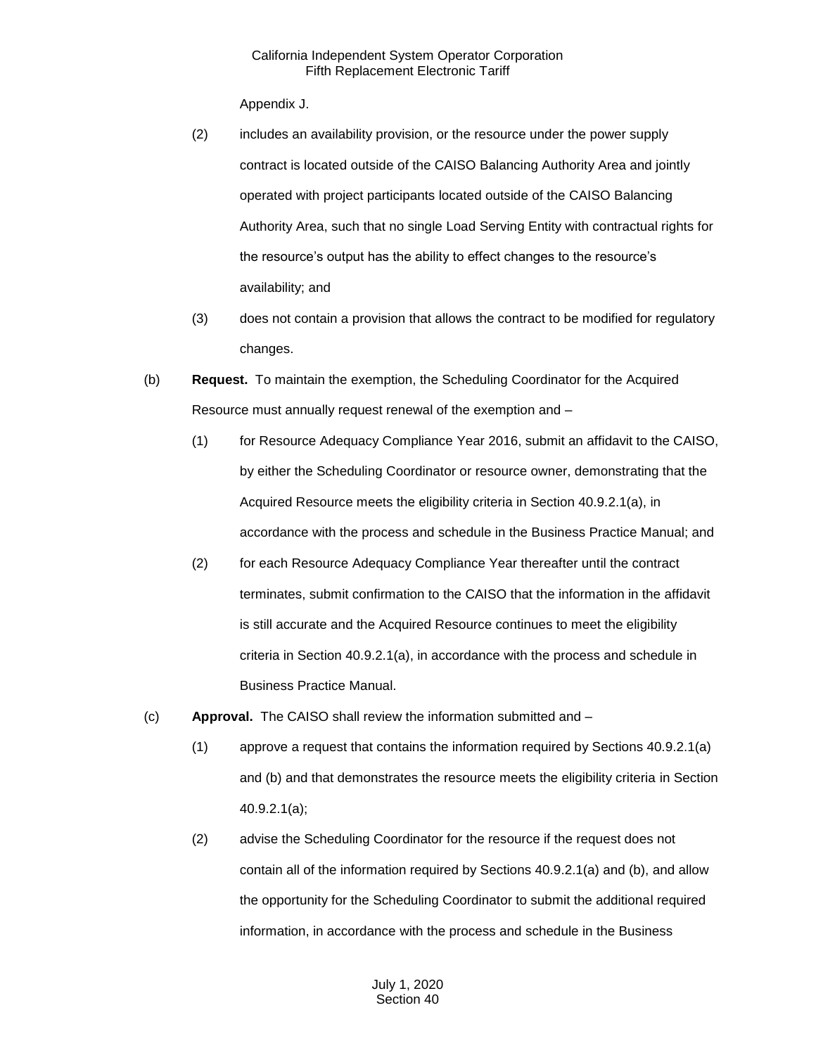Appendix J.

(2) includes an availability provision, or the resource under the power supply contract is located outside of the CAISO Balancing Authority Area and jointly operated with project participants located outside of the CAISO Balancing Authority Area, such that no single Load Serving Entity with contractual rights for the resource's output has the ability to effect changes to the resource's availability; and

(3) does not contain a provision that allows the contract to be modified for regulatory changes.

(b) **Request.** To maintain the exemption, the Scheduling Coordinator for the Acquired Resource must annually request renewal of the exemption and –

(1) for Resource Adequacy Compliance Year 2016, submit an affidavit to the CAISO, by either the Scheduling Coordinator or resource owner, demonstrating that the Acquired Resource meets the eligibility criteria in Section 40.9.2.1(a), in accordance with the process and schedule in the Business Practice Manual; and

(2) for each Resource Adequacy Compliance Year thereafter until the contract terminates, submit confirmation to the CAISO that the information in the affidavit is still accurate and the Acquired Resource continues to meet the eligibility criteria in Section 40.9.2.1(a), in accordance with the process and schedule in Business Practice Manual.

(c) **Approval.** The CAISO shall review the information submitted and –

(1) approve a request that contains the information required by Sections 40.9.2.1(a) and (b) and that demonstrates the resource meets the eligibility criteria in Section 40.9.2.1(a);

(2) advise the Scheduling Coordinator for the resource if the request does not contain all of the information required by Sections 40.9.2.1(a) and (b), and allow the opportunity for the Scheduling Coordinator to submit the additional required information, in accordance with the process and schedule in the Business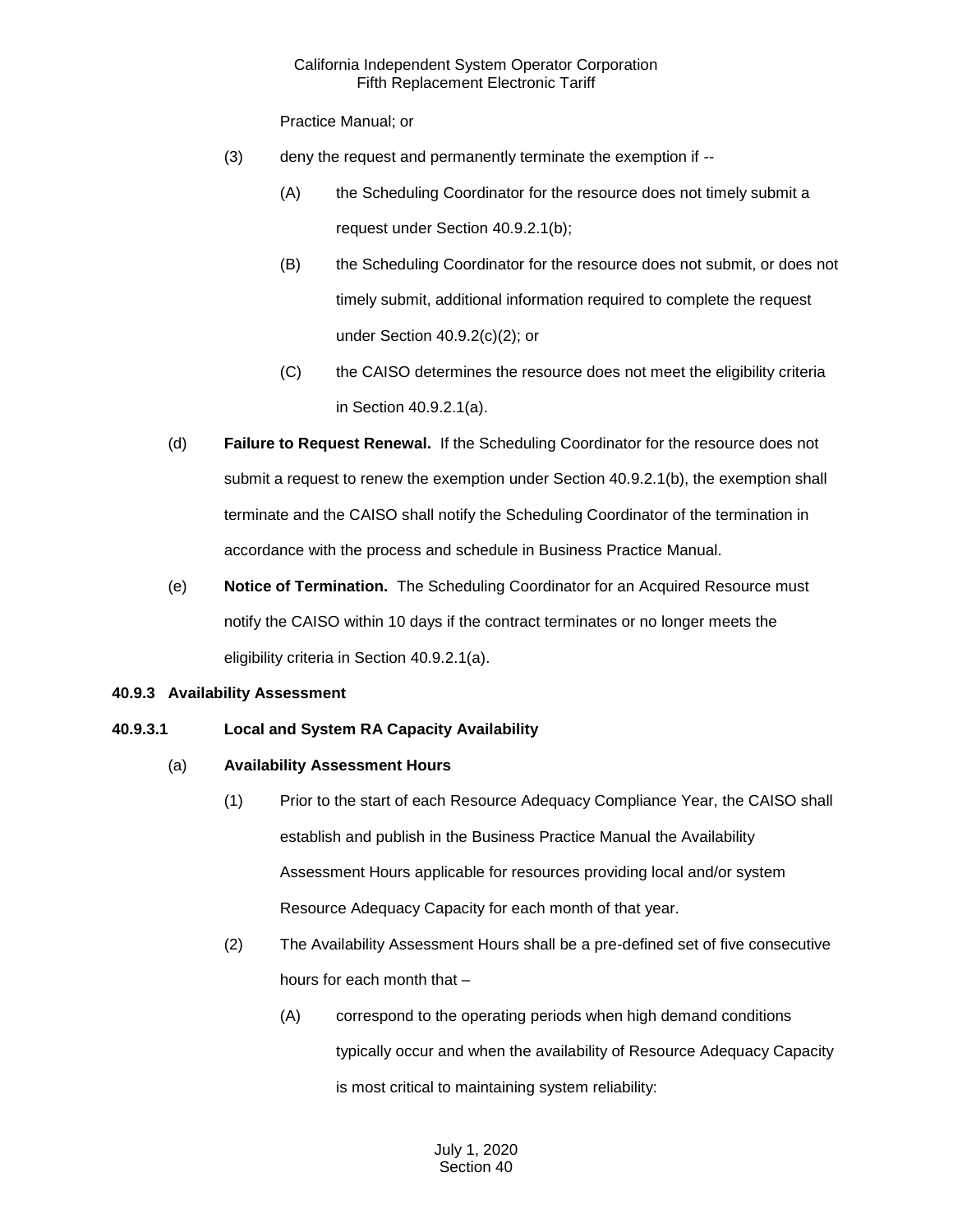Practice Manual; or

(3) deny the request and permanently terminate the exemption if --

(A) the Scheduling Coordinator for the resource does not timely submit a request under Section 40.9.2.1(b);

(B) the Scheduling Coordinator for the resource does not submit, or does not timely submit, additional information required to complete the request under Section 40.9.2(c)(2); or

(C) the CAISO determines the resource does not meet the eligibility criteria in Section 40.9.2.1(a).

(d) **Failure to Request Renewal.** If the Scheduling Coordinator for the resource does not submit a request to renew the exemption under Section 40.9.2.1(b), the exemption shall terminate and the CAISO shall notify the Scheduling Coordinator of the termination in accordance with the process and schedule in Business Practice Manual.

(e) **Notice of Termination.** The Scheduling Coordinator for an Acquired Resource must notify the CAISO within 10 days if the contract terminates or no longer meets the eligibility criteria in Section 40.9.2.1(a).

### 40.9.3 Availability Assessment

#### 40.9.3.1 Local and System RA Capacity Availability

(a) **Availability Assessment Hours**

(1) Prior to the start of each Resource Adequacy Compliance Year, the CAISO shall establish and publish in the Business Practice Manual the Availability Assessment Hours applicable for resources providing local and/or system Resource Adequacy Capacity for each month of that year.

(2) The Availability Assessment Hours shall be a pre-defined set of five consecutive hours for each month that –

(A) correspond to the operating periods when high demand conditions typically occur and when the availability of Resource Adequacy Capacity is most critical to maintaining system reliability: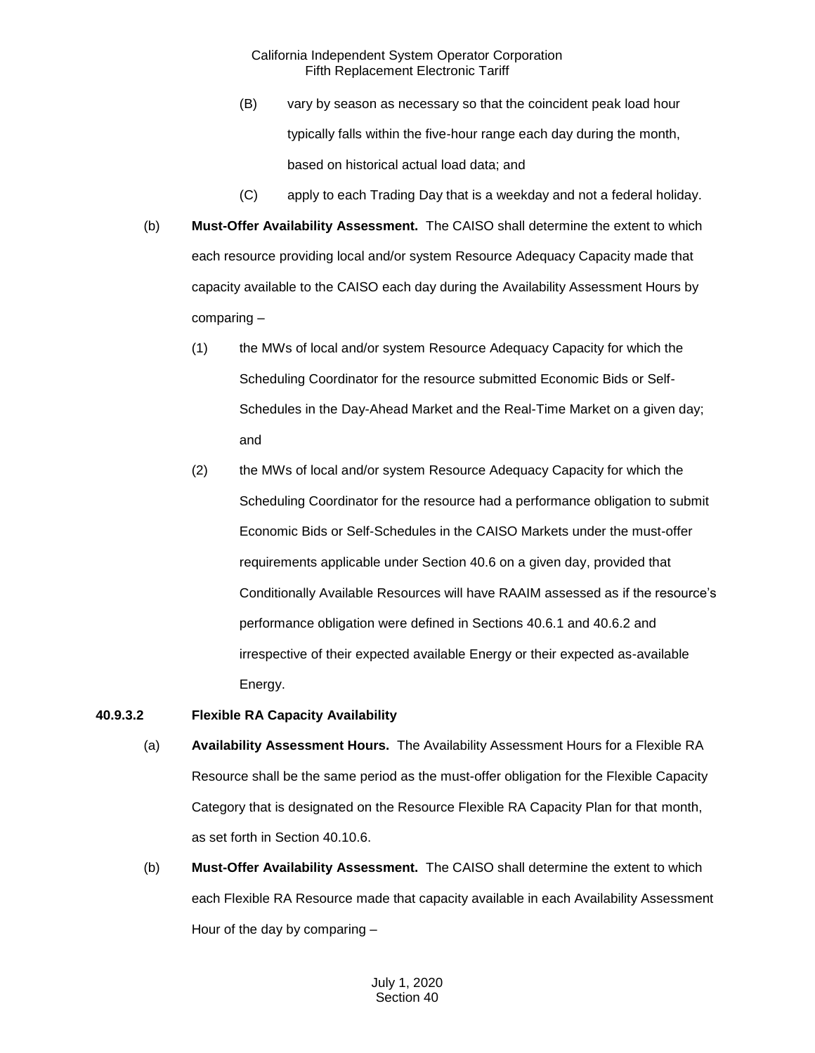(B) vary by season as necessary so that the coincident peak load hour typically falls within the five-hour range each day during the month, based on historical actual load data; and

(C) apply to each Trading Day that is a weekday and not a federal holiday.

(b) **Must-Offer Availability Assessment.** The CAISO shall determine the extent to which each resource providing local and/or system Resource Adequacy Capacity made that capacity available to the CAISO each day during the Availability Assessment Hours by comparing –

(1) the MWs of local and/or system Resource Adequacy Capacity for which the Scheduling Coordinator for the resource submitted Economic Bids or Self-Schedules in the Day-Ahead Market and the Real-Time Market on a given day; and

(2) the MWs of local and/or system Resource Adequacy Capacity for which the Scheduling Coordinator for the resource had a performance obligation to submit Economic Bids or Self-Schedules in the CAISO Markets under the must-offer requirements applicable under Section 40.6 on a given day, provided that Conditionally Available Resources will have RAAIM assessed as if the resource's performance obligation were defined in Sections 40.6.1 and 40.6.2 and irrespective of their expected available Energy or their expected as-available Energy.

**40.9.3.2 Flexible RA Capacity Availability**

(a) **Availability Assessment Hours.** The Availability Assessment Hours for a Flexible RA Resource shall be the same period as the must-offer obligation for the Flexible Capacity Category that is designated on the Resource Flexible RA Capacity Plan for that month, as set forth in Section 40.10.6.

(b) **Must-Offer Availability Assessment.** The CAISO shall determine the extent to which each Flexible RA Resource made that capacity available in each Availability Assessment Hour of the day by comparing –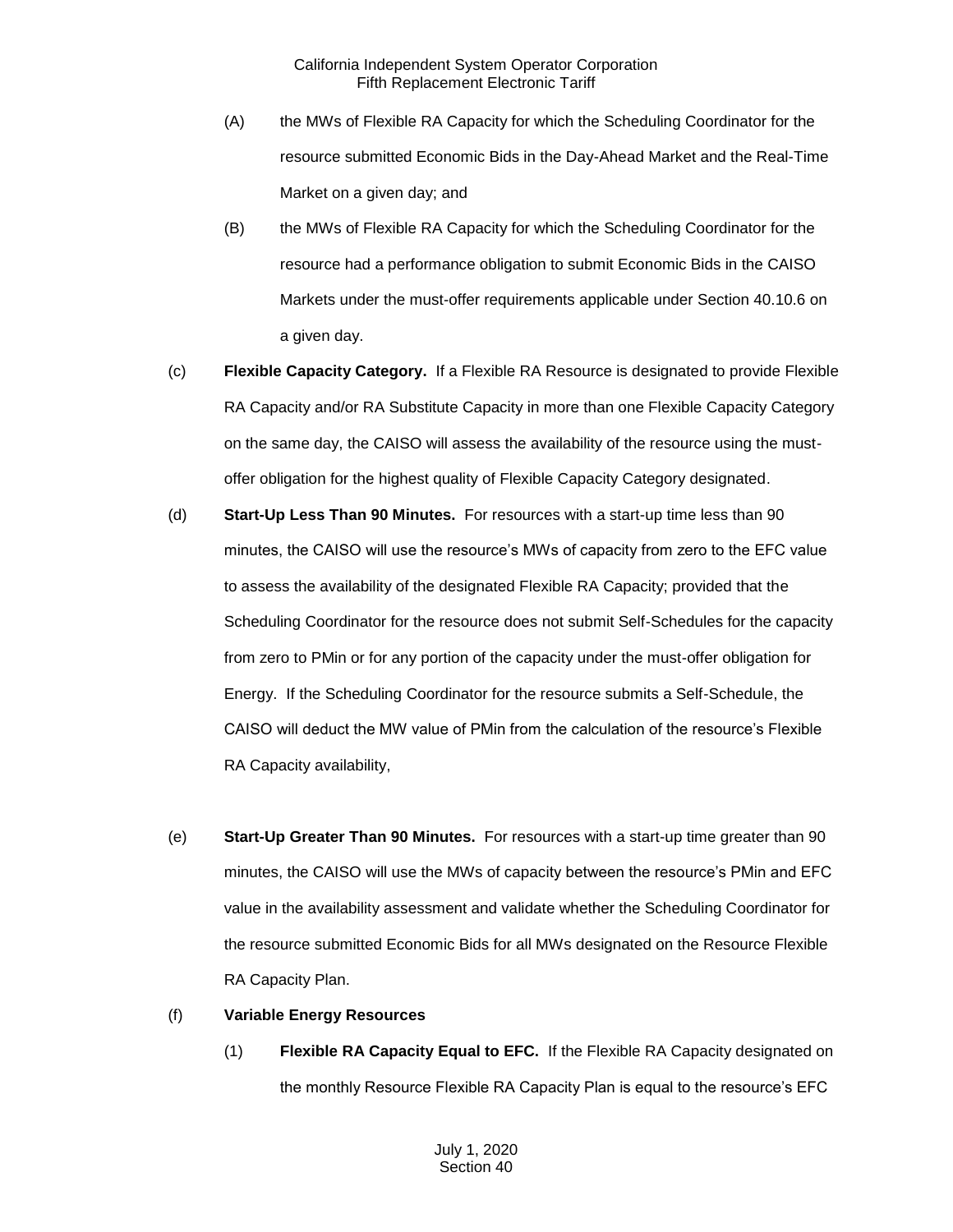(A) the MWs of Flexible RA Capacity for which the Scheduling Coordinator for the resource submitted Economic Bids in the Day-Ahead Market and the Real-Time Market on a given day; and

(B) the MWs of Flexible RA Capacity for which the Scheduling Coordinator for the resource had a performance obligation to submit Economic Bids in the CAISO Markets under the must-offer requirements applicable under Section 40.10.6 on a given day.

(c) **Flexible Capacity Category.** If a Flexible RA Resource is designated to provide Flexible RA Capacity and/or RA Substitute Capacity in more than one Flexible Capacity Category on the same day, the CAISO will assess the availability of the resource using the must-offer obligation for the highest quality of Flexible Capacity Category designated.

(d) **Start-Up Less Than 90 Minutes.** For resources with a start-up time less than 90 minutes, the CAISO will use the resource's MWs of capacity from zero to the EFC value to assess the availability of the designated Flexible RA Capacity; provided that the Scheduling Coordinator for the resource does not submit Self-Schedules for the capacity from zero to PMin or for any portion of the capacity under the must-offer obligation for Energy. If the Scheduling Coordinator for the resource submits a Self-Schedule, the CAISO will deduct the MW value of PMin from the calculation of the resource's Flexible RA Capacity availability,

(e) **Start-Up Greater Than 90 Minutes.** For resources with a start-up time greater than 90 minutes, the CAISO will use the MWs of capacity between the resource's PMin and EFC value in the availability assessment and validate whether the Scheduling Coordinator for the resource submitted Economic Bids for all MWs designated on the Resource Flexible RA Capacity Plan.

(f) **Variable Energy Resources**

(1) **Flexible RA Capacity Equal to EFC.** If the Flexible RA Capacity designated on the monthly Resource Flexible RA Capacity Plan is equal to the resource's EFC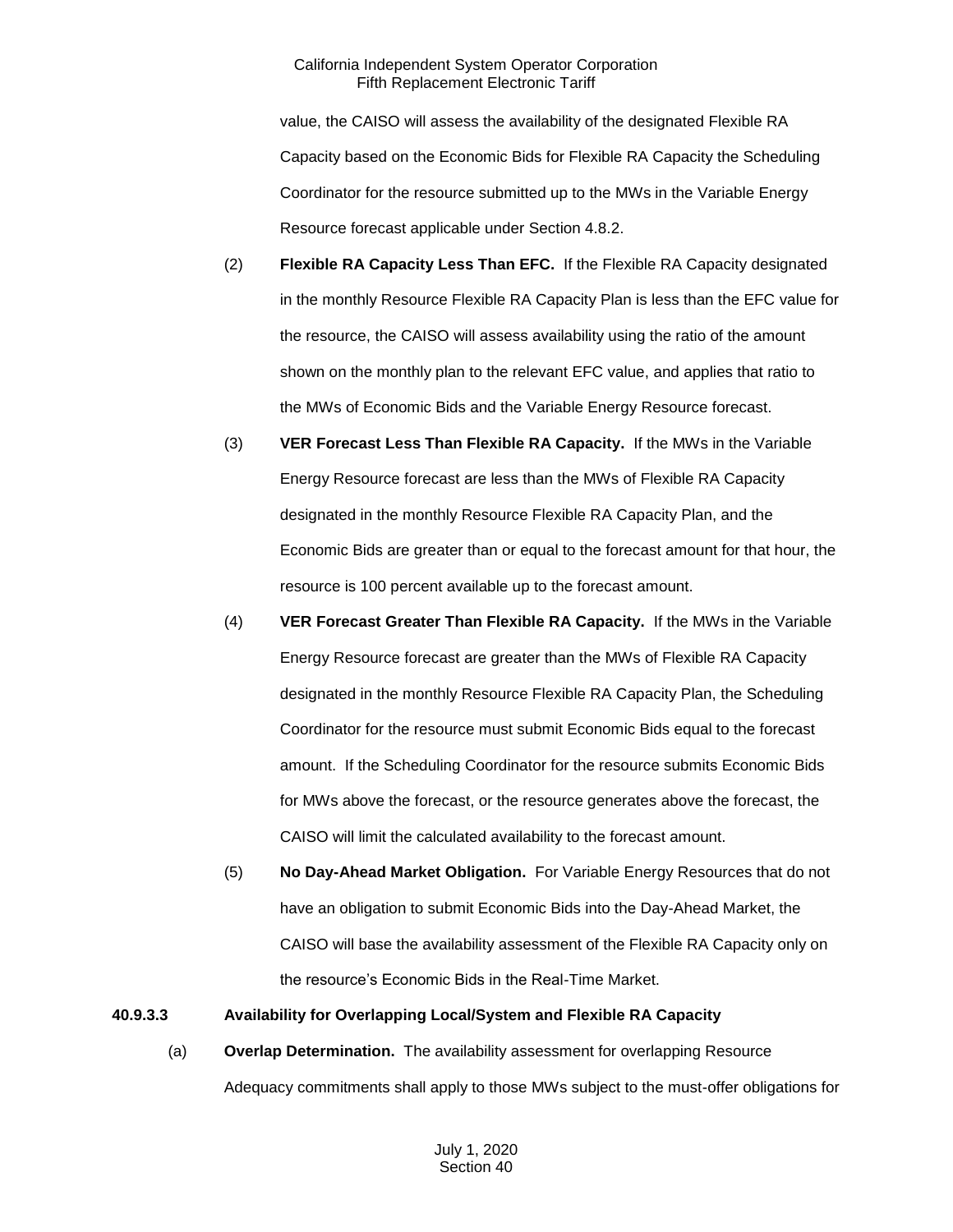value, the CAISO will assess the availability of the designated Flexible RA Capacity based on the Economic Bids for Flexible RA Capacity the Scheduling Coordinator for the resource submitted up to the MWs in the Variable Energy Resource forecast applicable under Section 4.8.2.

(2) **Flexible RA Capacity Less Than EFC.** If the Flexible RA Capacity designated in the monthly Resource Flexible RA Capacity Plan is less than the EFC value for the resource, the CAISO will assess availability using the ratio of the amount shown on the monthly plan to the relevant EFC value, and applies that ratio to the MWs of Economic Bids and the Variable Energy Resource forecast.

(3) **VER Forecast Less Than Flexible RA Capacity.** If the MWs in the Variable Energy Resource forecast are less than the MWs of Flexible RA Capacity designated in the monthly Resource Flexible RA Capacity Plan, and the Economic Bids are greater than or equal to the forecast amount for that hour, the resource is 100 percent available up to the forecast amount.

(4) **VER Forecast Greater Than Flexible RA Capacity.** If the MWs in the Variable Energy Resource forecast are greater than the MWs of Flexible RA Capacity designated in the monthly Resource Flexible RA Capacity Plan, the Scheduling Coordinator for the resource must submit Economic Bids equal to the forecast amount. If the Scheduling Coordinator for the resource submits Economic Bids for MWs above the forecast, or the resource generates above the forecast, the CAISO will limit the calculated availability to the forecast amount.

(5) **No Day-Ahead Market Obligation.** For Variable Energy Resources that do not have an obligation to submit Economic Bids into the Day-Ahead Market, the CAISO will base the availability assessment of the Flexible RA Capacity only on the resource's Economic Bids in the Real-Time Market.

**40.9.3.3 Availability for Overlapping Local/System and Flexible RA Capacity**

(a) **Overlap Determination.** The availability assessment for overlapping Resource Adequacy commitments shall apply to those MWs subject to the must-offer obligations for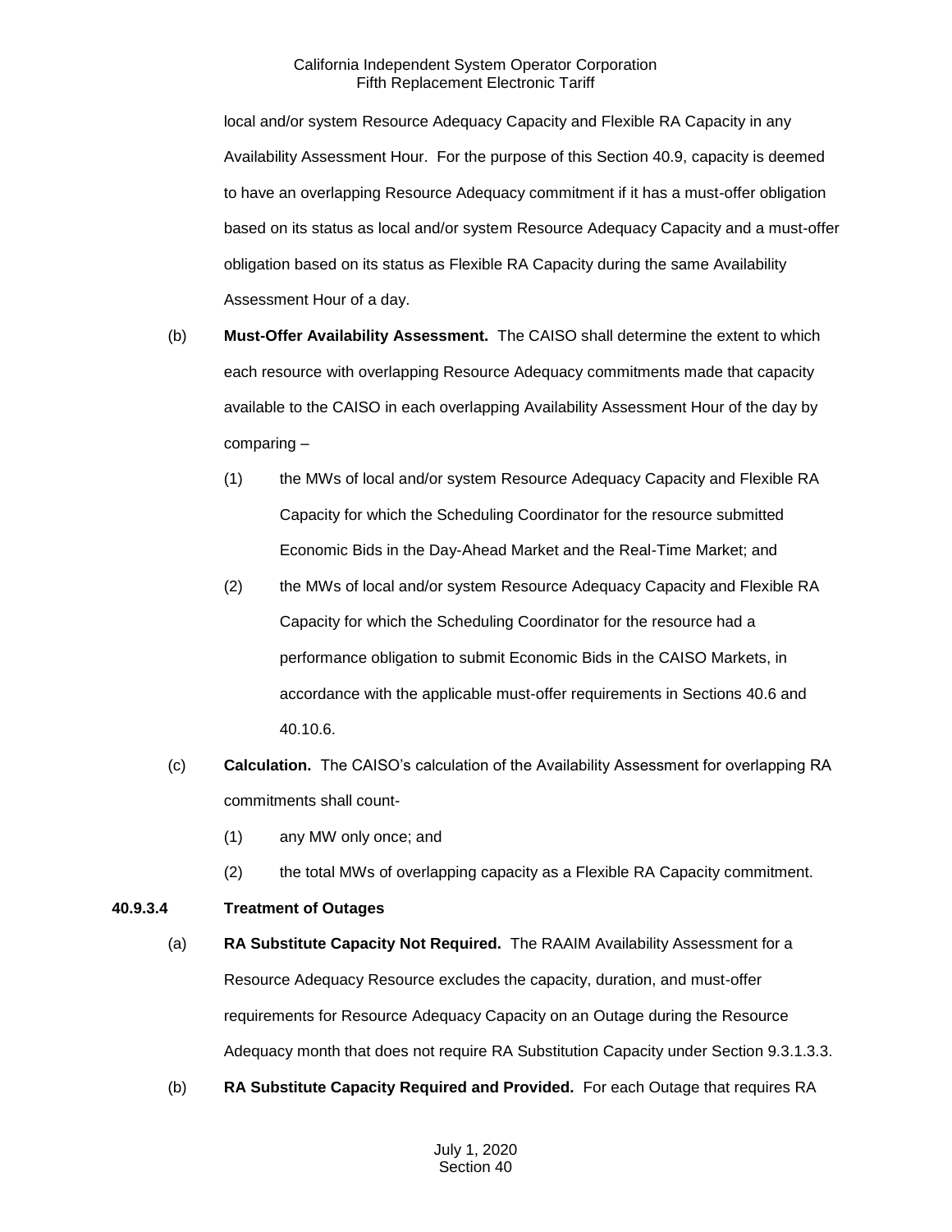local and/or system Resource Adequacy Capacity and Flexible RA Capacity in any Availability Assessment Hour. For the purpose of this Section 40.9, capacity is deemed to have an overlapping Resource Adequacy commitment if it has a must-offer obligation based on its status as local and/or system Resource Adequacy Capacity and a must-offer obligation based on its status as Flexible RA Capacity during the same Availability Assessment Hour of a day.

(b) **Must-Offer Availability Assessment.** The CAISO shall determine the extent to which each resource with overlapping Resource Adequacy commitments made that capacity available to the CAISO in each overlapping Availability Assessment Hour of the day by comparing –

(1) the MWs of local and/or system Resource Adequacy Capacity and Flexible RA Capacity for which the Scheduling Coordinator for the resource submitted Economic Bids in the Day-Ahead Market and the Real-Time Market; and

(2) the MWs of local and/or system Resource Adequacy Capacity and Flexible RA Capacity for which the Scheduling Coordinator for the resource had a performance obligation to submit Economic Bids in the CAISO Markets, in accordance with the applicable must-offer requirements in Sections 40.6 and 40.10.6.

(c) **Calculation.** The CAISO's calculation of the Availability Assessment for overlapping RA commitments shall count-

(1) any MW only once; and

(2) the total MWs of overlapping capacity as a Flexible RA Capacity commitment.

**40.9.3.4 Treatment of Outages**

(a) **RA Substitute Capacity Not Required.** The RAAIM Availability Assessment for a Resource Adequacy Resource excludes the capacity, duration, and must-offer requirements for Resource Adequacy Capacity on an Outage during the Resource Adequacy month that does not require RA Substitution Capacity under Section 9.3.1.3.3.

(b) **RA Substitute Capacity Required and Provided.** For each Outage that requires RA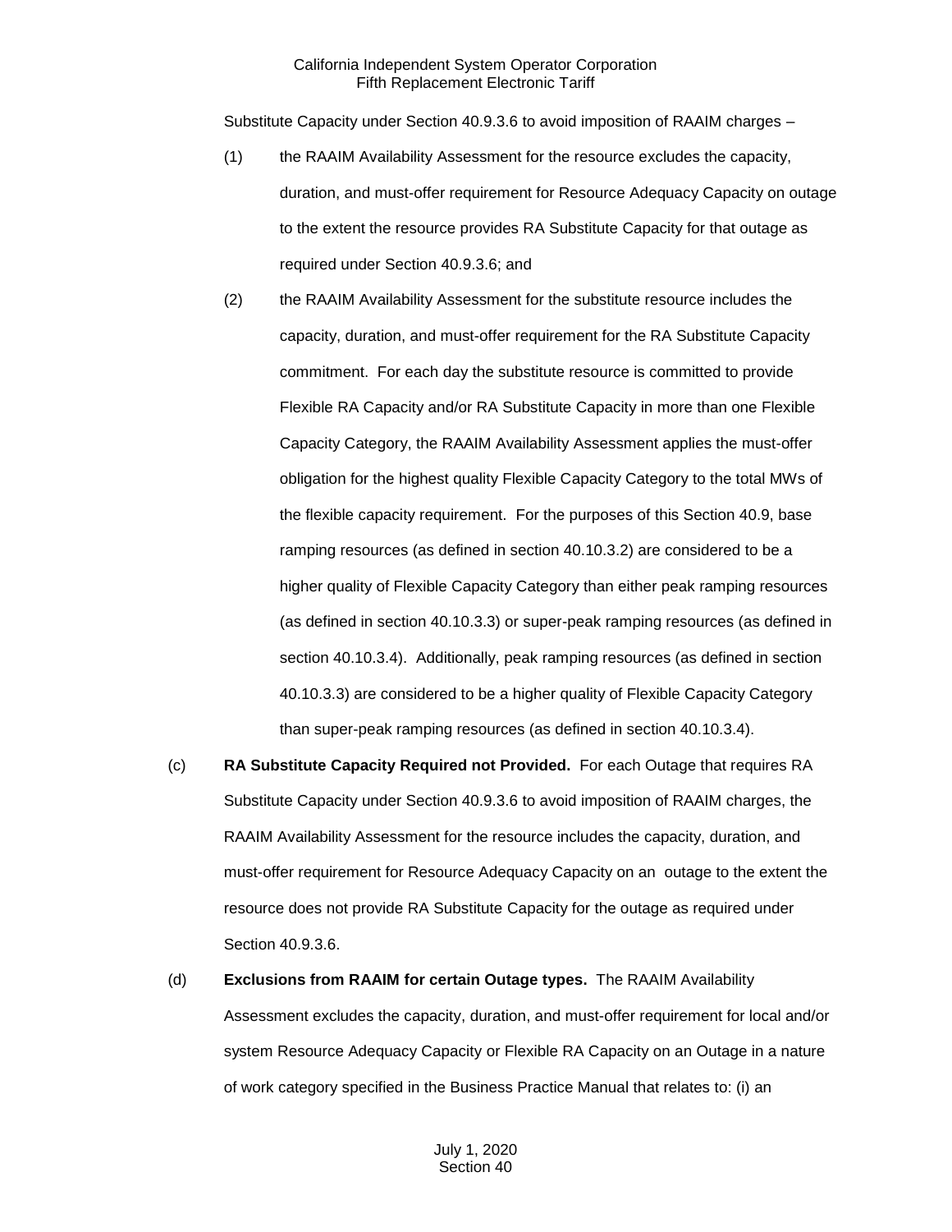Substitute Capacity under Section 40.9.3.6 to avoid imposition of RAAIM charges –

(1) the RAAIM Availability Assessment for the resource excludes the capacity, duration, and must-offer requirement for Resource Adequacy Capacity on outage to the extent the resource provides RA Substitute Capacity for that outage as required under Section 40.9.3.6; and

(2) the RAAIM Availability Assessment for the substitute resource includes the capacity, duration, and must-offer requirement for the RA Substitute Capacity commitment. For each day the substitute resource is committed to provide Flexible RA Capacity and/or RA Substitute Capacity in more than one Flexible Capacity Category, the RAAIM Availability Assessment applies the must-offer obligation for the highest quality Flexible Capacity Category to the total MWs of the flexible capacity requirement. For the purposes of this Section 40.9, base ramping resources (as defined in section 40.10.3.2) are considered to be a higher quality of Flexible Capacity Category than either peak ramping resources (as defined in section 40.10.3.3) or super-peak ramping resources (as defined in section 40.10.3.4). Additionally, peak ramping resources (as defined in section 40.10.3.3) are considered to be a higher quality of Flexible Capacity Category than super-peak ramping resources (as defined in section 40.10.3.4).

(c) **RA Substitute Capacity Required not Provided.** For each Outage that requires RA Substitute Capacity under Section 40.9.3.6 to avoid imposition of RAAIM charges, the RAAIM Availability Assessment for the resource includes the capacity, duration, and must-offer requirement for Resource Adequacy Capacity on an outage to the extent the resource does not provide RA Substitute Capacity for the outage as required under Section 40.9.3.6.

(d) **Exclusions from RAAIM for certain Outage types.** The RAAIM Availability Assessment excludes the capacity, duration, and must-offer requirement for local and/or system Resource Adequacy Capacity or Flexible RA Capacity on an Outage in a nature of work category specified in the Business Practice Manual that relates to: (i) an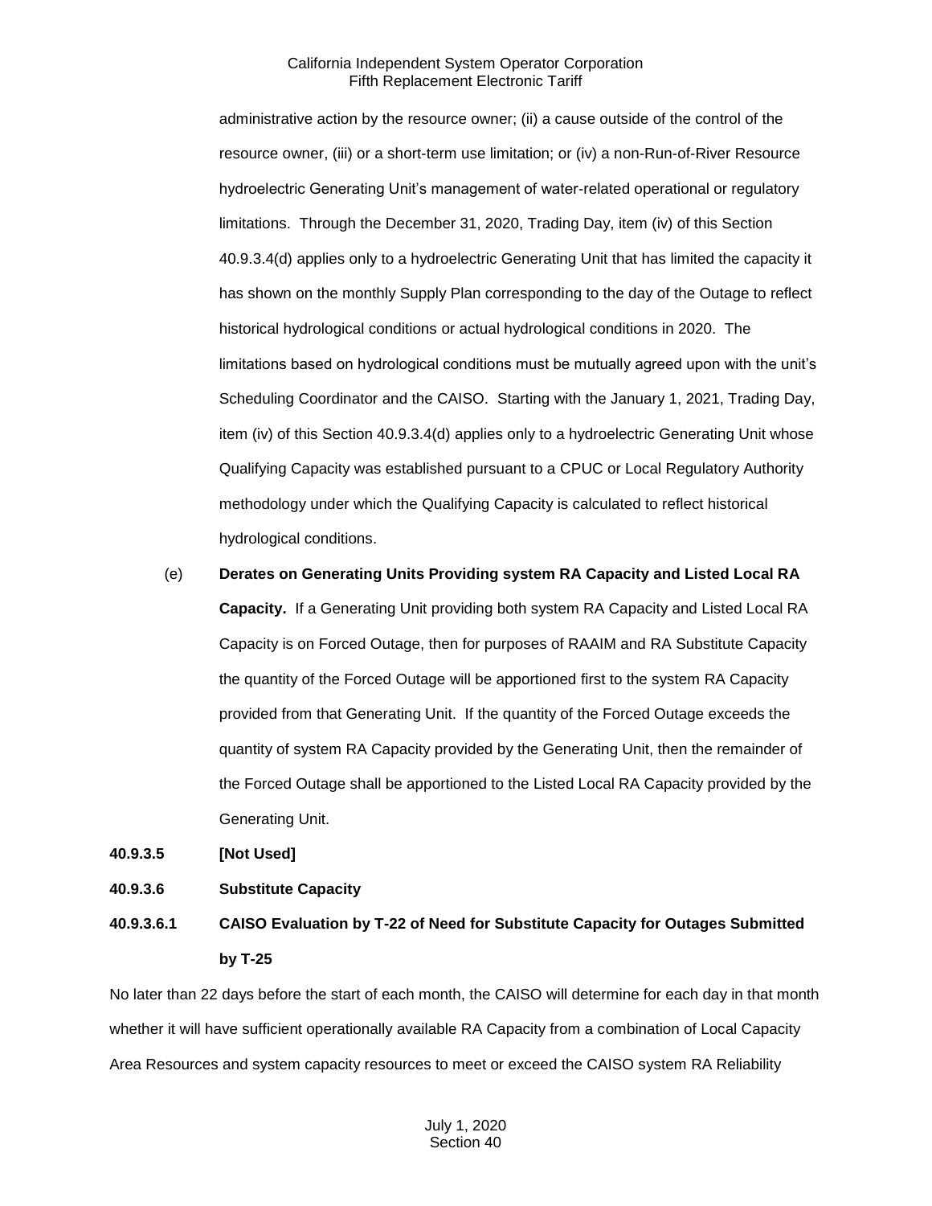administrative action by the resource owner; (ii) a cause outside of the control of the resource owner, (iii) or a short-term use limitation; or (iv) a non-Run-of-River Resource hydroelectric Generating Unit's management of water-related operational or regulatory limitations. Through the December 31, 2020, Trading Day, item (iv) of this Section 40.9.3.4(d) applies only to a hydroelectric Generating Unit that has limited the capacity it has shown on the monthly Supply Plan corresponding to the day of the Outage to reflect historical hydrological conditions or actual hydrological conditions in 2020. The limitations based on hydrological conditions must be mutually agreed upon with the unit's Scheduling Coordinator and the CAISO. Starting with the January 1, 2021, Trading Day, item (iv) of this Section 40.9.3.4(d) applies only to a hydroelectric Generating Unit whose Qualifying Capacity was established pursuant to a CPUC or Local Regulatory Authority methodology under which the Qualifying Capacity is calculated to reflect historical hydrological conditions.

(e) **Derates on Generating Units Providing system RA Capacity and Listed Local RA Capacity.** If a Generating Unit providing both system RA Capacity and Listed Local RA Capacity is on Forced Outage, then for purposes of RAAIM and RA Substitute Capacity the quantity of the Forced Outage will be apportioned first to the system RA Capacity provided from that Generating Unit. If the quantity of the Forced Outage exceeds the quantity of system RA Capacity provided by the Generating Unit, then the remainder of the Forced Outage shall be apportioned to the Listed Local RA Capacity provided by the Generating Unit.

**40.9.3.5 [Not Used]**

**40.9.3.6 Substitute Capacity**

**40.9.3.6.1 CAISO Evaluation by T-22 of Need for Substitute Capacity for Outages Submitted by T-25**

No later than 22 days before the start of each month, the CAISO will determine for each day in that month whether it will have sufficient operationally available RA Capacity from a combination of Local Capacity Area Resources and system capacity resources to meet or exceed the CAISO system RA Reliability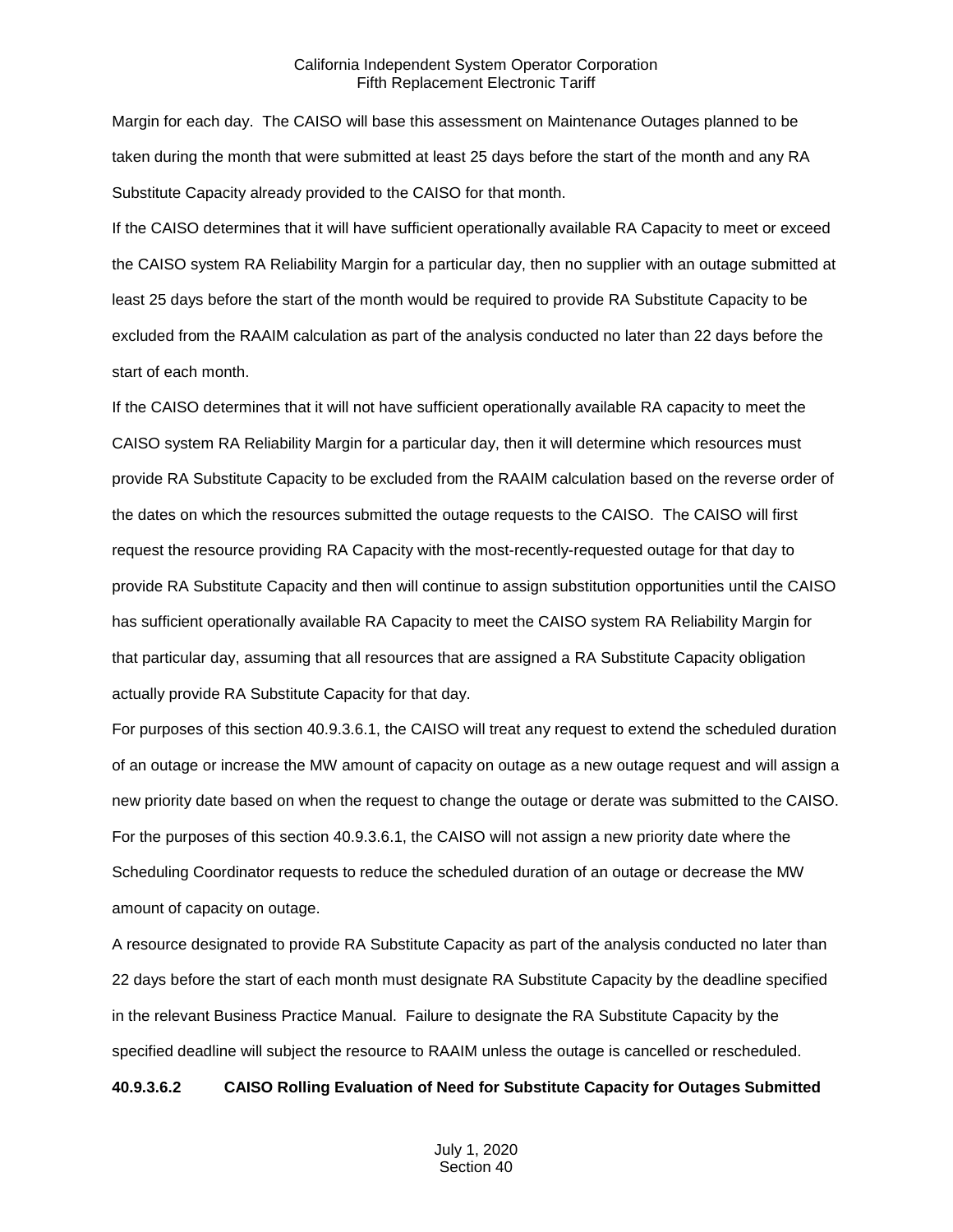Margin for each day. The CAISO will base this assessment on Maintenance Outages planned to be taken during the month that were submitted at least 25 days before the start of the month and any RA Substitute Capacity already provided to the CAISO for that month.

If the CAISO determines that it will have sufficient operationally available RA Capacity to meet or exceed the CAISO system RA Reliability Margin for a particular day, then no supplier with an outage submitted at least 25 days before the start of the month would be required to provide RA Substitute Capacity to be excluded from the RAAIM calculation as part of the analysis conducted no later than 22 days before the start of each month.

If the CAISO determines that it will not have sufficient operationally available RA capacity to meet the CAISO system RA Reliability Margin for a particular day, then it will determine which resources must provide RA Substitute Capacity to be excluded from the RAAIM calculation based on the reverse order of the dates on which the resources submitted the outage requests to the CAISO. The CAISO will first request the resource providing RA Capacity with the most-recently-requested outage for that day to provide RA Substitute Capacity and then will continue to assign substitution opportunities until the CAISO has sufficient operationally available RA Capacity to meet the CAISO system RA Reliability Margin for that particular day, assuming that all resources that are assigned a RA Substitute Capacity obligation actually provide RA Substitute Capacity for that day.

For purposes of this section 40.9.3.6.1, the CAISO will treat any request to extend the scheduled duration of an outage or increase the MW amount of capacity on outage as a new outage request and will assign a new priority date based on when the request to change the outage or derate was submitted to the CAISO. For the purposes of this section 40.9.3.6.1, the CAISO will not assign a new priority date where the Scheduling Coordinator requests to reduce the scheduled duration of an outage or decrease the MW amount of capacity on outage.

A resource designated to provide RA Substitute Capacity as part of the analysis conducted no later than 22 days before the start of each month must designate RA Substitute Capacity by the deadline specified in the relevant Business Practice Manual. Failure to designate the RA Substitute Capacity by the specified deadline will subject the resource to RAAIM unless the outage is cancelled or rescheduled.

**40.9.3.6.2 CAISO Rolling Evaluation of Need for Substitute Capacity for Outages Submitted**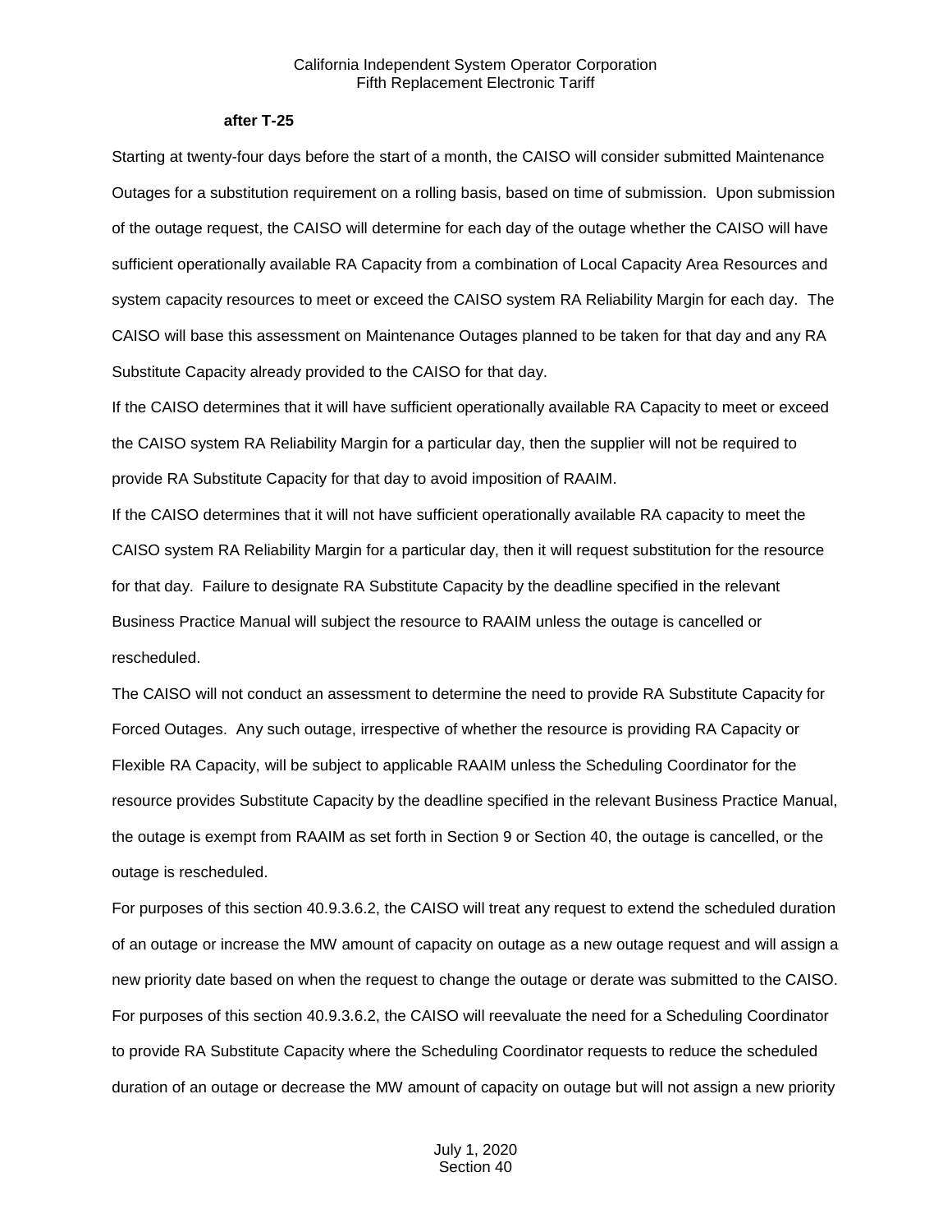**after T-25**

Starting at twenty-four days before the start of a month, the CAISO will consider submitted Maintenance Outages for a substitution requirement on a rolling basis, based on time of submission. Upon submission of the outage request, the CAISO will determine for each day of the outage whether the CAISO will have sufficient operationally available RA Capacity from a combination of Local Capacity Area Resources and system capacity resources to meet or exceed the CAISO system RA Reliability Margin for each day. The CAISO will base this assessment on Maintenance Outages planned to be taken for that day and any RA Substitute Capacity already provided to the CAISO for that day.

If the CAISO determines that it will have sufficient operationally available RA Capacity to meet or exceed the CAISO system RA Reliability Margin for a particular day, then the supplier will not be required to provide RA Substitute Capacity for that day to avoid imposition of RAAIM.

If the CAISO determines that it will not have sufficient operationally available RA capacity to meet the CAISO system RA Reliability Margin for a particular day, then it will request substitution for the resource for that day. Failure to designate RA Substitute Capacity by the deadline specified in the relevant Business Practice Manual will subject the resource to RAAIM unless the outage is cancelled or rescheduled.

The CAISO will not conduct an assessment to determine the need to provide RA Substitute Capacity for Forced Outages. Any such outage, irrespective of whether the resource is providing RA Capacity or Flexible RA Capacity, will be subject to applicable RAAIM unless the Scheduling Coordinator for the resource provides Substitute Capacity by the deadline specified in the relevant Business Practice Manual, the outage is exempt from RAAIM as set forth in Section 9 or Section 40, the outage is cancelled, or the outage is rescheduled.

For purposes of this section 40.9.3.6.2, the CAISO will treat any request to extend the scheduled duration of an outage or increase the MW amount of capacity on outage as a new outage request and will assign a new priority date based on when the request to change the outage or derate was submitted to the CAISO.

For purposes of this section 40.9.3.6.2, the CAISO will reevaluate the need for a Scheduling Coordinator to provide RA Substitute Capacity where the Scheduling Coordinator requests to reduce the scheduled duration of an outage or decrease the MW amount of capacity on outage but will not assign a new priority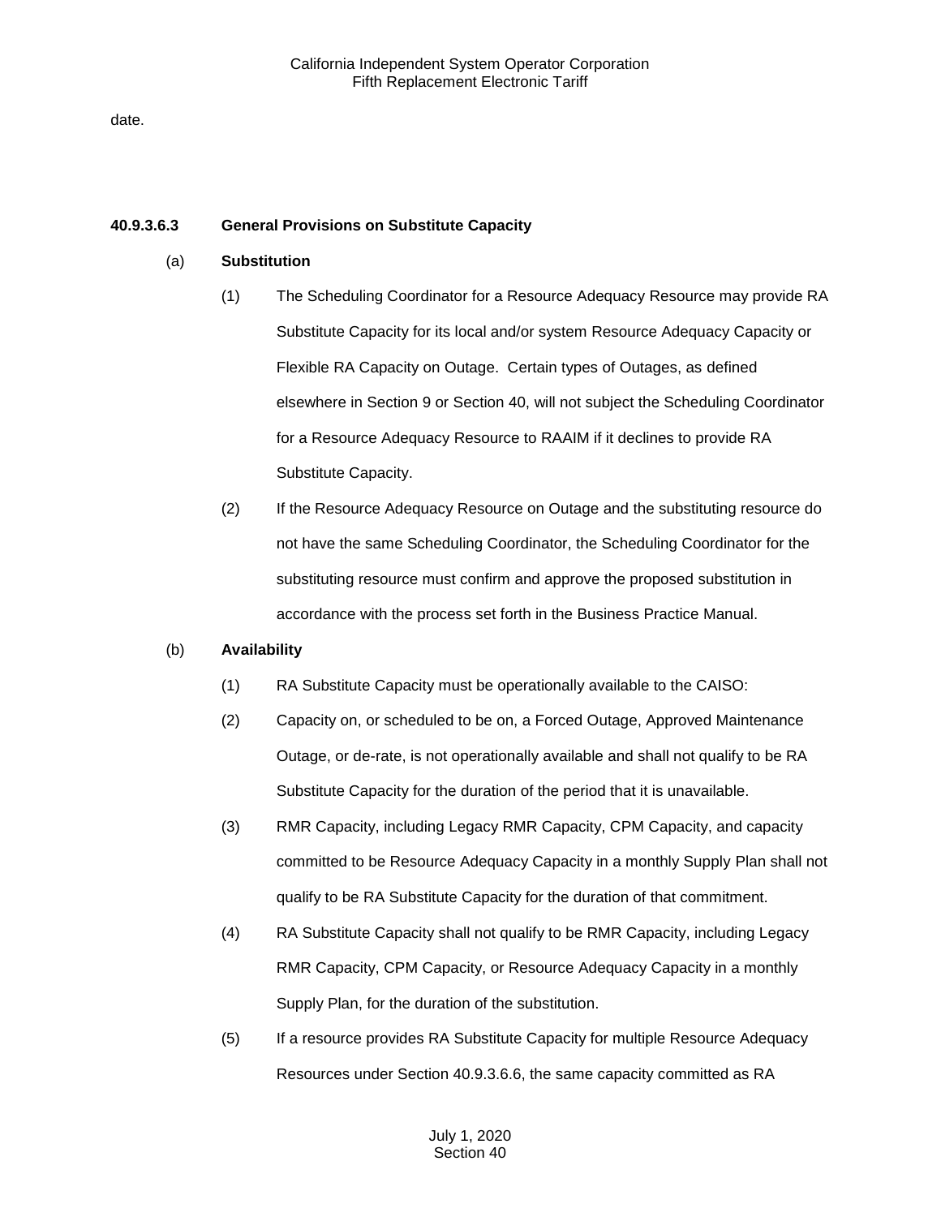date.

**40.9.3.6.3 General Provisions on Substitute Capacity**

(a) **Substitution**

(1) The Scheduling Coordinator for a Resource Adequacy Resource may provide RA Substitute Capacity for its local and/or system Resource Adequacy Capacity or Flexible RA Capacity on Outage. Certain types of Outages, as defined elsewhere in Section 9 or Section 40, will not subject the Scheduling Coordinator for a Resource Adequacy Resource to RAAIM if it declines to provide RA Substitute Capacity.

(2) If the Resource Adequacy Resource on Outage and the substituting resource do not have the same Scheduling Coordinator, the Scheduling Coordinator for the substituting resource must confirm and approve the proposed substitution in accordance with the process set forth in the Business Practice Manual.

(b) **Availability**

(1) RA Substitute Capacity must be operationally available to the CAISO:

(2) Capacity on, or scheduled to be on, a Forced Outage, Approved Maintenance Outage, or de-rate, is not operationally available and shall not qualify to be RA Substitute Capacity for the duration of the period that it is unavailable.

(3) RMR Capacity, including Legacy RMR Capacity, CPM Capacity, and capacity committed to be Resource Adequacy Capacity in a monthly Supply Plan shall not qualify to be RA Substitute Capacity for the duration of that commitment.

(4) RA Substitute Capacity shall not qualify to be RMR Capacity, including Legacy RMR Capacity, CPM Capacity, or Resource Adequacy Capacity in a monthly Supply Plan, for the duration of the substitution.

(5) If a resource provides RA Substitute Capacity for multiple Resource Adequacy Resources under Section 40.9.3.6.6, the same capacity committed as RA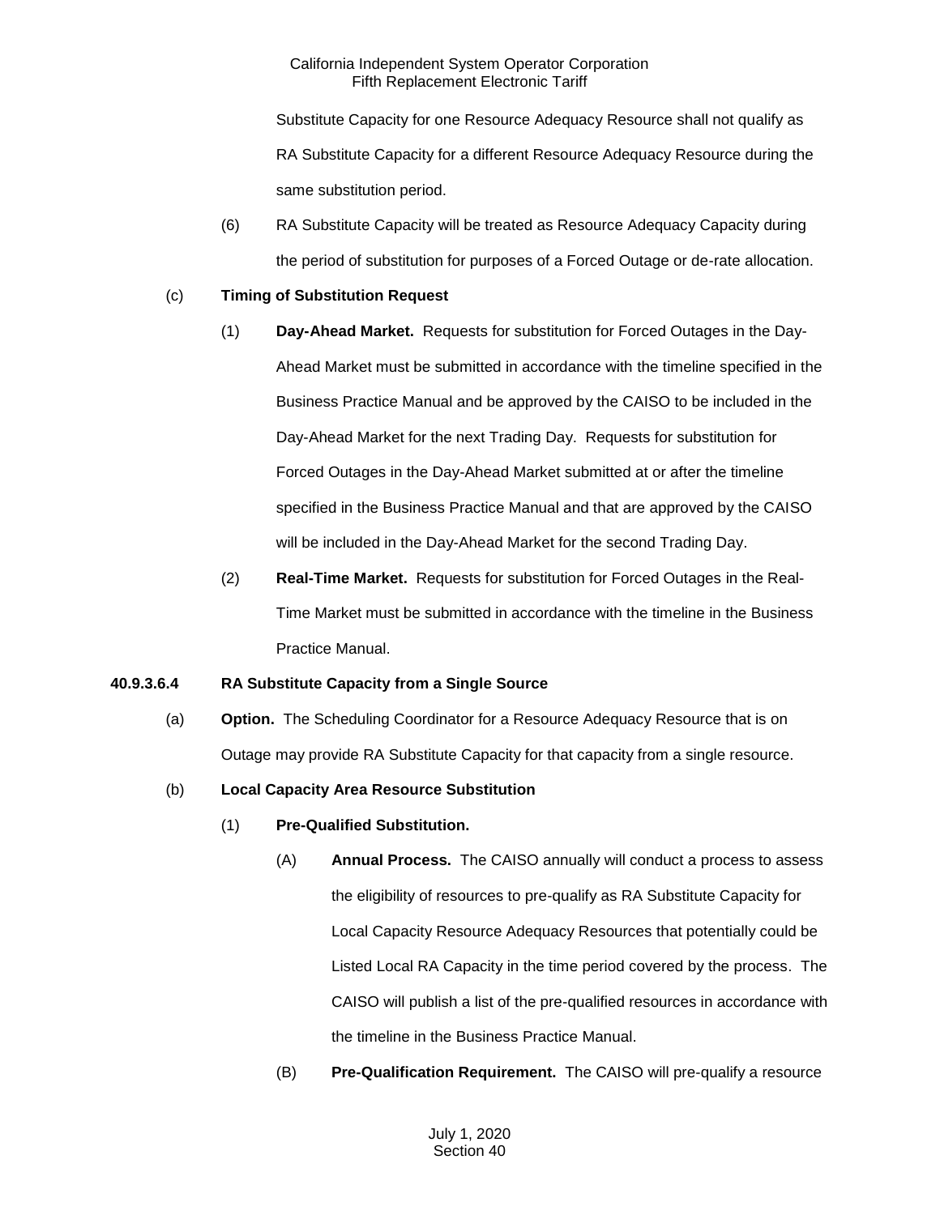Substitute Capacity for one Resource Adequacy Resource shall not qualify as RA Substitute Capacity for a different Resource Adequacy Resource during the same substitution period.

(6) RA Substitute Capacity will be treated as Resource Adequacy Capacity during the period of substitution for purposes of a Forced Outage or de-rate allocation.

(c) **Timing of Substitution Request**

(1) **Day-Ahead Market.** Requests for substitution for Forced Outages in the Day-Ahead Market must be submitted in accordance with the timeline specified in the Business Practice Manual and be approved by the CAISO to be included in the Day-Ahead Market for the next Trading Day. Requests for substitution for Forced Outages in the Day-Ahead Market submitted at or after the timeline specified in the Business Practice Manual and that are approved by the CAISO will be included in the Day-Ahead Market for the second Trading Day.

(2) **Real-Time Market.** Requests for substitution for Forced Outages in the Real-Time Market must be submitted in accordance with the timeline in the Business Practice Manual.

**40.9.3.6.4 RA Substitute Capacity from a Single Source**

(a) **Option.** The Scheduling Coordinator for a Resource Adequacy Resource that is on Outage may provide RA Substitute Capacity for that capacity from a single resource.

(b) **Local Capacity Area Resource Substitution**

(1) **Pre-Qualified Substitution.**

(A) **Annual Process.** The CAISO annually will conduct a process to assess the eligibility of resources to pre-qualify as RA Substitute Capacity for Local Capacity Resource Adequacy Resources that potentially could be Listed Local RA Capacity in the time period covered by the process. The CAISO will publish a list of the pre-qualified resources in accordance with the timeline in the Business Practice Manual.

(B) **Pre-Qualification Requirement.** The CAISO will pre-qualify a resource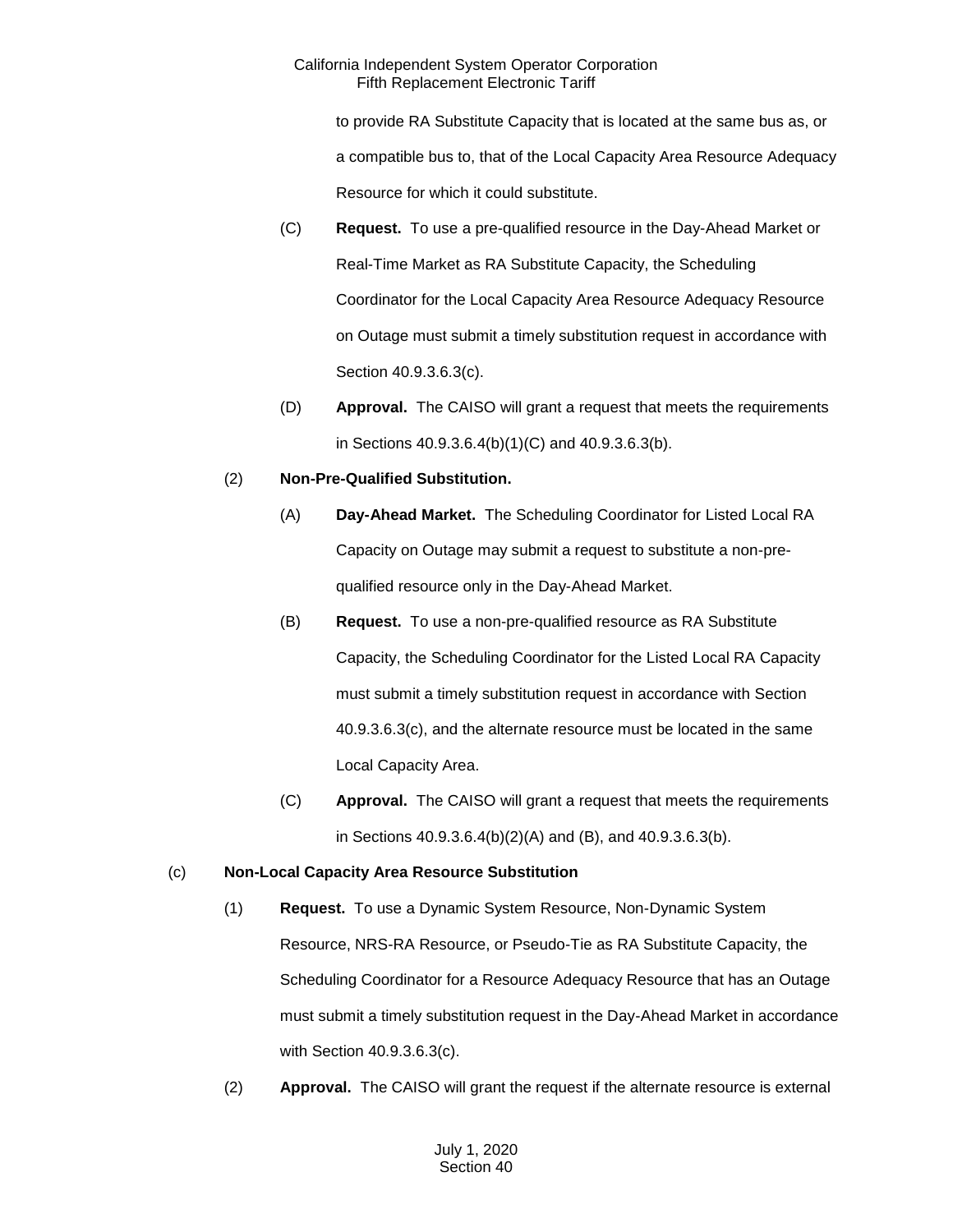to provide RA Substitute Capacity that is located at the same bus as, or a compatible bus to, that of the Local Capacity Area Resource Adequacy Resource for which it could substitute.

(C) **Request.** To use a pre-qualified resource in the Day-Ahead Market or Real-Time Market as RA Substitute Capacity, the Scheduling Coordinator for the Local Capacity Area Resource Adequacy Resource on Outage must submit a timely substitution request in accordance with Section 40.9.3.6.3(c).

(D) **Approval.** The CAISO will grant a request that meets the requirements in Sections 40.9.3.6.4(b)(1)(C) and 40.9.3.6.3(b).

(2) **Non-Pre-Qualified Substitution.**

(A) **Day-Ahead Market.** The Scheduling Coordinator for Listed Local RA Capacity on Outage may submit a request to substitute a non-pre-qualified resource only in the Day-Ahead Market.

(B) **Request.** To use a non-pre-qualified resource as RA Substitute Capacity, the Scheduling Coordinator for the Listed Local RA Capacity must submit a timely substitution request in accordance with Section 40.9.3.6.3(c), and the alternate resource must be located in the same Local Capacity Area.

(C) **Approval.** The CAISO will grant a request that meets the requirements in Sections 40.9.3.6.4(b)(2)(A) and (B), and 40.9.3.6.3(b).

(c) **Non-Local Capacity Area Resource Substitution**

(1) **Request.** To use a Dynamic System Resource, Non-Dynamic System Resource, NRS-RA Resource, or Pseudo-Tie as RA Substitute Capacity, the Scheduling Coordinator for a Resource Adequacy Resource that has an Outage must submit a timely substitution request in the Day-Ahead Market in accordance with Section 40.9.3.6.3(c).

(2) **Approval.** The CAISO will grant the request if the alternate resource is external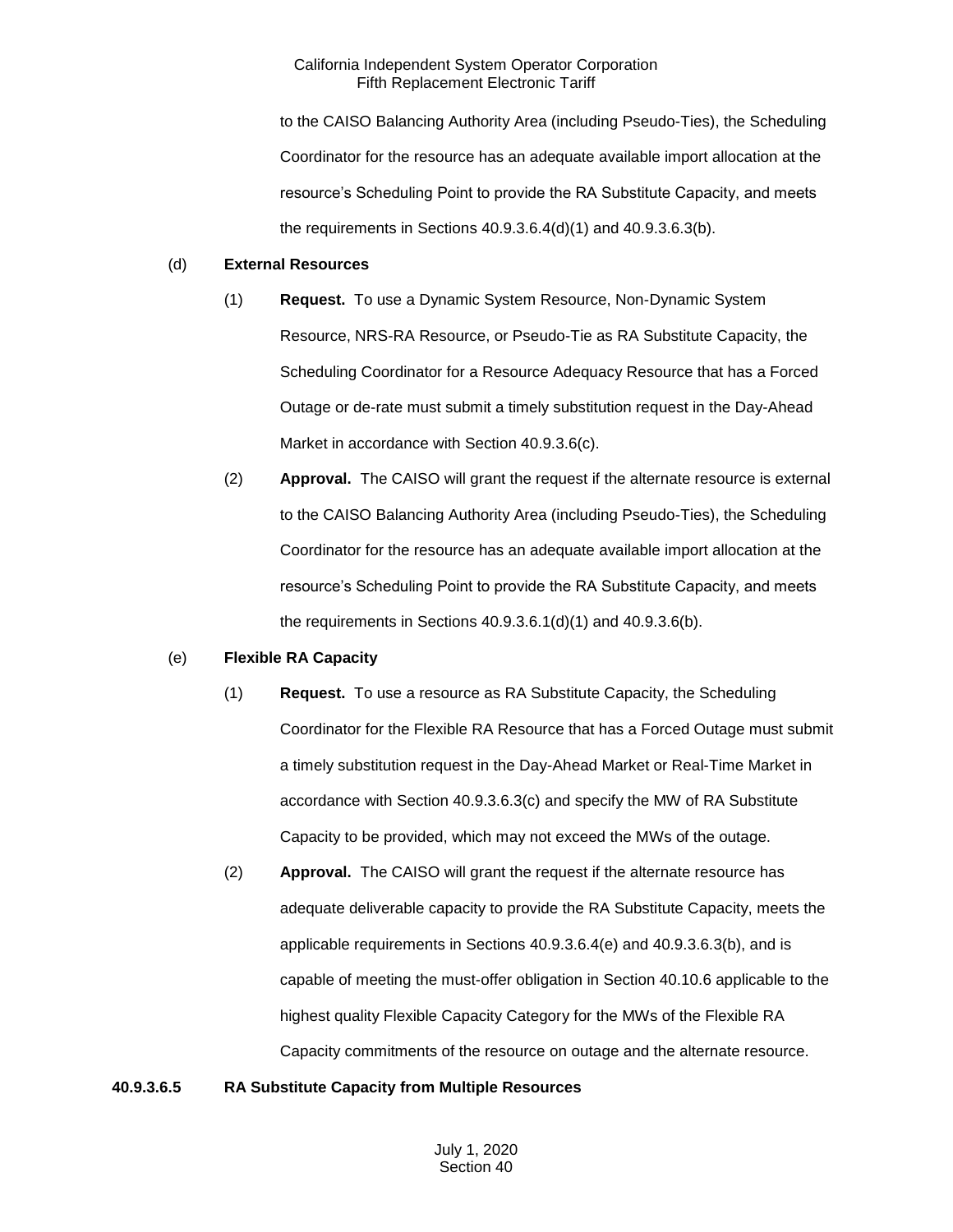to the CAISO Balancing Authority Area (including Pseudo-Ties), the Scheduling Coordinator for the resource has an adequate available import allocation at the resource's Scheduling Point to provide the RA Substitute Capacity, and meets the requirements in Sections 40.9.3.6.4(d)(1) and 40.9.3.6.3(b).

(d) **External Resources**

(1) **Request.** To use a Dynamic System Resource, Non-Dynamic System Resource, NRS-RA Resource, or Pseudo-Tie as RA Substitute Capacity, the Scheduling Coordinator for a Resource Adequacy Resource that has a Forced Outage or de-rate must submit a timely substitution request in the Day-Ahead Market in accordance with Section 40.9.3.6(c).

(2) **Approval.** The CAISO will grant the request if the alternate resource is external to the CAISO Balancing Authority Area (including Pseudo-Ties), the Scheduling Coordinator for the resource has an adequate available import allocation at the resource's Scheduling Point to provide the RA Substitute Capacity, and meets the requirements in Sections 40.9.3.6.1(d)(1) and 40.9.3.6(b).

(e) **Flexible RA Capacity**

(1) **Request.** To use a resource as RA Substitute Capacity, the Scheduling Coordinator for the Flexible RA Resource that has a Forced Outage must submit a timely substitution request in the Day-Ahead Market or Real-Time Market in accordance with Section 40.9.3.6.3(c) and specify the MW of RA Substitute Capacity to be provided, which may not exceed the MWs of the outage.

(2) **Approval.** The CAISO will grant the request if the alternate resource has adequate deliverable capacity to provide the RA Substitute Capacity, meets the applicable requirements in Sections 40.9.3.6.4(e) and 40.9.3.6.3(b), and is capable of meeting the must-offer obligation in Section 40.10.6 applicable to the highest quality Flexible Capacity Category for the MWs of the Flexible RA Capacity commitments of the resource on outage and the alternate resource.

**40.9.3.6.5 RA Substitute Capacity from Multiple Resources**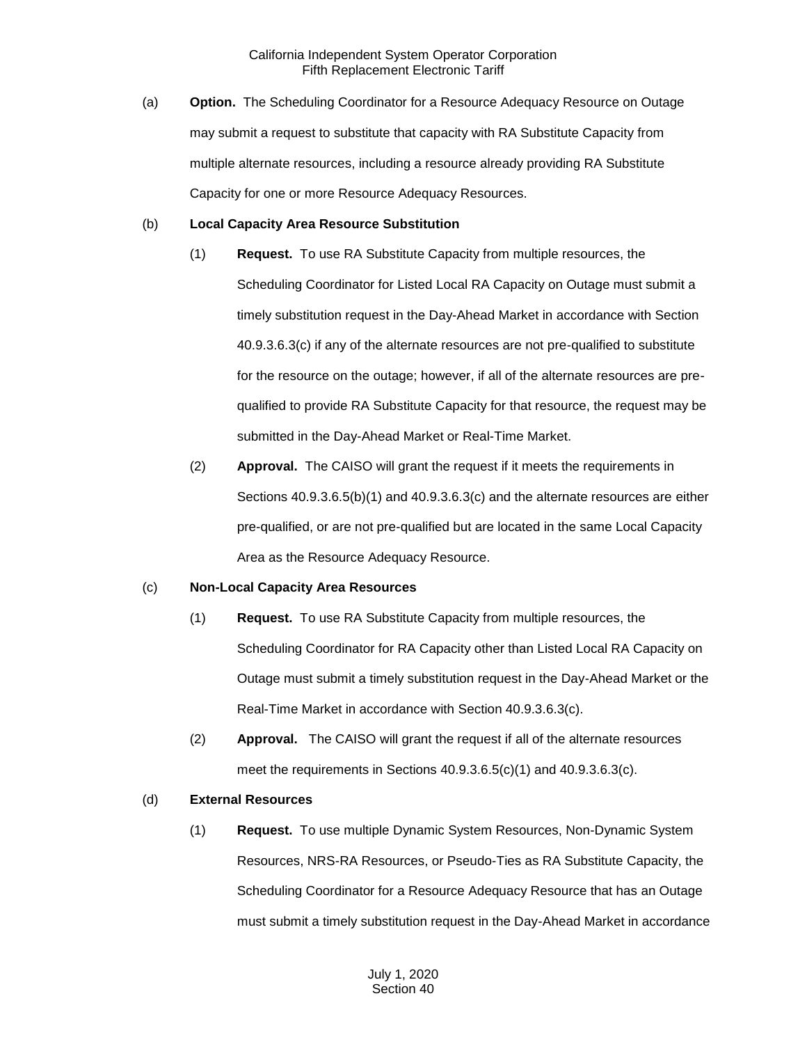(a) **Option.** The Scheduling Coordinator for a Resource Adequacy Resource on Outage may submit a request to substitute that capacity with RA Substitute Capacity from multiple alternate resources, including a resource already providing RA Substitute Capacity for one or more Resource Adequacy Resources.

(b) **Local Capacity Area Resource Substitution**

(1) **Request.** To use RA Substitute Capacity from multiple resources, the Scheduling Coordinator for Listed Local RA Capacity on Outage must submit a timely substitution request in the Day-Ahead Market in accordance with Section 40.9.3.6.3(c) if any of the alternate resources are not pre-qualified to substitute for the resource on the outage; however, if all of the alternate resources are pre-qualified to provide RA Substitute Capacity for that resource, the request may be submitted in the Day-Ahead Market or Real-Time Market.

(2) **Approval.** The CAISO will grant the request if it meets the requirements in Sections 40.9.3.6.5(b)(1) and 40.9.3.6.3(c) and the alternate resources are either pre-qualified, or are not pre-qualified but are located in the same Local Capacity Area as the Resource Adequacy Resource.

(c) **Non-Local Capacity Area Resources**

(1) **Request.** To use RA Substitute Capacity from multiple resources, the Scheduling Coordinator for RA Capacity other than Listed Local RA Capacity on Outage must submit a timely substitution request in the Day-Ahead Market or the Real-Time Market in accordance with Section 40.9.3.6.3(c).

(2) **Approval.** The CAISO will grant the request if all of the alternate resources meet the requirements in Sections 40.9.3.6.5(c)(1) and 40.9.3.6.3(c).

(d) **External Resources**

(1) **Request.** To use multiple Dynamic System Resources, Non-Dynamic System Resources, NRS-RA Resources, or Pseudo-Ties as RA Substitute Capacity, the Scheduling Coordinator for a Resource Adequacy Resource that has an Outage must submit a timely substitution request in the Day-Ahead Market in accordance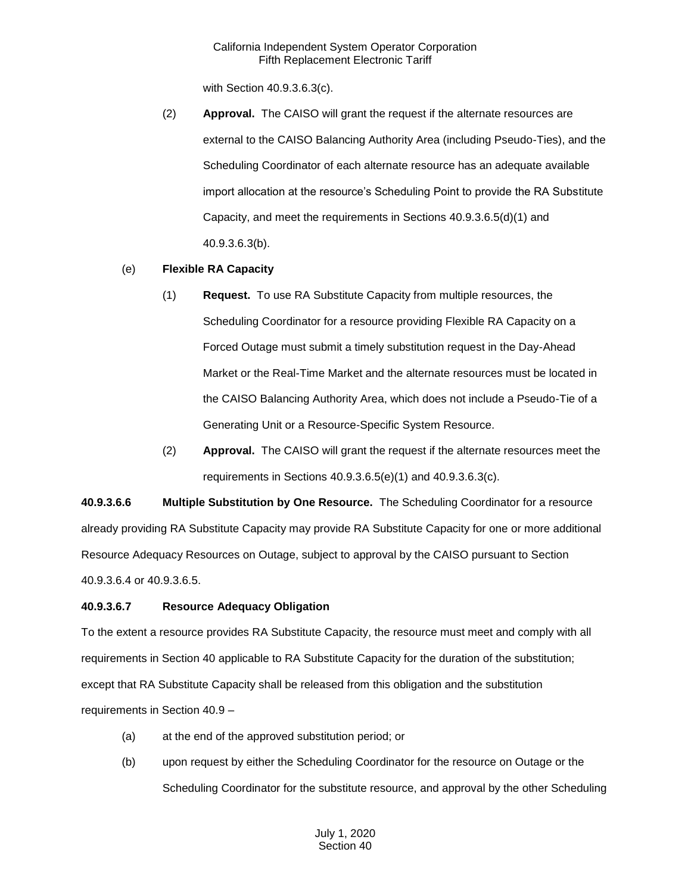with Section 40.9.3.6.3(c).

(2) **Approval.** The CAISO will grant the request if the alternate resources are external to the CAISO Balancing Authority Area (including Pseudo-Ties), and the Scheduling Coordinator of each alternate resource has an adequate available import allocation at the resource's Scheduling Point to provide the RA Substitute Capacity, and meet the requirements in Sections 40.9.3.6.5(d)(1) and 40.9.3.6.3(b).

(e) **Flexible RA Capacity**

(1) **Request.** To use RA Substitute Capacity from multiple resources, the Scheduling Coordinator for a resource providing Flexible RA Capacity on a Forced Outage must submit a timely substitution request in the Day-Ahead Market or the Real-Time Market and the alternate resources must be located in the CAISO Balancing Authority Area, which does not include a Pseudo-Tie of a Generating Unit or a Resource-Specific System Resource.

(2) **Approval.** The CAISO will grant the request if the alternate resources meet the requirements in Sections 40.9.3.6.5(e)(1) and 40.9.3.6.3(c).

**40.9.3.6.6 Multiple Substitution by One Resource.** The Scheduling Coordinator for a resource already providing RA Substitute Capacity may provide RA Substitute Capacity for one or more additional Resource Adequacy Resources on Outage, subject to approval by the CAISO pursuant to Section 40.9.3.6.4 or 40.9.3.6.5.

**40.9.3.6.7 Resource Adequacy Obligation**

To the extent a resource provides RA Substitute Capacity, the resource must meet and comply with all requirements in Section 40 applicable to RA Substitute Capacity for the duration of the substitution; except that RA Substitute Capacity shall be released from this obligation and the substitution requirements in Section 40.9 –

(a) at the end of the approved substitution period; or

(b) upon request by either the Scheduling Coordinator for the resource on Outage or the Scheduling Coordinator for the substitute resource, and approval by the other Scheduling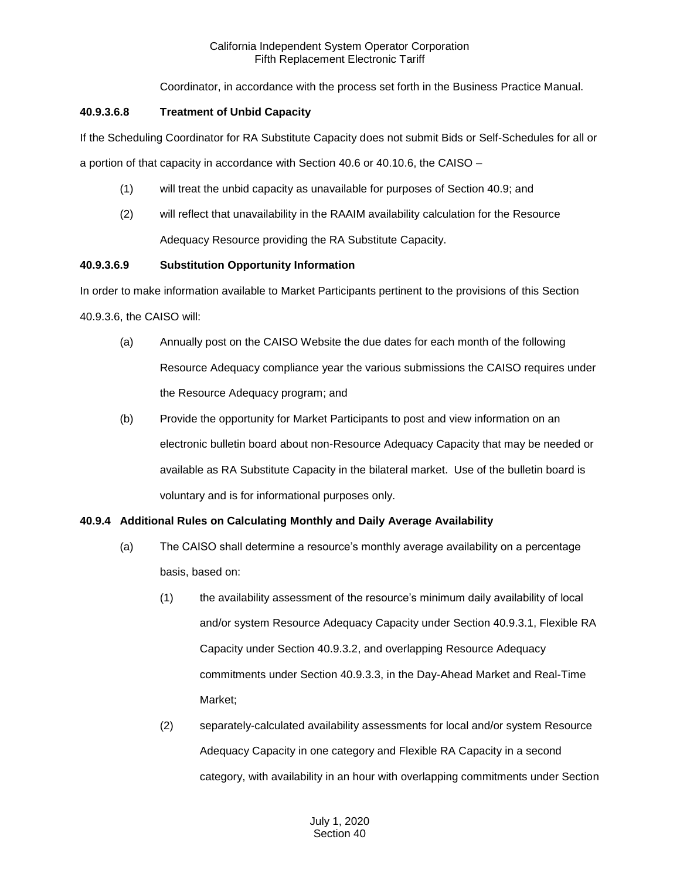Coordinator, in accordance with the process set forth in the Business Practice Manual.

**40.9.3.6.8 Treatment of Unbid Capacity**

If the Scheduling Coordinator for RA Substitute Capacity does not submit Bids or Self-Schedules for all or a portion of that capacity in accordance with Section 40.6 or 40.10.6, the CAISO –

(1) will treat the unbid capacity as unavailable for purposes of Section 40.9; and

(2) will reflect that unavailability in the RAAIM availability calculation for the Resource Adequacy Resource providing the RA Substitute Capacity.

**40.9.3.6.9 Substitution Opportunity Information**

In order to make information available to Market Participants pertinent to the provisions of this Section 40.9.3.6, the CAISO will:

(a) Annually post on the CAISO Website the due dates for each month of the following Resource Adequacy compliance year the various submissions the CAISO requires under the Resource Adequacy program; and

(b) Provide the opportunity for Market Participants to post and view information on an electronic bulletin board about non-Resource Adequacy Capacity that may be needed or available as RA Substitute Capacity in the bilateral market. Use of the bulletin board is voluntary and is for informational purposes only.

**40.9.4 Additional Rules on Calculating Monthly and Daily Average Availability**

(a) The CAISO shall determine a resource's monthly average availability on a percentage basis, based on:

(1) the availability assessment of the resource's minimum daily availability of local and/or system Resource Adequacy Capacity under Section 40.9.3.1, Flexible RA Capacity under Section 40.9.3.2, and overlapping Resource Adequacy commitments under Section 40.9.3.3, in the Day-Ahead Market and Real-Time Market;

(2) separately-calculated availability assessments for local and/or system Resource Adequacy Capacity in one category and Flexible RA Capacity in a second category, with availability in an hour with overlapping commitments under Section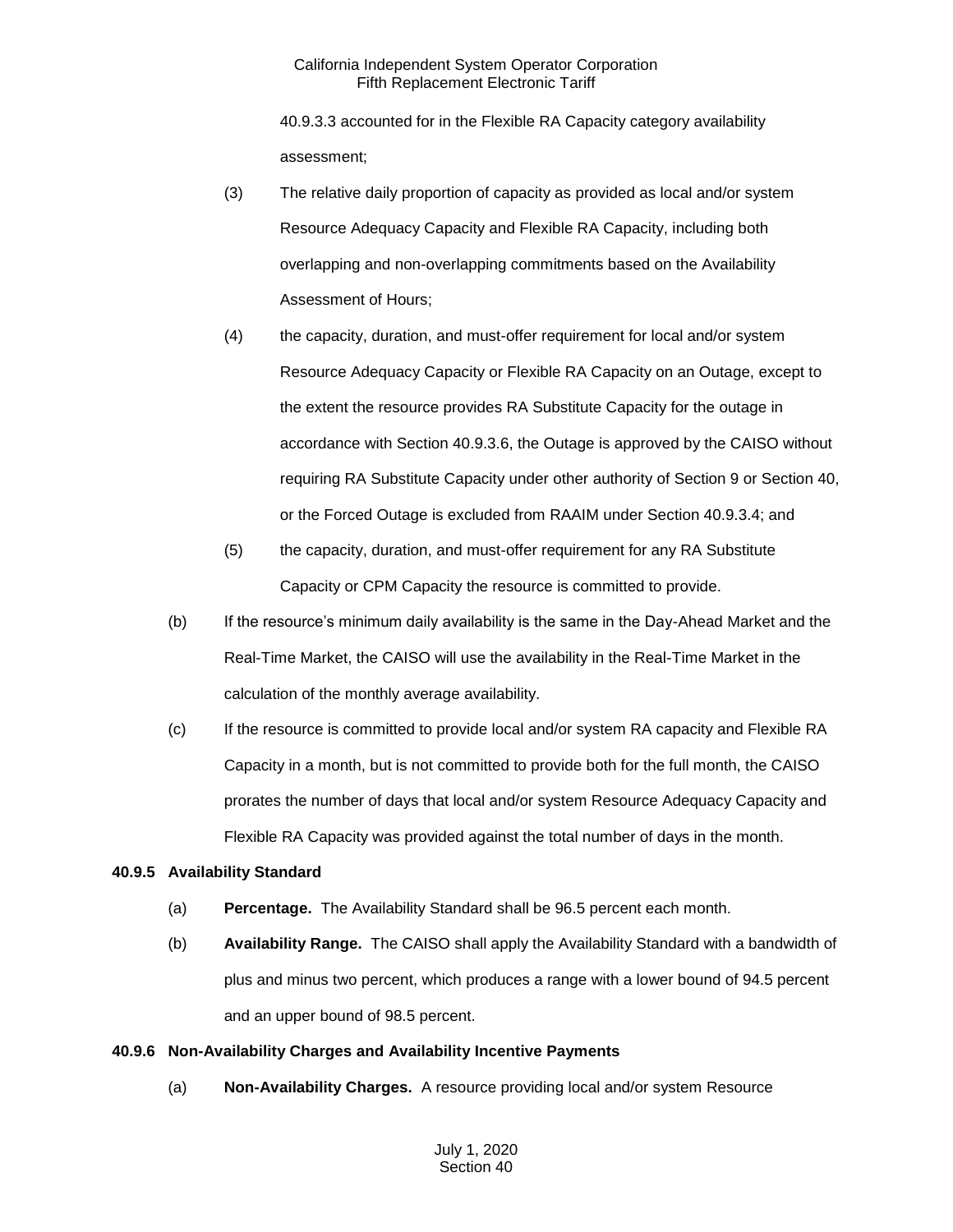40.9.3.3 accounted for in the Flexible RA Capacity category availability assessment;

(3) The relative daily proportion of capacity as provided as local and/or system Resource Adequacy Capacity and Flexible RA Capacity, including both overlapping and non-overlapping commitments based on the Availability Assessment of Hours;

(4) the capacity, duration, and must-offer requirement for local and/or system Resource Adequacy Capacity or Flexible RA Capacity on an Outage, except to the extent the resource provides RA Substitute Capacity for the outage in accordance with Section 40.9.3.6, the Outage is approved by the CAISO without requiring RA Substitute Capacity under other authority of Section 9 or Section 40, or the Forced Outage is excluded from RAAIM under Section 40.9.3.4; and

(5) the capacity, duration, and must-offer requirement for any RA Substitute Capacity or CPM Capacity the resource is committed to provide.

(b) If the resource's minimum daily availability is the same in the Day-Ahead Market and the Real-Time Market, the CAISO will use the availability in the Real-Time Market in the calculation of the monthly average availability.

(c) If the resource is committed to provide local and/or system RA capacity and Flexible RA Capacity in a month, but is not committed to provide both for the full month, the CAISO prorates the number of days that local and/or system Resource Adequacy Capacity and Flexible RA Capacity was provided against the total number of days in the month.

### 40.9.5 Availability Standard

(a) **Percentage.** The Availability Standard shall be 96.5 percent each month.

(b) **Availability Range.** The CAISO shall apply the Availability Standard with a bandwidth of plus and minus two percent, which produces a range with a lower bound of 94.5 percent and an upper bound of 98.5 percent.

### 40.9.6 Non-Availability Charges and Availability Incentive Payments

(a) **Non-Availability Charges.** A resource providing local and/or system Resource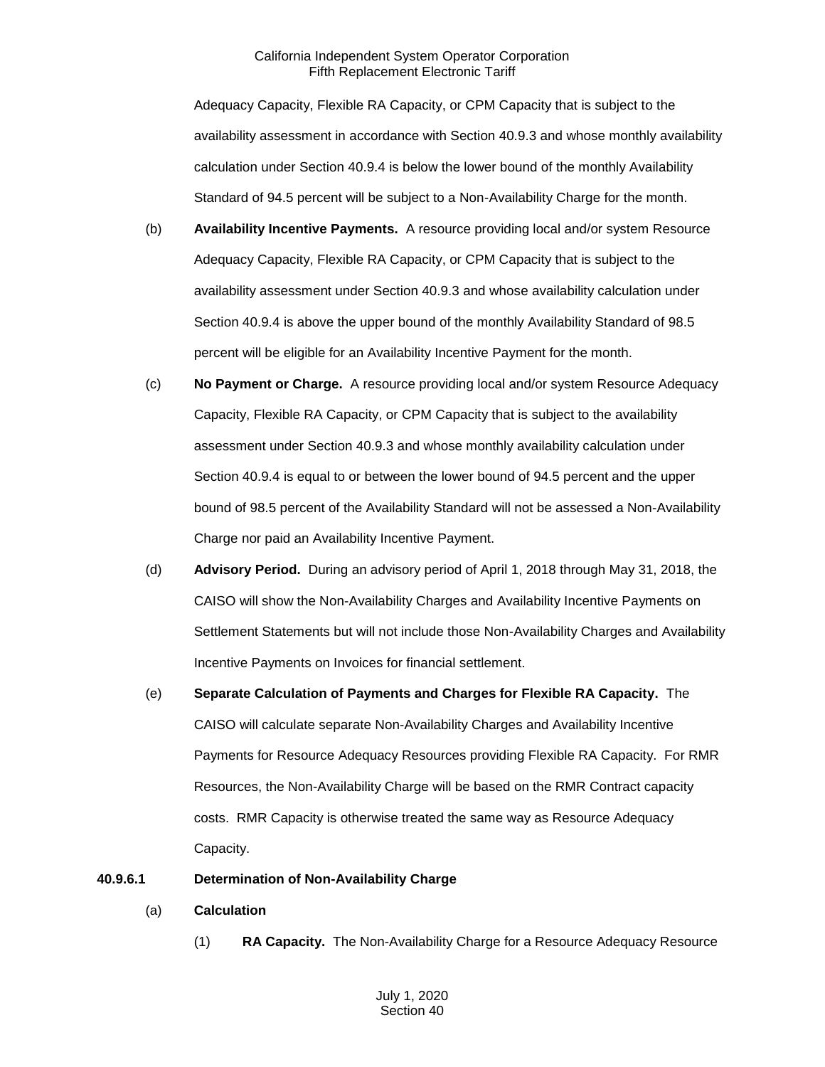Adequacy Capacity, Flexible RA Capacity, or CPM Capacity that is subject to the availability assessment in accordance with Section 40.9.3 and whose monthly availability calculation under Section 40.9.4 is below the lower bound of the monthly Availability Standard of 94.5 percent will be subject to a Non-Availability Charge for the month.

(b) **Availability Incentive Payments.** A resource providing local and/or system Resource Adequacy Capacity, Flexible RA Capacity, or CPM Capacity that is subject to the availability assessment under Section 40.9.3 and whose availability calculation under Section 40.9.4 is above the upper bound of the monthly Availability Standard of 98.5 percent will be eligible for an Availability Incentive Payment for the month.

(c) **No Payment or Charge.** A resource providing local and/or system Resource Adequacy Capacity, Flexible RA Capacity, or CPM Capacity that is subject to the availability assessment under Section 40.9.3 and whose monthly availability calculation under Section 40.9.4 is equal to or between the lower bound of 94.5 percent and the upper bound of 98.5 percent of the Availability Standard will not be assessed a Non-Availability Charge nor paid an Availability Incentive Payment.

(d) **Advisory Period.** During an advisory period of April 1, 2018 through May 31, 2018, the CAISO will show the Non-Availability Charges and Availability Incentive Payments on Settlement Statements but will not include those Non-Availability Charges and Availability Incentive Payments on Invoices for financial settlement.

(e) **Separate Calculation of Payments and Charges for Flexible RA Capacity.** The CAISO will calculate separate Non-Availability Charges and Availability Incentive Payments for Resource Adequacy Resources providing Flexible RA Capacity. For RMR Resources, the Non-Availability Charge will be based on the RMR Contract capacity costs. RMR Capacity is otherwise treated the same way as Resource Adequacy Capacity.

**40.9.6.1 Determination of Non-Availability Charge**

(a) **Calculation**

(1) **RA Capacity.** The Non-Availability Charge for a Resource Adequacy Resource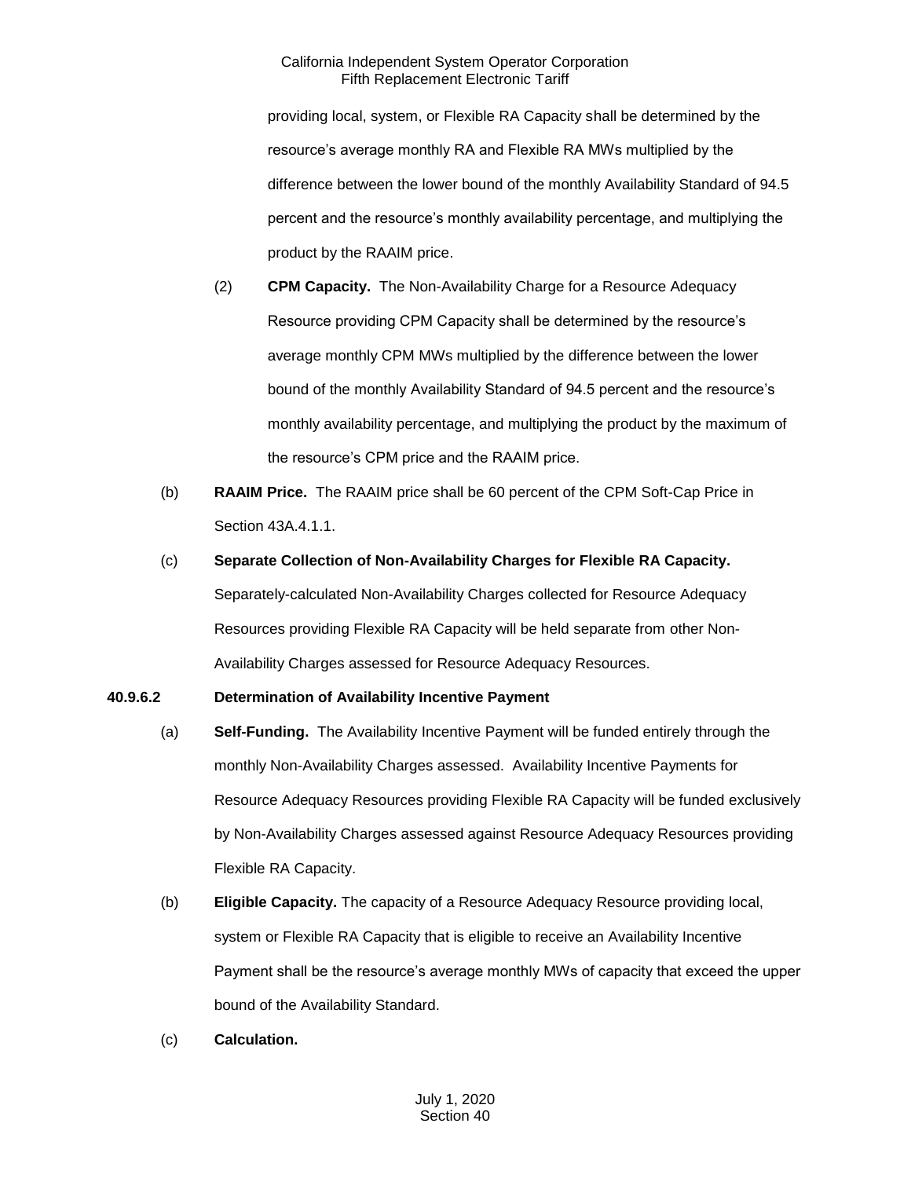providing local, system, or Flexible RA Capacity shall be determined by the resource's average monthly RA and Flexible RA MWs multiplied by the difference between the lower bound of the monthly Availability Standard of 94.5 percent and the resource's monthly availability percentage, and multiplying the product by the RAAIM price.

(2) **CPM Capacity.** The Non-Availability Charge for a Resource Adequacy Resource providing CPM Capacity shall be determined by the resource's average monthly CPM MWs multiplied by the difference between the lower bound of the monthly Availability Standard of 94.5 percent and the resource's monthly availability percentage, and multiplying the product by the maximum of the resource's CPM price and the RAAIM price.

(b) **RAAIM Price.** The RAAIM price shall be 60 percent of the CPM Soft-Cap Price in Section 43A.4.1.1.

(c) **Separate Collection of Non-Availability Charges for Flexible RA Capacity.** Separately-calculated Non-Availability Charges collected for Resource Adequacy Resources providing Flexible RA Capacity will be held separate from other Non-Availability Charges assessed for Resource Adequacy Resources.

**40.9.6.2 Determination of Availability Incentive Payment**

(a) **Self-Funding.** The Availability Incentive Payment will be funded entirely through the monthly Non-Availability Charges assessed. Availability Incentive Payments for Resource Adequacy Resources providing Flexible RA Capacity will be funded exclusively by Non-Availability Charges assessed against Resource Adequacy Resources providing Flexible RA Capacity.

(b) **Eligible Capacity.** The capacity of a Resource Adequacy Resource providing local, system or Flexible RA Capacity that is eligible to receive an Availability Incentive Payment shall be the resource's average monthly MWs of capacity that exceed the upper bound of the Availability Standard.

(c) **Calculation.**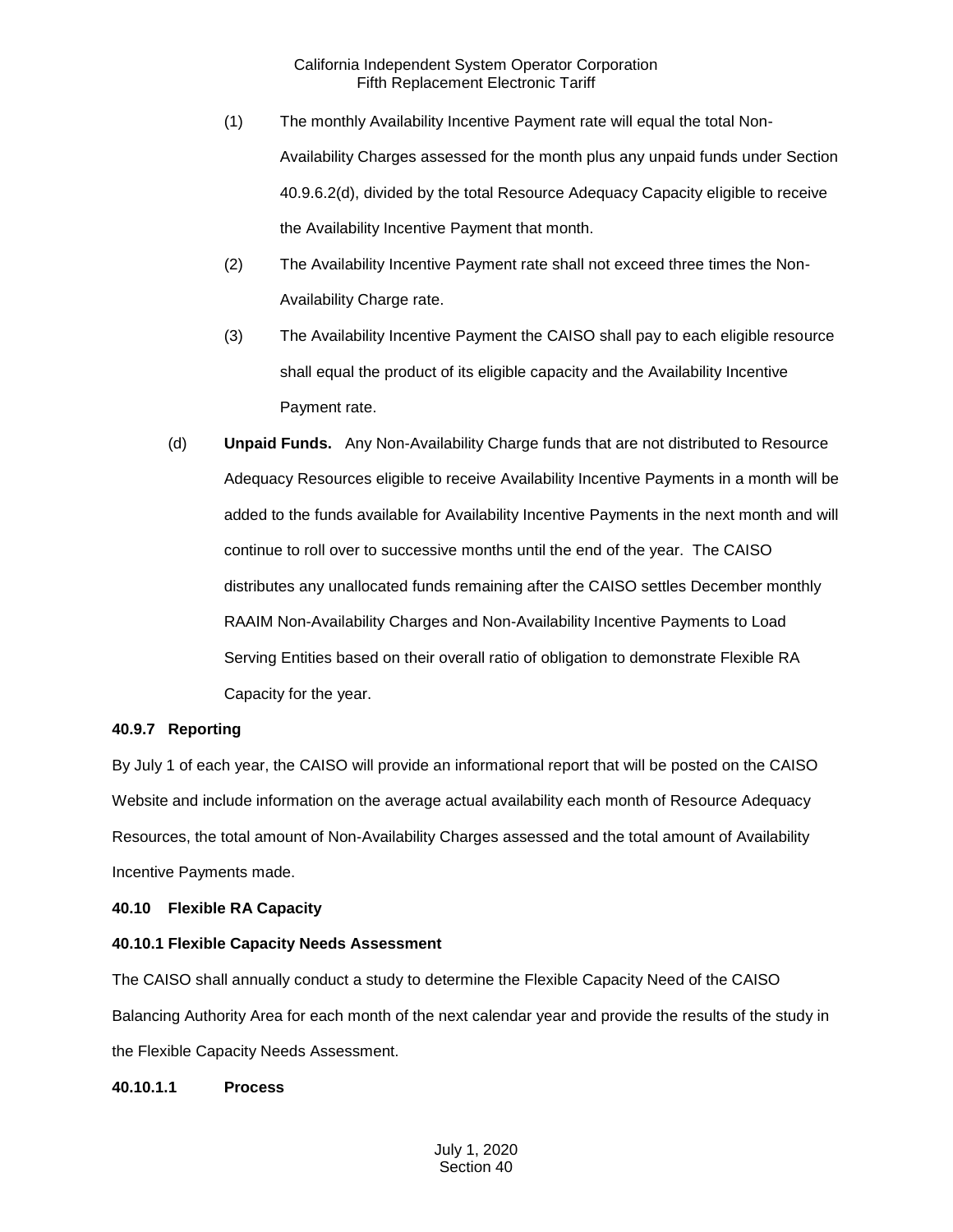(1) The monthly Availability Incentive Payment rate will equal the total Non-Availability Charges assessed for the month plus any unpaid funds under Section 40.9.6.2(d), divided by the total Resource Adequacy Capacity eligible to receive the Availability Incentive Payment that month.

(2) The Availability Incentive Payment rate shall not exceed three times the Non-Availability Charge rate.

(3) The Availability Incentive Payment the CAISO shall pay to each eligible resource shall equal the product of its eligible capacity and the Availability Incentive Payment rate.

(d) **Unpaid Funds.** Any Non-Availability Charge funds that are not distributed to Resource Adequacy Resources eligible to receive Availability Incentive Payments in a month will be added to the funds available for Availability Incentive Payments in the next month and will continue to roll over to successive months until the end of the year. The CAISO distributes any unallocated funds remaining after the CAISO settles December monthly RAAIM Non-Availability Charges and Non-Availability Incentive Payments to Load Serving Entities based on their overall ratio of obligation to demonstrate Flexible RA Capacity for the year.

**40.9.7 Reporting**

By July 1 of each year, the CAISO will provide an informational report that will be posted on the CAISO Website and include information on the average actual availability each month of Resource Adequacy Resources, the total amount of Non-Availability Charges assessed and the total amount of Availability Incentive Payments made.

**40.10 Flexible RA Capacity**

**40.10.1 Flexible Capacity Needs Assessment**

The CAISO shall annually conduct a study to determine the Flexible Capacity Need of the CAISO Balancing Authority Area for each month of the next calendar year and provide the results of the study in the Flexible Capacity Needs Assessment.

**40.10.1.1 Process**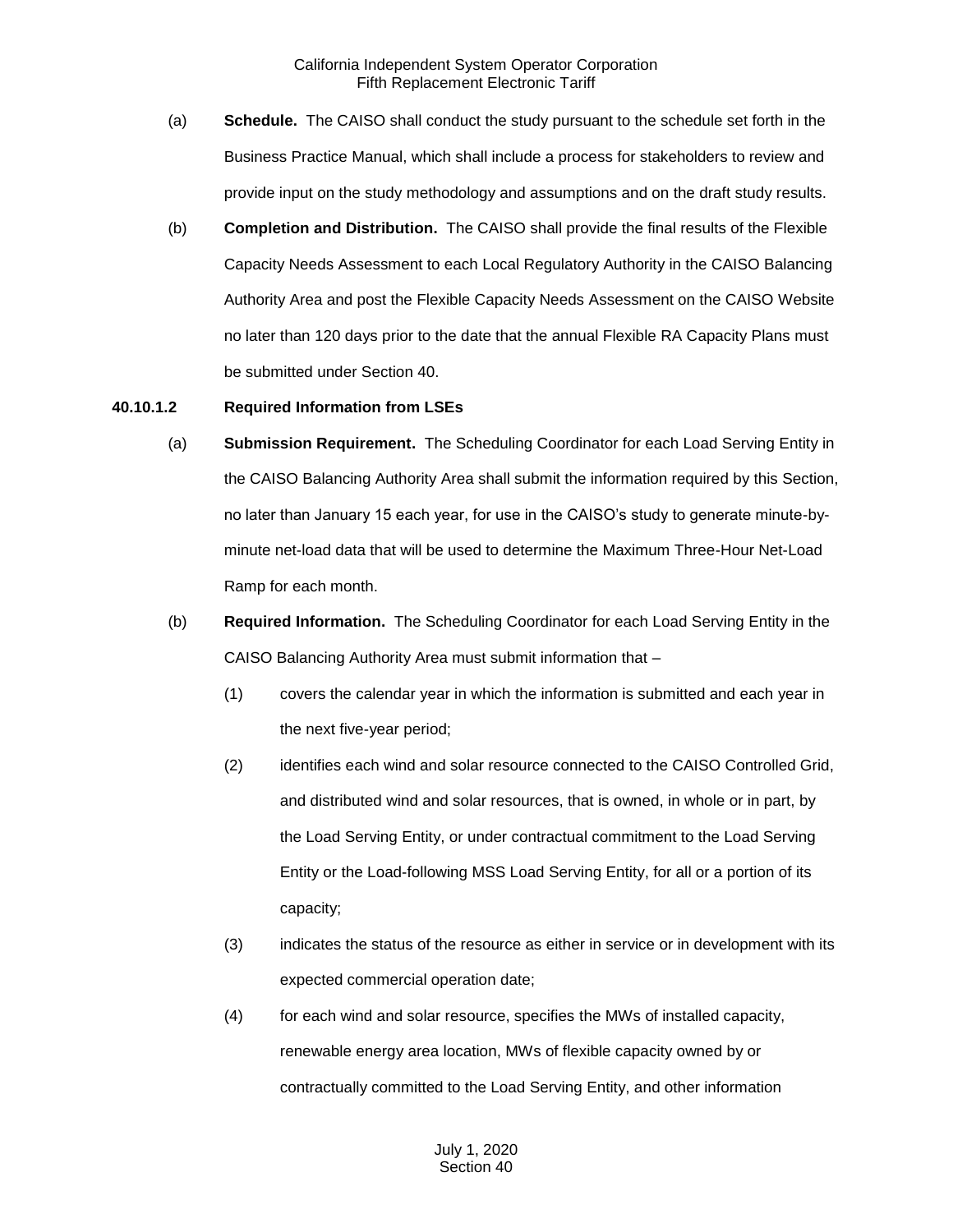(a) **Schedule.** The CAISO shall conduct the study pursuant to the schedule set forth in the Business Practice Manual, which shall include a process for stakeholders to review and provide input on the study methodology and assumptions and on the draft study results.

(b) **Completion and Distribution.** The CAISO shall provide the final results of the Flexible Capacity Needs Assessment to each Local Regulatory Authority in the CAISO Balancing Authority Area and post the Flexible Capacity Needs Assessment on the CAISO Website no later than 120 days prior to the date that the annual Flexible RA Capacity Plans must be submitted under Section 40.

**40.10.1.2 Required Information from LSEs**

(a) **Submission Requirement.** The Scheduling Coordinator for each Load Serving Entity in the CAISO Balancing Authority Area shall submit the information required by this Section, no later than January 15 each year, for use in the CAISO's study to generate minute-by-minute net-load data that will be used to determine the Maximum Three-Hour Net-Load Ramp for each month.

(b) **Required Information.** The Scheduling Coordinator for each Load Serving Entity in the CAISO Balancing Authority Area must submit information that –

(1) covers the calendar year in which the information is submitted and each year in the next five-year period;

(2) identifies each wind and solar resource connected to the CAISO Controlled Grid, and distributed wind and solar resources, that is owned, in whole or in part, by the Load Serving Entity, or under contractual commitment to the Load Serving Entity or the Load-following MSS Load Serving Entity, for all or a portion of its capacity;

(3) indicates the status of the resource as either in service or in development with its expected commercial operation date;

(4) for each wind and solar resource, specifies the MWs of installed capacity, renewable energy area location, MWs of flexible capacity owned by or contractually committed to the Load Serving Entity, and other information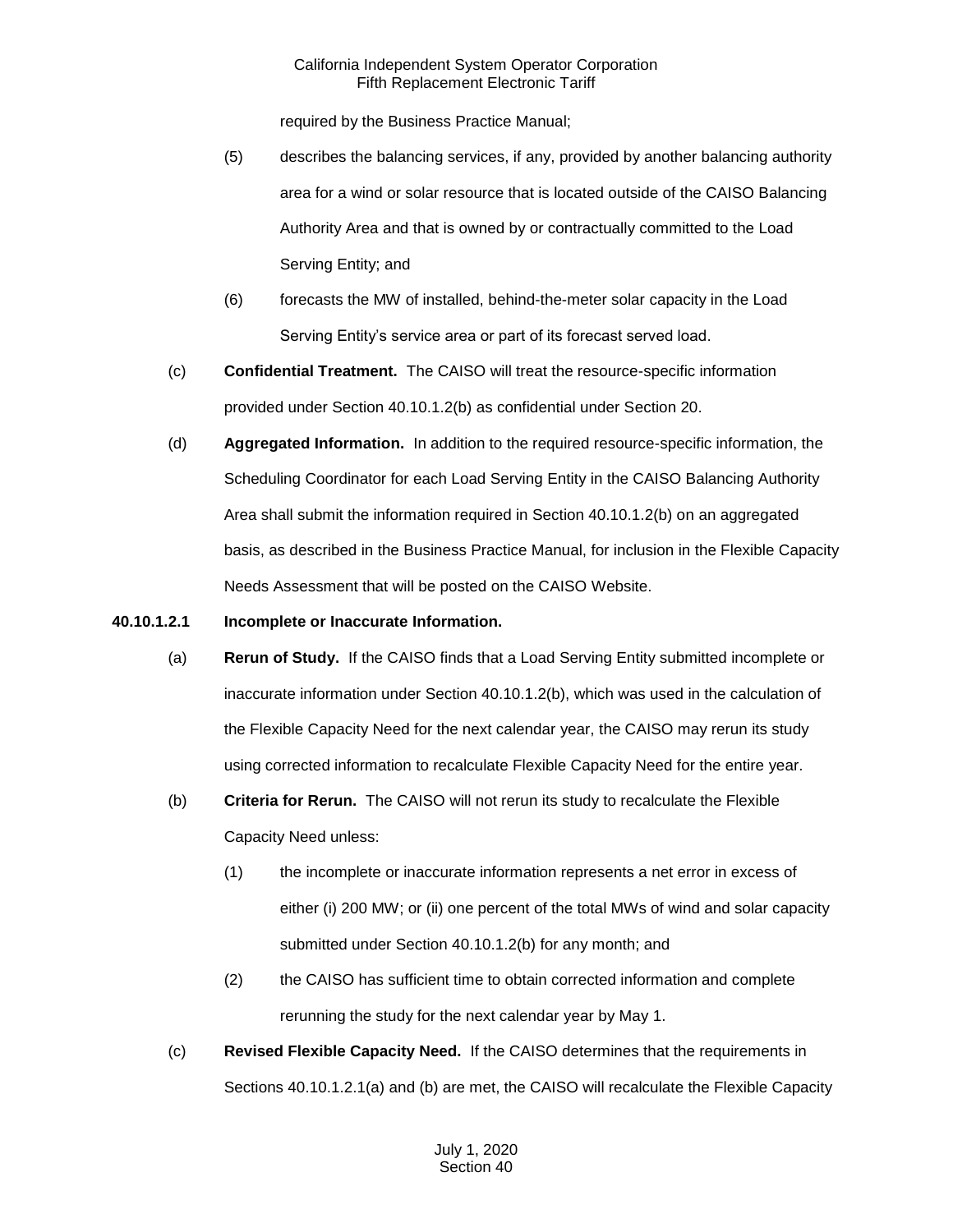required by the Business Practice Manual;

(5) describes the balancing services, if any, provided by another balancing authority area for a wind or solar resource that is located outside of the CAISO Balancing Authority Area and that is owned by or contractually committed to the Load Serving Entity; and

(6) forecasts the MW of installed, behind-the-meter solar capacity in the Load Serving Entity's service area or part of its forecast served load.

(c) **Confidential Treatment.** The CAISO will treat the resource-specific information provided under Section 40.10.1.2(b) as confidential under Section 20.

(d) **Aggregated Information.** In addition to the required resource-specific information, the Scheduling Coordinator for each Load Serving Entity in the CAISO Balancing Authority Area shall submit the information required in Section 40.10.1.2(b) on an aggregated basis, as described in the Business Practice Manual, for inclusion in the Flexible Capacity Needs Assessment that will be posted on the CAISO Website.

**40.10.1.2.1 Incomplete or Inaccurate Information.**

(a) **Rerun of Study.** If the CAISO finds that a Load Serving Entity submitted incomplete or inaccurate information under Section 40.10.1.2(b), which was used in the calculation of the Flexible Capacity Need for the next calendar year, the CAISO may rerun its study using corrected information to recalculate Flexible Capacity Need for the entire year.

(b) **Criteria for Rerun.** The CAISO will not rerun its study to recalculate the Flexible Capacity Need unless:

(1) the incomplete or inaccurate information represents a net error in excess of either (i) 200 MW; or (ii) one percent of the total MWs of wind and solar capacity submitted under Section 40.10.1.2(b) for any month; and

(2) the CAISO has sufficient time to obtain corrected information and complete rerunning the study for the next calendar year by May 1.

(c) **Revised Flexible Capacity Need.** If the CAISO determines that the requirements in Sections 40.10.1.2.1(a) and (b) are met, the CAISO will recalculate the Flexible Capacity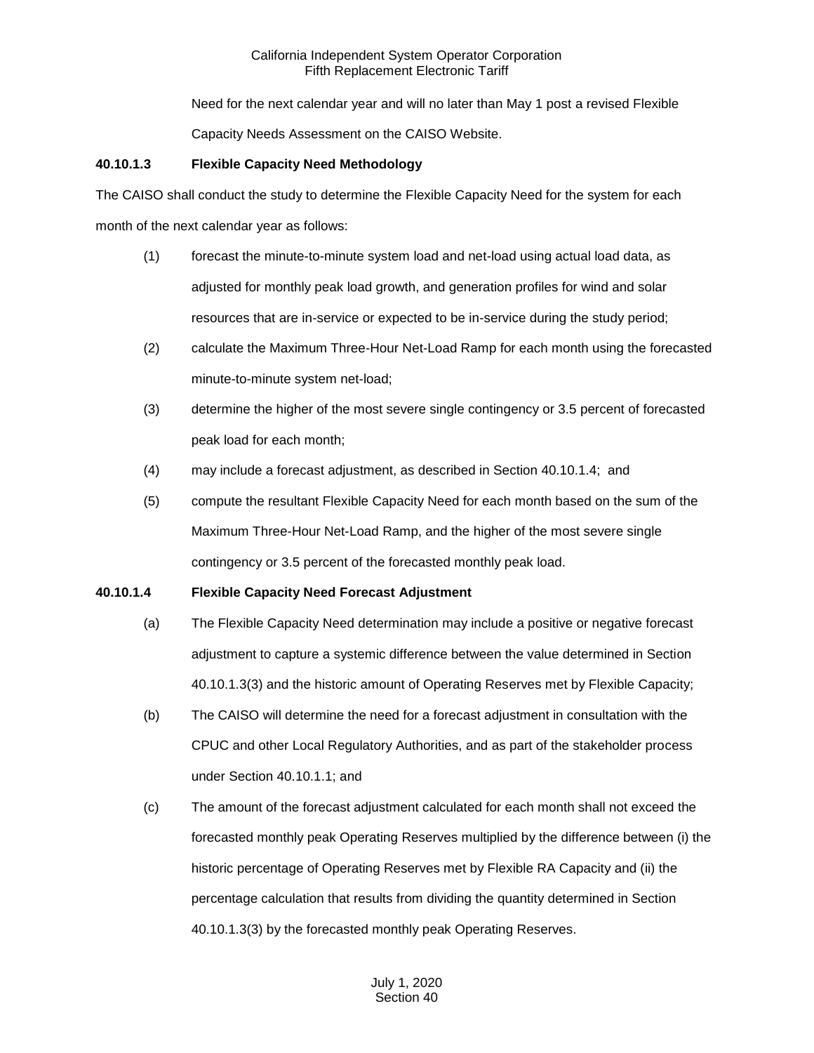Need for the next calendar year and will no later than May 1 post a revised Flexible Capacity Needs Assessment on the CAISO Website.

**40.10.1.3 Flexible Capacity Need Methodology**

The CAISO shall conduct the study to determine the Flexible Capacity Need for the system for each month of the next calendar year as follows:

(1) forecast the minute-to-minute system load and net-load using actual load data, as adjusted for monthly peak load growth, and generation profiles for wind and solar resources that are in-service or expected to be in-service during the study period;

(2) calculate the Maximum Three-Hour Net-Load Ramp for each month using the forecasted minute-to-minute system net-load;

(3) determine the higher of the most severe single contingency or 3.5 percent of forecasted peak load for each month;

(4) may include a forecast adjustment, as described in Section 40.10.1.4; and

(5) compute the resultant Flexible Capacity Need for each month based on the sum of the Maximum Three-Hour Net-Load Ramp, and the higher of the most severe single contingency or 3.5 percent of the forecasted monthly peak load.

**40.10.1.4 Flexible Capacity Need Forecast Adjustment**

(a) The Flexible Capacity Need determination may include a positive or negative forecast adjustment to capture a systemic difference between the value determined in Section 40.10.1.3(3) and the historic amount of Operating Reserves met by Flexible Capacity;

(b) The CAISO will determine the need for a forecast adjustment in consultation with the CPUC and other Local Regulatory Authorities, and as part of the stakeholder process under Section 40.10.1.1; and

(c) The amount of the forecast adjustment calculated for each month shall not exceed the forecasted monthly peak Operating Reserves multiplied by the difference between (i) the historic percentage of Operating Reserves met by Flexible RA Capacity and (ii) the percentage calculation that results from dividing the quantity determined in Section 40.10.1.3(3) by the forecasted monthly peak Operating Reserves.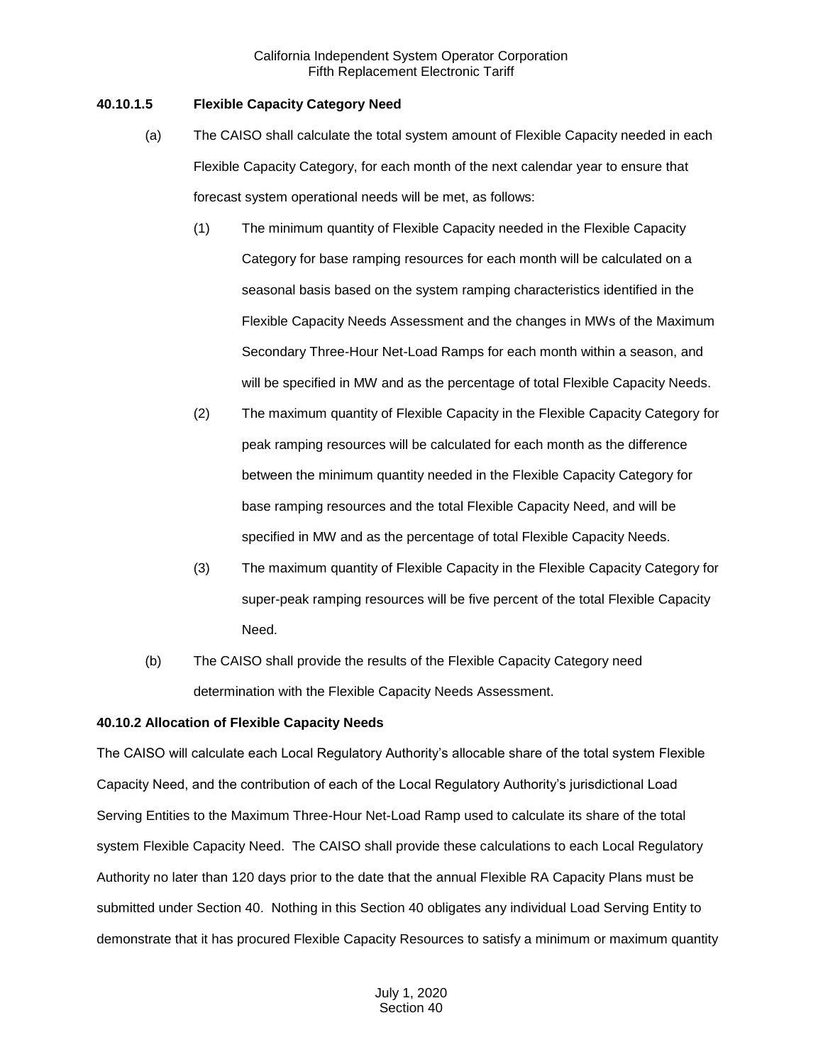### 40.10.1.5 Flexible Capacity Category Need

(a) The CAISO shall calculate the total system amount of Flexible Capacity needed in each Flexible Capacity Category, for each month of the next calendar year to ensure that forecast system operational needs will be met, as follows:

(1) The minimum quantity of Flexible Capacity needed in the Flexible Capacity Category for base ramping resources for each month will be calculated on a seasonal basis based on the system ramping characteristics identified in the Flexible Capacity Needs Assessment and the changes in MWs of the Maximum Secondary Three-Hour Net-Load Ramps for each month within a season, and will be specified in MW and as the percentage of total Flexible Capacity Needs.

(2) The maximum quantity of Flexible Capacity in the Flexible Capacity Category for peak ramping resources will be calculated for each month as the difference between the minimum quantity needed in the Flexible Capacity Category for base ramping resources and the total Flexible Capacity Need, and will be specified in MW and as the percentage of total Flexible Capacity Needs.

(3) The maximum quantity of Flexible Capacity in the Flexible Capacity Category for super-peak ramping resources will be five percent of the total Flexible Capacity Need.

(b) The CAISO shall provide the results of the Flexible Capacity Category need determination with the Flexible Capacity Needs Assessment.

### 40.10.2 Allocation of Flexible Capacity Needs

The CAISO will calculate each Local Regulatory Authority's allocable share of the total system Flexible Capacity Need, and the contribution of each of the Local Regulatory Authority's jurisdictional Load Serving Entities to the Maximum Three-Hour Net-Load Ramp used to calculate its share of the total system Flexible Capacity Need. The CAISO shall provide these calculations to each Local Regulatory Authority no later than 120 days prior to the date that the annual Flexible RA Capacity Plans must be submitted under Section 40. Nothing in this Section 40 obligates any individual Load Serving Entity to demonstrate that it has procured Flexible Capacity Resources to satisfy a minimum or maximum quantity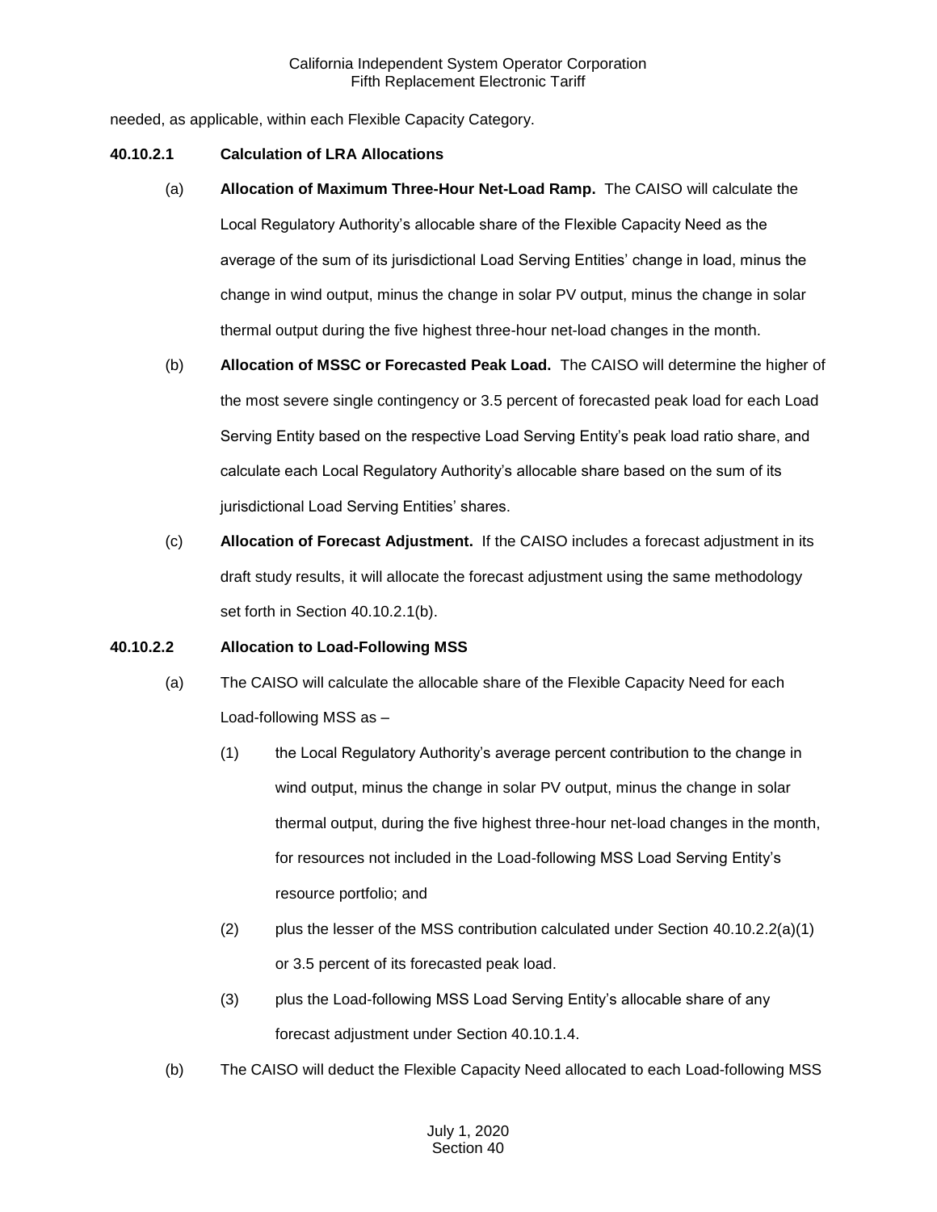needed, as applicable, within each Flexible Capacity Category.

**40.10.2.1 Calculation of LRA Allocations**

(a) **Allocation of Maximum Three-Hour Net-Load Ramp.** The CAISO will calculate the Local Regulatory Authority's allocable share of the Flexible Capacity Need as the average of the sum of its jurisdictional Load Serving Entities' change in load, minus the change in wind output, minus the change in solar PV output, minus the change in solar thermal output during the five highest three-hour net-load changes in the month.

(b) **Allocation of MSSC or Forecasted Peak Load.** The CAISO will determine the higher of the most severe single contingency or 3.5 percent of forecasted peak load for each Load Serving Entity based on the respective Load Serving Entity's peak load ratio share, and calculate each Local Regulatory Authority's allocable share based on the sum of its jurisdictional Load Serving Entities' shares.

(c) **Allocation of Forecast Adjustment.** If the CAISO includes a forecast adjustment in its draft study results, it will allocate the forecast adjustment using the same methodology set forth in Section 40.10.2.1(b).

**40.10.2.2 Allocation to Load-Following MSS**

(a) The CAISO will calculate the allocable share of the Flexible Capacity Need for each Load-following MSS as –

(1) the Local Regulatory Authority's average percent contribution to the change in wind output, minus the change in solar PV output, minus the change in solar thermal output, during the five highest three-hour net-load changes in the month, for resources not included in the Load-following MSS Load Serving Entity's resource portfolio; and

(2) plus the lesser of the MSS contribution calculated under Section 40.10.2.2(a)(1) or 3.5 percent of its forecasted peak load.

(3) plus the Load-following MSS Load Serving Entity's allocable share of any forecast adjustment under Section 40.10.1.4.

(b) The CAISO will deduct the Flexible Capacity Need allocated to each Load-following MSS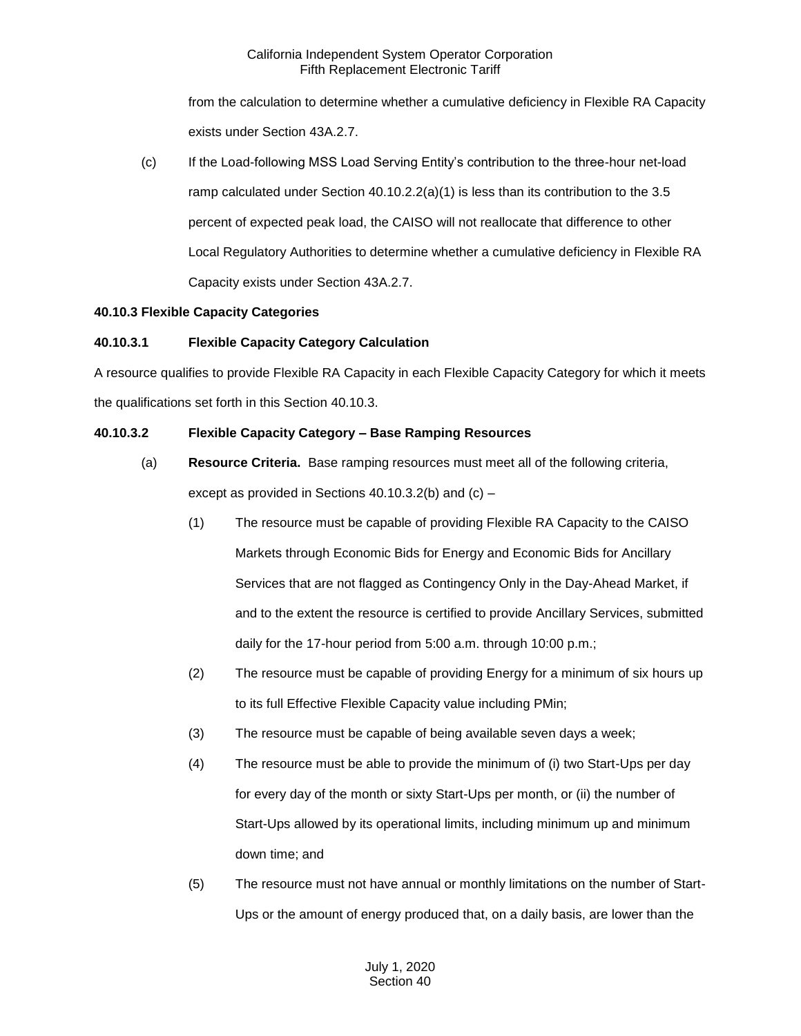from the calculation to determine whether a cumulative deficiency in Flexible RA Capacity exists under Section 43A.2.7.

(c) If the Load-following MSS Load Serving Entity's contribution to the three-hour net-load ramp calculated under Section 40.10.2.2(a)(1) is less than its contribution to the 3.5 percent of expected peak load, the CAISO will not reallocate that difference to other Local Regulatory Authorities to determine whether a cumulative deficiency in Flexible RA Capacity exists under Section 43A.2.7.

**40.10.3 Flexible Capacity Categories**

**40.10.3.1 Flexible Capacity Category Calculation**

A resource qualifies to provide Flexible RA Capacity in each Flexible Capacity Category for which it meets the qualifications set forth in this Section 40.10.3.

**40.10.3.2 Flexible Capacity Category – Base Ramping Resources**

(a) **Resource Criteria.** Base ramping resources must meet all of the following criteria, except as provided in Sections 40.10.3.2(b) and (c) –

(1) The resource must be capable of providing Flexible RA Capacity to the CAISO Markets through Economic Bids for Energy and Economic Bids for Ancillary Services that are not flagged as Contingency Only in the Day-Ahead Market, if and to the extent the resource is certified to provide Ancillary Services, submitted daily for the 17-hour period from 5:00 a.m. through 10:00 p.m.;

(2) The resource must be capable of providing Energy for a minimum of six hours up to its full Effective Flexible Capacity value including PMin;

(3) The resource must be capable of being available seven days a week;

(4) The resource must be able to provide the minimum of (i) two Start-Ups per day for every day of the month or sixty Start-Ups per month, or (ii) the number of Start-Ups allowed by its operational limits, including minimum up and minimum down time; and

(5) The resource must not have annual or monthly limitations on the number of Start-Ups or the amount of energy produced that, on a daily basis, are lower than the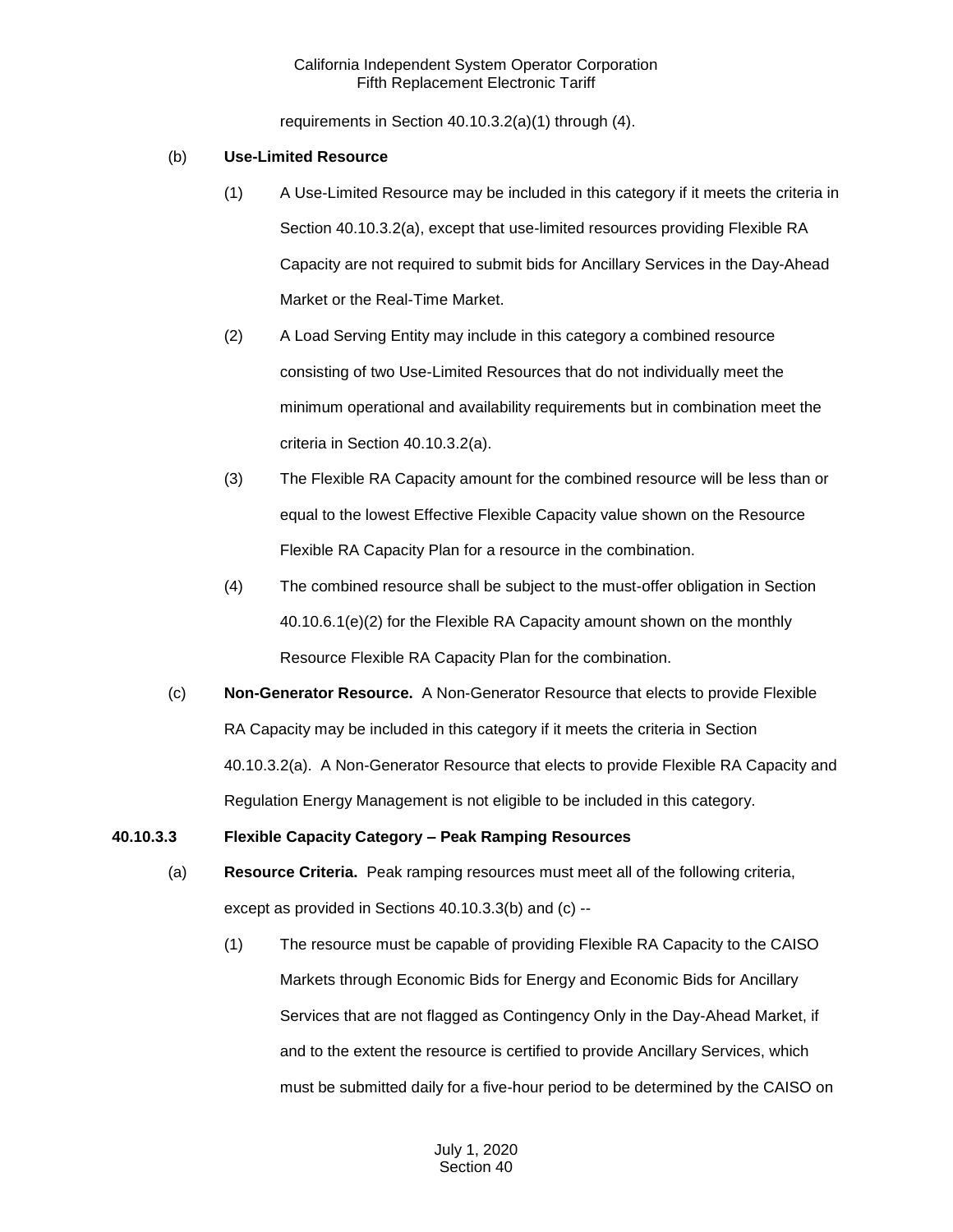requirements in Section 40.10.3.2(a)(1) through (4).

(b) **Use-Limited Resource**

(1) A Use-Limited Resource may be included in this category if it meets the criteria in Section 40.10.3.2(a), except that use-limited resources providing Flexible RA Capacity are not required to submit bids for Ancillary Services in the Day-Ahead Market or the Real-Time Market.

(2) A Load Serving Entity may include in this category a combined resource consisting of two Use-Limited Resources that do not individually meet the minimum operational and availability requirements but in combination meet the criteria in Section 40.10.3.2(a).

(3) The Flexible RA Capacity amount for the combined resource will be less than or equal to the lowest Effective Flexible Capacity value shown on the Resource Flexible RA Capacity Plan for a resource in the combination.

(4) The combined resource shall be subject to the must-offer obligation in Section 40.10.6.1(e)(2) for the Flexible RA Capacity amount shown on the monthly Resource Flexible RA Capacity Plan for the combination.

(c) **Non-Generator Resource.** A Non-Generator Resource that elects to provide Flexible RA Capacity may be included in this category if it meets the criteria in Section 40.10.3.2(a). A Non-Generator Resource that elects to provide Flexible RA Capacity and Regulation Energy Management is not eligible to be included in this category.

**40.10.3.3 Flexible Capacity Category – Peak Ramping Resources**

(a) **Resource Criteria.** Peak ramping resources must meet all of the following criteria, except as provided in Sections 40.10.3.3(b) and (c) --

(1) The resource must be capable of providing Flexible RA Capacity to the CAISO Markets through Economic Bids for Energy and Economic Bids for Ancillary Services that are not flagged as Contingency Only in the Day-Ahead Market, if and to the extent the resource is certified to provide Ancillary Services, which must be submitted daily for a five-hour period to be determined by the CAISO on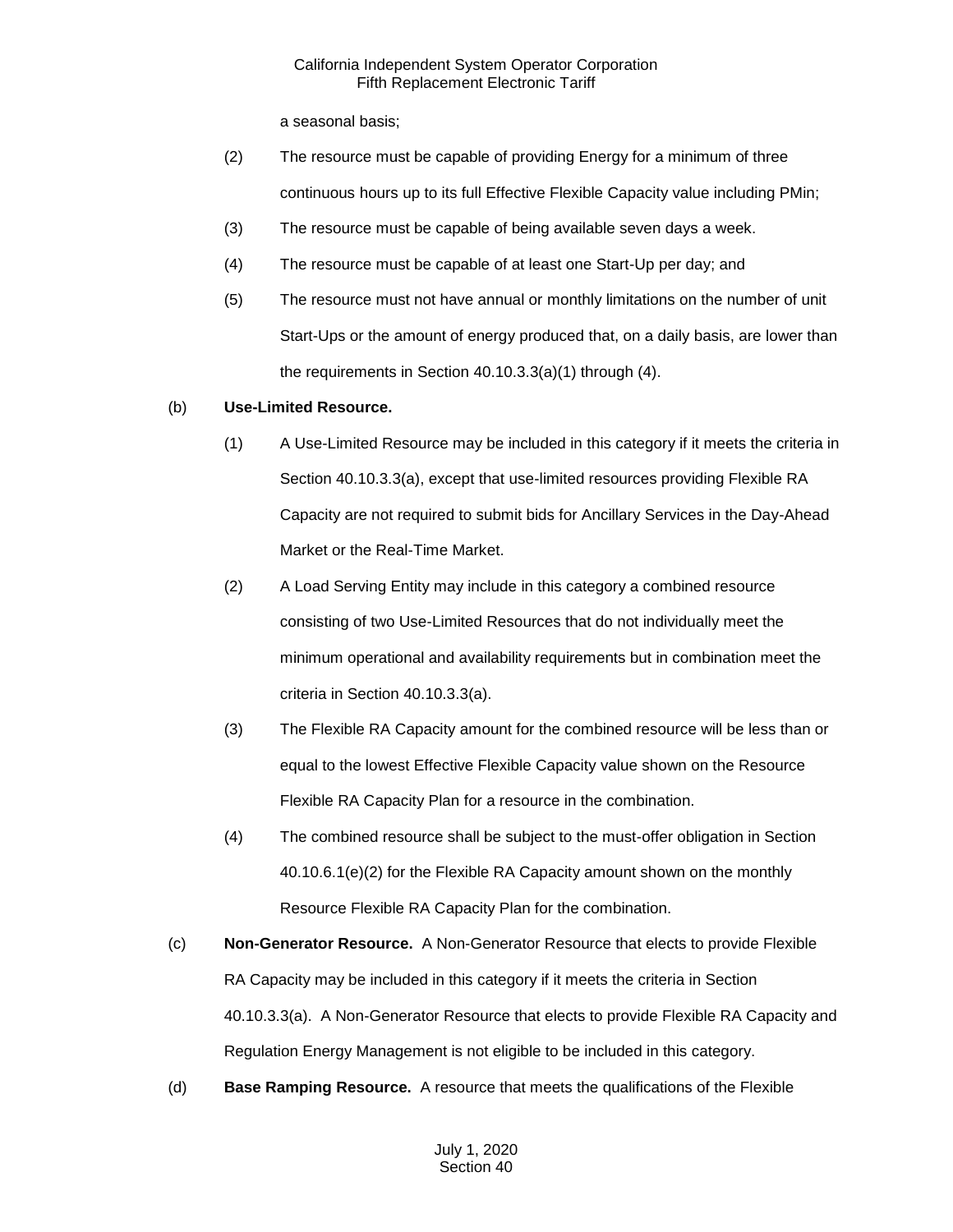a seasonal basis;

(2) The resource must be capable of providing Energy for a minimum of three continuous hours up to its full Effective Flexible Capacity value including PMin;

(3) The resource must be capable of being available seven days a week.

(4) The resource must be capable of at least one Start-Up per day; and

(5) The resource must not have annual or monthly limitations on the number of unit Start-Ups or the amount of energy produced that, on a daily basis, are lower than the requirements in Section 40.10.3.3(a)(1) through (4).

(b) **Use-Limited Resource.**

(1) A Use-Limited Resource may be included in this category if it meets the criteria in Section 40.10.3.3(a), except that use-limited resources providing Flexible RA Capacity are not required to submit bids for Ancillary Services in the Day-Ahead Market or the Real-Time Market.

(2) A Load Serving Entity may include in this category a combined resource consisting of two Use-Limited Resources that do not individually meet the minimum operational and availability requirements but in combination meet the criteria in Section 40.10.3.3(a).

(3) The Flexible RA Capacity amount for the combined resource will be less than or equal to the lowest Effective Flexible Capacity value shown on the Resource Flexible RA Capacity Plan for a resource in the combination.

(4) The combined resource shall be subject to the must-offer obligation in Section 40.10.6.1(e)(2) for the Flexible RA Capacity amount shown on the monthly Resource Flexible RA Capacity Plan for the combination.

(c) **Non-Generator Resource.** A Non-Generator Resource that elects to provide Flexible RA Capacity may be included in this category if it meets the criteria in Section 40.10.3.3(a). A Non-Generator Resource that elects to provide Flexible RA Capacity and Regulation Energy Management is not eligible to be included in this category.

(d) **Base Ramping Resource.** A resource that meets the qualifications of the Flexible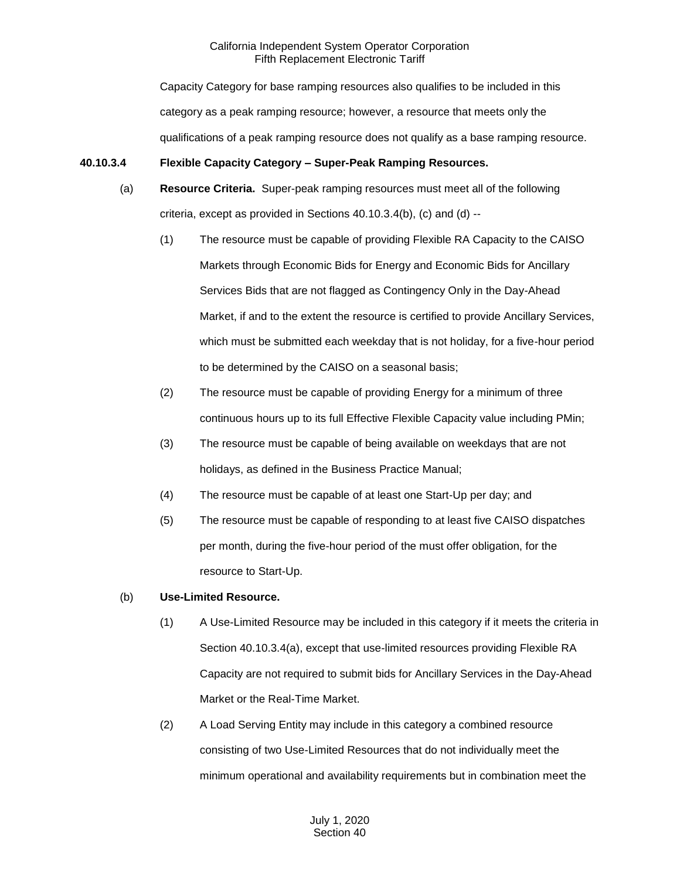Capacity Category for base ramping resources also qualifies to be included in this category as a peak ramping resource; however, a resource that meets only the qualifications of a peak ramping resource does not qualify as a base ramping resource.

**40.10.3.4 Flexible Capacity Category – Super-Peak Ramping Resources.**

(a) **Resource Criteria.** Super-peak ramping resources must meet all of the following criteria, except as provided in Sections 40.10.3.4(b), (c) and (d) --

(1) The resource must be capable of providing Flexible RA Capacity to the CAISO Markets through Economic Bids for Energy and Economic Bids for Ancillary Services Bids that are not flagged as Contingency Only in the Day-Ahead Market, if and to the extent the resource is certified to provide Ancillary Services, which must be submitted each weekday that is not holiday, for a five-hour period to be determined by the CAISO on a seasonal basis;

(2) The resource must be capable of providing Energy for a minimum of three continuous hours up to its full Effective Flexible Capacity value including PMin;

(3) The resource must be capable of being available on weekdays that are not holidays, as defined in the Business Practice Manual;

(4) The resource must be capable of at least one Start-Up per day; and

(5) The resource must be capable of responding to at least five CAISO dispatches per month, during the five-hour period of the must offer obligation, for the resource to Start-Up.

(b) **Use-Limited Resource.**

(1) A Use-Limited Resource may be included in this category if it meets the criteria in Section 40.10.3.4(a), except that use-limited resources providing Flexible RA Capacity are not required to submit bids for Ancillary Services in the Day-Ahead Market or the Real-Time Market.

(2) A Load Serving Entity may include in this category a combined resource consisting of two Use-Limited Resources that do not individually meet the minimum operational and availability requirements but in combination meet the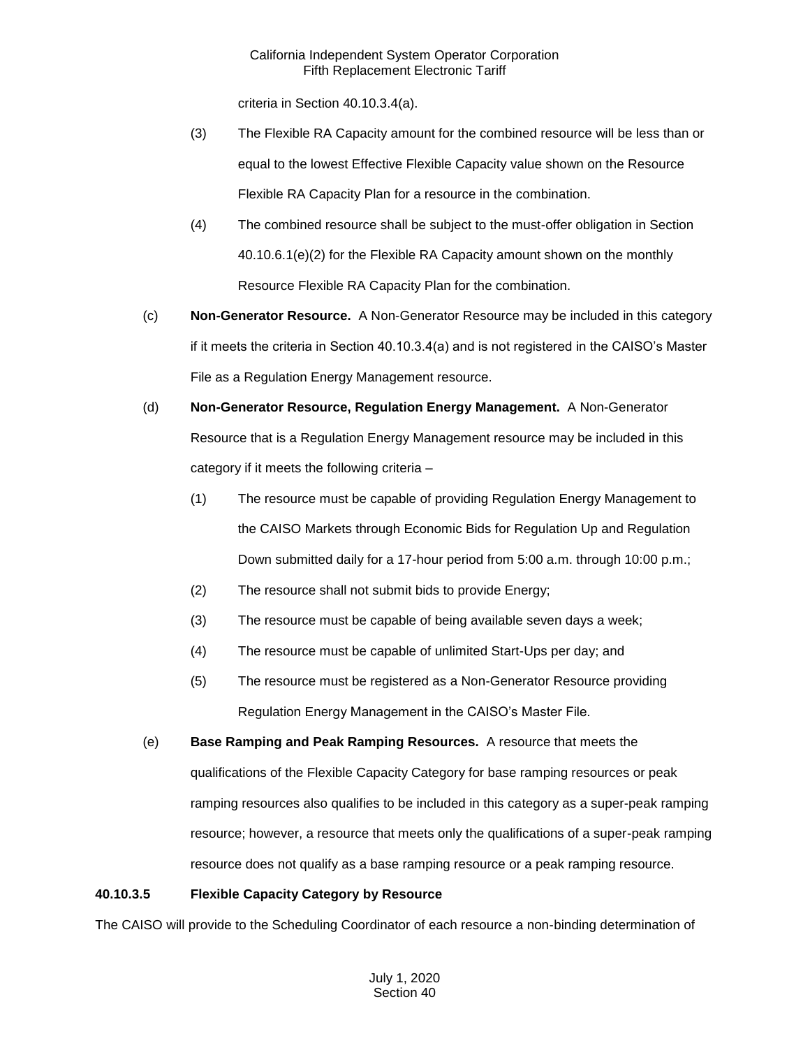criteria in Section 40.10.3.4(a).

(3) The Flexible RA Capacity amount for the combined resource will be less than or equal to the lowest Effective Flexible Capacity value shown on the Resource Flexible RA Capacity Plan for a resource in the combination.

(4) The combined resource shall be subject to the must-offer obligation in Section 40.10.6.1(e)(2) for the Flexible RA Capacity amount shown on the monthly Resource Flexible RA Capacity Plan for the combination.

(c) **Non-Generator Resource.** A Non-Generator Resource may be included in this category if it meets the criteria in Section 40.10.3.4(a) and is not registered in the CAISO's Master File as a Regulation Energy Management resource.

(d) **Non-Generator Resource, Regulation Energy Management.** A Non-Generator Resource that is a Regulation Energy Management resource may be included in this category if it meets the following criteria –

(1) The resource must be capable of providing Regulation Energy Management to the CAISO Markets through Economic Bids for Regulation Up and Regulation Down submitted daily for a 17-hour period from 5:00 a.m. through 10:00 p.m.;

(2) The resource shall not submit bids to provide Energy;

(3) The resource must be capable of being available seven days a week;

(4) The resource must be capable of unlimited Start-Ups per day; and

(5) The resource must be registered as a Non-Generator Resource providing Regulation Energy Management in the CAISO's Master File.

(e) **Base Ramping and Peak Ramping Resources.** A resource that meets the qualifications of the Flexible Capacity Category for base ramping resources or peak ramping resources also qualifies to be included in this category as a super-peak ramping resource; however, a resource that meets only the qualifications of a super-peak ramping resource does not qualify as a base ramping resource or a peak ramping resource.

**40.10.3.5 Flexible Capacity Category by Resource**

The CAISO will provide to the Scheduling Coordinator of each resource a non-binding determination of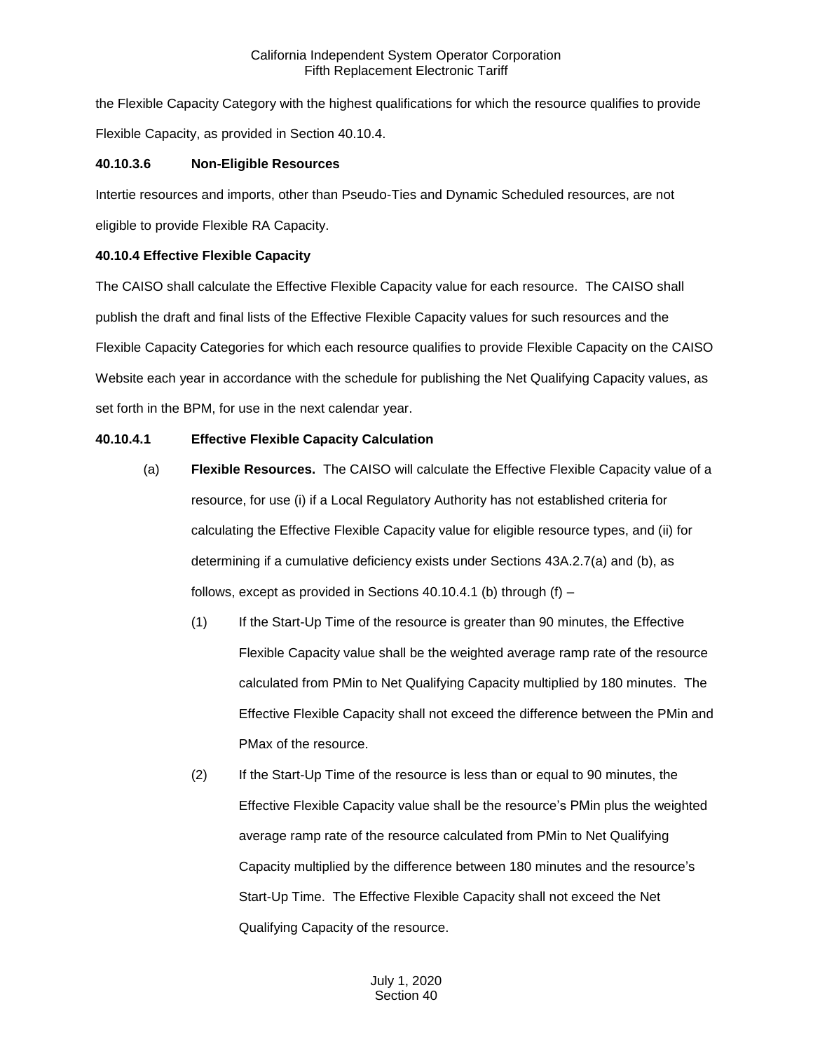the Flexible Capacity Category with the highest qualifications for which the resource qualifies to provide Flexible Capacity, as provided in Section 40.10.4.

**40.10.3.6 Non-Eligible Resources**

Intertie resources and imports, other than Pseudo-Ties and Dynamic Scheduled resources, are not eligible to provide Flexible RA Capacity.

**40.10.4 Effective Flexible Capacity**

The CAISO shall calculate the Effective Flexible Capacity value for each resource. The CAISO shall publish the draft and final lists of the Effective Flexible Capacity values for such resources and the Flexible Capacity Categories for which each resource qualifies to provide Flexible Capacity on the CAISO Website each year in accordance with the schedule for publishing the Net Qualifying Capacity values, as set forth in the BPM, for use in the next calendar year.

**40.10.4.1 Effective Flexible Capacity Calculation**

(a) **Flexible Resources.** The CAISO will calculate the Effective Flexible Capacity value of a resource, for use (i) if a Local Regulatory Authority has not established criteria for calculating the Effective Flexible Capacity value for eligible resource types, and (ii) for determining if a cumulative deficiency exists under Sections 43A.2.7(a) and (b), as follows, except as provided in Sections 40.10.4.1 (b) through (f) –

(1) If the Start-Up Time of the resource is greater than 90 minutes, the Effective Flexible Capacity value shall be the weighted average ramp rate of the resource calculated from PMin to Net Qualifying Capacity multiplied by 180 minutes. The Effective Flexible Capacity shall not exceed the difference between the PMin and PMax of the resource.

(2) If the Start-Up Time of the resource is less than or equal to 90 minutes, the Effective Flexible Capacity value shall be the resource's PMin plus the weighted average ramp rate of the resource calculated from PMin to Net Qualifying Capacity multiplied by the difference between 180 minutes and the resource's Start-Up Time. The Effective Flexible Capacity shall not exceed the Net Qualifying Capacity of the resource.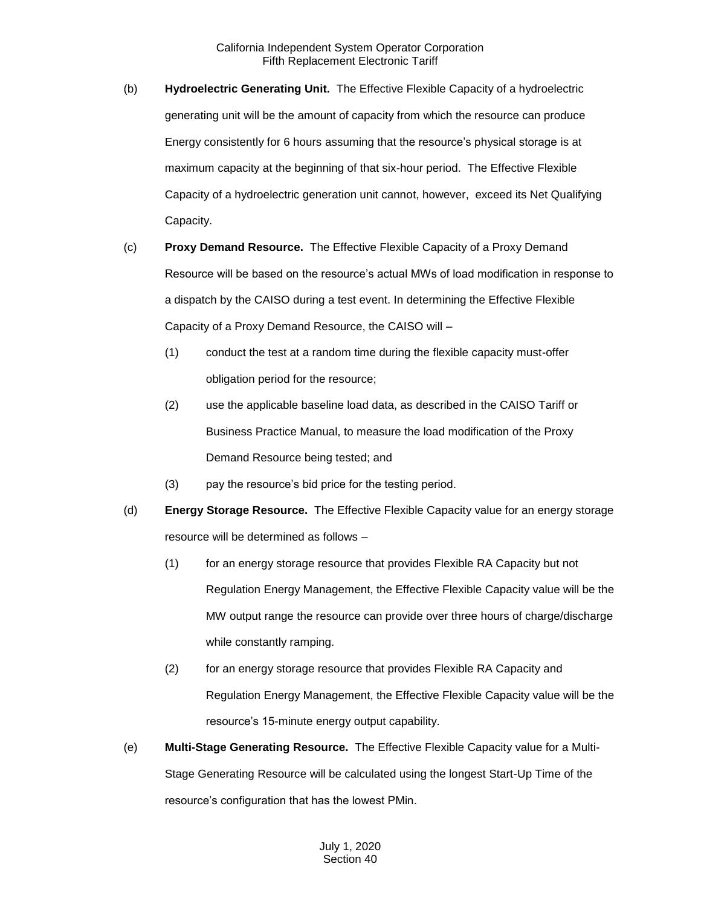(b) **Hydroelectric Generating Unit.** The Effective Flexible Capacity of a hydroelectric generating unit will be the amount of capacity from which the resource can produce Energy consistently for 6 hours assuming that the resource's physical storage is at maximum capacity at the beginning of that six-hour period. The Effective Flexible Capacity of a hydroelectric generation unit cannot, however, exceed its Net Qualifying Capacity.

(c) **Proxy Demand Resource.** The Effective Flexible Capacity of a Proxy Demand Resource will be based on the resource's actual MWs of load modification in response to a dispatch by the CAISO during a test event. In determining the Effective Flexible Capacity of a Proxy Demand Resource, the CAISO will –

   (1) conduct the test at a random time during the flexible capacity must-offer obligation period for the resource;

   (2) use the applicable baseline load data, as described in the CAISO Tariff or Business Practice Manual, to measure the load modification of the Proxy Demand Resource being tested; and

   (3) pay the resource's bid price for the testing period.

(d) **Energy Storage Resource.** The Effective Flexible Capacity value for an energy storage resource will be determined as follows –

   (1) for an energy storage resource that provides Flexible RA Capacity but not Regulation Energy Management, the Effective Flexible Capacity value will be the MW output range the resource can provide over three hours of charge/discharge while constantly ramping.

   (2) for an energy storage resource that provides Flexible RA Capacity and Regulation Energy Management, the Effective Flexible Capacity value will be the resource's 15-minute energy output capability.

(e) **Multi-Stage Generating Resource.** The Effective Flexible Capacity value for a Multi-Stage Generating Resource will be calculated using the longest Start-Up Time of the resource's configuration that has the lowest PMin.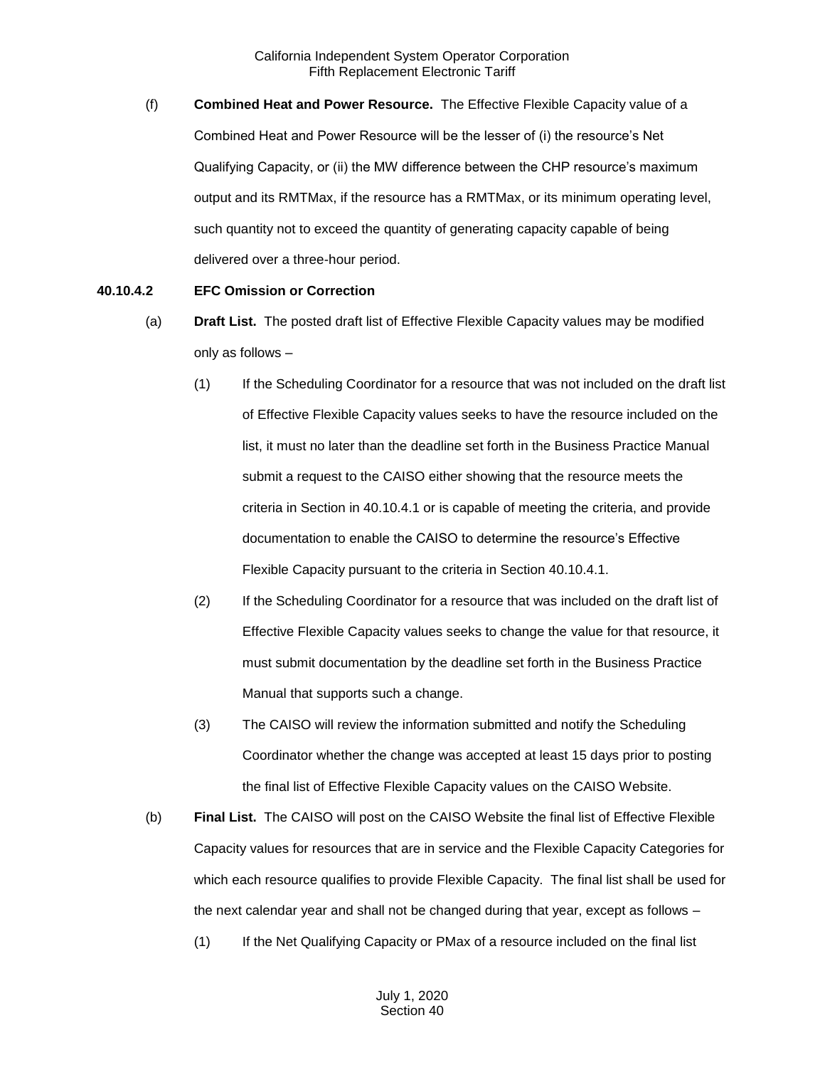(f) **Combined Heat and Power Resource.** The Effective Flexible Capacity value of a Combined Heat and Power Resource will be the lesser of (i) the resource's Net Qualifying Capacity, or (ii) the MW difference between the CHP resource's maximum output and its RMTMax, if the resource has a RMTMax, or its minimum operating level, such quantity not to exceed the quantity of generating capacity capable of being delivered over a three-hour period.

**40.10.4.2 EFC Omission or Correction**

(a) **Draft List.** The posted draft list of Effective Flexible Capacity values may be modified only as follows –

(1) If the Scheduling Coordinator for a resource that was not included on the draft list of Effective Flexible Capacity values seeks to have the resource included on the list, it must no later than the deadline set forth in the Business Practice Manual submit a request to the CAISO either showing that the resource meets the criteria in Section in 40.10.4.1 or is capable of meeting the criteria, and provide documentation to enable the CAISO to determine the resource's Effective Flexible Capacity pursuant to the criteria in Section 40.10.4.1.

(2) If the Scheduling Coordinator for a resource that was included on the draft list of Effective Flexible Capacity values seeks to change the value for that resource, it must submit documentation by the deadline set forth in the Business Practice Manual that supports such a change.

(3) The CAISO will review the information submitted and notify the Scheduling Coordinator whether the change was accepted at least 15 days prior to posting the final list of Effective Flexible Capacity values on the CAISO Website.

(b) **Final List.** The CAISO will post on the CAISO Website the final list of Effective Flexible Capacity values for resources that are in service and the Flexible Capacity Categories for which each resource qualifies to provide Flexible Capacity. The final list shall be used for the next calendar year and shall not be changed during that year, except as follows –

(1) If the Net Qualifying Capacity or PMax of a resource included on the final list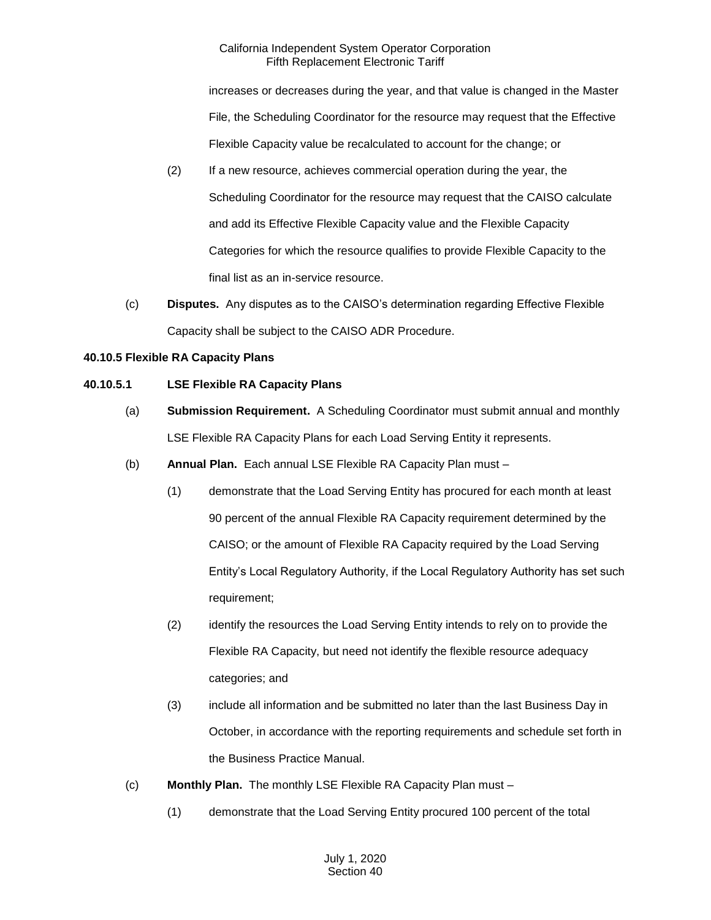increases or decreases during the year, and that value is changed in the Master File, the Scheduling Coordinator for the resource may request that the Effective Flexible Capacity value be recalculated to account for the change; or

(2) If a new resource, achieves commercial operation during the year, the Scheduling Coordinator for the resource may request that the CAISO calculate and add its Effective Flexible Capacity value and the Flexible Capacity Categories for which the resource qualifies to provide Flexible Capacity to the final list as an in-service resource.

(c) **Disputes.** Any disputes as to the CAISO's determination regarding Effective Flexible Capacity shall be subject to the CAISO ADR Procedure.

**40.10.5 Flexible RA Capacity Plans**

**40.10.5.1 LSE Flexible RA Capacity Plans**

(a) **Submission Requirement.** A Scheduling Coordinator must submit annual and monthly LSE Flexible RA Capacity Plans for each Load Serving Entity it represents.

(b) **Annual Plan.** Each annual LSE Flexible RA Capacity Plan must –

(1) demonstrate that the Load Serving Entity has procured for each month at least 90 percent of the annual Flexible RA Capacity requirement determined by the CAISO; or the amount of Flexible RA Capacity required by the Load Serving Entity's Local Regulatory Authority, if the Local Regulatory Authority has set such requirement;

(2) identify the resources the Load Serving Entity intends to rely on to provide the Flexible RA Capacity, but need not identify the flexible resource adequacy categories; and

(3) include all information and be submitted no later than the last Business Day in October, in accordance with the reporting requirements and schedule set forth in the Business Practice Manual.

(c) **Monthly Plan.** The monthly LSE Flexible RA Capacity Plan must –

(1) demonstrate that the Load Serving Entity procured 100 percent of the total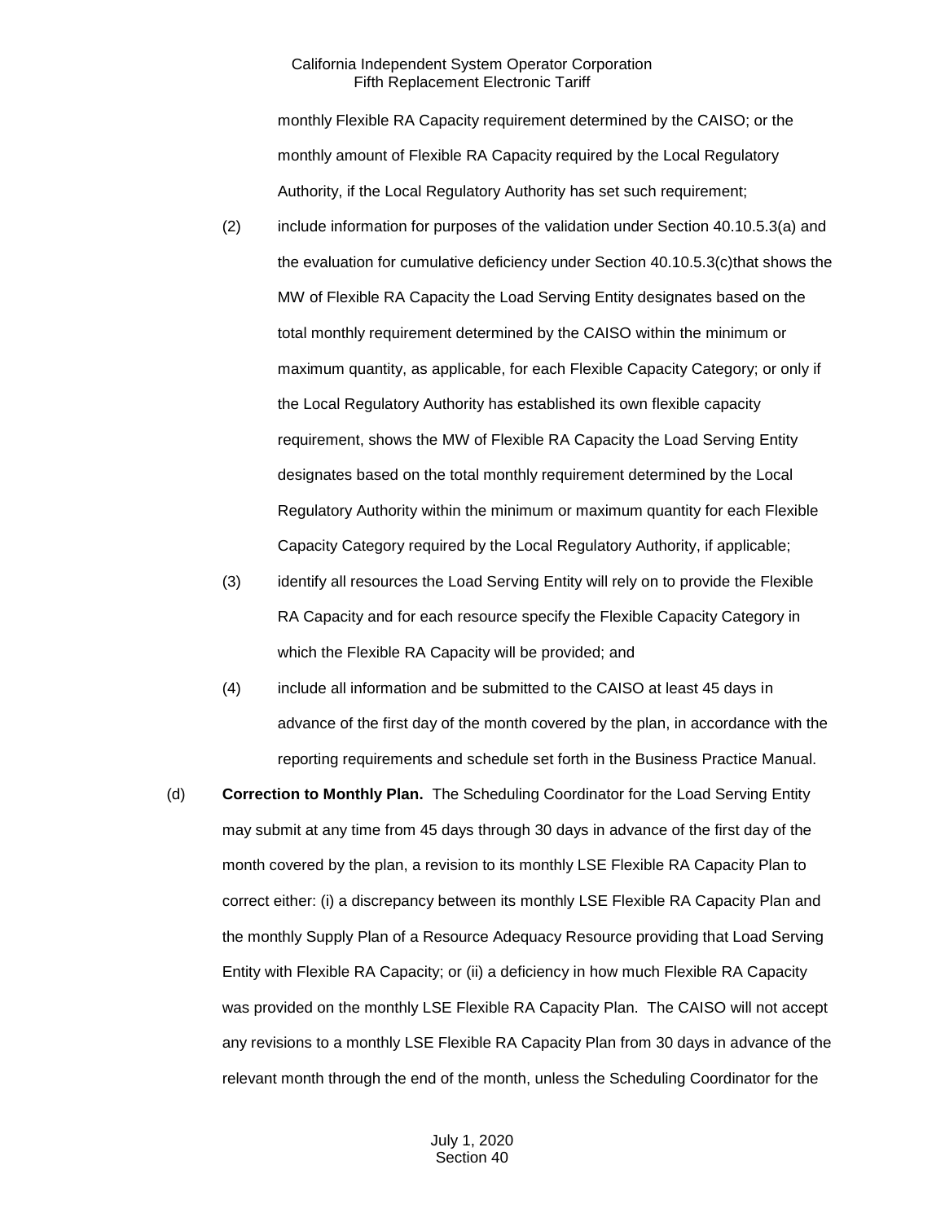monthly Flexible RA Capacity requirement determined by the CAISO; or the monthly amount of Flexible RA Capacity required by the Local Regulatory Authority, if the Local Regulatory Authority has set such requirement;

(2) include information for purposes of the validation under Section 40.10.5.3(a) and the evaluation for cumulative deficiency under Section 40.10.5.3(c)that shows the MW of Flexible RA Capacity the Load Serving Entity designates based on the total monthly requirement determined by the CAISO within the minimum or maximum quantity, as applicable, for each Flexible Capacity Category; or only if the Local Regulatory Authority has established its own flexible capacity requirement, shows the MW of Flexible RA Capacity the Load Serving Entity designates based on the total monthly requirement determined by the Local Regulatory Authority within the minimum or maximum quantity for each Flexible Capacity Category required by the Local Regulatory Authority, if applicable;

(3) identify all resources the Load Serving Entity will rely on to provide the Flexible RA Capacity and for each resource specify the Flexible Capacity Category in which the Flexible RA Capacity will be provided; and

(4) include all information and be submitted to the CAISO at least 45 days in advance of the first day of the month covered by the plan, in accordance with the reporting requirements and schedule set forth in the Business Practice Manual.

(d) **Correction to Monthly Plan.** The Scheduling Coordinator for the Load Serving Entity may submit at any time from 45 days through 30 days in advance of the first day of the month covered by the plan, a revision to its monthly LSE Flexible RA Capacity Plan to correct either: (i) a discrepancy between its monthly LSE Flexible RA Capacity Plan and the monthly Supply Plan of a Resource Adequacy Resource providing that Load Serving Entity with Flexible RA Capacity; or (ii) a deficiency in how much Flexible RA Capacity was provided on the monthly LSE Flexible RA Capacity Plan. The CAISO will not accept any revisions to a monthly LSE Flexible RA Capacity Plan from 30 days in advance of the relevant month through the end of the month, unless the Scheduling Coordinator for the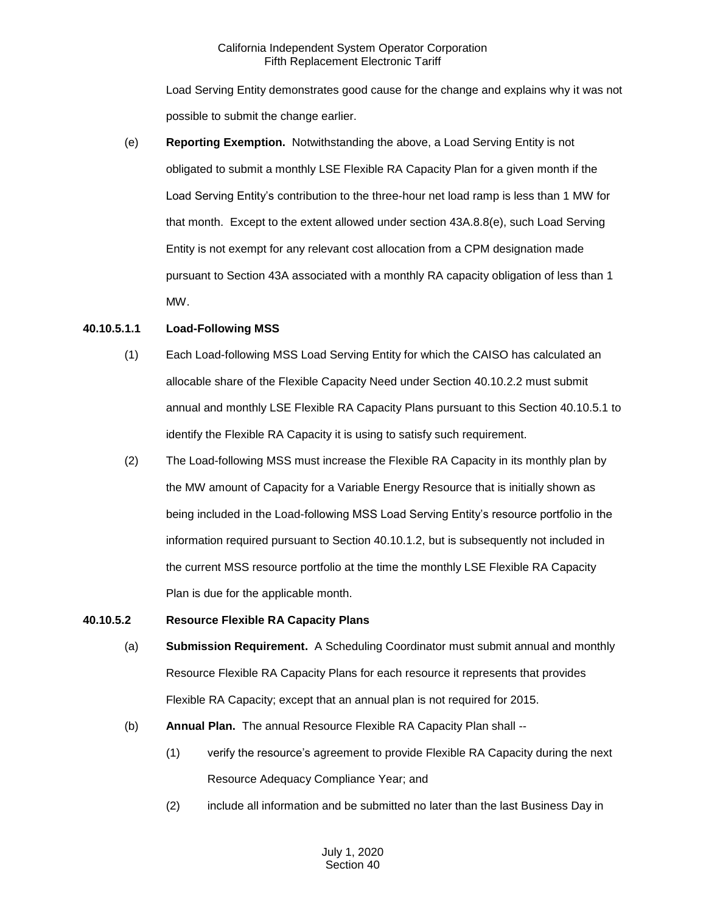Load Serving Entity demonstrates good cause for the change and explains why it was not possible to submit the change earlier.

(e) **Reporting Exemption.** Notwithstanding the above, a Load Serving Entity is not obligated to submit a monthly LSE Flexible RA Capacity Plan for a given month if the Load Serving Entity's contribution to the three-hour net load ramp is less than 1 MW for that month. Except to the extent allowed under section 43A.8.8(e), such Load Serving Entity is not exempt for any relevant cost allocation from a CPM designation made pursuant to Section 43A associated with a monthly RA capacity obligation of less than 1 MW.

**40.10.5.1.1 Load-Following MSS**

(1) Each Load-following MSS Load Serving Entity for which the CAISO has calculated an allocable share of the Flexible Capacity Need under Section 40.10.2.2 must submit annual and monthly LSE Flexible RA Capacity Plans pursuant to this Section 40.10.5.1 to identify the Flexible RA Capacity it is using to satisfy such requirement.

(2) The Load-following MSS must increase the Flexible RA Capacity in its monthly plan by the MW amount of Capacity for a Variable Energy Resource that is initially shown as being included in the Load-following MSS Load Serving Entity's resource portfolio in the information required pursuant to Section 40.10.1.2, but is subsequently not included in the current MSS resource portfolio at the time the monthly LSE Flexible RA Capacity Plan is due for the applicable month.

**40.10.5.2 Resource Flexible RA Capacity Plans**

(a) **Submission Requirement.** A Scheduling Coordinator must submit annual and monthly Resource Flexible RA Capacity Plans for each resource it represents that provides Flexible RA Capacity; except that an annual plan is not required for 2015.

(b) **Annual Plan.** The annual Resource Flexible RA Capacity Plan shall --

(1) verify the resource's agreement to provide Flexible RA Capacity during the next Resource Adequacy Compliance Year; and

(2) include all information and be submitted no later than the last Business Day in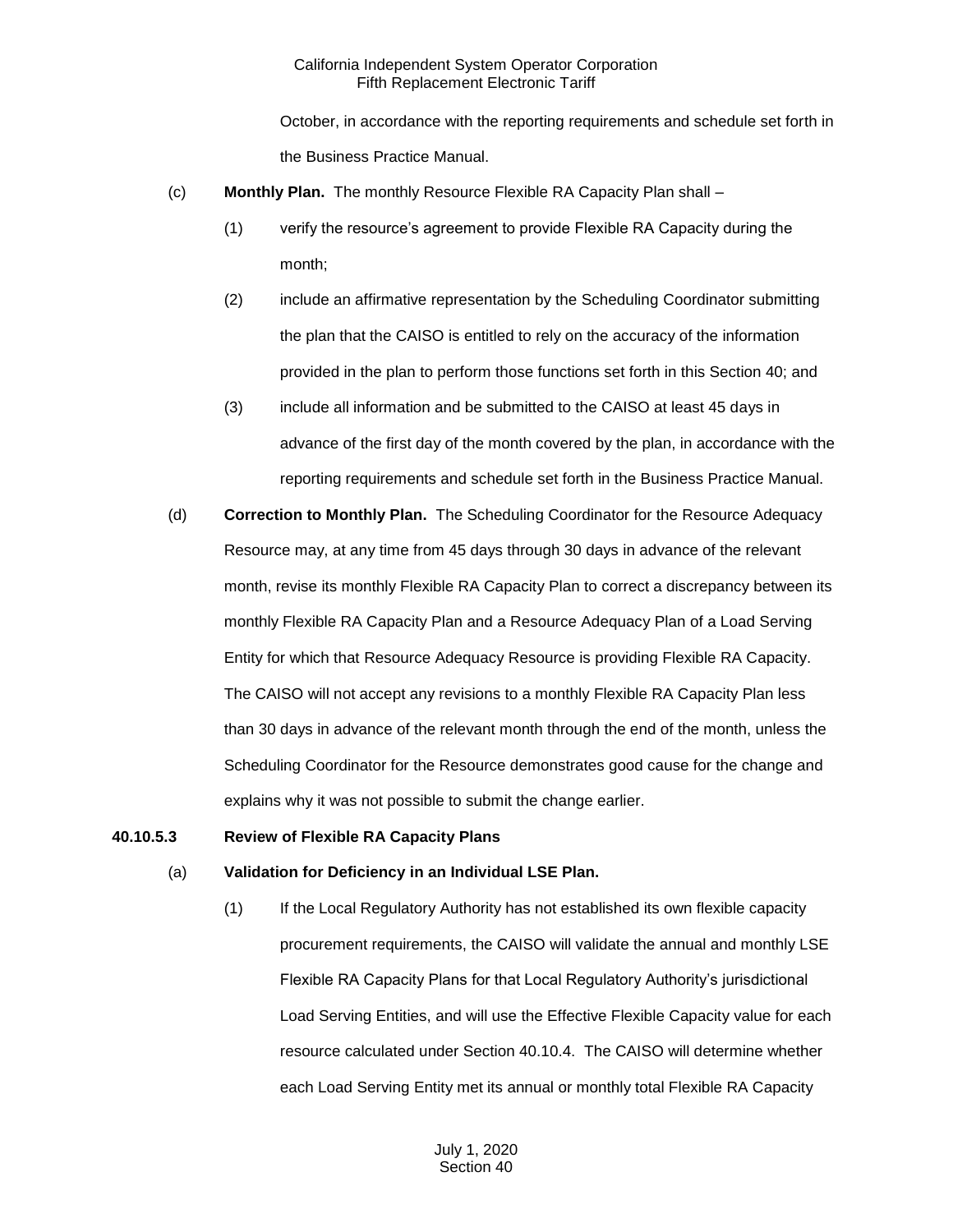October, in accordance with the reporting requirements and schedule set forth in the Business Practice Manual.

(c) **Monthly Plan.** The monthly Resource Flexible RA Capacity Plan shall –

(1) verify the resource's agreement to provide Flexible RA Capacity during the month;

(2) include an affirmative representation by the Scheduling Coordinator submitting the plan that the CAISO is entitled to rely on the accuracy of the information provided in the plan to perform those functions set forth in this Section 40; and

(3) include all information and be submitted to the CAISO at least 45 days in advance of the first day of the month covered by the plan, in accordance with the reporting requirements and schedule set forth in the Business Practice Manual.

(d) **Correction to Monthly Plan.** The Scheduling Coordinator for the Resource Adequacy Resource may, at any time from 45 days through 30 days in advance of the relevant month, revise its monthly Flexible RA Capacity Plan to correct a discrepancy between its monthly Flexible RA Capacity Plan and a Resource Adequacy Plan of a Load Serving Entity for which that Resource Adequacy Resource is providing Flexible RA Capacity. The CAISO will not accept any revisions to a monthly Flexible RA Capacity Plan less than 30 days in advance of the relevant month through the end of the month, unless the Scheduling Coordinator for the Resource demonstrates good cause for the change and explains why it was not possible to submit the change earlier.

**40.10.5.3 Review of Flexible RA Capacity Plans**

(a) **Validation for Deficiency in an Individual LSE Plan.**

(1) If the Local Regulatory Authority has not established its own flexible capacity procurement requirements, the CAISO will validate the annual and monthly LSE Flexible RA Capacity Plans for that Local Regulatory Authority's jurisdictional Load Serving Entities, and will use the Effective Flexible Capacity value for each resource calculated under Section 40.10.4. The CAISO will determine whether each Load Serving Entity met its annual or monthly total Flexible RA Capacity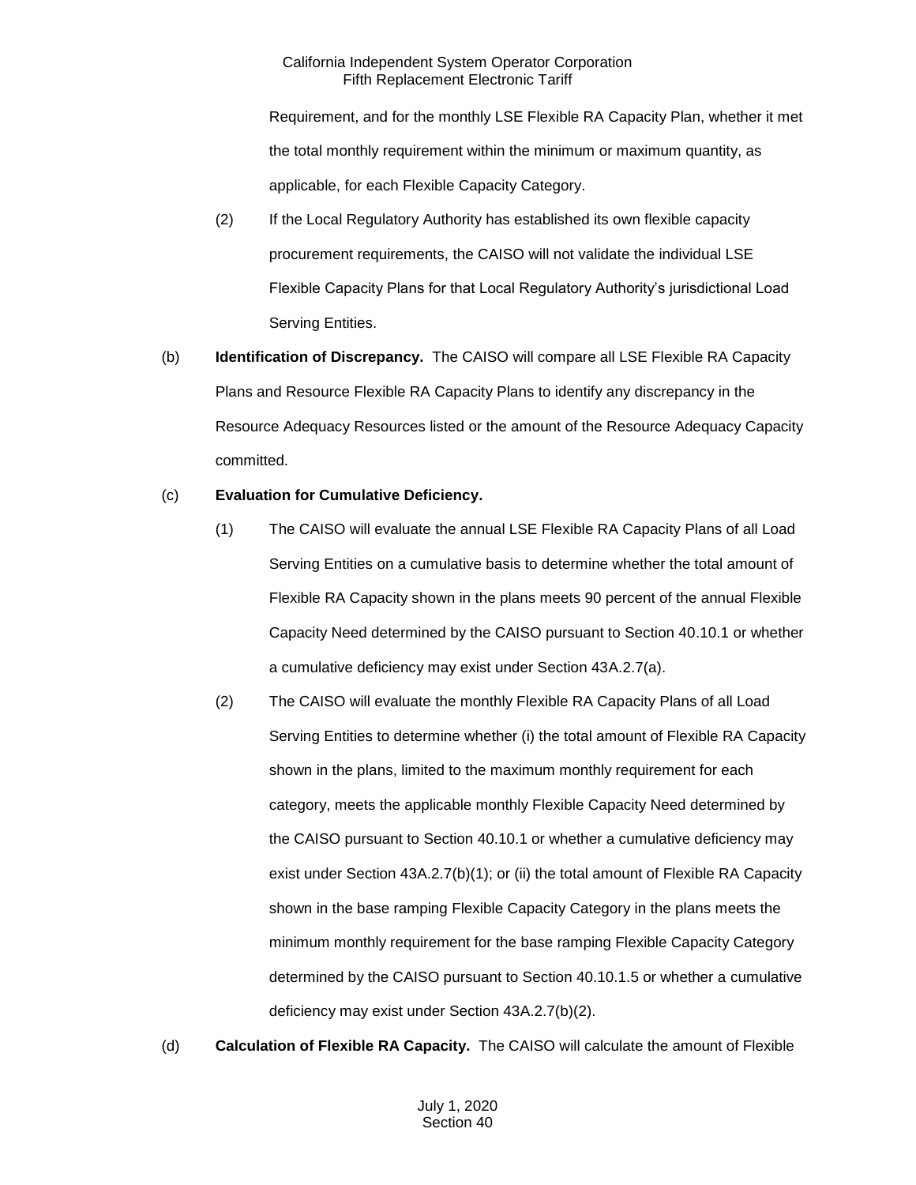Requirement, and for the monthly LSE Flexible RA Capacity Plan, whether it met the total monthly requirement within the minimum or maximum quantity, as applicable, for each Flexible Capacity Category.

(2) If the Local Regulatory Authority has established its own flexible capacity procurement requirements, the CAISO will not validate the individual LSE Flexible Capacity Plans for that Local Regulatory Authority's jurisdictional Load Serving Entities.

(b) **Identification of Discrepancy.** The CAISO will compare all LSE Flexible RA Capacity Plans and Resource Flexible RA Capacity Plans to identify any discrepancy in the Resource Adequacy Resources listed or the amount of the Resource Adequacy Capacity committed.

(c) **Evaluation for Cumulative Deficiency.**

(1) The CAISO will evaluate the annual LSE Flexible RA Capacity Plans of all Load Serving Entities on a cumulative basis to determine whether the total amount of Flexible RA Capacity shown in the plans meets 90 percent of the annual Flexible Capacity Need determined by the CAISO pursuant to Section 40.10.1 or whether a cumulative deficiency may exist under Section 43A.2.7(a).

(2) The CAISO will evaluate the monthly Flexible RA Capacity Plans of all Load Serving Entities to determine whether (i) the total amount of Flexible RA Capacity shown in the plans, limited to the maximum monthly requirement for each category, meets the applicable monthly Flexible Capacity Need determined by the CAISO pursuant to Section 40.10.1 or whether a cumulative deficiency may exist under Section 43A.2.7(b)(1); or (ii) the total amount of Flexible RA Capacity shown in the base ramping Flexible Capacity Category in the plans meets the minimum monthly requirement for the base ramping Flexible Capacity Category determined by the CAISO pursuant to Section 40.10.1.5 or whether a cumulative deficiency may exist under Section 43A.2.7(b)(2).

(d) **Calculation of Flexible RA Capacity.** The CAISO will calculate the amount of Flexible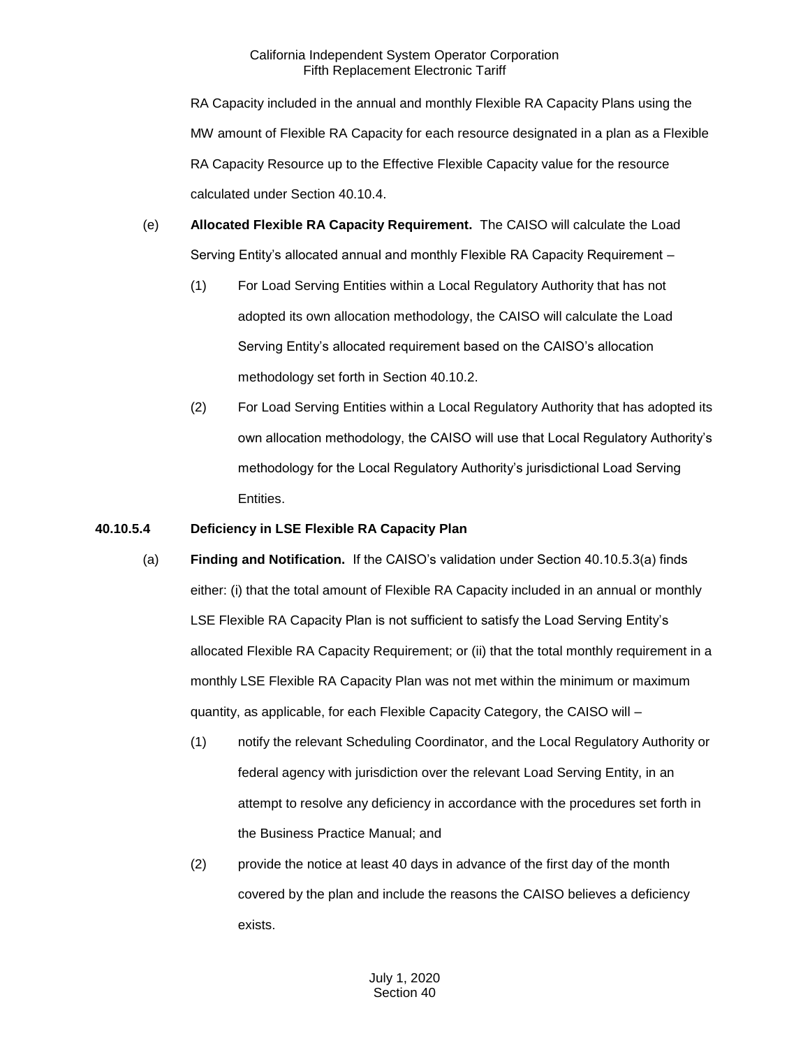RA Capacity included in the annual and monthly Flexible RA Capacity Plans using the MW amount of Flexible RA Capacity for each resource designated in a plan as a Flexible RA Capacity Resource up to the Effective Flexible Capacity value for the resource calculated under Section 40.10.4.

(e) **Allocated Flexible RA Capacity Requirement.** The CAISO will calculate the Load Serving Entity's allocated annual and monthly Flexible RA Capacity Requirement –

(1) For Load Serving Entities within a Local Regulatory Authority that has not adopted its own allocation methodology, the CAISO will calculate the Load Serving Entity's allocated requirement based on the CAISO's allocation methodology set forth in Section 40.10.2.

(2) For Load Serving Entities within a Local Regulatory Authority that has adopted its own allocation methodology, the CAISO will use that Local Regulatory Authority's methodology for the Local Regulatory Authority's jurisdictional Load Serving Entities.

#### 40.10.5.4 Deficiency in LSE Flexible RA Capacity Plan

(a) **Finding and Notification.** If the CAISO's validation under Section 40.10.5.3(a) finds either: (i) that the total amount of Flexible RA Capacity included in an annual or monthly LSE Flexible RA Capacity Plan is not sufficient to satisfy the Load Serving Entity's allocated Flexible RA Capacity Requirement; or (ii) that the total monthly requirement in a monthly LSE Flexible RA Capacity Plan was not met within the minimum or maximum quantity, as applicable, for each Flexible Capacity Category, the CAISO will –

(1) notify the relevant Scheduling Coordinator, and the Local Regulatory Authority or federal agency with jurisdiction over the relevant Load Serving Entity, in an attempt to resolve any deficiency in accordance with the procedures set forth in the Business Practice Manual; and

(2) provide the notice at least 40 days in advance of the first day of the month covered by the plan and include the reasons the CAISO believes a deficiency exists.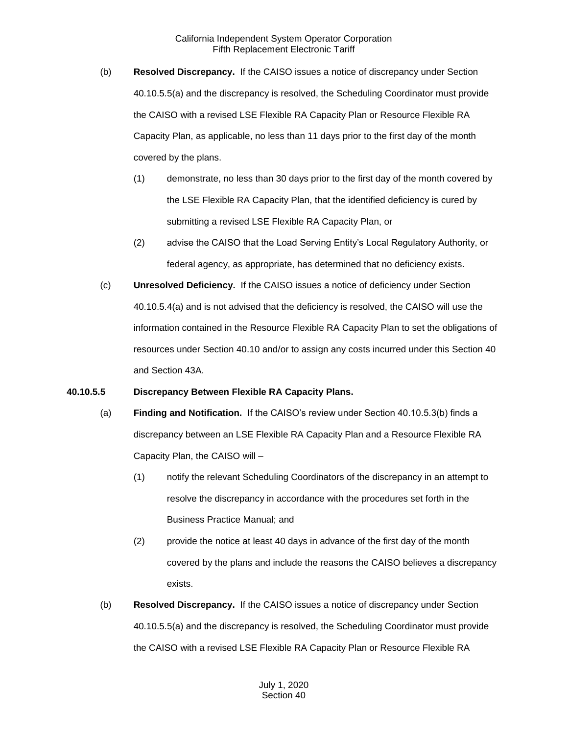(b) **Resolved Discrepancy.** If the CAISO issues a notice of discrepancy under Section 40.10.5.5(a) and the discrepancy is resolved, the Scheduling Coordinator must provide the CAISO with a revised LSE Flexible RA Capacity Plan or Resource Flexible RA Capacity Plan, as applicable, no less than 11 days prior to the first day of the month covered by the plans.

(1) demonstrate, no less than 30 days prior to the first day of the month covered by the LSE Flexible RA Capacity Plan, that the identified deficiency is cured by submitting a revised LSE Flexible RA Capacity Plan, or

(2) advise the CAISO that the Load Serving Entity's Local Regulatory Authority, or federal agency, as appropriate, has determined that no deficiency exists.

(c) **Unresolved Deficiency.** If the CAISO issues a notice of deficiency under Section 40.10.5.4(a) and is not advised that the deficiency is resolved, the CAISO will use the information contained in the Resource Flexible RA Capacity Plan to set the obligations of resources under Section 40.10 and/or to assign any costs incurred under this Section 40 and Section 43A.

**40.10.5.5 Discrepancy Between Flexible RA Capacity Plans.**

(a) **Finding and Notification.** If the CAISO's review under Section 40.10.5.3(b) finds a discrepancy between an LSE Flexible RA Capacity Plan and a Resource Flexible RA Capacity Plan, the CAISO will –

(1) notify the relevant Scheduling Coordinators of the discrepancy in an attempt to resolve the discrepancy in accordance with the procedures set forth in the Business Practice Manual; and

(2) provide the notice at least 40 days in advance of the first day of the month covered by the plans and include the reasons the CAISO believes a discrepancy exists.

(b) **Resolved Discrepancy.** If the CAISO issues a notice of discrepancy under Section 40.10.5.5(a) and the discrepancy is resolved, the Scheduling Coordinator must provide the CAISO with a revised LSE Flexible RA Capacity Plan or Resource Flexible RA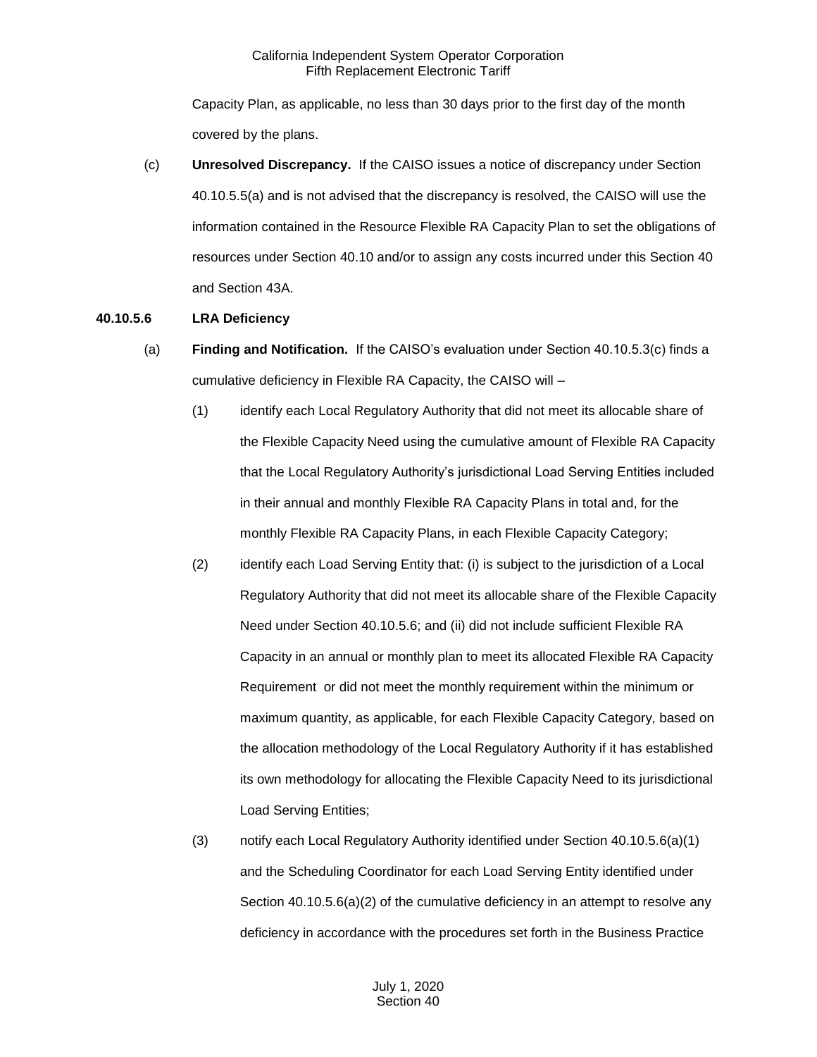Capacity Plan, as applicable, no less than 30 days prior to the first day of the month covered by the plans.

(c) **Unresolved Discrepancy.** If the CAISO issues a notice of discrepancy under Section 40.10.5.5(a) and is not advised that the discrepancy is resolved, the CAISO will use the information contained in the Resource Flexible RA Capacity Plan to set the obligations of resources under Section 40.10 and/or to assign any costs incurred under this Section 40 and Section 43A.

**40.10.5.6 LRA Deficiency**

(a) **Finding and Notification.** If the CAISO's evaluation under Section 40.10.5.3(c) finds a cumulative deficiency in Flexible RA Capacity, the CAISO will –

(1) identify each Local Regulatory Authority that did not meet its allocable share of the Flexible Capacity Need using the cumulative amount of Flexible RA Capacity that the Local Regulatory Authority's jurisdictional Load Serving Entities included in their annual and monthly Flexible RA Capacity Plans in total and, for the monthly Flexible RA Capacity Plans, in each Flexible Capacity Category;

(2) identify each Load Serving Entity that: (i) is subject to the jurisdiction of a Local Regulatory Authority that did not meet its allocable share of the Flexible Capacity Need under Section 40.10.5.6; and (ii) did not include sufficient Flexible RA Capacity in an annual or monthly plan to meet its allocated Flexible RA Capacity Requirement or did not meet the monthly requirement within the minimum or maximum quantity, as applicable, for each Flexible Capacity Category, based on the allocation methodology of the Local Regulatory Authority if it has established its own methodology for allocating the Flexible Capacity Need to its jurisdictional Load Serving Entities;

(3) notify each Local Regulatory Authority identified under Section 40.10.5.6(a)(1) and the Scheduling Coordinator for each Load Serving Entity identified under Section 40.10.5.6(a)(2) of the cumulative deficiency in an attempt to resolve any deficiency in accordance with the procedures set forth in the Business Practice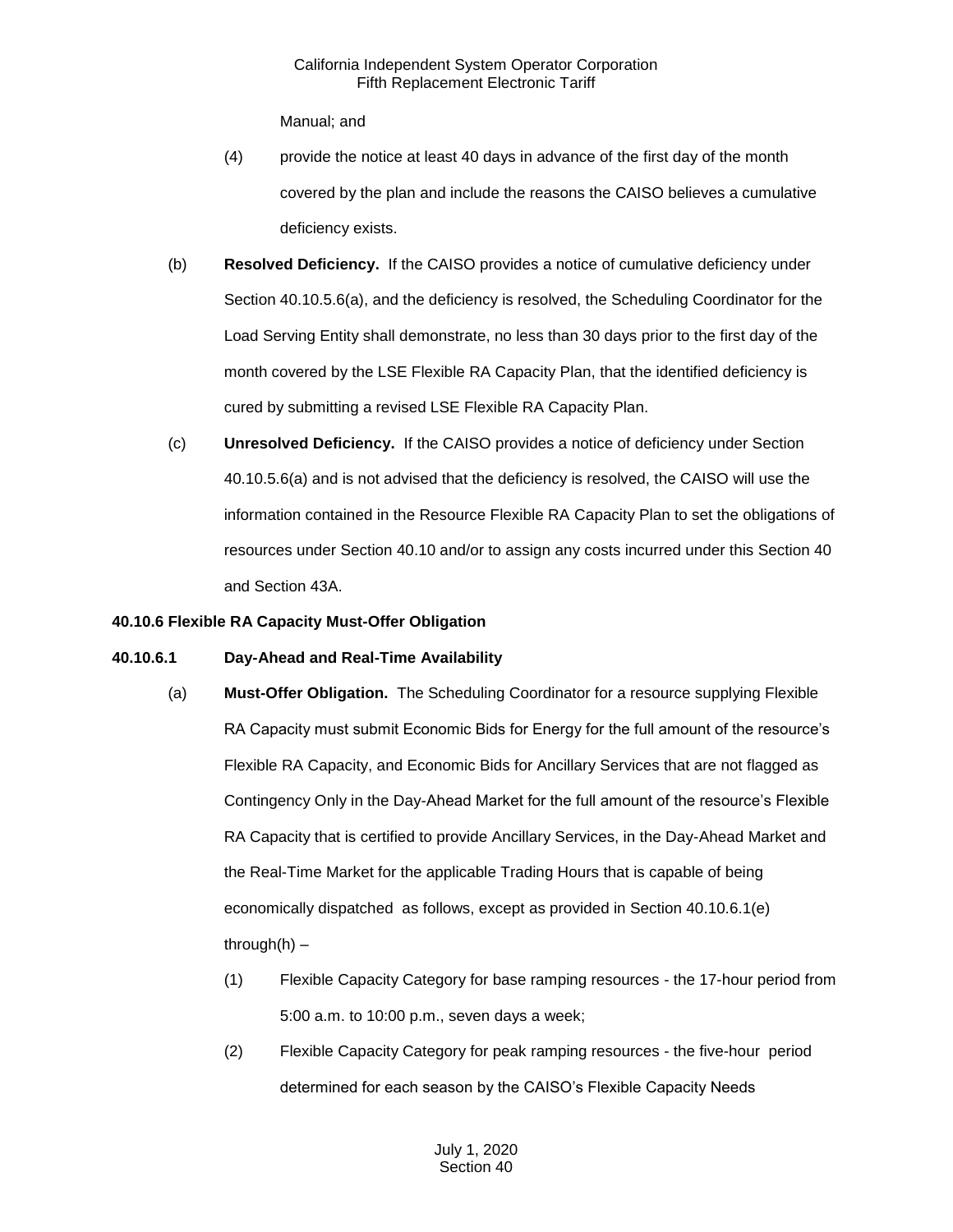Manual; and

(4) provide the notice at least 40 days in advance of the first day of the month covered by the plan and include the reasons the CAISO believes a cumulative deficiency exists.

(b) **Resolved Deficiency.** If the CAISO provides a notice of cumulative deficiency under Section 40.10.5.6(a), and the deficiency is resolved, the Scheduling Coordinator for the Load Serving Entity shall demonstrate, no less than 30 days prior to the first day of the month covered by the LSE Flexible RA Capacity Plan, that the identified deficiency is cured by submitting a revised LSE Flexible RA Capacity Plan.

(c) **Unresolved Deficiency.** If the CAISO provides a notice of deficiency under Section 40.10.5.6(a) and is not advised that the deficiency is resolved, the CAISO will use the information contained in the Resource Flexible RA Capacity Plan to set the obligations of resources under Section 40.10 and/or to assign any costs incurred under this Section 40 and Section 43A.

**40.10.6 Flexible RA Capacity Must-Offer Obligation**

**40.10.6.1 Day-Ahead and Real-Time Availability**

(a) **Must-Offer Obligation.** The Scheduling Coordinator for a resource supplying Flexible RA Capacity must submit Economic Bids for Energy for the full amount of the resource's Flexible RA Capacity, and Economic Bids for Ancillary Services that are not flagged as Contingency Only in the Day-Ahead Market for the full amount of the resource's Flexible RA Capacity that is certified to provide Ancillary Services, in the Day-Ahead Market and the Real-Time Market for the applicable Trading Hours that is capable of being economically dispatched as follows, except as provided in Section 40.10.6.1(e) through(h) –

(1) Flexible Capacity Category for base ramping resources - the 17-hour period from 5:00 a.m. to 10:00 p.m., seven days a week;

(2) Flexible Capacity Category for peak ramping resources - the five-hour period determined for each season by the CAISO's Flexible Capacity Needs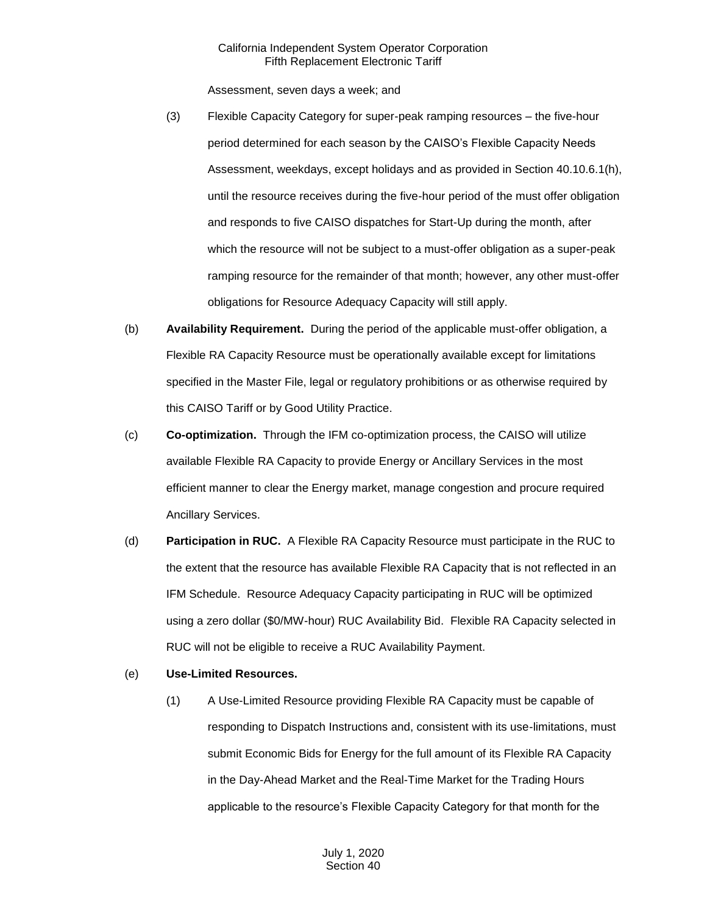Assessment, seven days a week; and

(3) Flexible Capacity Category for super-peak ramping resources – the five-hour period determined for each season by the CAISO's Flexible Capacity Needs Assessment, weekdays, except holidays and as provided in Section 40.10.6.1(h), until the resource receives during the five-hour period of the must offer obligation and responds to five CAISO dispatches for Start-Up during the month, after which the resource will not be subject to a must-offer obligation as a super-peak ramping resource for the remainder of that month; however, any other must-offer obligations for Resource Adequacy Capacity will still apply.

(b) **Availability Requirement.** During the period of the applicable must-offer obligation, a Flexible RA Capacity Resource must be operationally available except for limitations specified in the Master File, legal or regulatory prohibitions or as otherwise required by this CAISO Tariff or by Good Utility Practice.

(c) **Co-optimization.** Through the IFM co-optimization process, the CAISO will utilize available Flexible RA Capacity to provide Energy or Ancillary Services in the most efficient manner to clear the Energy market, manage congestion and procure required Ancillary Services.

(d) **Participation in RUC.** A Flexible RA Capacity Resource must participate in the RUC to the extent that the resource has available Flexible RA Capacity that is not reflected in an IFM Schedule. Resource Adequacy Capacity participating in RUC will be optimized using a zero dollar ($0/MW-hour) RUC Availability Bid. Flexible RA Capacity selected in RUC will not be eligible to receive a RUC Availability Payment.

(e) **Use-Limited Resources.**

(1) A Use-Limited Resource providing Flexible RA Capacity must be capable of responding to Dispatch Instructions and, consistent with its use-limitations, must submit Economic Bids for Energy for the full amount of its Flexible RA Capacity in the Day-Ahead Market and the Real-Time Market for the Trading Hours applicable to the resource's Flexible Capacity Category for that month for the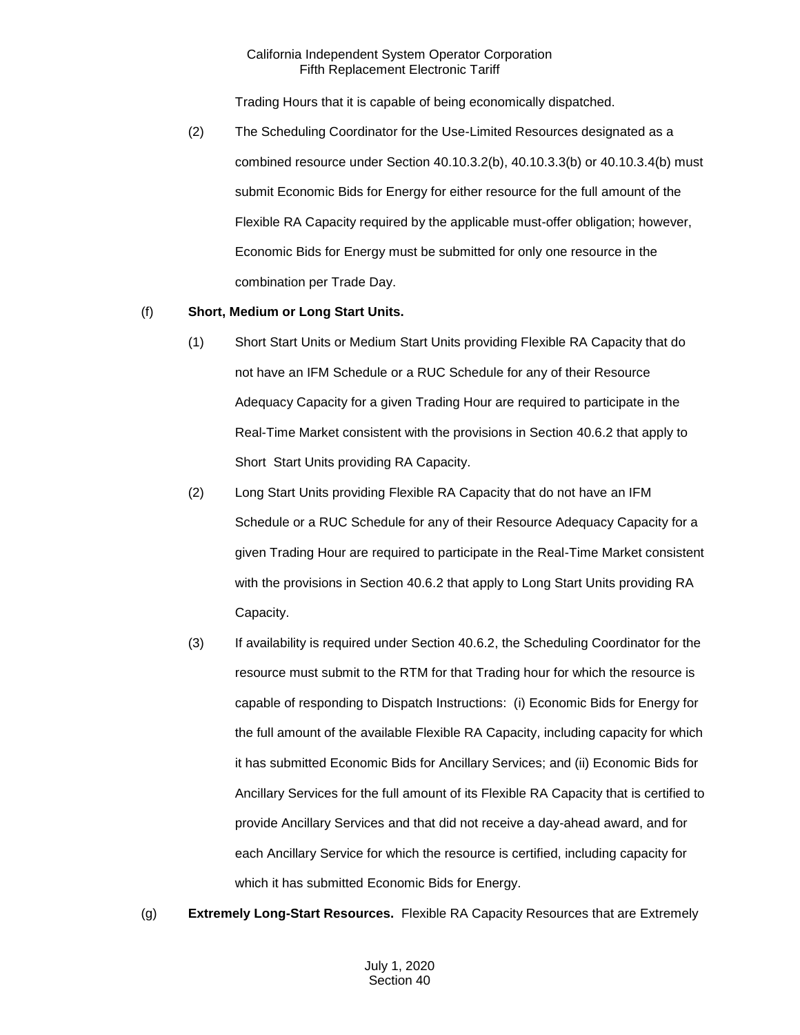Trading Hours that it is capable of being economically dispatched.

(2) The Scheduling Coordinator for the Use-Limited Resources designated as a combined resource under Section 40.10.3.2(b), 40.10.3.3(b) or 40.10.3.4(b) must submit Economic Bids for Energy for either resource for the full amount of the Flexible RA Capacity required by the applicable must-offer obligation; however, Economic Bids for Energy must be submitted for only one resource in the combination per Trade Day.

(f) **Short, Medium or Long Start Units.**

(1) Short Start Units or Medium Start Units providing Flexible RA Capacity that do not have an IFM Schedule or a RUC Schedule for any of their Resource Adequacy Capacity for a given Trading Hour are required to participate in the Real-Time Market consistent with the provisions in Section 40.6.2 that apply to Short Start Units providing RA Capacity.

(2) Long Start Units providing Flexible RA Capacity that do not have an IFM Schedule or a RUC Schedule for any of their Resource Adequacy Capacity for a given Trading Hour are required to participate in the Real-Time Market consistent with the provisions in Section 40.6.2 that apply to Long Start Units providing RA Capacity.

(3) If availability is required under Section 40.6.2, the Scheduling Coordinator for the resource must submit to the RTM for that Trading hour for which the resource is capable of responding to Dispatch Instructions: (i) Economic Bids for Energy for the full amount of the available Flexible RA Capacity, including capacity for which it has submitted Economic Bids for Ancillary Services; and (ii) Economic Bids for Ancillary Services for the full amount of its Flexible RA Capacity that is certified to provide Ancillary Services and that did not receive a day-ahead award, and for each Ancillary Service for which the resource is certified, including capacity for which it has submitted Economic Bids for Energy.

(g) **Extremely Long-Start Resources.** Flexible RA Capacity Resources that are Extremely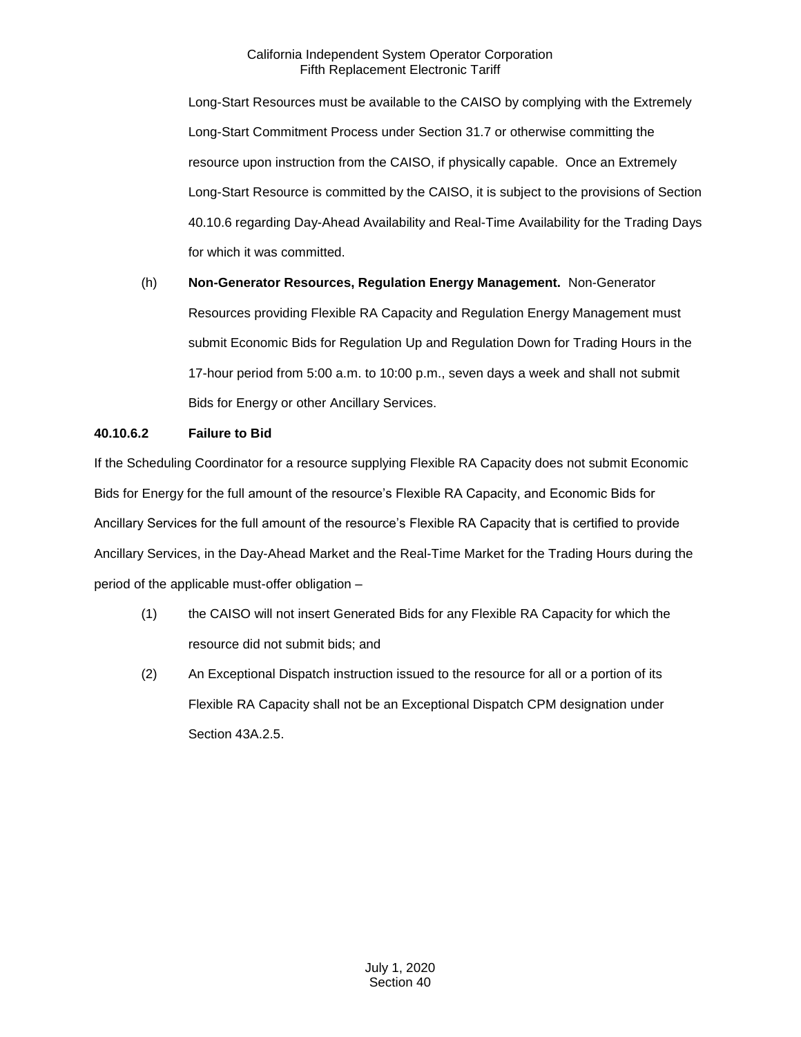Long-Start Resources must be available to the CAISO by complying with the Extremely Long-Start Commitment Process under Section 31.7 or otherwise committing the resource upon instruction from the CAISO, if physically capable. Once an Extremely Long-Start Resource is committed by the CAISO, it is subject to the provisions of Section 40.10.6 regarding Day-Ahead Availability and Real-Time Availability for the Trading Days for which it was committed.

(h) **Non-Generator Resources, Regulation Energy Management.** Non-Generator Resources providing Flexible RA Capacity and Regulation Energy Management must submit Economic Bids for Regulation Up and Regulation Down for Trading Hours in the 17-hour period from 5:00 a.m. to 10:00 p.m., seven days a week and shall not submit Bids for Energy or other Ancillary Services.

**40.10.6.2 Failure to Bid**

If the Scheduling Coordinator for a resource supplying Flexible RA Capacity does not submit Economic Bids for Energy for the full amount of the resource's Flexible RA Capacity, and Economic Bids for Ancillary Services for the full amount of the resource's Flexible RA Capacity that is certified to provide Ancillary Services, in the Day-Ahead Market and the Real-Time Market for the Trading Hours during the period of the applicable must-offer obligation –

(1) the CAISO will not insert Generated Bids for any Flexible RA Capacity for which the resource did not submit bids; and

(2) An Exceptional Dispatch instruction issued to the resource for all or a portion of its Flexible RA Capacity shall not be an Exceptional Dispatch CPM designation under Section 43A.2.5.